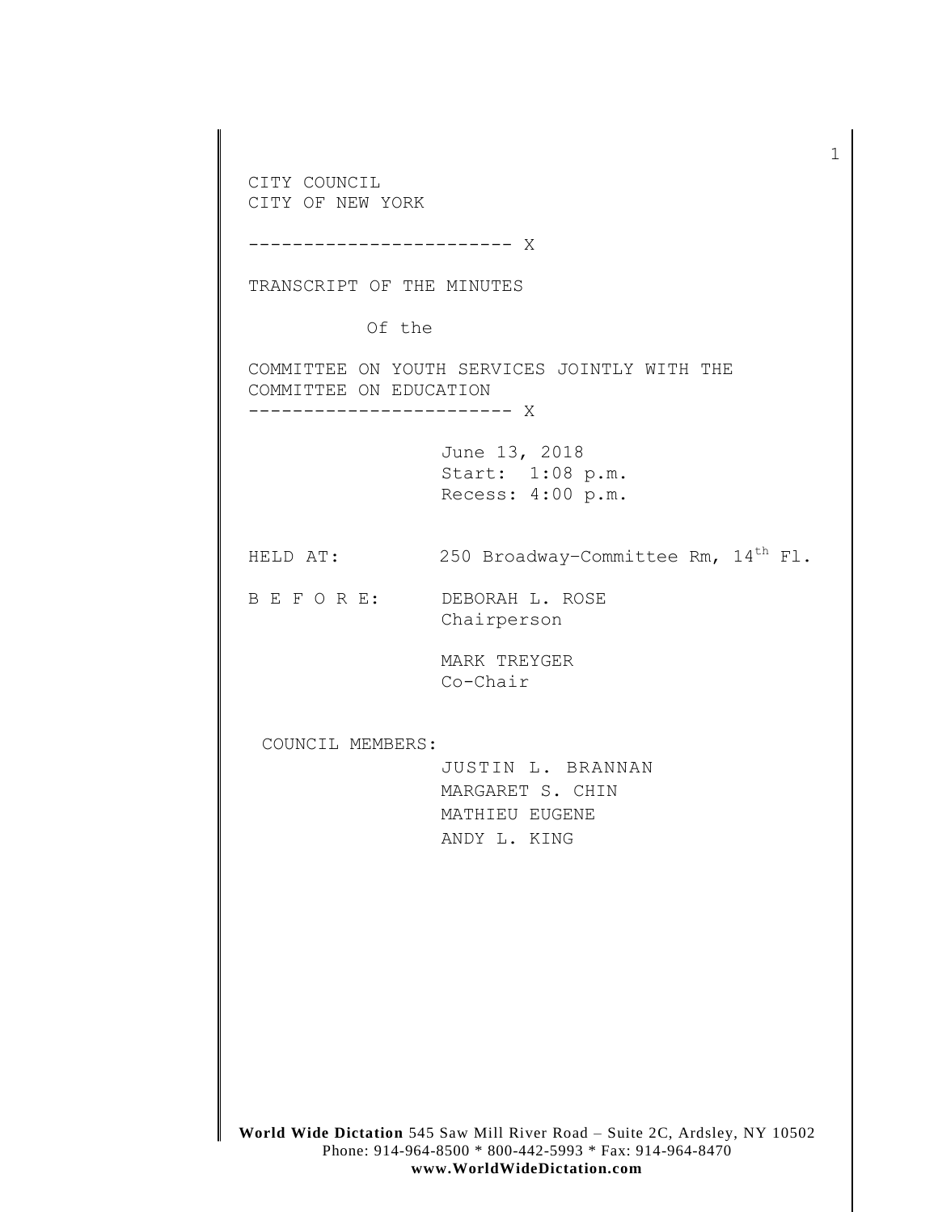CITY COUNCIL
CITY OF NEW YORK

------------------------ X

TRANSCRIPT OF THE MINUTES

Of the

COMMITTEE ON YOUTH SERVICES JOINTLY WITH THE COMMITTEE ON EDUCATION

------------------------ X

June 13, 2018
Start: 1:08 p.m.
Recess: 4:00 p.m.

HELD AT: 250 Broadway–Committee Rm, 14th Fl.

B E F O R E: DEBORAH L. ROSE
Chairperson

MARK TREYGER
Co-Chair

COUNCIL MEMBERS:

JUSTIN L. BRANNAN
MARGARET S. CHIN
MATHIEU EUGENE
ANDY L. KING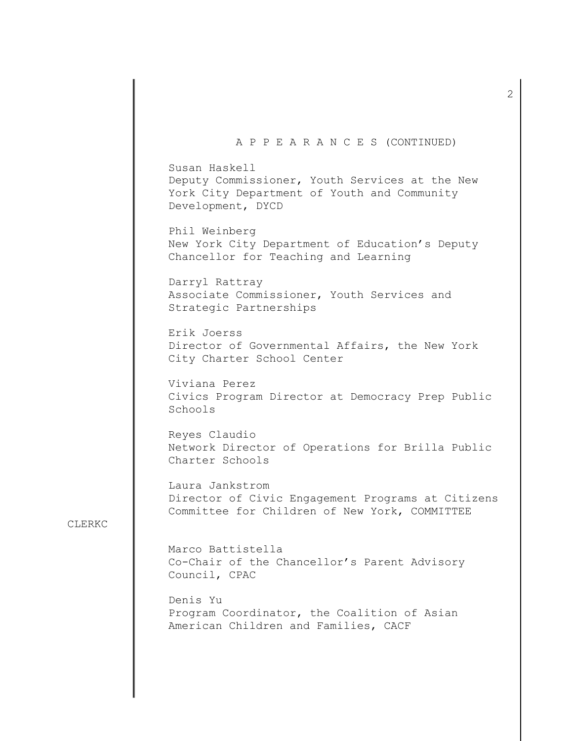A P P E A R A N C E S (CONTINUED)

Susan Haskell
Deputy Commissioner, Youth Services at the New York City Department of Youth and Community Development, DYCD

Phil Weinberg
New York City Department of Education's Deputy Chancellor for Teaching and Learning

Darryl Rattray
Associate Commissioner, Youth Services and Strategic Partnerships

Erik Joerss
Director of Governmental Affairs, the New York City Charter School Center

Viviana Perez
Civics Program Director at Democracy Prep Public Schools

Reyes Claudio
Network Director of Operations for Brilla Public Charter Schools

Laura Jankstrom
Director of Civic Engagement Programs at Citizens Committee for Children of New York, COMMITTEE

Marco Battistella
Co-Chair of the Chancellor's Parent Advisory Council, CPAC

Denis Yu
Program Coordinator, the Coalition of Asian American Children and Families, CACF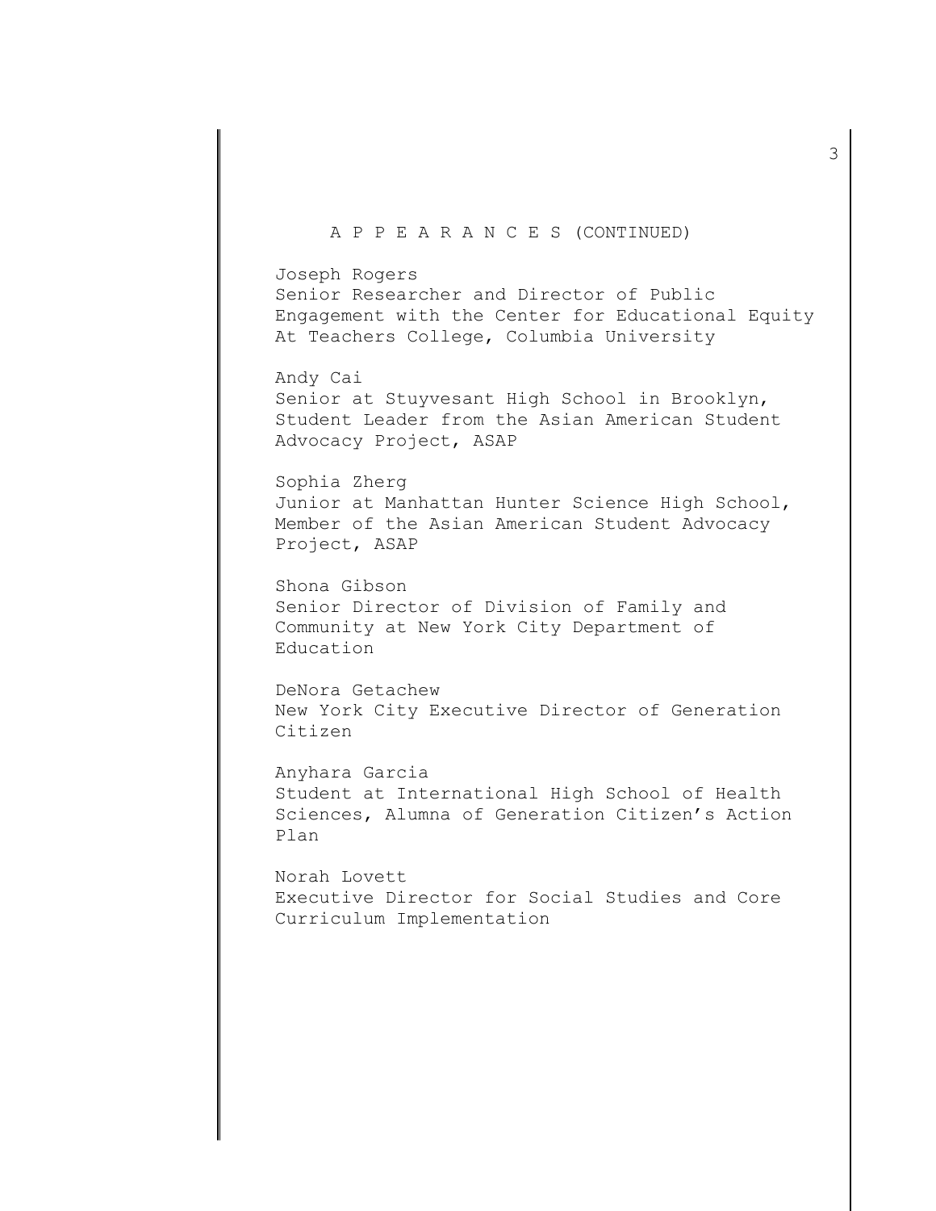A P P E A R A N C E S (CONTINUED)

Joseph Rogers
Senior Researcher and Director of Public Engagement with the Center for Educational Equity At Teachers College, Columbia University

Andy Cai
Senior at Stuyvesant High School in Brooklyn, Student Leader from the Asian American Student Advocacy Project, ASAP

Sophia Zherg
Junior at Manhattan Hunter Science High School, Member of the Asian American Student Advocacy Project, ASAP

Shona Gibson
Senior Director of Division of Family and Community at New York City Department of Education

DeNora Getachew
New York City Executive Director of Generation Citizen

Anyhara Garcia
Student at International High School of Health Sciences, Alumna of Generation Citizen's Action Plan

Norah Lovett
Executive Director for Social Studies and Core Curriculum Implementation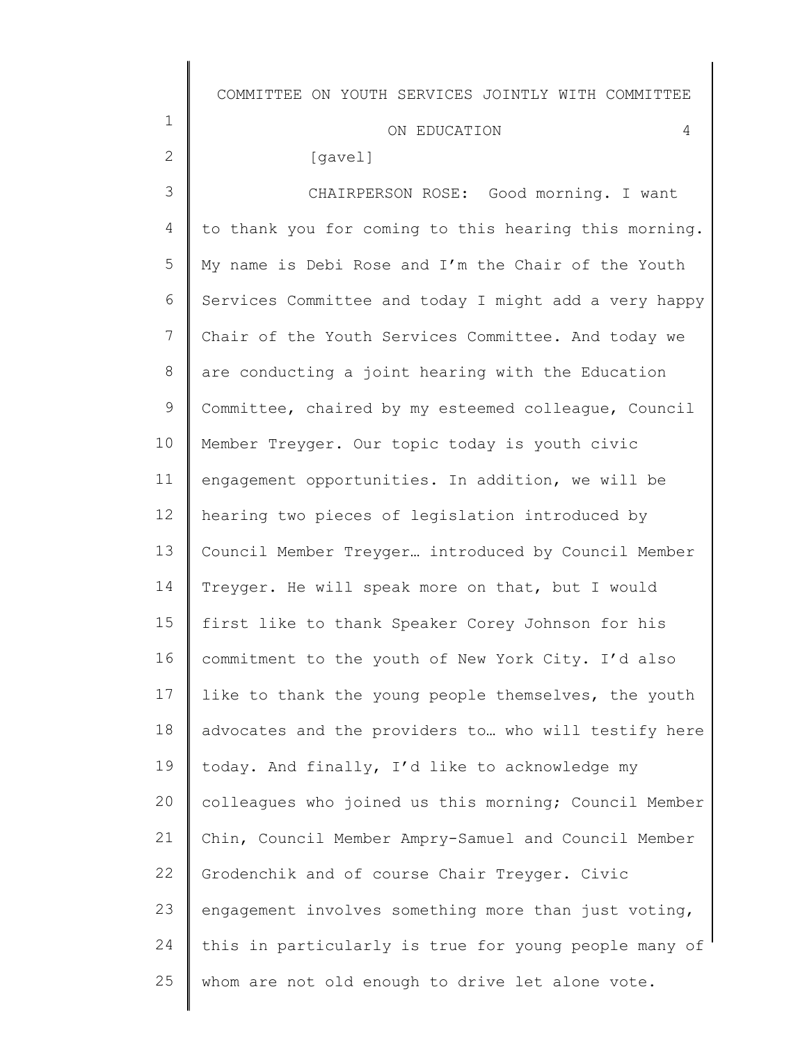[gavel]

CHAIRPERSON ROSE: Good morning. I want to thank you for coming to this hearing this morning. My name is Debi Rose and I'm the Chair of the Youth Services Committee and today I might add a very happy Chair of the Youth Services Committee. And today we are conducting a joint hearing with the Education Committee, chaired by my esteemed colleague, Council Member Treyger. Our topic today is youth civic engagement opportunities. In addition, we will be hearing two pieces of legislation introduced by Council Member Treyger… introduced by Council Member Treyger. He will speak more on that, but I would first like to thank Speaker Corey Johnson for his commitment to the youth of New York City. I'd also like to thank the young people themselves, the youth advocates and the providers to… who will testify here today. And finally, I'd like to acknowledge my colleagues who joined us this morning; Council Member Chin, Council Member Ampry-Samuel and Council Member Grodenchik and of course Chair Treyger. Civic engagement involves something more than just voting, this in particularly is true for young people many of whom are not old enough to drive let alone vote.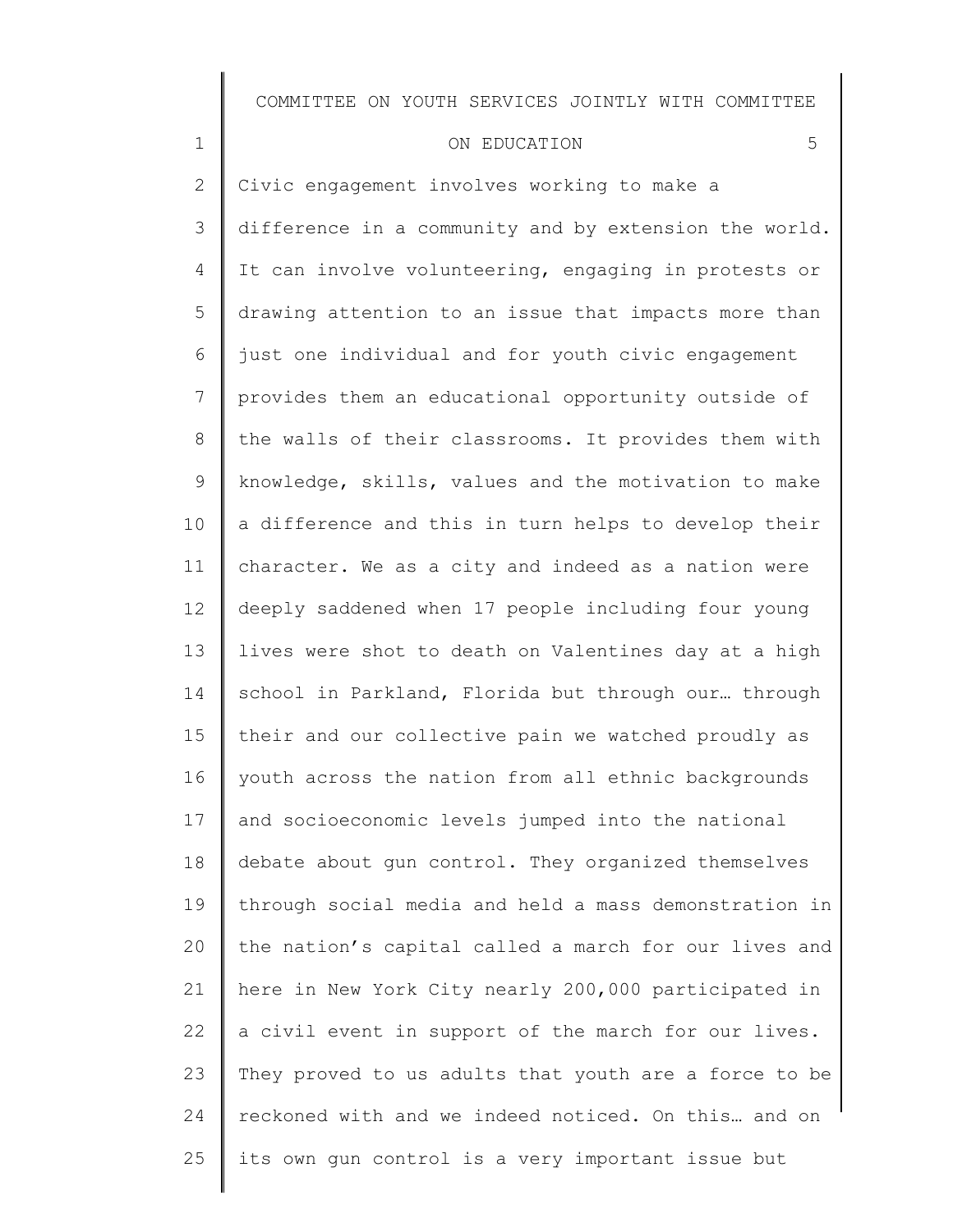Civic engagement involves working to make a difference in a community and by extension the world. It can involve volunteering, engaging in protests or drawing attention to an issue that impacts more than just one individual and for youth civic engagement provides them an educational opportunity outside of the walls of their classrooms. It provides them with knowledge, skills, values and the motivation to make a difference and this in turn helps to develop their character. We as a city and indeed as a nation were deeply saddened when 17 people including four young lives were shot to death on Valentines day at a high school in Parkland, Florida but through our… through their and our collective pain we watched proudly as youth across the nation from all ethnic backgrounds and socioeconomic levels jumped into the national debate about gun control. They organized themselves through social media and held a mass demonstration in the nation's capital called a march for our lives and here in New York City nearly 200,000 participated in a civil event in support of the march for our lives. They proved to us adults that youth are a force to be reckoned with and we indeed noticed. On this… and on its own gun control is a very important issue but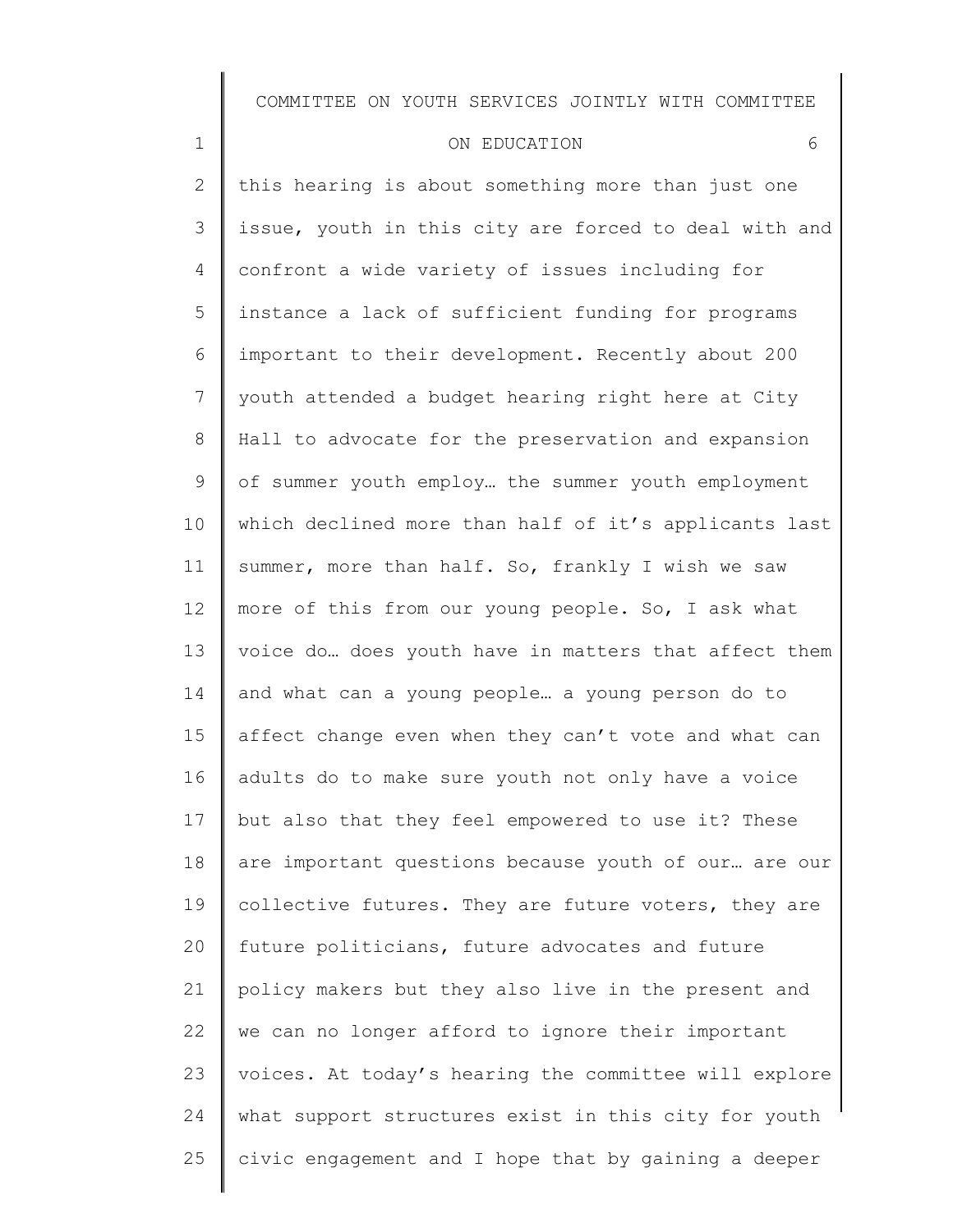this hearing is about something more than just one issue, youth in this city are forced to deal with and confront a wide variety of issues including for instance a lack of sufficient funding for programs important to their development. Recently about 200 youth attended a budget hearing right here at City Hall to advocate for the preservation and expansion of summer youth employ… the summer youth employment which declined more than half of it's applicants last summer, more than half. So, frankly I wish we saw more of this from our young people. So, I ask what voice do… does youth have in matters that affect them and what can a young people… a young person do to affect change even when they can't vote and what can adults do to make sure youth not only have a voice but also that they feel empowered to use it? These are important questions because youth of our… are our collective futures. They are future voters, they are future politicians, future advocates and future policy makers but they also live in the present and we can no longer afford to ignore their important voices. At today's hearing the committee will explore what support structures exist in this city for youth civic engagement and I hope that by gaining a deeper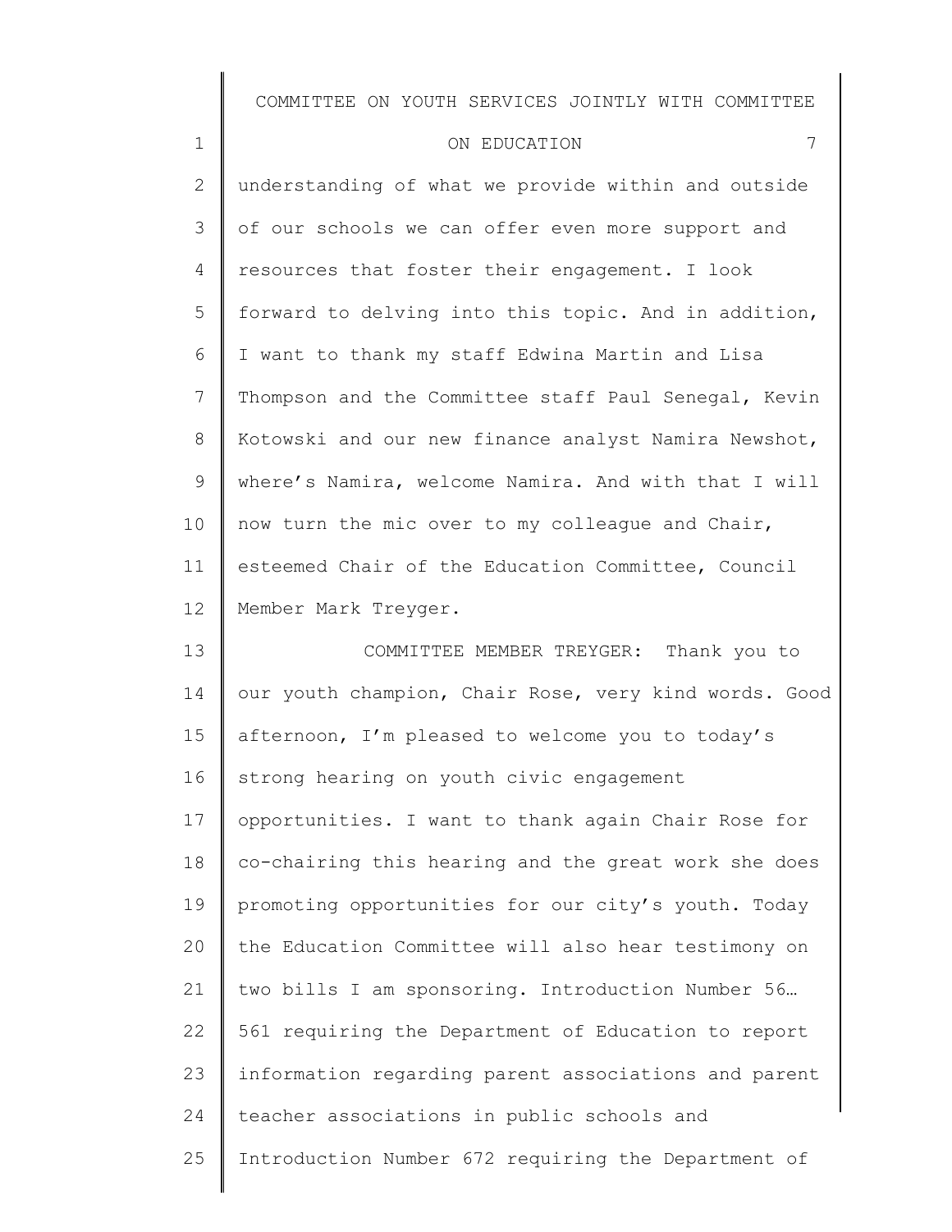understanding of what we provide within and outside of our schools we can offer even more support and resources that foster their engagement. I look forward to delving into this topic. And in addition, I want to thank my staff Edwina Martin and Lisa Thompson and the Committee staff Paul Senegal, Kevin Kotowski and our new finance analyst Namira Newshot, where's Namira, welcome Namira. And with that I will now turn the mic over to my colleague and Chair, esteemed Chair of the Education Committee, Council Member Mark Treyger.

COMMITTEE MEMBER TREYGER: Thank you to our youth champion, Chair Rose, very kind words. Good afternoon, I'm pleased to welcome you to today's strong hearing on youth civic engagement opportunities. I want to thank again Chair Rose for co-chairing this hearing and the great work she does promoting opportunities for our city's youth. Today the Education Committee will also hear testimony on two bills I am sponsoring. Introduction Number 56… 561 requiring the Department of Education to report information regarding parent associations and parent teacher associations in public schools and Introduction Number 672 requiring the Department of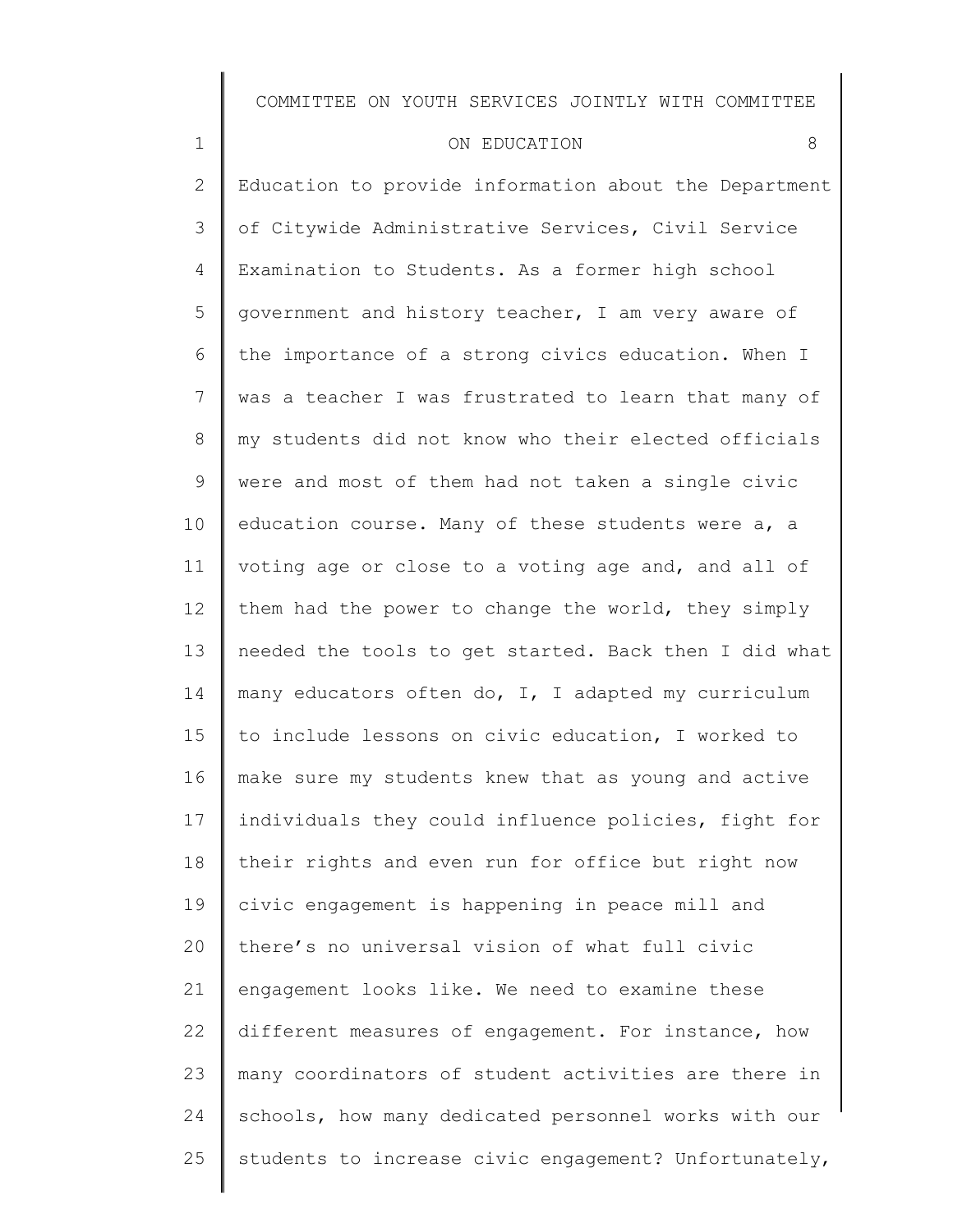Education to provide information about the Department of Citywide Administrative Services, Civil Service Examination to Students. As a former high school government and history teacher, I am very aware of the importance of a strong civics education. When I was a teacher I was frustrated to learn that many of my students did not know who their elected officials were and most of them had not taken a single civic education course. Many of these students were a, a voting age or close to a voting age and, and all of them had the power to change the world, they simply needed the tools to get started. Back then I did what many educators often do, I, I adapted my curriculum to include lessons on civic education, I worked to make sure my students knew that as young and active individuals they could influence policies, fight for their rights and even run for office but right now civic engagement is happening in peace mill and there's no universal vision of what full civic engagement looks like. We need to examine these different measures of engagement. For instance, how many coordinators of student activities are there in schools, how many dedicated personnel works with our students to increase civic engagement? Unfortunately,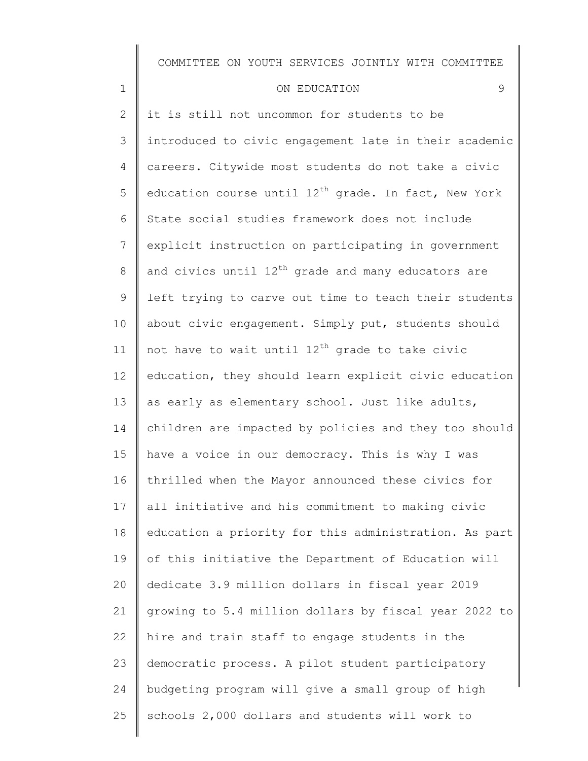it is still not uncommon for students to be introduced to civic engagement late in their academic careers. Citywide most students do not take a civic education course until 12th grade. In fact, New York State social studies framework does not include explicit instruction on participating in government and civics until 12th grade and many educators are left trying to carve out time to teach their students about civic engagement. Simply put, students should not have to wait until 12th grade to take civic education, they should learn explicit civic education as early as elementary school. Just like adults, children are impacted by policies and they too should have a voice in our democracy. This is why I was thrilled when the Mayor announced these civics for all initiative and his commitment to making civic education a priority for this administration. As part of this initiative the Department of Education will dedicate 3.9 million dollars in fiscal year 2019 growing to 5.4 million dollars by fiscal year 2022 to hire and train staff to engage students in the democratic process. A pilot student participatory budgeting program will give a small group of high schools 2,000 dollars and students will work to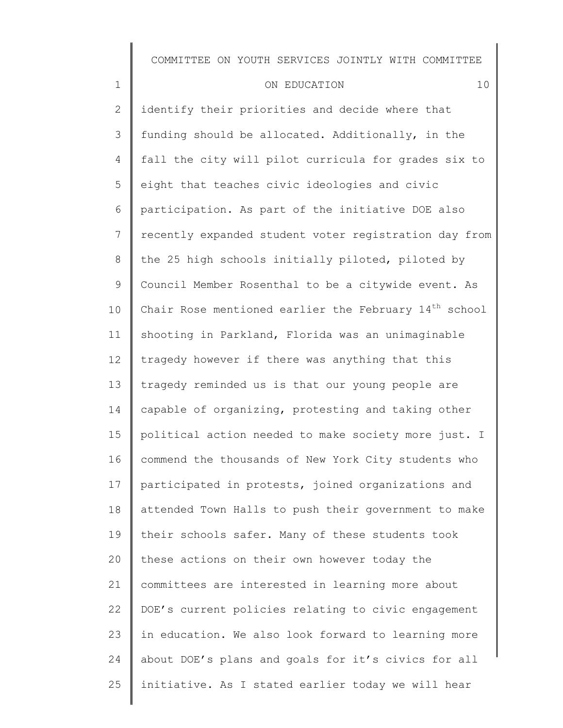identify their priorities and decide where that funding should be allocated. Additionally, in the fall the city will pilot curricula for grades six to eight that teaches civic ideologies and civic participation. As part of the initiative DOE also recently expanded student voter registration day from the 25 high schools initially piloted, piloted by Council Member Rosenthal to be a citywide event. As Chair Rose mentioned earlier the February 14th school shooting in Parkland, Florida was an unimaginable tragedy however if there was anything that this tragedy reminded us is that our young people are capable of organizing, protesting and taking other political action needed to make society more just. I commend the thousands of New York City students who participated in protests, joined organizations and attended Town Halls to push their government to make their schools safer. Many of these students took these actions on their own however today the committees are interested in learning more about DOE's current policies relating to civic engagement in education. We also look forward to learning more about DOE's plans and goals for it's civics for all initiative. As I stated earlier today we will hear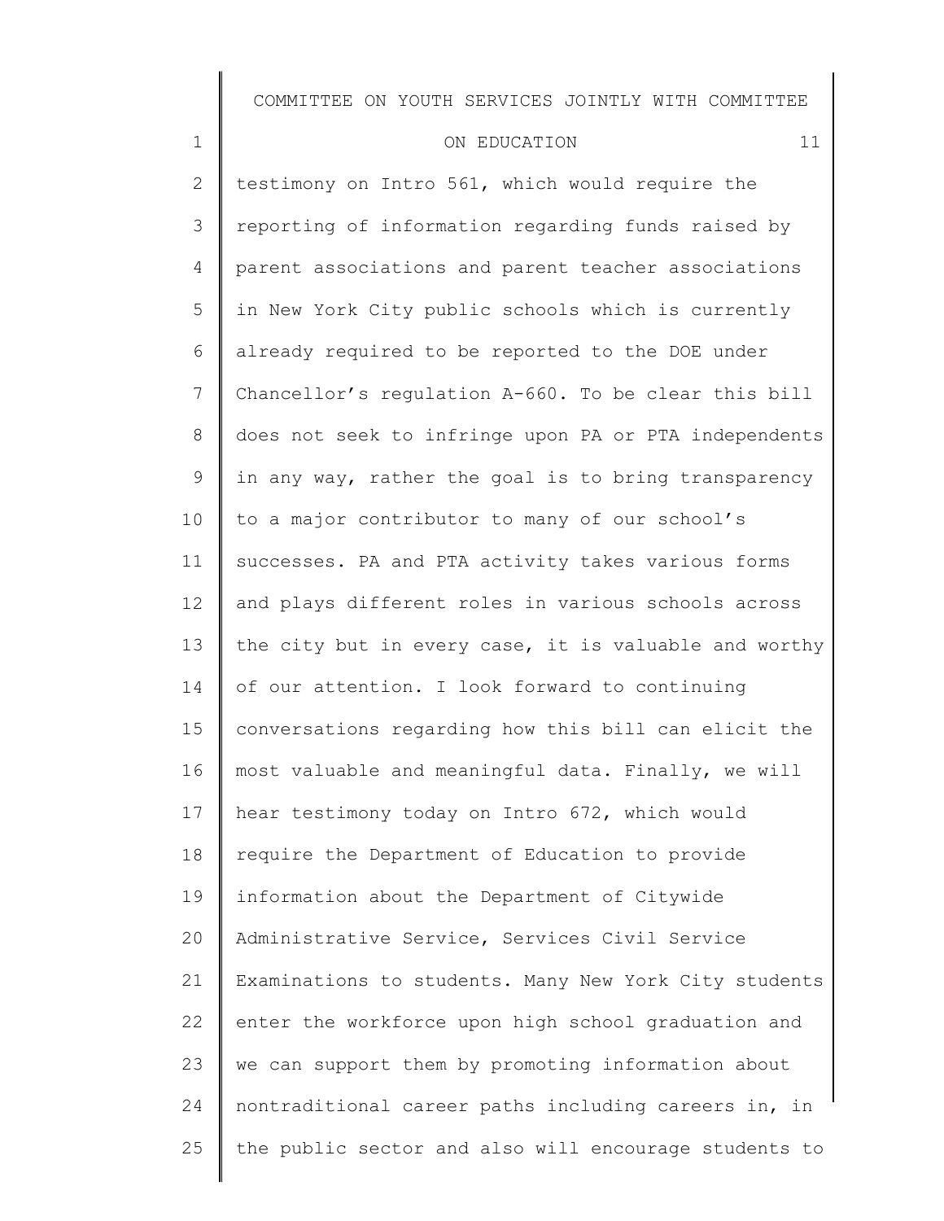testimony on Intro 561, which would require the reporting of information regarding funds raised by parent associations and parent teacher associations in New York City public schools which is currently already required to be reported to the DOE under Chancellor's regulation A-660. To be clear this bill does not seek to infringe upon PA or PTA independents in any way, rather the goal is to bring transparency to a major contributor to many of our school's successes. PA and PTA activity takes various forms and plays different roles in various schools across the city but in every case, it is valuable and worthy of our attention. I look forward to continuing conversations regarding how this bill can elicit the most valuable and meaningful data. Finally, we will hear testimony today on Intro 672, which would require the Department of Education to provide information about the Department of Citywide Administrative Service, Services Civil Service Examinations to students. Many New York City students enter the workforce upon high school graduation and we can support them by promoting information about nontraditional career paths including careers in, in the public sector and also will encourage students to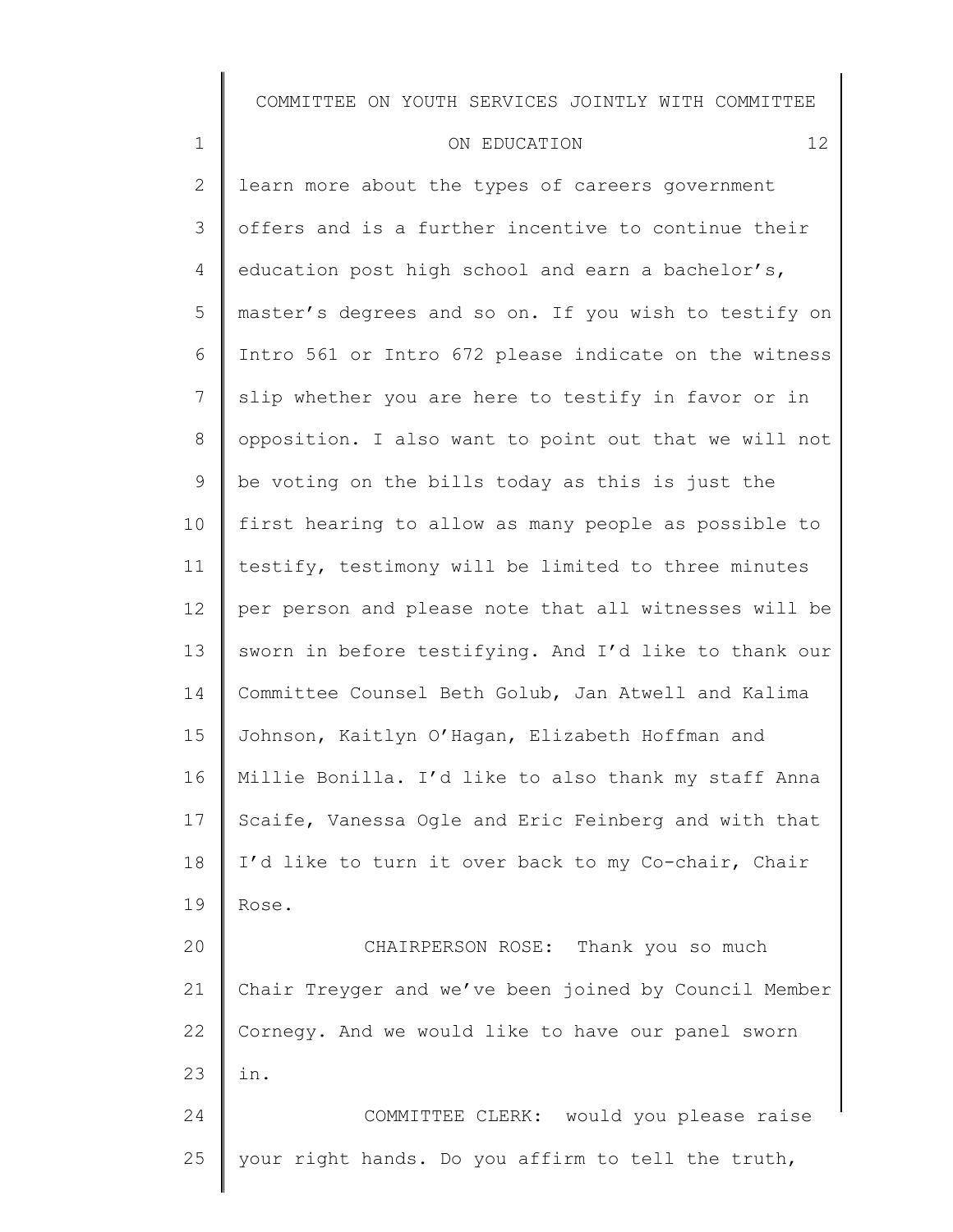learn more about the types of careers government offers and is a further incentive to continue their education post high school and earn a bachelor's, master's degrees and so on. If you wish to testify on Intro 561 or Intro 672 please indicate on the witness slip whether you are here to testify in favor or in opposition. I also want to point out that we will not be voting on the bills today as this is just the first hearing to allow as many people as possible to testify, testimony will be limited to three minutes per person and please note that all witnesses will be sworn in before testifying. And I'd like to thank our Committee Counsel Beth Golub, Jan Atwell and Kalima Johnson, Kaitlyn O'Hagan, Elizabeth Hoffman and Millie Bonilla. I'd like to also thank my staff Anna Scaife, Vanessa Ogle and Eric Feinberg and with that I'd like to turn it over back to my Co-chair, Chair Rose.

CHAIRPERSON ROSE: Thank you so much Chair Treyger and we've been joined by Council Member Cornegy. And we would like to have our panel sworn in.

COMMITTEE CLERK: would you please raise your right hands. Do you affirm to tell the truth,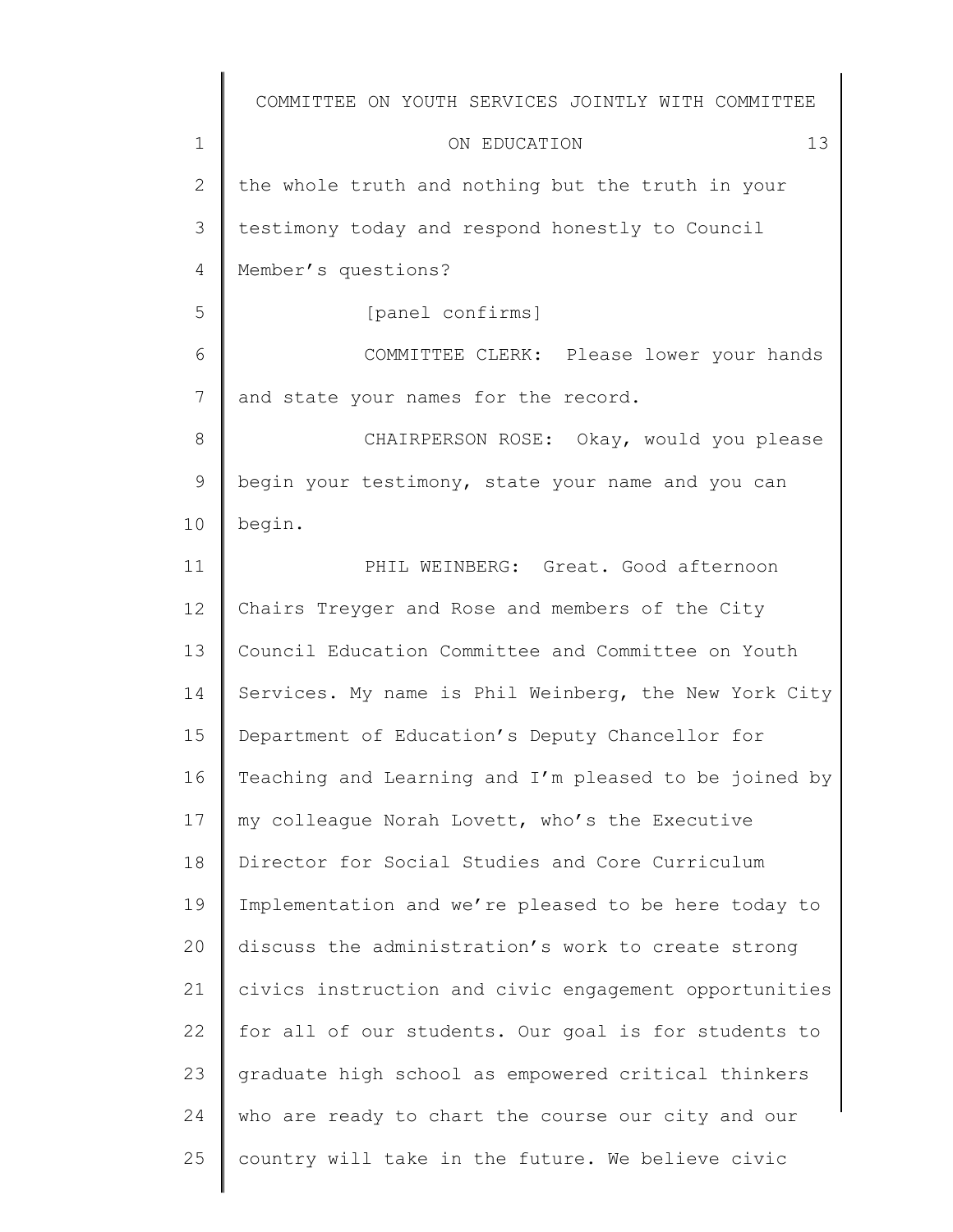the whole truth and nothing but the truth in your testimony today and respond honestly to Council Member's questions?

[panel confirms]

COMMITTEE CLERK: Please lower your hands and state your names for the record.

CHAIRPERSON ROSE: Okay, would you please begin your testimony, state your name and you can begin.

PHIL WEINBERG: Great. Good afternoon Chairs Treyger and Rose and members of the City Council Education Committee and Committee on Youth Services. My name is Phil Weinberg, the New York City Department of Education's Deputy Chancellor for Teaching and Learning and I'm pleased to be joined by my colleague Norah Lovett, who's the Executive Director for Social Studies and Core Curriculum Implementation and we're pleased to be here today to discuss the administration's work to create strong civics instruction and civic engagement opportunities for all of our students. Our goal is for students to graduate high school as empowered critical thinkers who are ready to chart the course our city and our country will take in the future. We believe civic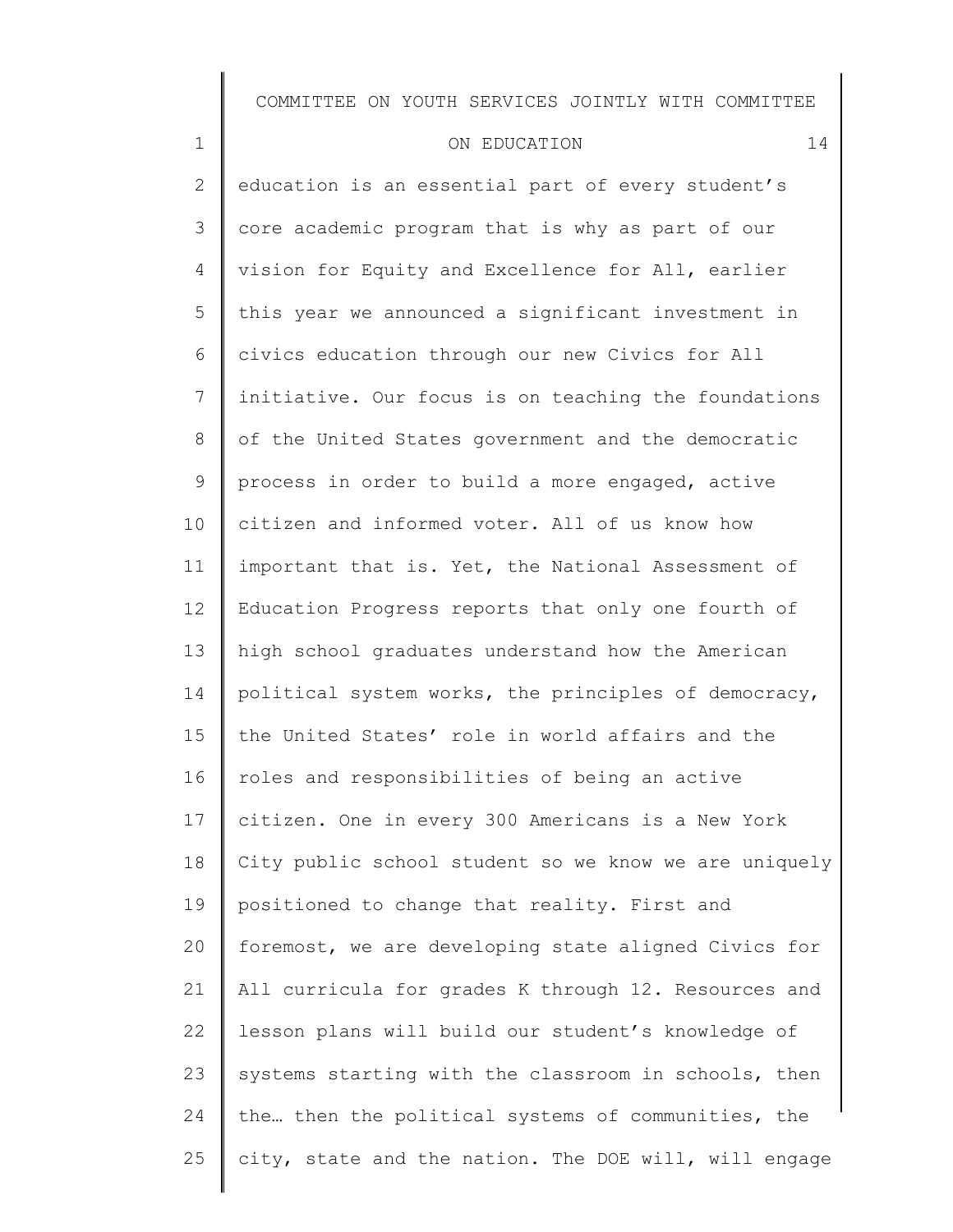education is an essential part of every student's core academic program that is why as part of our vision for Equity and Excellence for All, earlier this year we announced a significant investment in civics education through our new Civics for All initiative. Our focus is on teaching the foundations of the United States government and the democratic process in order to build a more engaged, active citizen and informed voter. All of us know how important that is. Yet, the National Assessment of Education Progress reports that only one fourth of high school graduates understand how the American political system works, the principles of democracy, the United States' role in world affairs and the roles and responsibilities of being an active citizen. One in every 300 Americans is a New York City public school student so we know we are uniquely positioned to change that reality. First and foremost, we are developing state aligned Civics for All curricula for grades K through 12. Resources and lesson plans will build our student's knowledge of systems starting with the classroom in schools, then the… then the political systems of communities, the city, state and the nation. The DOE will, will engage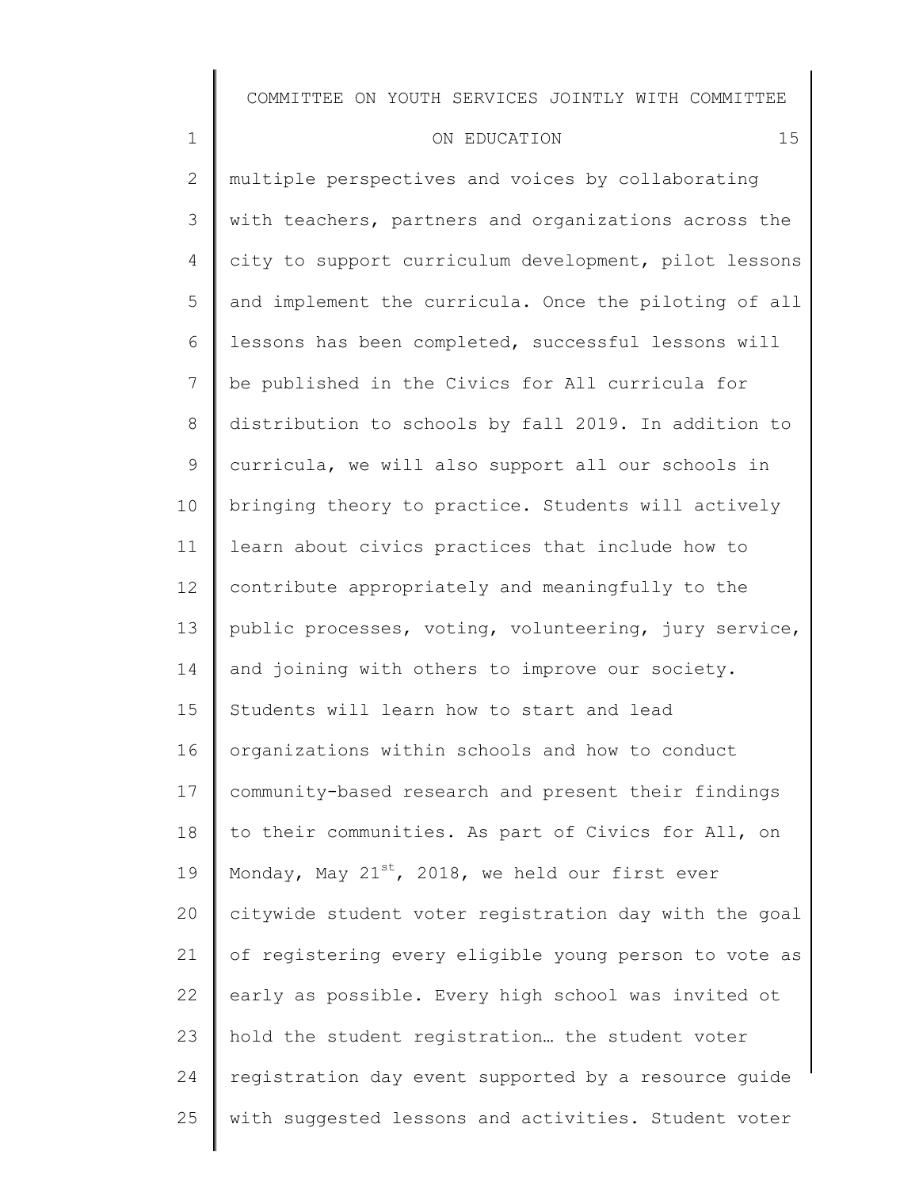multiple perspectives and voices by collaborating with teachers, partners and organizations across the city to support curriculum development, pilot lessons and implement the curricula. Once the piloting of all lessons has been completed, successful lessons will be published in the Civics for All curricula for distribution to schools by fall 2019. In addition to curricula, we will also support all our schools in bringing theory to practice. Students will actively learn about civics practices that include how to contribute appropriately and meaningfully to the public processes, voting, volunteering, jury service, and joining with others to improve our society. Students will learn how to start and lead organizations within schools and how to conduct community-based research and present their findings to their communities. As part of Civics for All, on Monday, May 21st, 2018, we held our first ever citywide student voter registration day with the goal of registering every eligible young person to vote as early as possible. Every high school was invited ot hold the student registration… the student voter registration day event supported by a resource guide with suggested lessons and activities. Student voter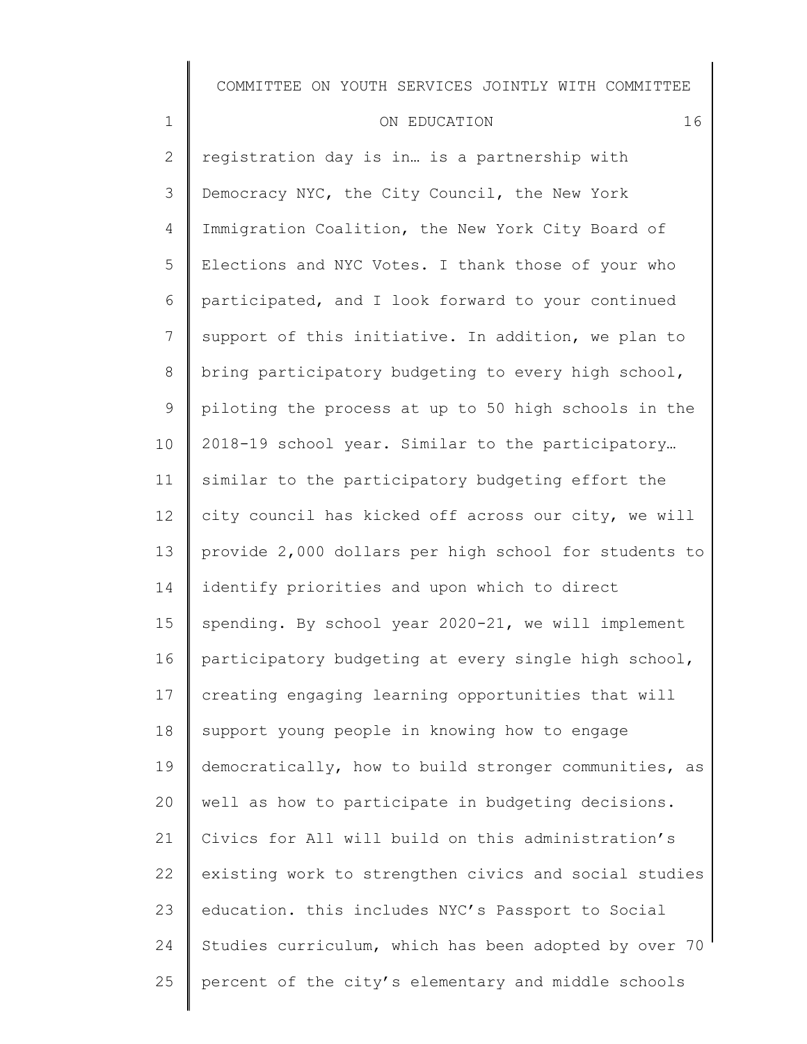registration day is in… is a partnership with Democracy NYC, the City Council, the New York Immigration Coalition, the New York City Board of Elections and NYC Votes. I thank those of your who participated, and I look forward to your continued support of this initiative. In addition, we plan to bring participatory budgeting to every high school, piloting the process at up to 50 high schools in the 2018-19 school year. Similar to the participatory… similar to the participatory budgeting effort the city council has kicked off across our city, we will provide 2,000 dollars per high school for students to identify priorities and upon which to direct spending. By school year 2020-21, we will implement participatory budgeting at every single high school, creating engaging learning opportunities that will support young people in knowing how to engage democratically, how to build stronger communities, as well as how to participate in budgeting decisions. Civics for All will build on this administration's existing work to strengthen civics and social studies education. this includes NYC's Passport to Social Studies curriculum, which has been adopted by over 70 percent of the city's elementary and middle schools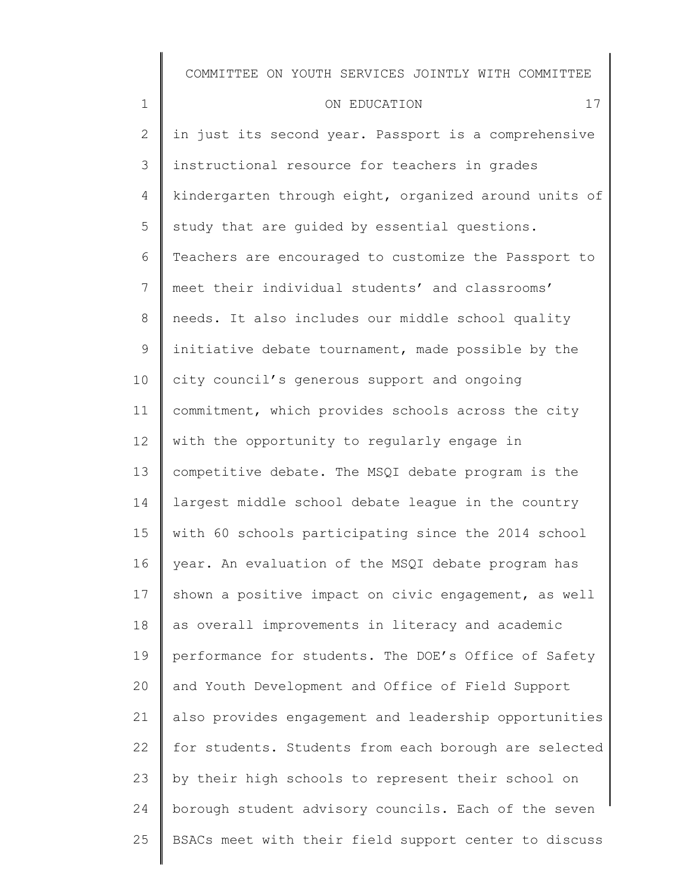in just its second year. Passport is a comprehensive instructional resource for teachers in grades kindergarten through eight, organized around units of study that are guided by essential questions. Teachers are encouraged to customize the Passport to meet their individual students' and classrooms' needs. It also includes our middle school quality initiative debate tournament, made possible by the city council's generous support and ongoing commitment, which provides schools across the city with the opportunity to regularly engage in competitive debate. The MSQI debate program is the largest middle school debate league in the country with 60 schools participating since the 2014 school year. An evaluation of the MSQI debate program has shown a positive impact on civic engagement, as well as overall improvements in literacy and academic performance for students. The DOE's Office of Safety and Youth Development and Office of Field Support also provides engagement and leadership opportunities for students. Students from each borough are selected by their high schools to represent their school on borough student advisory councils. Each of the seven BSACs meet with their field support center to discuss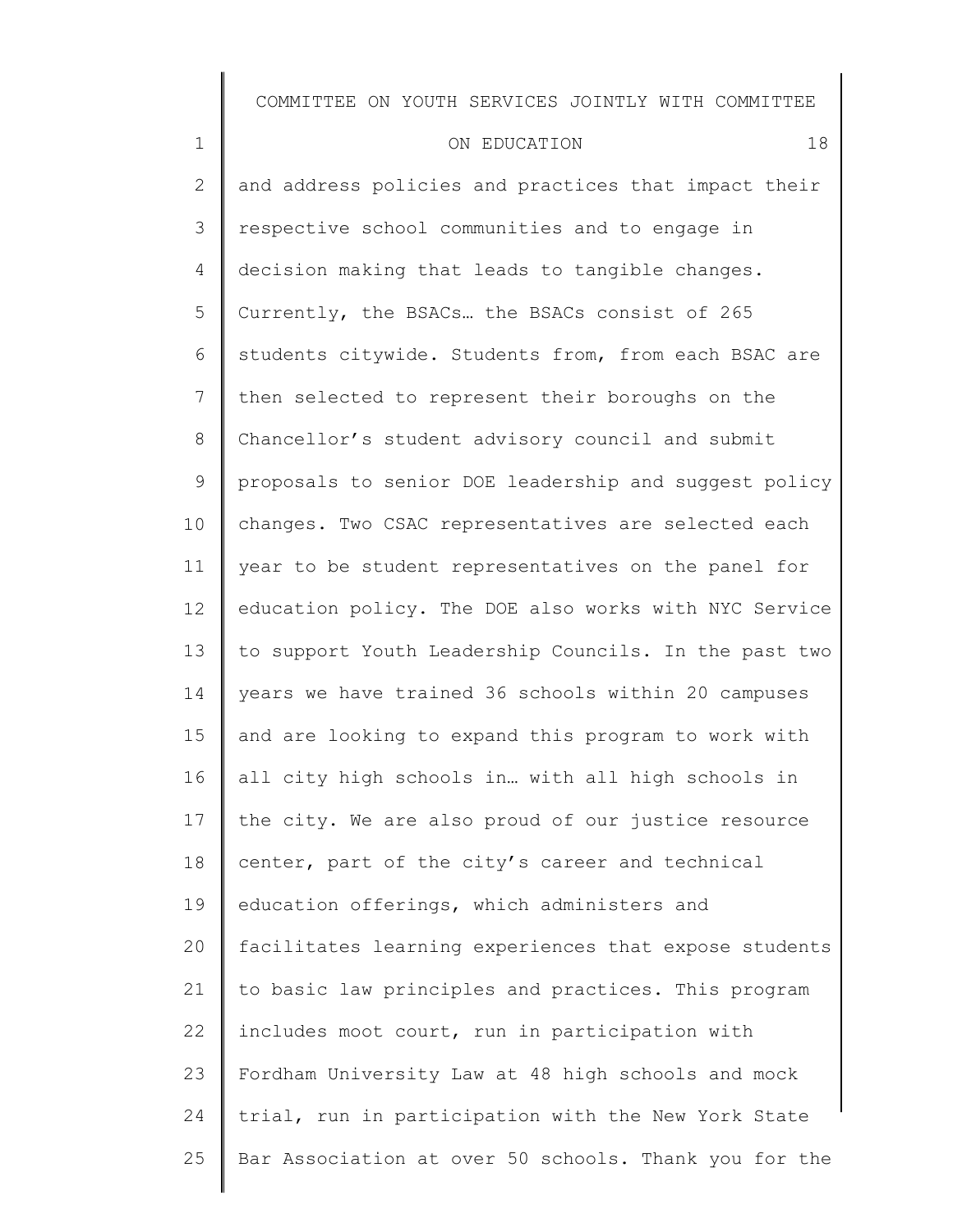and address policies and practices that impact their respective school communities and to engage in decision making that leads to tangible changes. Currently, the BSACs… the BSACs consist of 265 students citywide. Students from, from each BSAC are then selected to represent their boroughs on the Chancellor's student advisory council and submit proposals to senior DOE leadership and suggest policy changes. Two CSAC representatives are selected each year to be student representatives on the panel for education policy. The DOE also works with NYC Service to support Youth Leadership Councils. In the past two years we have trained 36 schools within 20 campuses and are looking to expand this program to work with all city high schools in… with all high schools in the city. We are also proud of our justice resource center, part of the city's career and technical education offerings, which administers and facilitates learning experiences that expose students to basic law principles and practices. This program includes moot court, run in participation with Fordham University Law at 48 high schools and mock trial, run in participation with the New York State Bar Association at over 50 schools. Thank you for the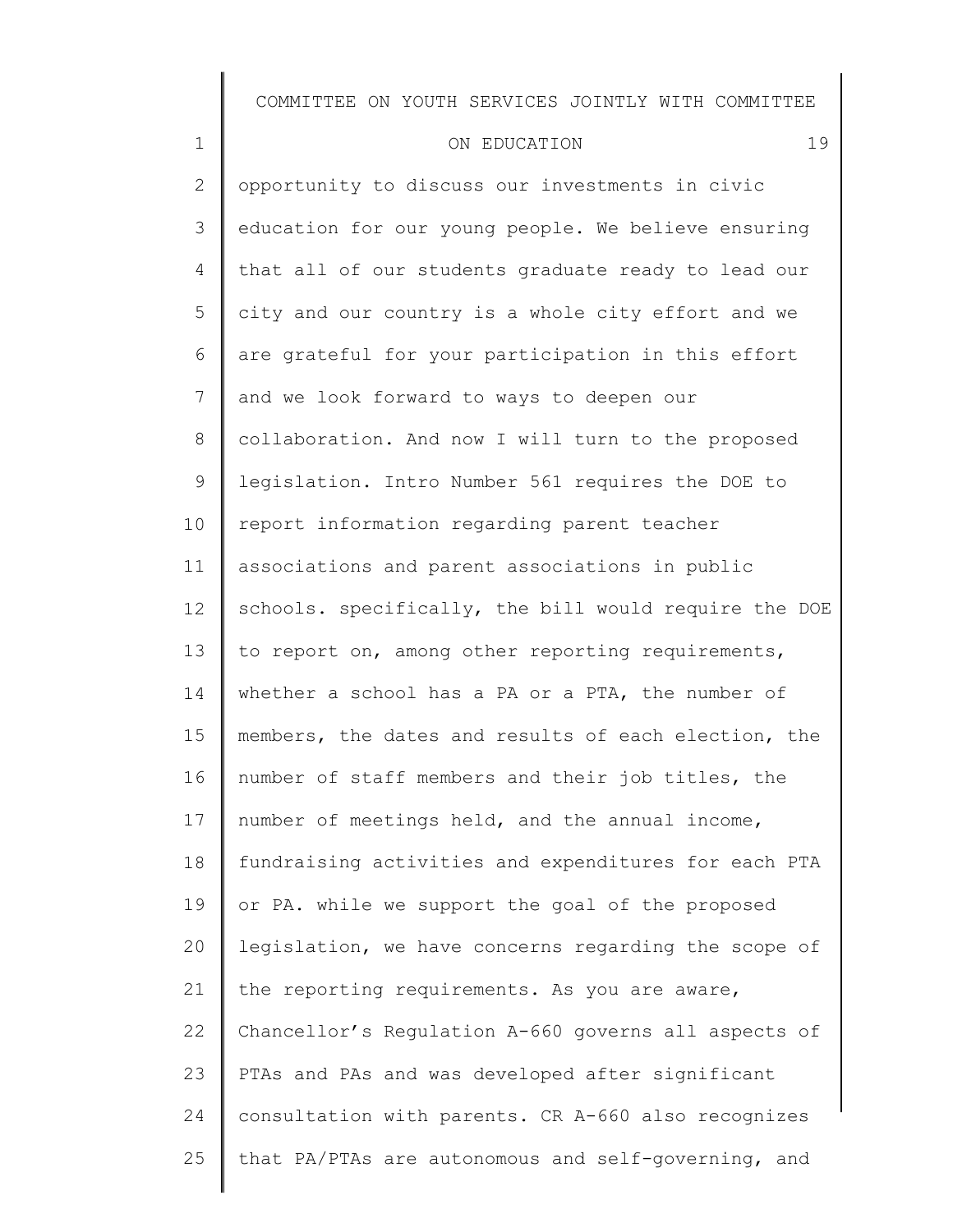opportunity to discuss our investments in civic education for our young people. We believe ensuring that all of our students graduate ready to lead our city and our country is a whole city effort and we are grateful for your participation in this effort and we look forward to ways to deepen our collaboration. And now I will turn to the proposed legislation. Intro Number 561 requires the DOE to report information regarding parent teacher associations and parent associations in public schools. specifically, the bill would require the DOE to report on, among other reporting requirements, whether a school has a PA or a PTA, the number of members, the dates and results of each election, the number of staff members and their job titles, the number of meetings held, and the annual income, fundraising activities and expenditures for each PTA or PA. while we support the goal of the proposed legislation, we have concerns regarding the scope of the reporting requirements. As you are aware, Chancellor's Regulation A-660 governs all aspects of PTAs and PAs and was developed after significant consultation with parents. CR A-660 also recognizes that PA/PTAs are autonomous and self-governing, and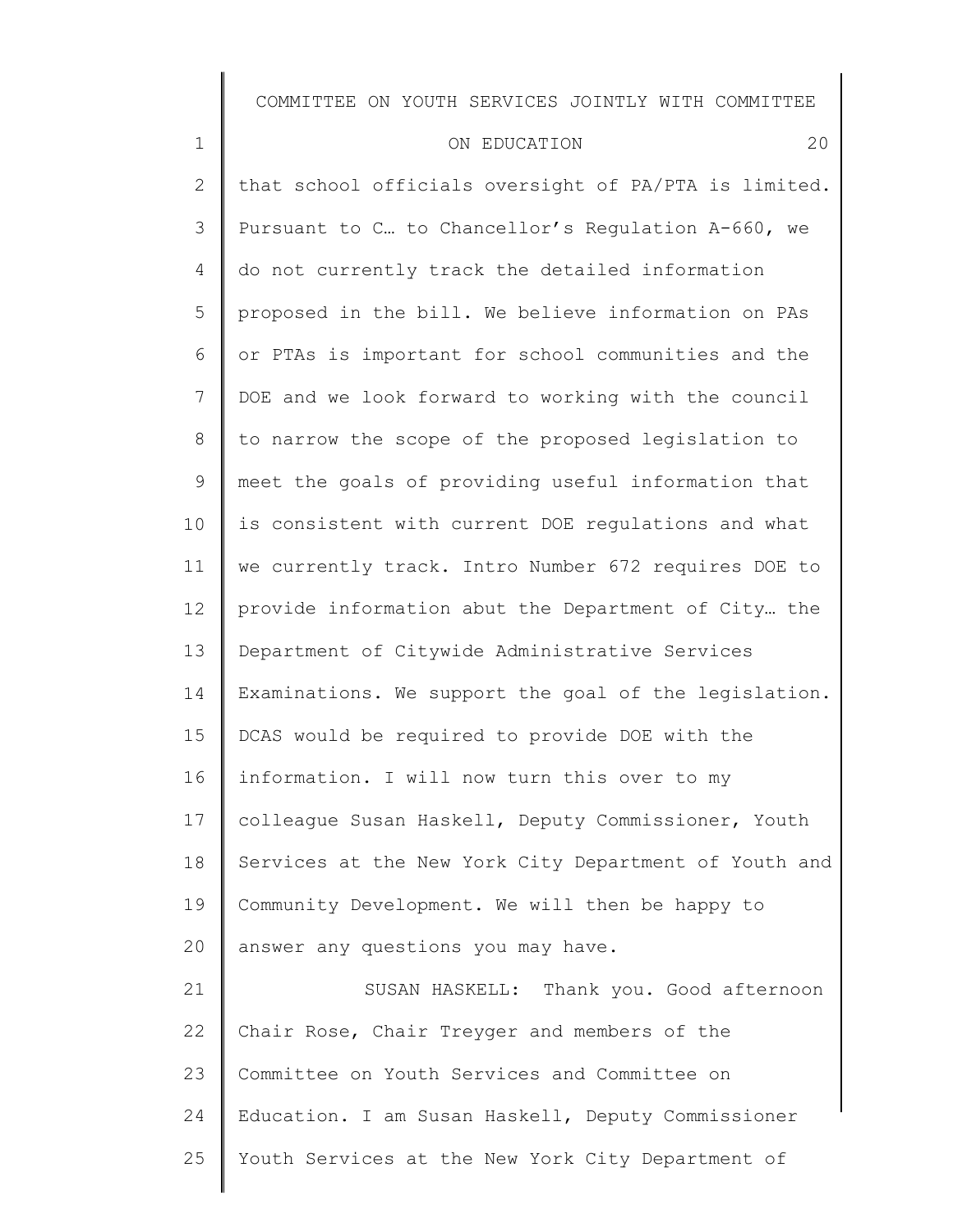that school officials oversight of PA/PTA is limited. Pursuant to C… to Chancellor's Regulation A-660, we do not currently track the detailed information proposed in the bill. We believe information on PAs or PTAs is important for school communities and the DOE and we look forward to working with the council to narrow the scope of the proposed legislation to meet the goals of providing useful information that is consistent with current DOE regulations and what we currently track. Intro Number 672 requires DOE to provide information abut the Department of City… the Department of Citywide Administrative Services Examinations. We support the goal of the legislation. DCAS would be required to provide DOE with the information. I will now turn this over to my colleague Susan Haskell, Deputy Commissioner, Youth Services at the New York City Department of Youth and Community Development. We will then be happy to answer any questions you may have.

SUSAN HASKELL: Thank you. Good afternoon Chair Rose, Chair Treyger and members of the Committee on Youth Services and Committee on Education. I am Susan Haskell, Deputy Commissioner Youth Services at the New York City Department of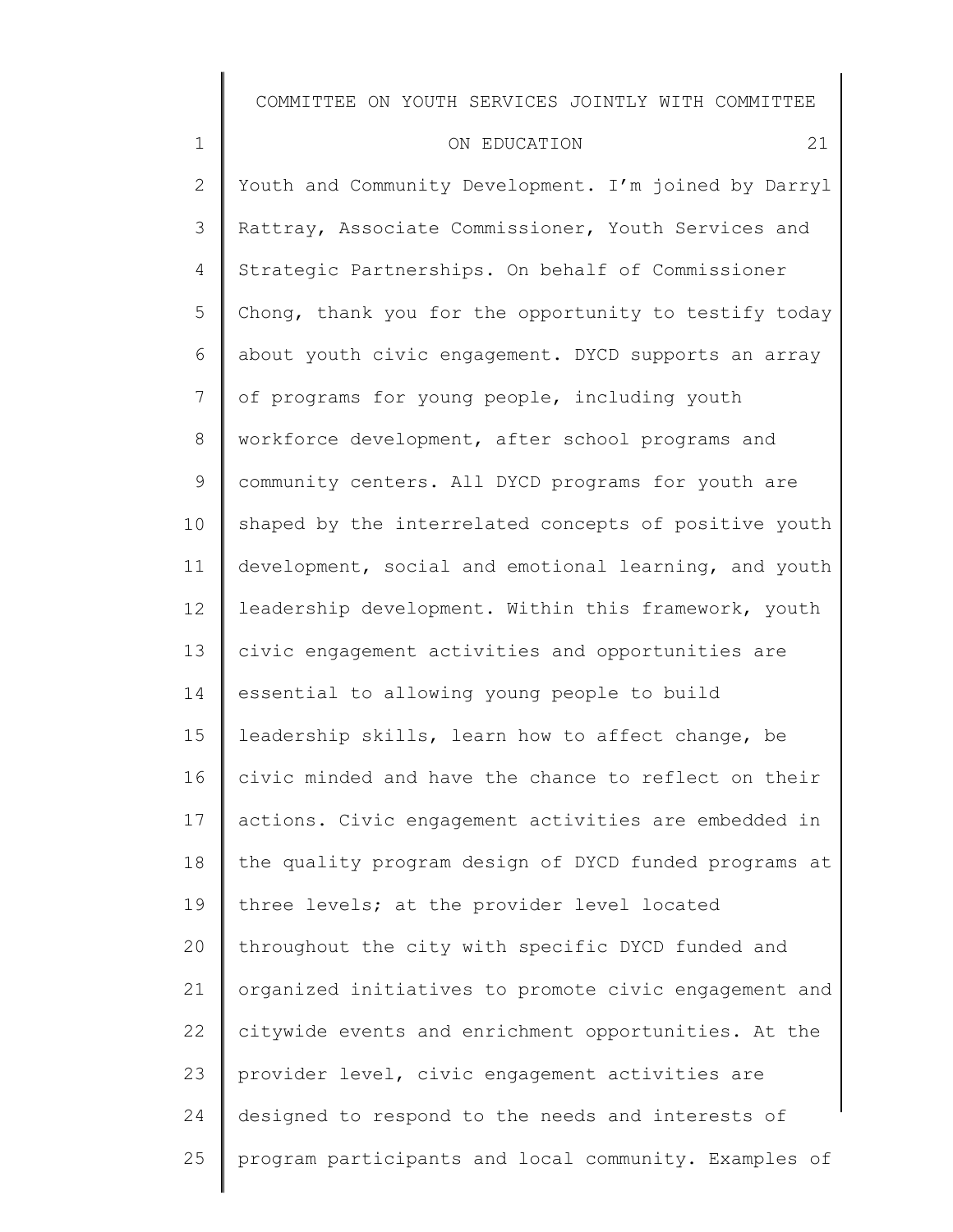Youth and Community Development. I'm joined by Darryl Rattray, Associate Commissioner, Youth Services and Strategic Partnerships. On behalf of Commissioner Chong, thank you for the opportunity to testify today about youth civic engagement. DYCD supports an array of programs for young people, including youth workforce development, after school programs and community centers. All DYCD programs for youth are shaped by the interrelated concepts of positive youth development, social and emotional learning, and youth leadership development. Within this framework, youth civic engagement activities and opportunities are essential to allowing young people to build leadership skills, learn how to affect change, be civic minded and have the chance to reflect on their actions. Civic engagement activities are embedded in the quality program design of DYCD funded programs at three levels; at the provider level located throughout the city with specific DYCD funded and organized initiatives to promote civic engagement and citywide events and enrichment opportunities. At the provider level, civic engagement activities are designed to respond to the needs and interests of program participants and local community. Examples of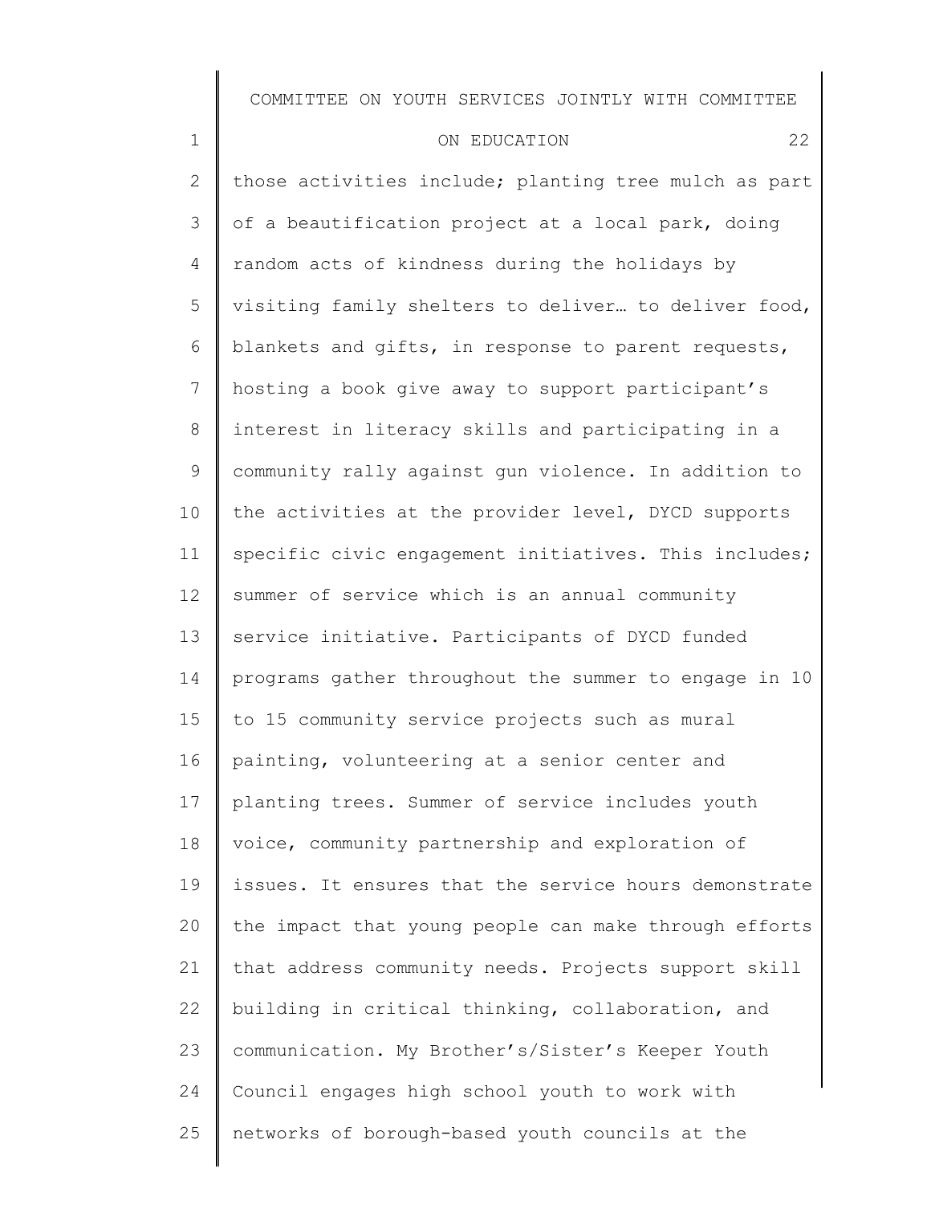those activities include; planting tree mulch as part of a beautification project at a local park, doing random acts of kindness during the holidays by visiting family shelters to deliver… to deliver food, blankets and gifts, in response to parent requests, hosting a book give away to support participant's interest in literacy skills and participating in a community rally against gun violence. In addition to the activities at the provider level, DYCD supports specific civic engagement initiatives. This includes; summer of service which is an annual community service initiative. Participants of DYCD funded programs gather throughout the summer to engage in 10 to 15 community service projects such as mural painting, volunteering at a senior center and planting trees. Summer of service includes youth voice, community partnership and exploration of issues. It ensures that the service hours demonstrate the impact that young people can make through efforts that address community needs. Projects support skill building in critical thinking, collaboration, and communication. My Brother's/Sister's Keeper Youth Council engages high school youth to work with networks of borough-based youth councils at the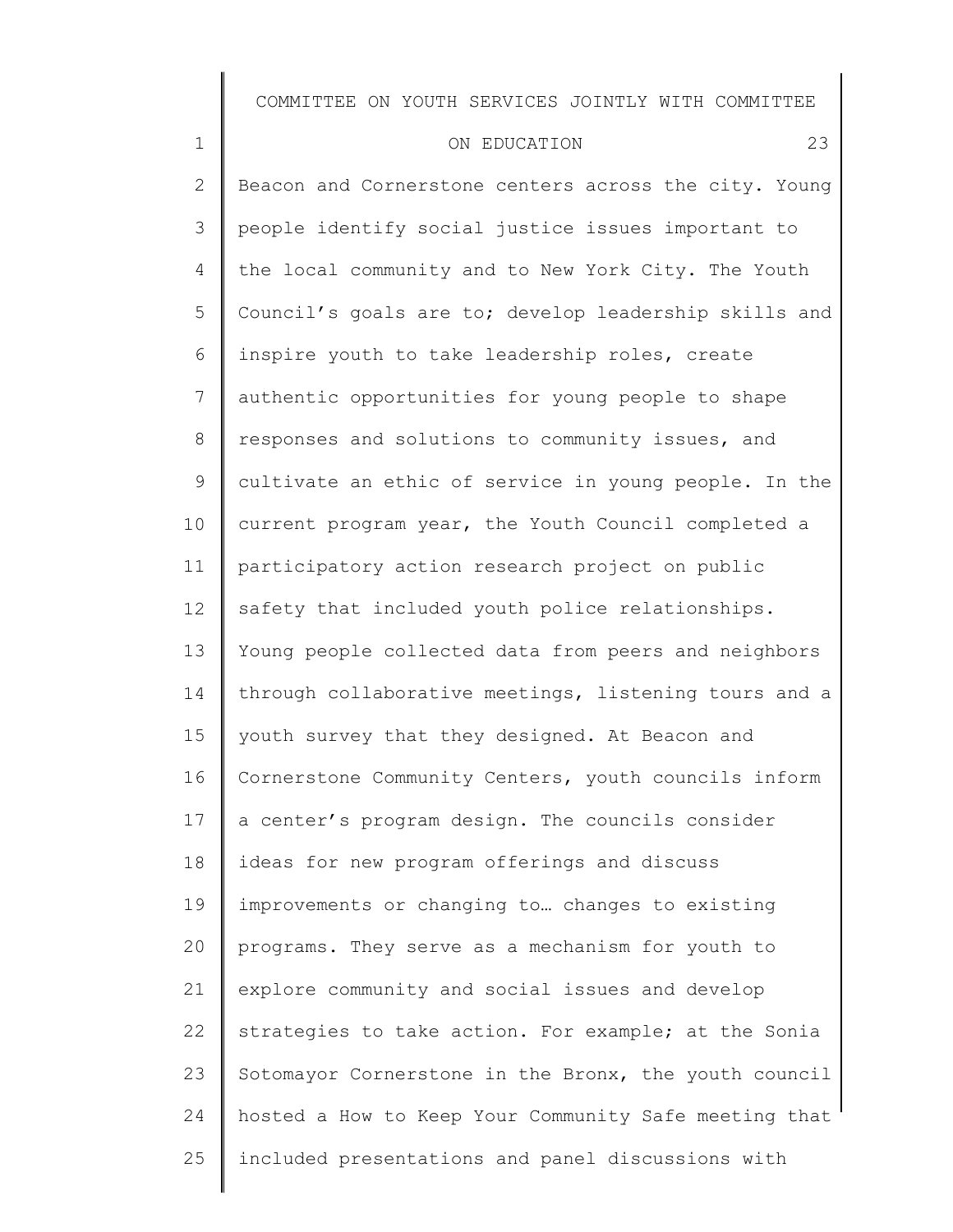Beacon and Cornerstone centers across the city. Young people identify social justice issues important to the local community and to New York City. The Youth Council's goals are to; develop leadership skills and inspire youth to take leadership roles, create authentic opportunities for young people to shape responses and solutions to community issues, and cultivate an ethic of service in young people. In the current program year, the Youth Council completed a participatory action research project on public safety that included youth police relationships. Young people collected data from peers and neighbors through collaborative meetings, listening tours and a youth survey that they designed. At Beacon and Cornerstone Community Centers, youth councils inform a center's program design. The councils consider ideas for new program offerings and discuss improvements or changing to… changes to existing programs. They serve as a mechanism for youth to explore community and social issues and develop strategies to take action. For example; at the Sonia Sotomayor Cornerstone in the Bronx, the youth council hosted a How to Keep Your Community Safe meeting that included presentations and panel discussions with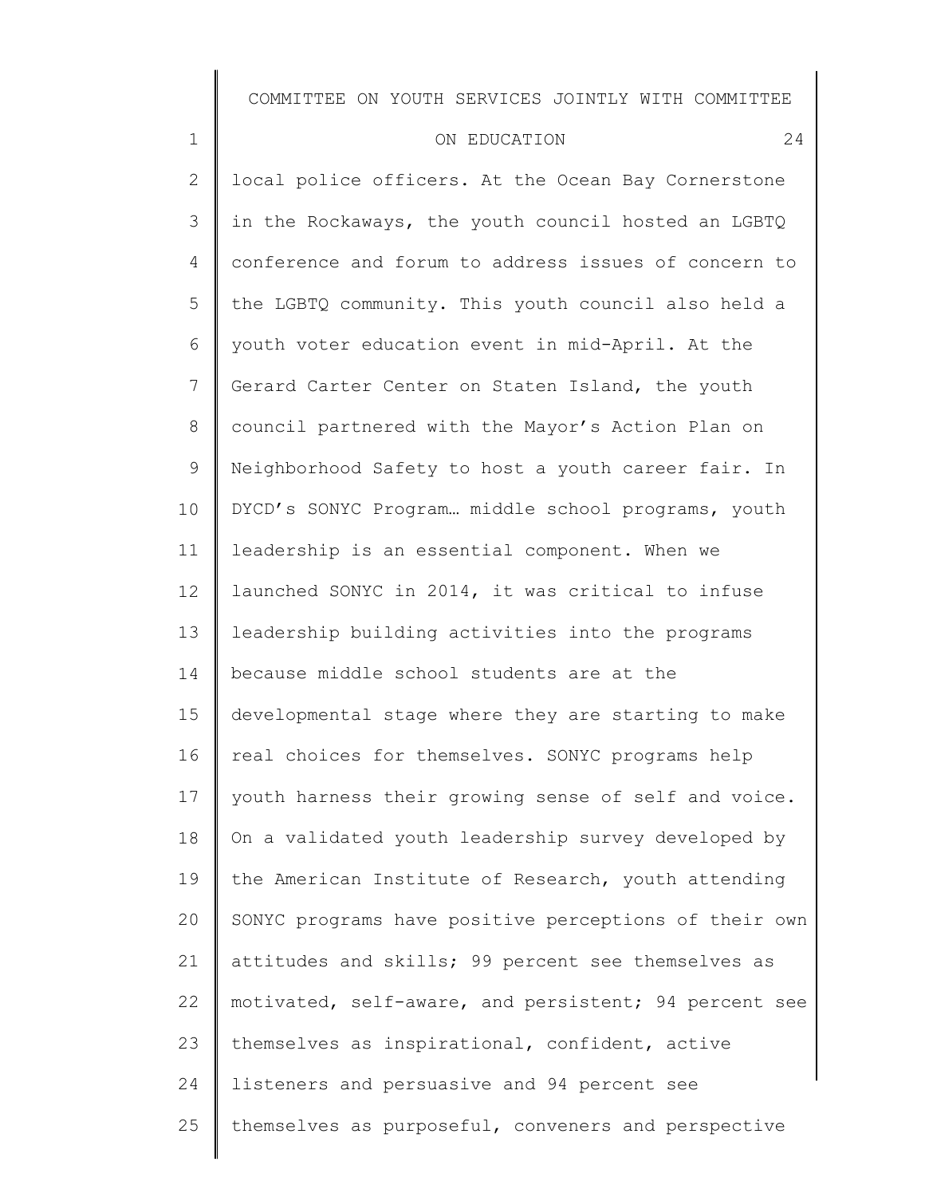local police officers. At the Ocean Bay Cornerstone in the Rockaways, the youth council hosted an LGBTQ conference and forum to address issues of concern to the LGBTQ community. This youth council also held a youth voter education event in mid-April. At the Gerard Carter Center on Staten Island, the youth council partnered with the Mayor's Action Plan on Neighborhood Safety to host a youth career fair. In DYCD's SONYC Program… middle school programs, youth leadership is an essential component. When we launched SONYC in 2014, it was critical to infuse leadership building activities into the programs because middle school students are at the developmental stage where they are starting to make real choices for themselves. SONYC programs help youth harness their growing sense of self and voice. On a validated youth leadership survey developed by the American Institute of Research, youth attending SONYC programs have positive perceptions of their own attitudes and skills; 99 percent see themselves as motivated, self-aware, and persistent; 94 percent see themselves as inspirational, confident, active listeners and persuasive and 94 percent see themselves as purposeful, conveners and perspective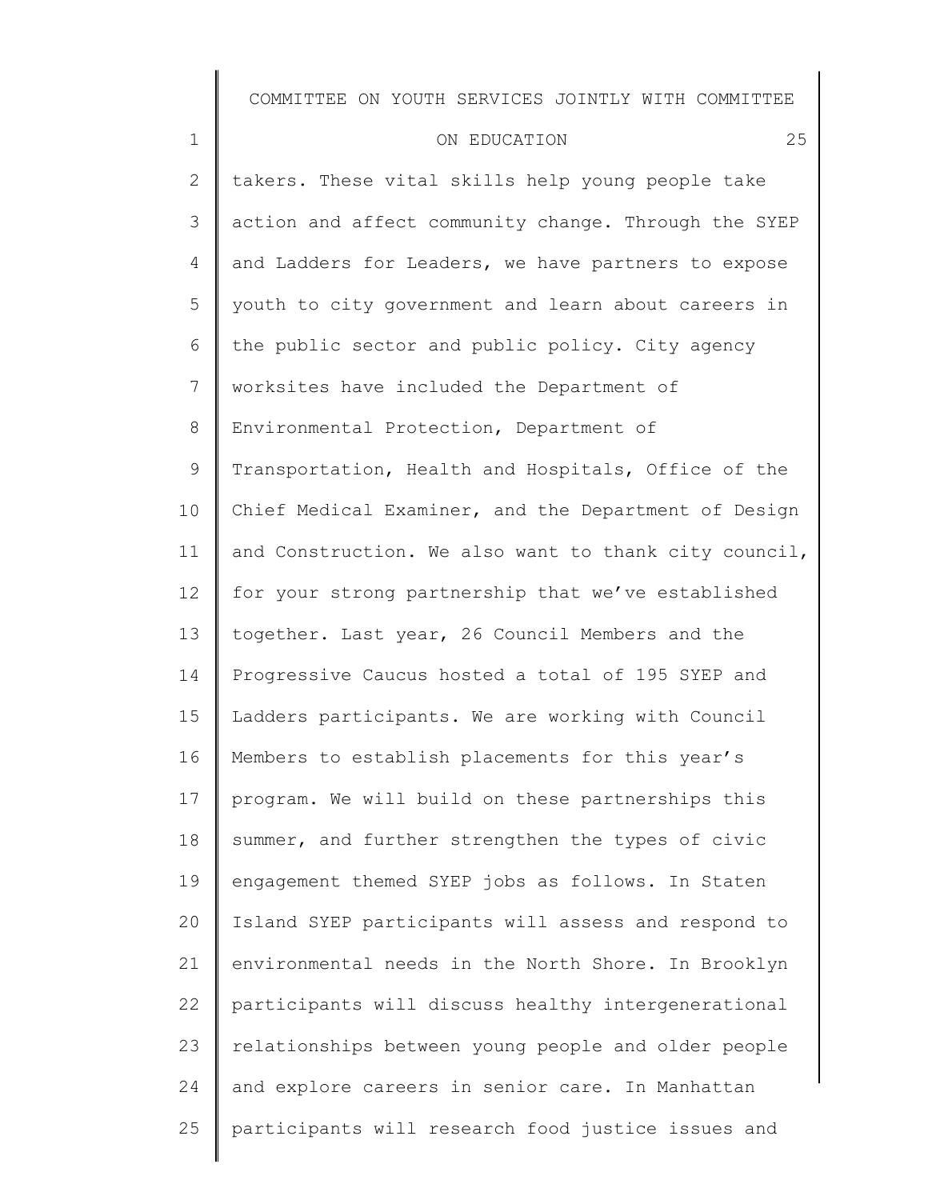takers. These vital skills help young people take action and affect community change. Through the SYEP and Ladders for Leaders, we have partners to expose youth to city government and learn about careers in the public sector and public policy. City agency worksites have included the Department of Environmental Protection, Department of Transportation, Health and Hospitals, Office of the Chief Medical Examiner, and the Department of Design and Construction. We also want to thank city council, for your strong partnership that we've established together. Last year, 26 Council Members and the Progressive Caucus hosted a total of 195 SYEP and Ladders participants. We are working with Council Members to establish placements for this year's program. We will build on these partnerships this summer, and further strengthen the types of civic engagement themed SYEP jobs as follows. In Staten Island SYEP participants will assess and respond to environmental needs in the North Shore. In Brooklyn participants will discuss healthy intergenerational relationships between young people and older people and explore careers in senior care. In Manhattan participants will research food justice issues and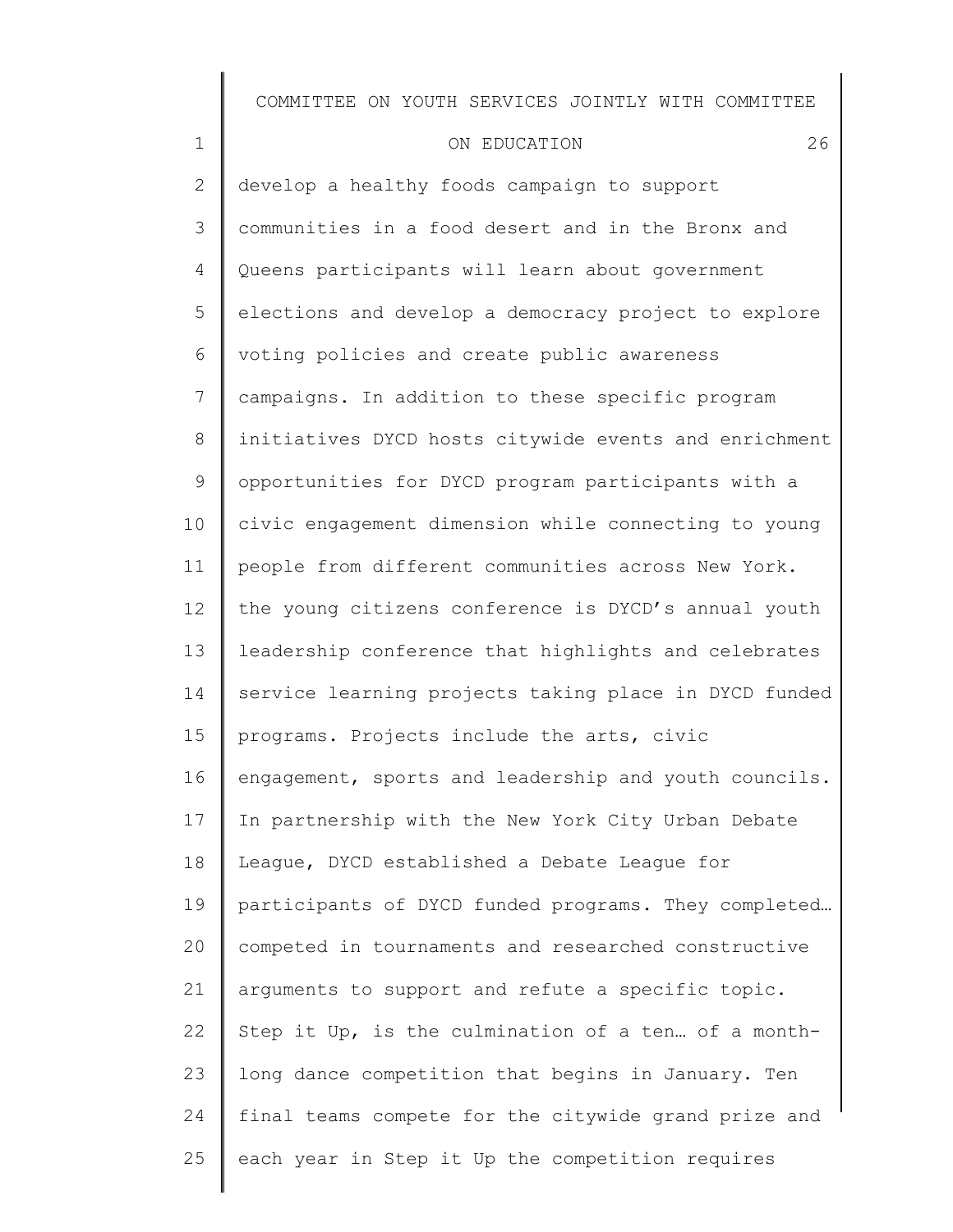develop a healthy foods campaign to support communities in a food desert and in the Bronx and Queens participants will learn about government elections and develop a democracy project to explore voting policies and create public awareness campaigns. In addition to these specific program initiatives DYCD hosts citywide events and enrichment opportunities for DYCD program participants with a civic engagement dimension while connecting to young people from different communities across New York. the young citizens conference is DYCD's annual youth leadership conference that highlights and celebrates service learning projects taking place in DYCD funded programs. Projects include the arts, civic engagement, sports and leadership and youth councils. In partnership with the New York City Urban Debate League, DYCD established a Debate League for participants of DYCD funded programs. They completed… competed in tournaments and researched constructive arguments to support and refute a specific topic. Step it Up, is the culmination of a ten… of a month-long dance competition that begins in January. Ten final teams compete for the citywide grand prize and each year in Step it Up the competition requires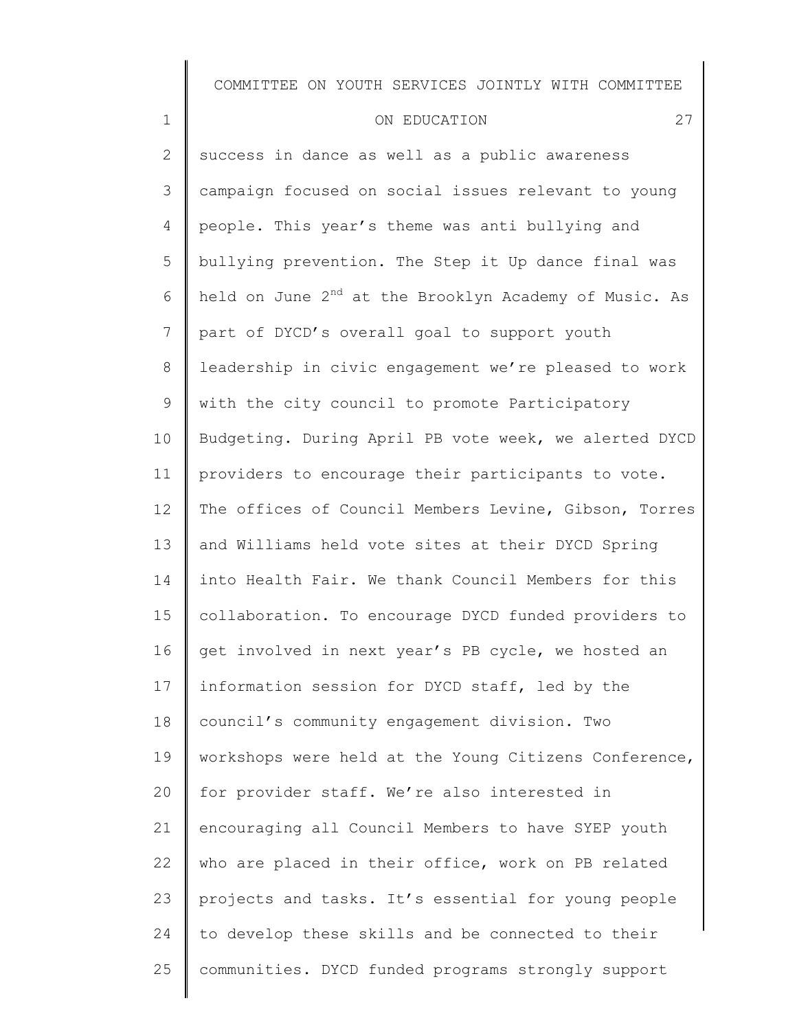success in dance as well as a public awareness campaign focused on social issues relevant to young people. This year's theme was anti bullying and bullying prevention. The Step it Up dance final was held on June 2nd at the Brooklyn Academy of Music. As part of DYCD's overall goal to support youth leadership in civic engagement we're pleased to work with the city council to promote Participatory Budgeting. During April PB vote week, we alerted DYCD providers to encourage their participants to vote. The offices of Council Members Levine, Gibson, Torres and Williams held vote sites at their DYCD Spring into Health Fair. We thank Council Members for this collaboration. To encourage DYCD funded providers to get involved in next year's PB cycle, we hosted an information session for DYCD staff, led by the council's community engagement division. Two workshops were held at the Young Citizens Conference, for provider staff. We're also interested in encouraging all Council Members to have SYEP youth who are placed in their office, work on PB related projects and tasks. It's essential for young people to develop these skills and be connected to their communities. DYCD funded programs strongly support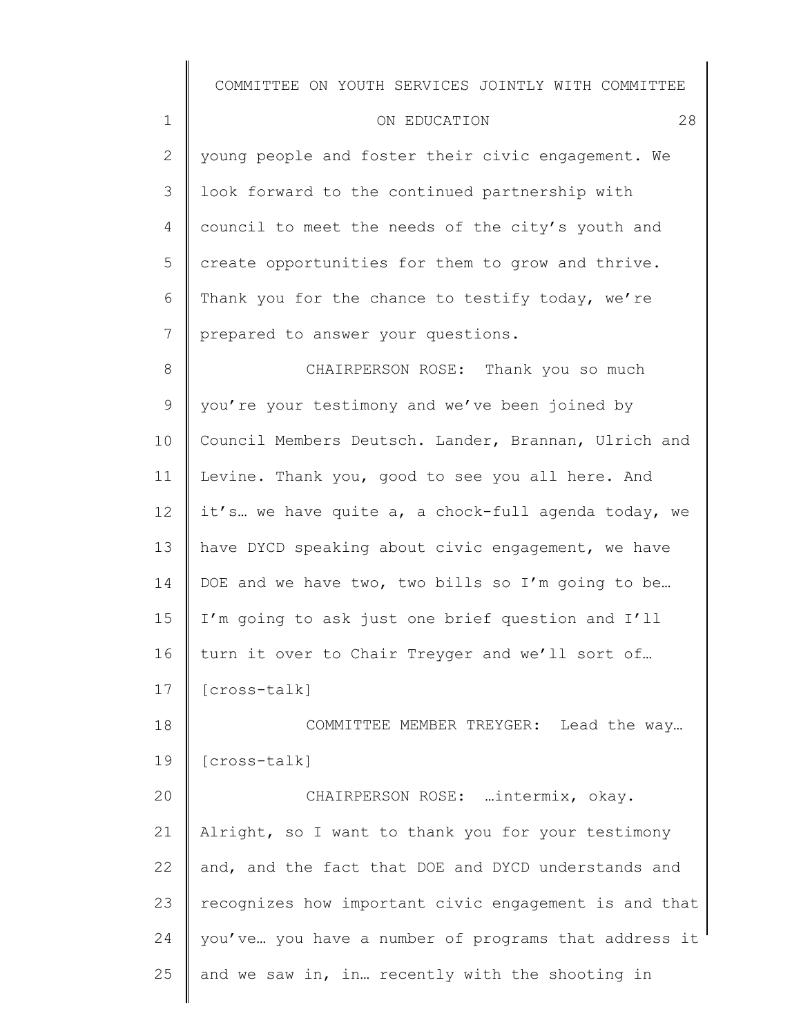young people and foster their civic engagement. We look forward to the continued partnership with council to meet the needs of the city's youth and create opportunities for them to grow and thrive. Thank you for the chance to testify today, we're prepared to answer your questions.

CHAIRPERSON ROSE: Thank you so much you're your testimony and we've been joined by Council Members Deutsch. Lander, Brannan, Ulrich and Levine. Thank you, good to see you all here. And it's… we have quite a, a chock-full agenda today, we have DYCD speaking about civic engagement, we have DOE and we have two, two bills so I'm going to be… I'm going to ask just one brief question and I'll turn it over to Chair Treyger and we'll sort of… [cross-talk]

COMMITTEE MEMBER TREYGER: Lead the way… [cross-talk]

CHAIRPERSON ROSE: …intermix, okay. Alright, so I want to thank you for your testimony and, and the fact that DOE and DYCD understands and recognizes how important civic engagement is and that you've… you have a number of programs that address it and we saw in, in… recently with the shooting in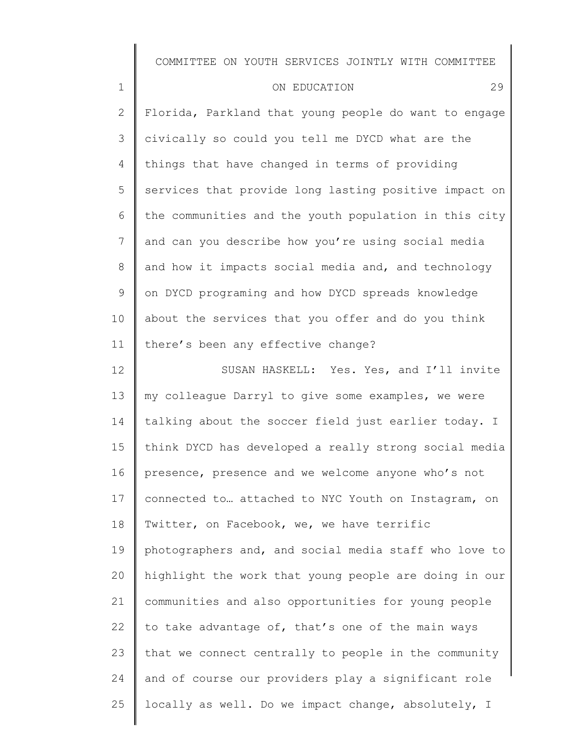Florida, Parkland that young people do want to engage civically so could you tell me DYCD what are the things that have changed in terms of providing services that provide long lasting positive impact on the communities and the youth population in this city and can you describe how you're using social media and how it impacts social media and, and technology on DYCD programing and how DYCD spreads knowledge about the services that you offer and do you think there's been any effective change?

SUSAN HASKELL: Yes. Yes, and I'll invite my colleague Darryl to give some examples, we were talking about the soccer field just earlier today. I think DYCD has developed a really strong social media presence, presence and we welcome anyone who's not connected to… attached to NYC Youth on Instagram, on Twitter, on Facebook, we, we have terrific photographers and, and social media staff who love to highlight the work that young people are doing in our communities and also opportunities for young people to take advantage of, that's one of the main ways that we connect centrally to people in the community and of course our providers play a significant role locally as well. Do we impact change, absolutely, I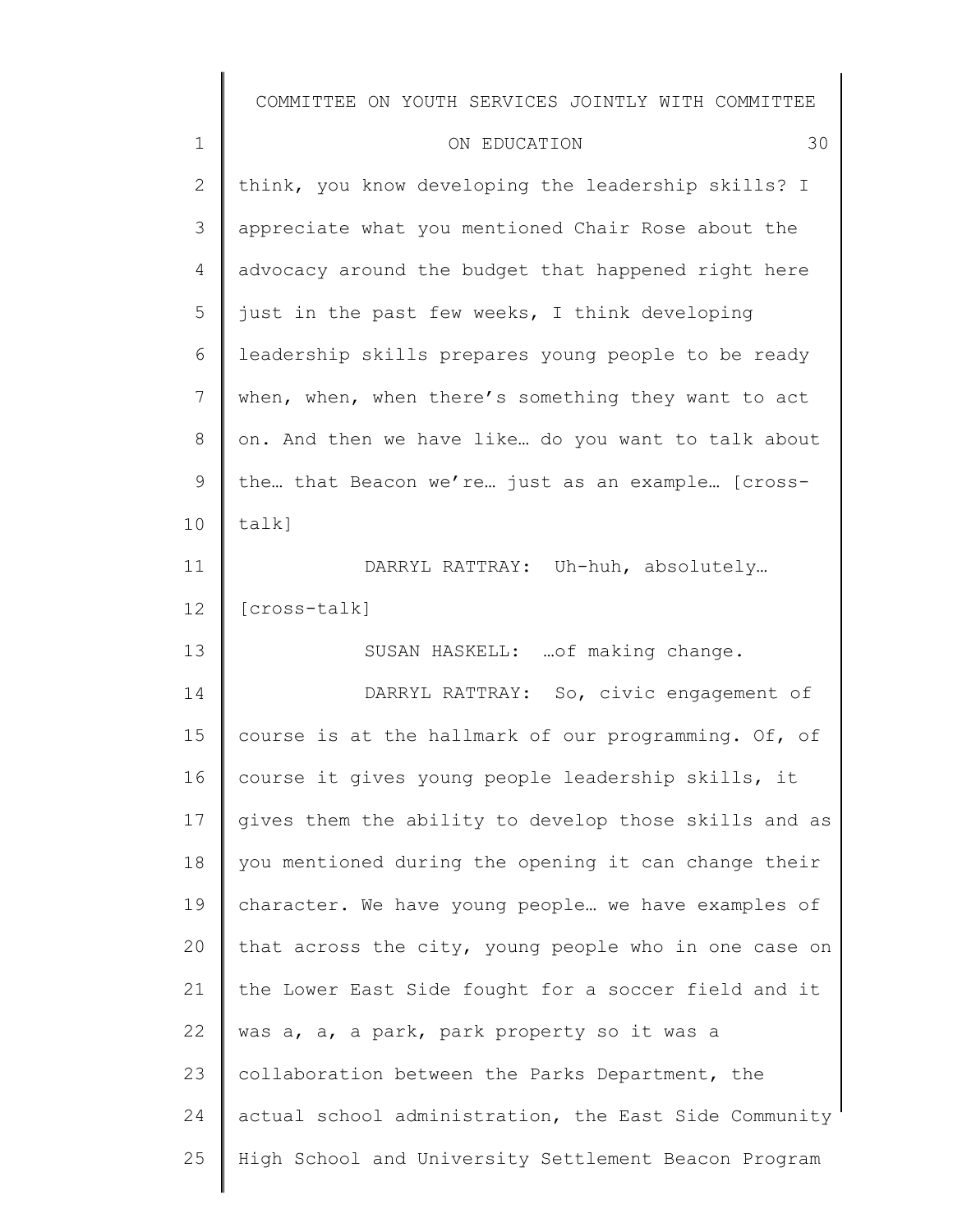think, you know developing the leadership skills? I appreciate what you mentioned Chair Rose about the advocacy around the budget that happened right here just in the past few weeks, I think developing leadership skills prepares young people to be ready when, when, when there's something they want to act on. And then we have like… do you want to talk about the… that Beacon we're… just as an example… [cross-talk]

DARRYL RATTRAY: Uh-huh, absolutely… [cross-talk]

SUSAN HASKELL: …of making change.

DARRYL RATTRAY: So, civic engagement of course is at the hallmark of our programming. Of, of course it gives young people leadership skills, it gives them the ability to develop those skills and as you mentioned during the opening it can change their character. We have young people… we have examples of that across the city, young people who in one case on the Lower East Side fought for a soccer field and it was a, a, a park, park property so it was a collaboration between the Parks Department, the actual school administration, the East Side Community High School and University Settlement Beacon Program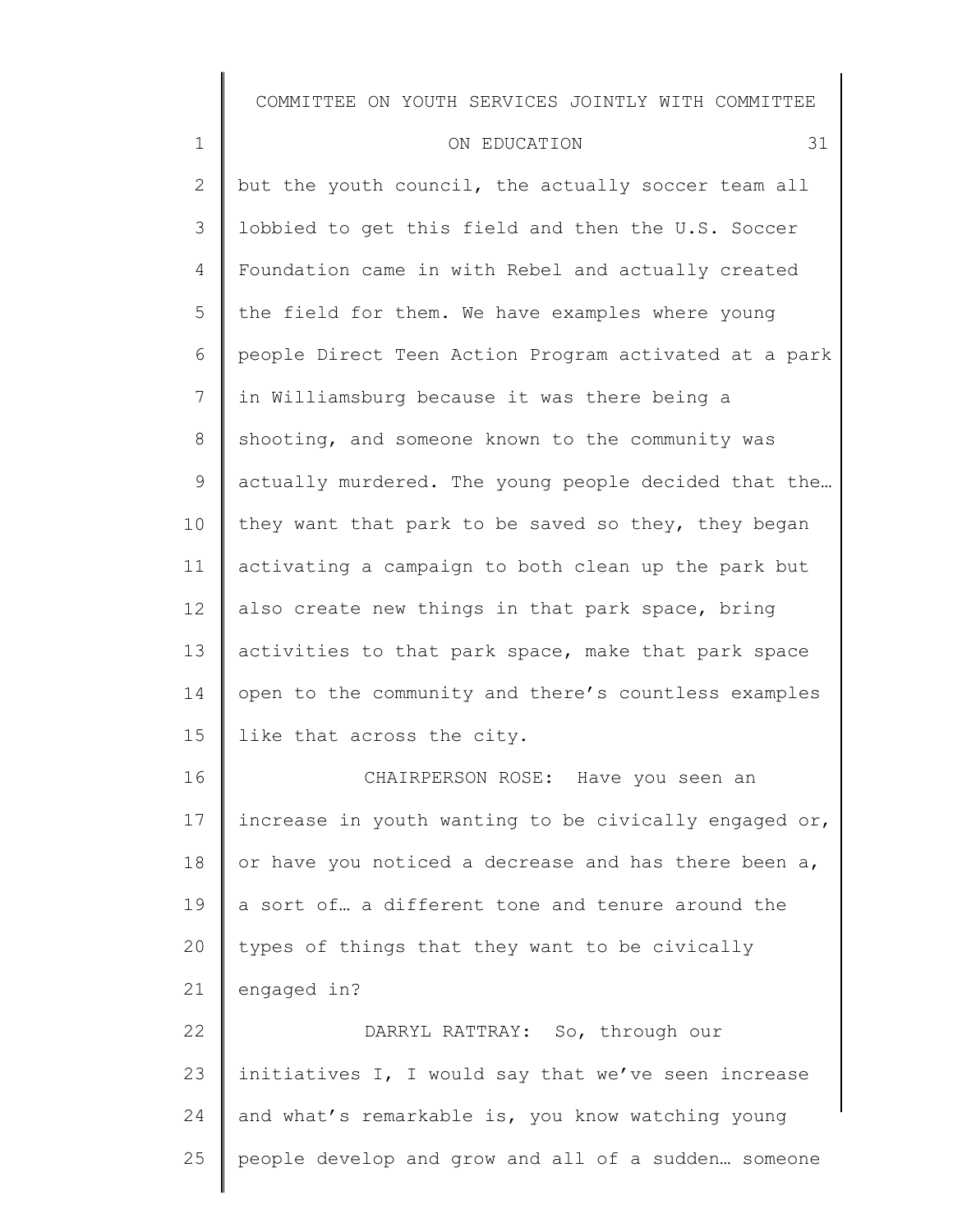but the youth council, the actually soccer team all lobbied to get this field and then the U.S. Soccer Foundation came in with Rebel and actually created the field for them. We have examples where young people Direct Teen Action Program activated at a park in Williamsburg because it was there being a shooting, and someone known to the community was actually murdered. The young people decided that the… they want that park to be saved so they, they began activating a campaign to both clean up the park but also create new things in that park space, bring activities to that park space, make that park space open to the community and there's countless examples like that across the city.

CHAIRPERSON ROSE: Have you seen an increase in youth wanting to be civically engaged or, or have you noticed a decrease and has there been a, a sort of… a different tone and tenure around the types of things that they want to be civically engaged in?

DARRYL RATTRAY: So, through our initiatives I, I would say that we've seen increase and what's remarkable is, you know watching young people develop and grow and all of a sudden… someone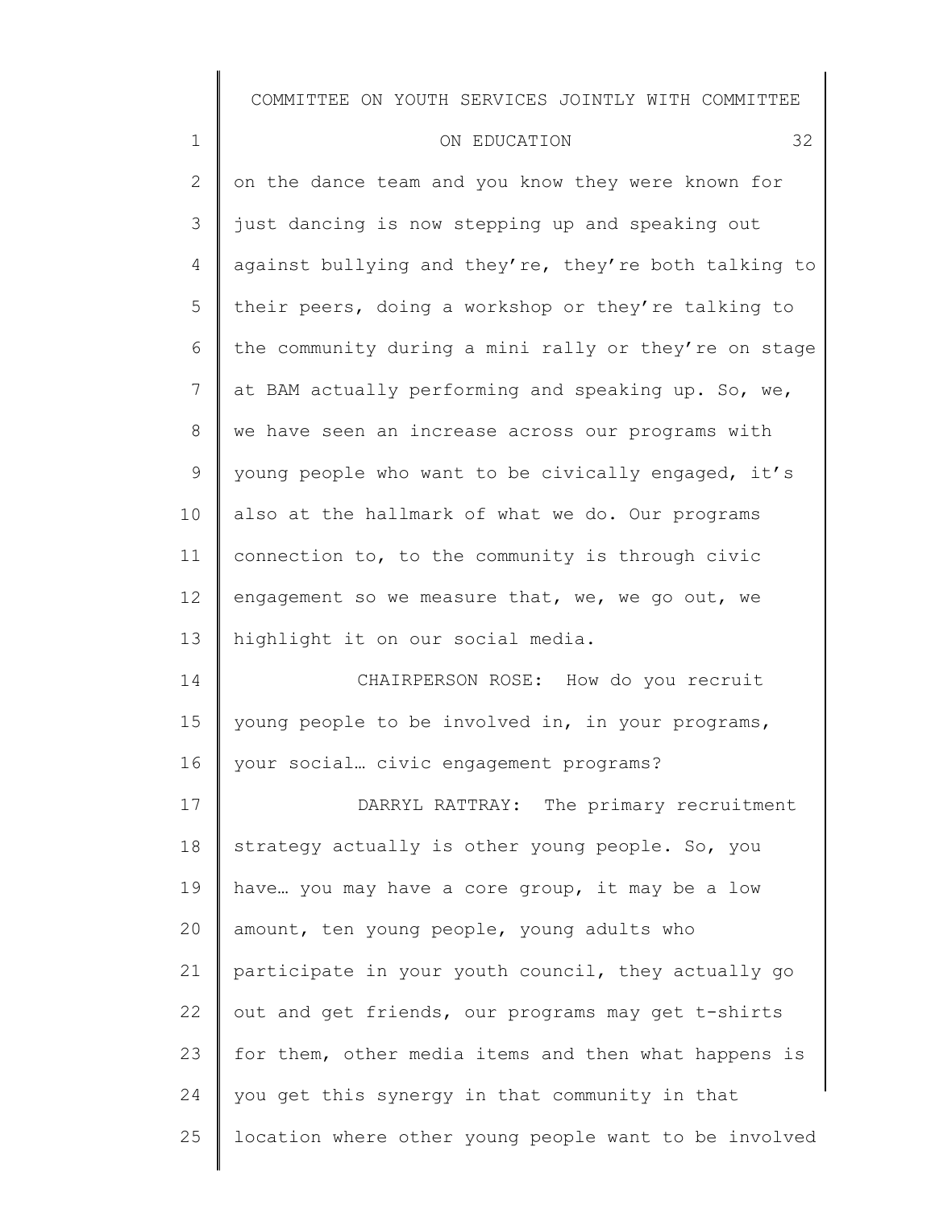on the dance team and you know they were known for just dancing is now stepping up and speaking out against bullying and they're, they're both talking to their peers, doing a workshop or they're talking to the community during a mini rally or they're on stage at BAM actually performing and speaking up. So, we, we have seen an increase across our programs with young people who want to be civically engaged, it's also at the hallmark of what we do. Our programs connection to, to the community is through civic engagement so we measure that, we, we go out, we highlight it on our social media.

CHAIRPERSON ROSE: How do you recruit young people to be involved in, in your programs, your social… civic engagement programs?

DARRYL RATTRAY: The primary recruitment strategy actually is other young people. So, you have… you may have a core group, it may be a low amount, ten young people, young adults who participate in your youth council, they actually go out and get friends, our programs may get t-shirts for them, other media items and then what happens is you get this synergy in that community in that location where other young people want to be involved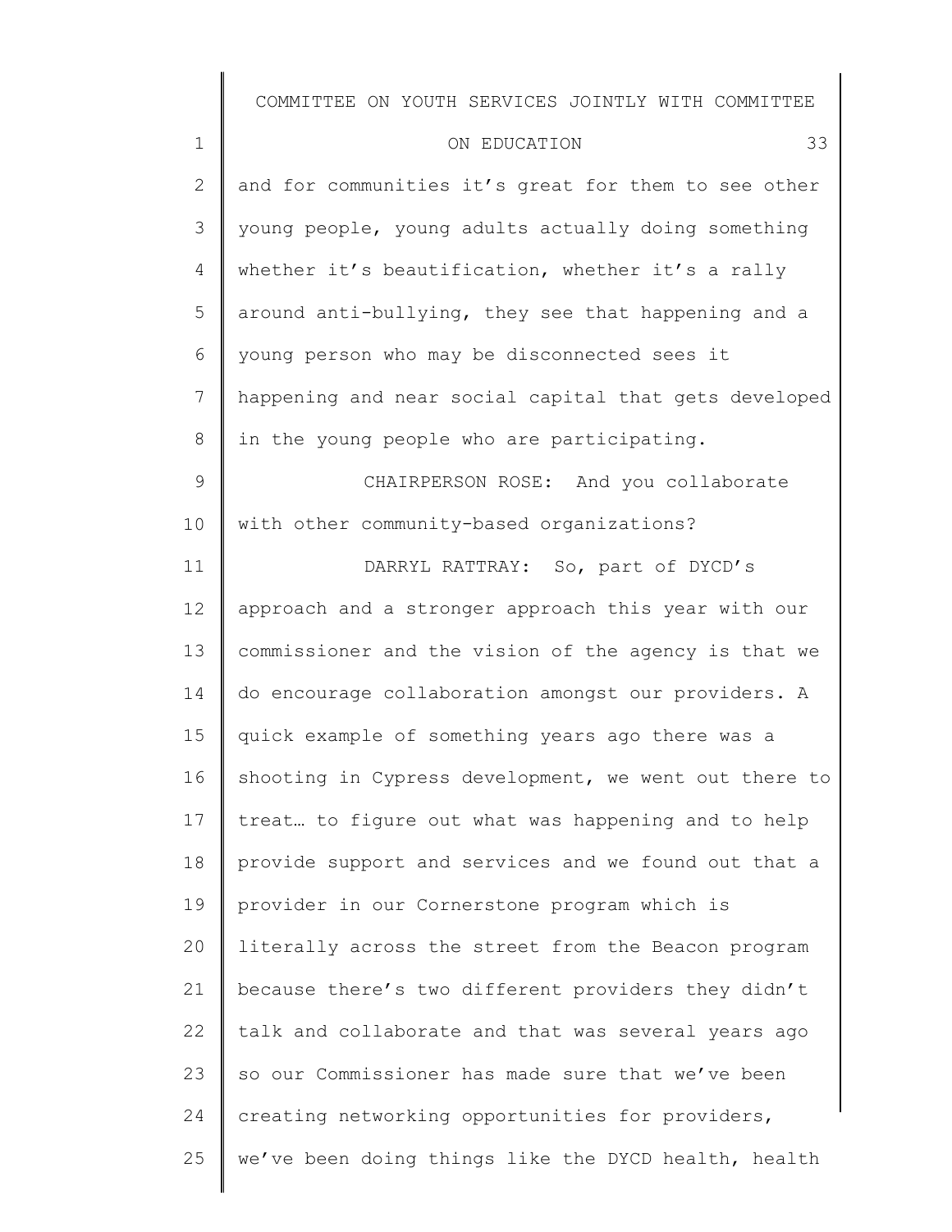and for communities it's great for them to see other young people, young adults actually doing something whether it's beautification, whether it's a rally around anti-bullying, they see that happening and a young person who may be disconnected sees it happening and near social capital that gets developed in the young people who are participating.

CHAIRPERSON ROSE: And you collaborate with other community-based organizations?

DARRYL RATTRAY: So, part of DYCD's approach and a stronger approach this year with our commissioner and the vision of the agency is that we do encourage collaboration amongst our providers. A quick example of something years ago there was a shooting in Cypress development, we went out there to treat… to figure out what was happening and to help provide support and services and we found out that a provider in our Cornerstone program which is literally across the street from the Beacon program because there's two different providers they didn't talk and collaborate and that was several years ago so our Commissioner has made sure that we've been creating networking opportunities for providers, we've been doing things like the DYCD health, health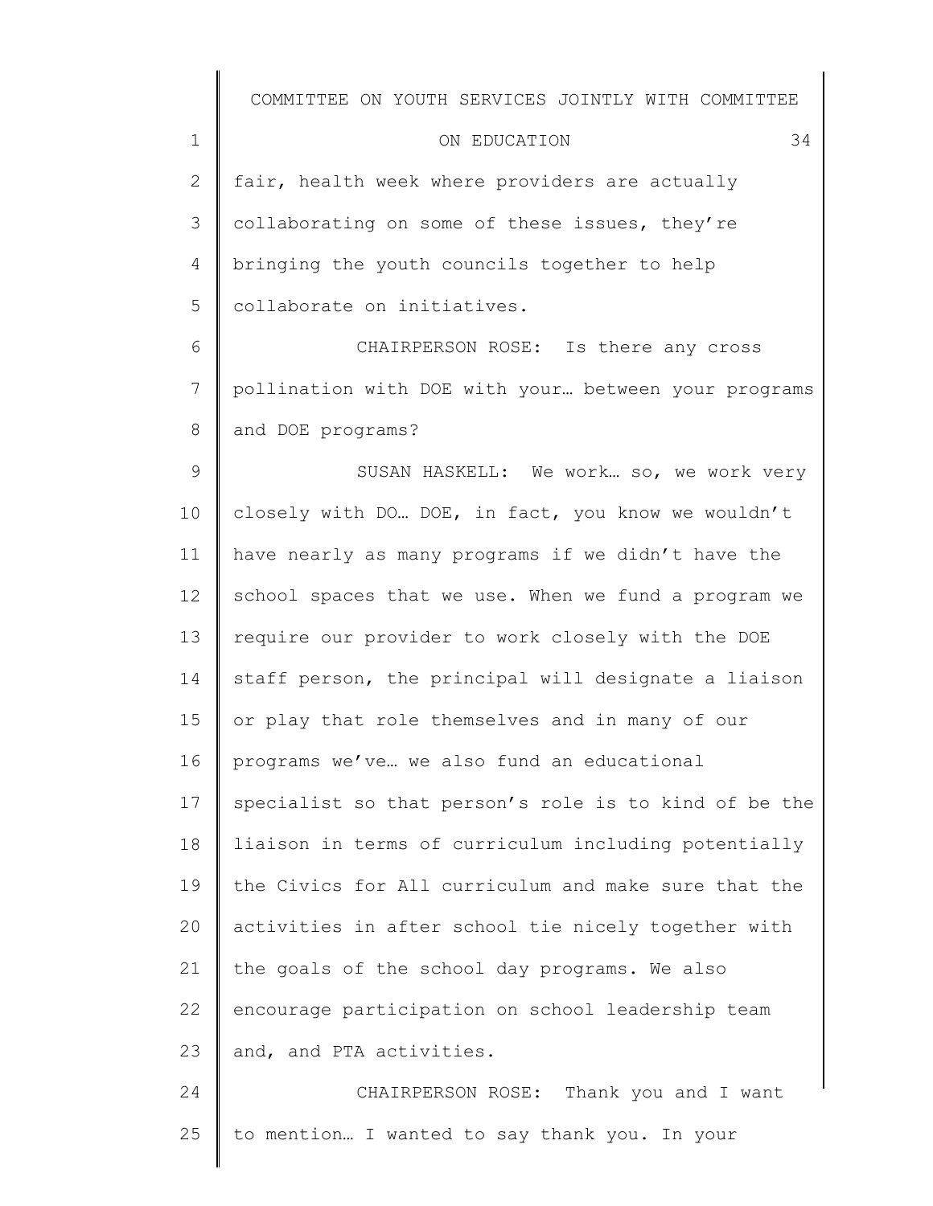fair, health week where providers are actually collaborating on some of these issues, they're bringing the youth councils together to help collaborate on initiatives.

CHAIRPERSON ROSE: Is there any cross pollination with DOE with your… between your programs and DOE programs?

SUSAN HASKELL: We work… so, we work very closely with DO… DOE, in fact, you know we wouldn't have nearly as many programs if we didn't have the school spaces that we use. When we fund a program we require our provider to work closely with the DOE staff person, the principal will designate a liaison or play that role themselves and in many of our programs we've… we also fund an educational specialist so that person's role is to kind of be the liaison in terms of curriculum including potentially the Civics for All curriculum and make sure that the activities in after school tie nicely together with the goals of the school day programs. We also encourage participation on school leadership team and, and PTA activities.

CHAIRPERSON ROSE: Thank you and I want to mention… I wanted to say thank you. In your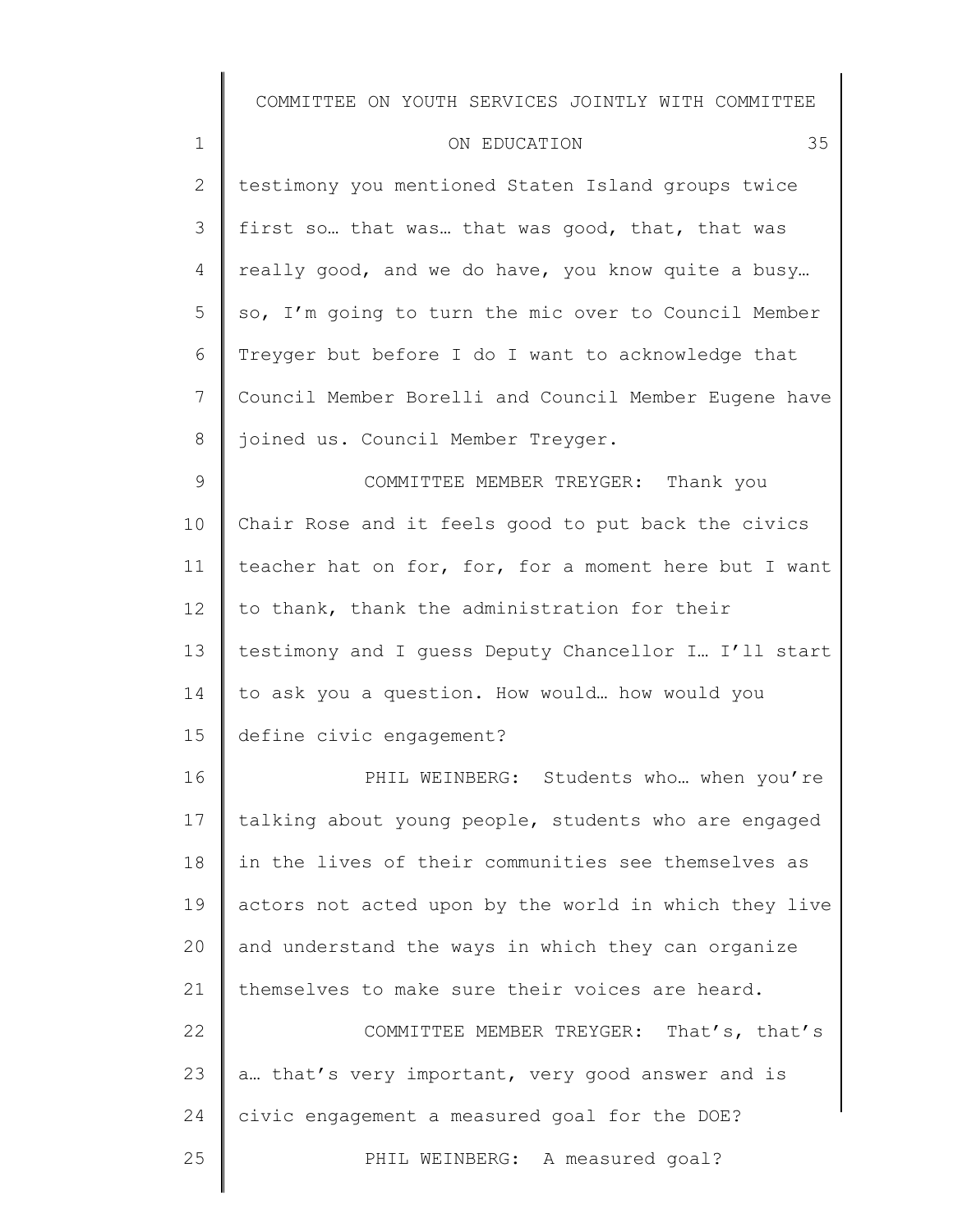testimony you mentioned Staten Island groups twice first so… that was… that was good, that, that was really good, and we do have, you know quite a busy… so, I'm going to turn the mic over to Council Member Treyger but before I do I want to acknowledge that Council Member Borelli and Council Member Eugene have joined us. Council Member Treyger.

COMMITTEE MEMBER TREYGER: Thank you Chair Rose and it feels good to put back the civics teacher hat on for, for, for a moment here but I want to thank, thank the administration for their testimony and I guess Deputy Chancellor I… I'll start to ask you a question. How would… how would you define civic engagement?

PHIL WEINBERG: Students who… when you're talking about young people, students who are engaged in the lives of their communities see themselves as actors not acted upon by the world in which they live and understand the ways in which they can organize themselves to make sure their voices are heard.

COMMITTEE MEMBER TREYGER: That's, that's a… that's very important, very good answer and is civic engagement a measured goal for the DOE?

PHIL WEINBERG: A measured goal?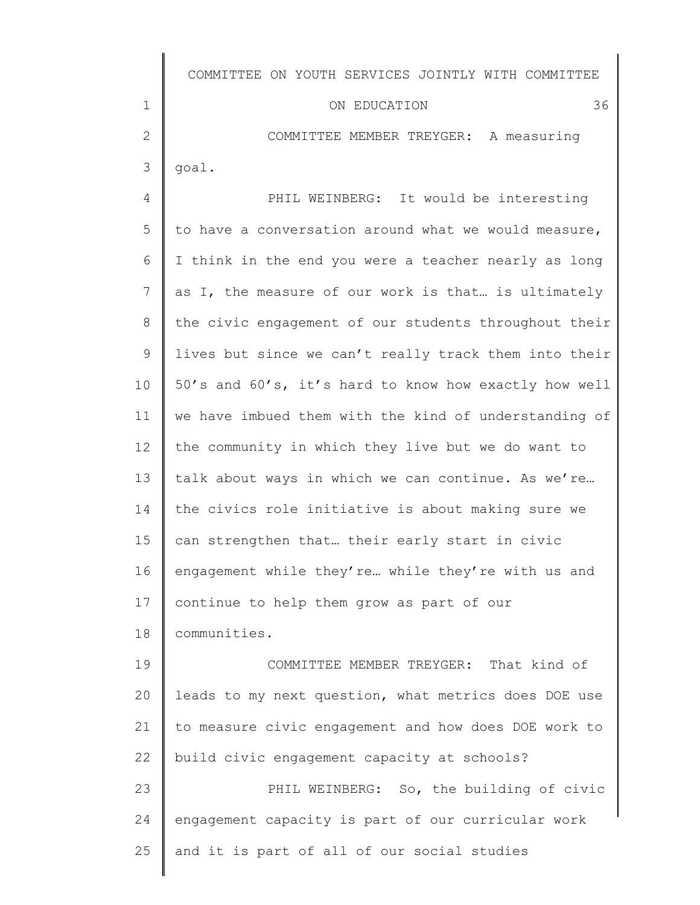COMMITTEE MEMBER TREYGER: A measuring goal.

PHIL WEINBERG: It would be interesting to have a conversation around what we would measure, I think in the end you were a teacher nearly as long as I, the measure of our work is that… is ultimately the civic engagement of our students throughout their lives but since we can't really track them into their 50's and 60's, it's hard to know how exactly how well we have imbued them with the kind of understanding of the community in which they live but we do want to talk about ways in which we can continue. As we're… the civics role initiative is about making sure we can strengthen that… their early start in civic engagement while they're… while they're with us and continue to help them grow as part of our communities.

COMMITTEE MEMBER TREYGER: That kind of leads to my next question, what metrics does DOE use to measure civic engagement and how does DOE work to build civic engagement capacity at schools?

PHIL WEINBERG: So, the building of civic engagement capacity is part of our curricular work and it is part of all of our social studies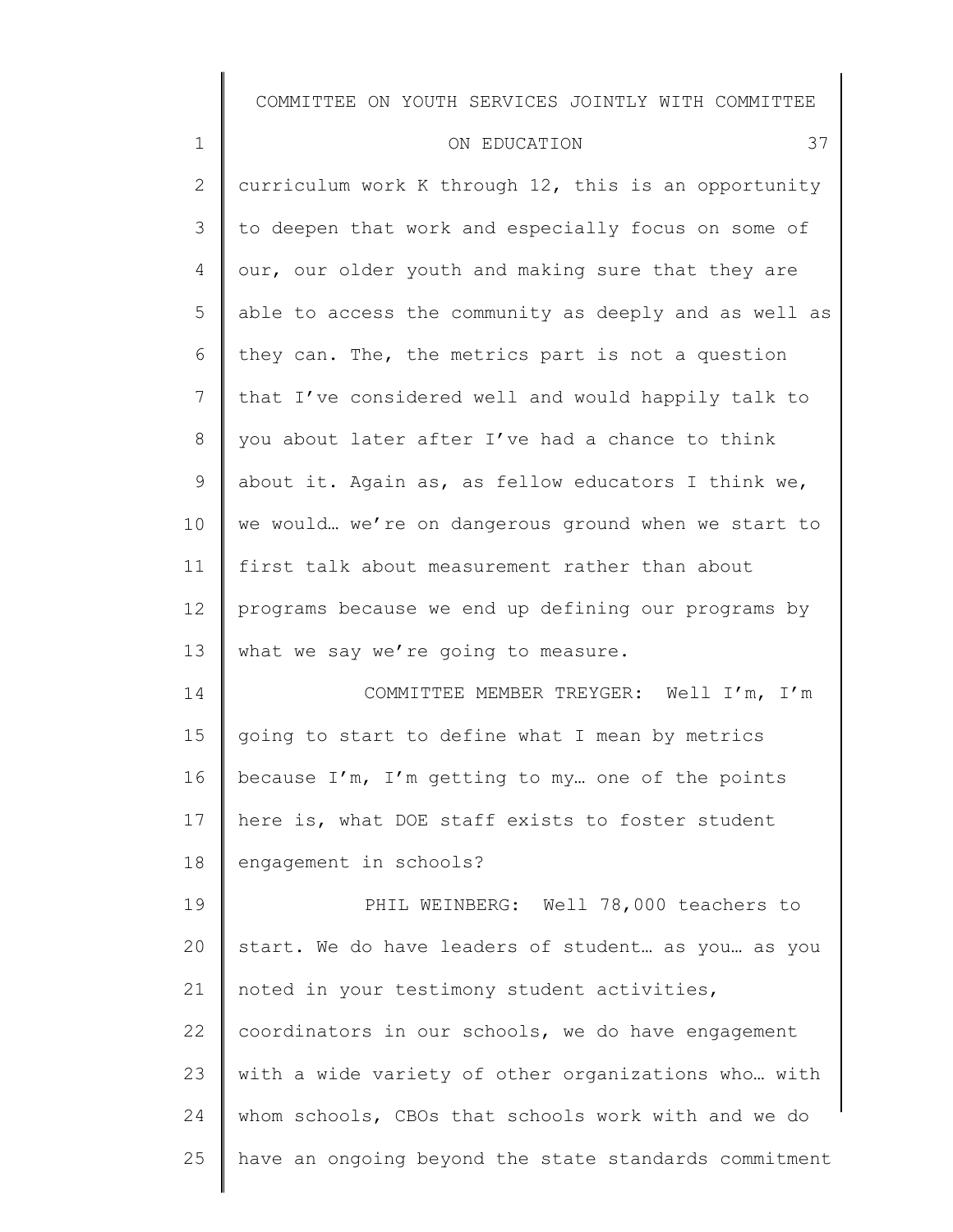curriculum work K through 12, this is an opportunity to deepen that work and especially focus on some of our, our older youth and making sure that they are able to access the community as deeply and as well as they can. The, the metrics part is not a question that I've considered well and would happily talk to you about later after I've had a chance to think about it. Again as, as fellow educators I think we, we would… we're on dangerous ground when we start to first talk about measurement rather than about programs because we end up defining our programs by what we say we're going to measure.

COMMITTEE MEMBER TREYGER: Well I'm, I'm going to start to define what I mean by metrics because I'm, I'm getting to my… one of the points here is, what DOE staff exists to foster student engagement in schools?

PHIL WEINBERG: Well 78,000 teachers to start. We do have leaders of student… as you… as you noted in your testimony student activities, coordinators in our schools, we do have engagement with a wide variety of other organizations who… with whom schools, CBOs that schools work with and we do have an ongoing beyond the state standards commitment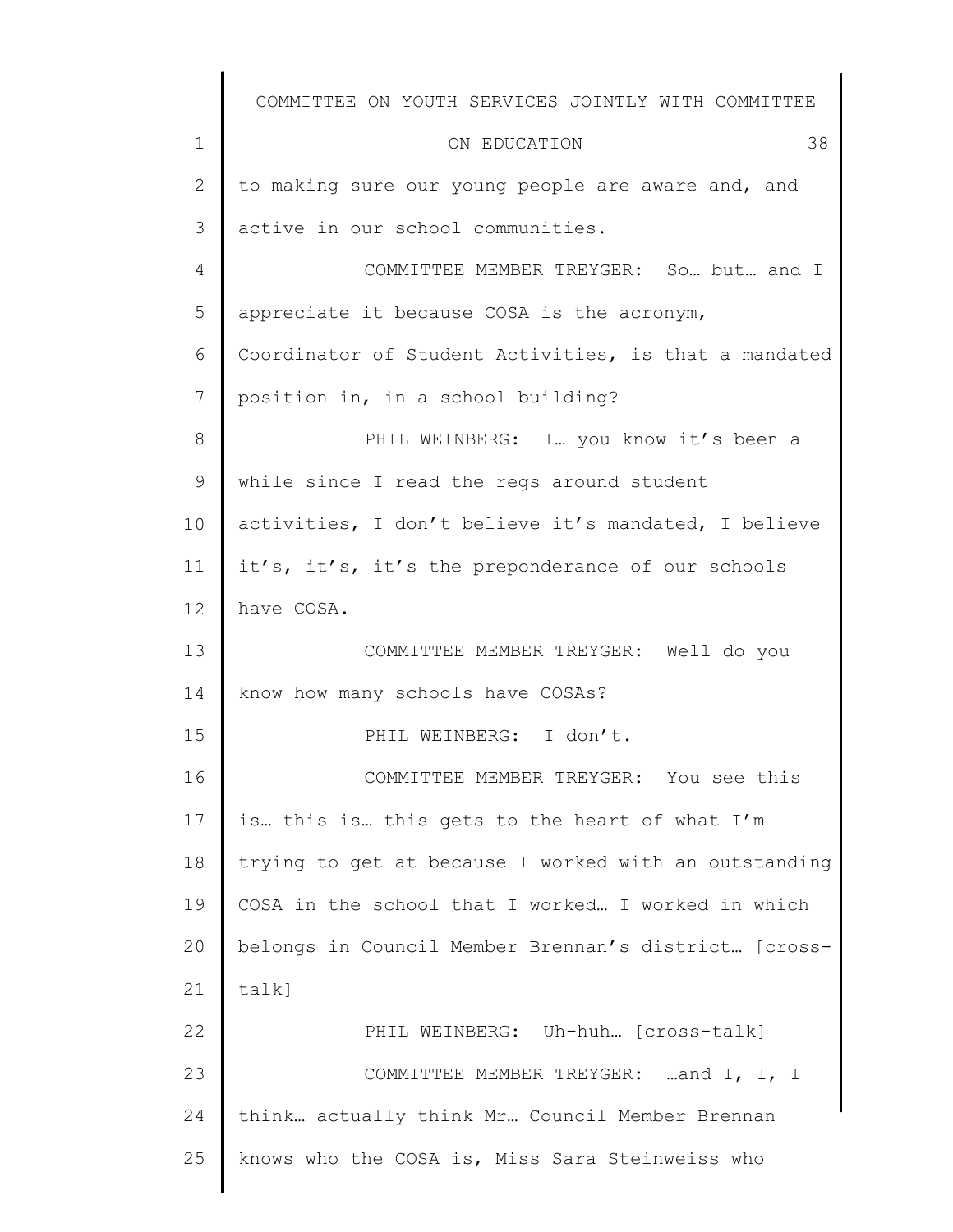to making sure our young people are aware and, and active in our school communities.

COMMITTEE MEMBER TREYGER: So… but… and I appreciate it because COSA is the acronym, Coordinator of Student Activities, is that a mandated position in, in a school building?

PHIL WEINBERG: I… you know it's been a while since I read the regs around student activities, I don't believe it's mandated, I believe it's, it's, it's the preponderance of our schools have COSA.

COMMITTEE MEMBER TREYGER: Well do you know how many schools have COSAs?

PHIL WEINBERG: I don't.

COMMITTEE MEMBER TREYGER: You see this is… this is… this gets to the heart of what I'm trying to get at because I worked with an outstanding COSA in the school that I worked… I worked in which belongs in Council Member Brennan's district… [cross-talk]

PHIL WEINBERG: Uh-huh… [cross-talk]

COMMITTEE MEMBER TREYGER: …and I, I, I think… actually think Mr… Council Member Brennan knows who the COSA is, Miss Sara Steinweiss who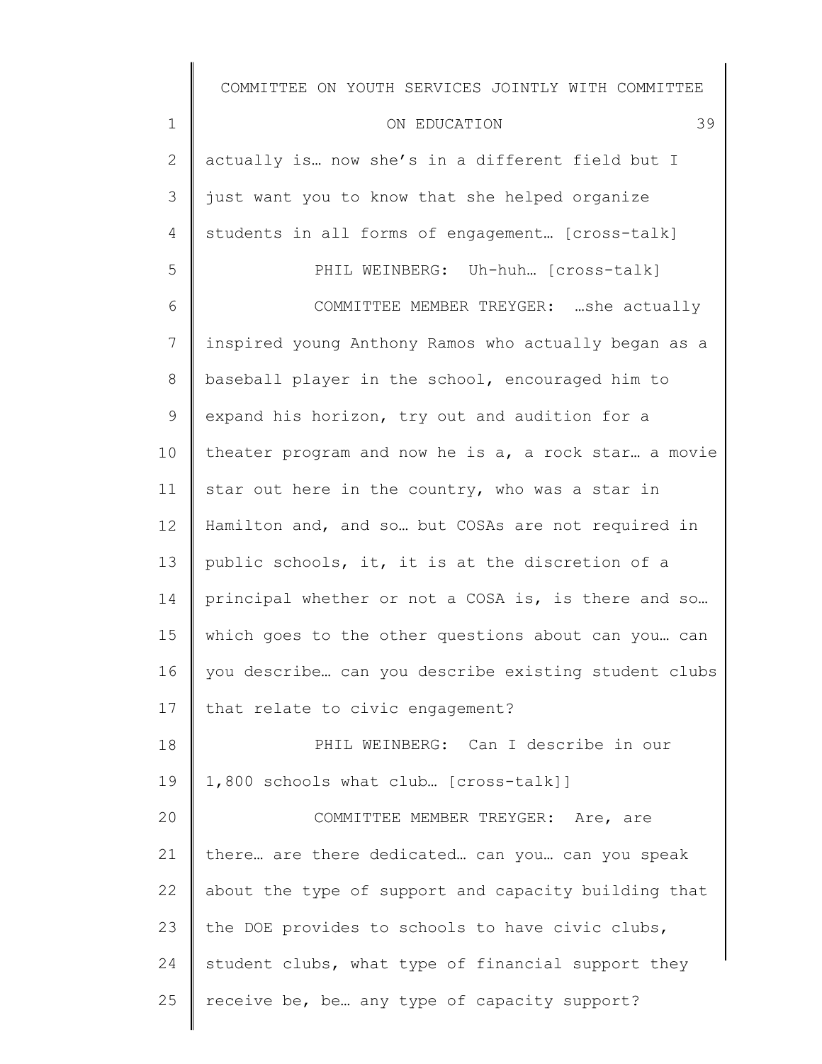actually is… now she's in a different field but I just want you to know that she helped organize students in all forms of engagement… [cross-talk]

PHIL WEINBERG: Uh-huh… [cross-talk]

COMMITTEE MEMBER TREYGER: …she actually inspired young Anthony Ramos who actually began as a baseball player in the school, encouraged him to expand his horizon, try out and audition for a theater program and now he is a, a rock star… a movie star out here in the country, who was a star in Hamilton and, and so… but COSAs are not required in public schools, it, it is at the discretion of a principal whether or not a COSA is, is there and so… which goes to the other questions about can you… can you describe… can you describe existing student clubs that relate to civic engagement?

PHIL WEINBERG: Can I describe in our 1,800 schools what club… [cross-talk]]

COMMITTEE MEMBER TREYGER: Are, are there… are there dedicated… can you… can you speak about the type of support and capacity building that the DOE provides to schools to have civic clubs, student clubs, what type of financial support they receive be, be… any type of capacity support?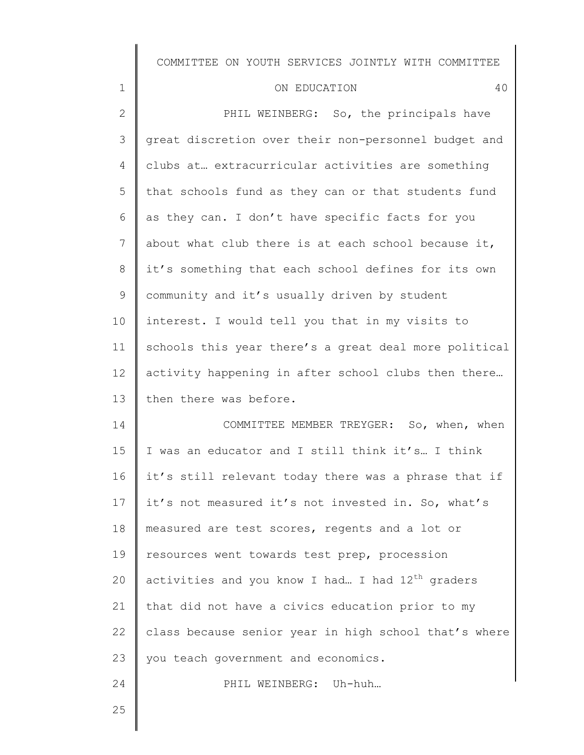PHIL WEINBERG: So, the principals have great discretion over their non-personnel budget and clubs at… extracurricular activities are something that schools fund as they can or that students fund as they can. I don't have specific facts for you about what club there is at each school because it, it's something that each school defines for its own community and it's usually driven by student interest. I would tell you that in my visits to schools this year there's a great deal more political activity happening in after school clubs then there… then there was before.

COMMITTEE MEMBER TREYGER: So, when, when I was an educator and I still think it's… I think it's still relevant today there was a phrase that if it's not measured it's not invested in. So, what's measured are test scores, regents and a lot or resources went towards test prep, procession activities and you know I had… I had 12th graders that did not have a civics education prior to my class because senior year in high school that's where you teach government and economics.

PHIL WEINBERG: Uh-huh…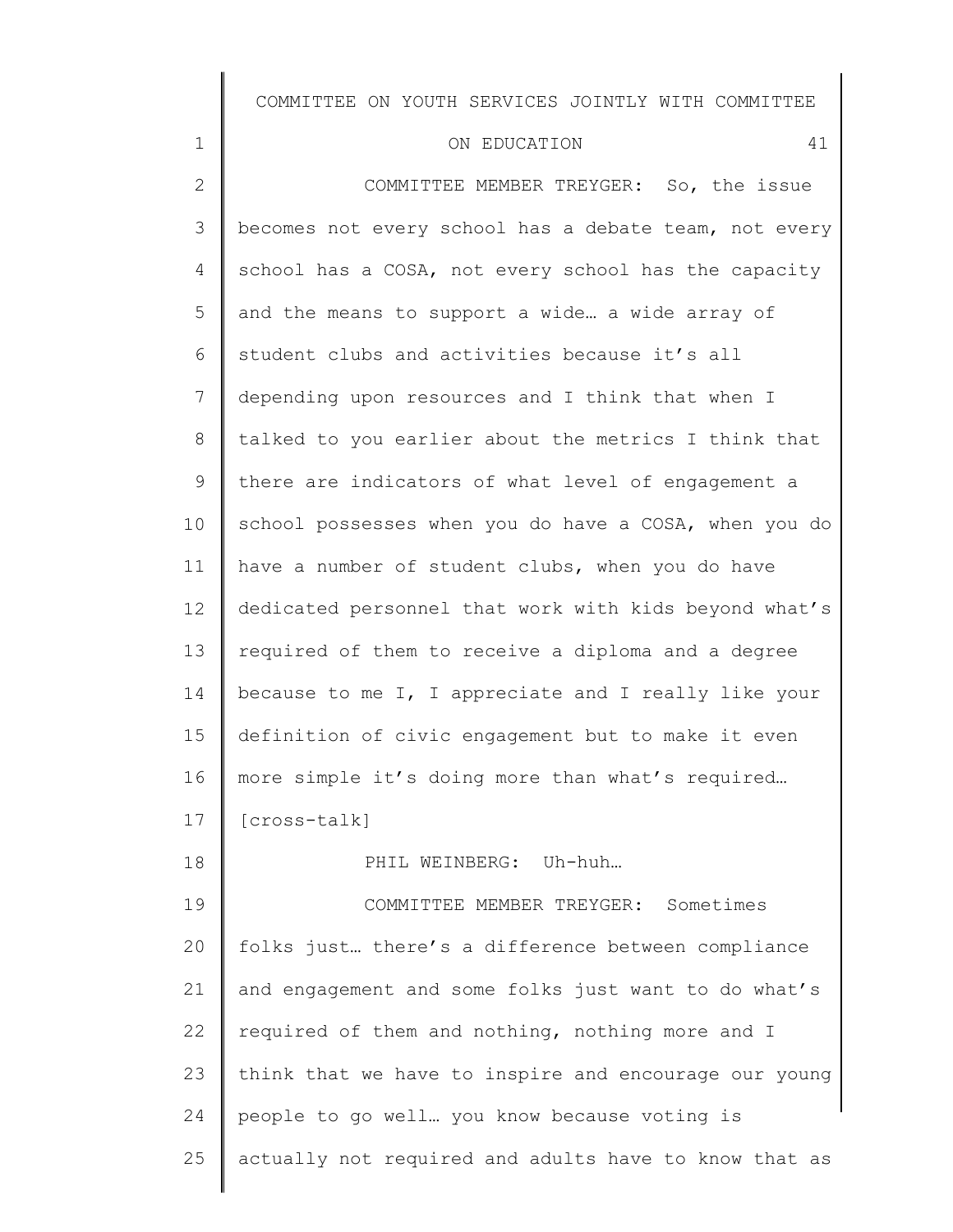COMMITTEE MEMBER TREYGER: So, the issue becomes not every school has a debate team, not every school has a COSA, not every school has the capacity and the means to support a wide… a wide array of student clubs and activities because it's all depending upon resources and I think that when I talked to you earlier about the metrics I think that there are indicators of what level of engagement a school possesses when you do have a COSA, when you do have a number of student clubs, when you do have dedicated personnel that work with kids beyond what's required of them to receive a diploma and a degree because to me I, I appreciate and I really like your definition of civic engagement but to make it even more simple it's doing more than what's required… [cross-talk]

PHIL WEINBERG: Uh-huh…

COMMITTEE MEMBER TREYGER: Sometimes folks just… there's a difference between compliance and engagement and some folks just want to do what's required of them and nothing, nothing more and I think that we have to inspire and encourage our young people to go well… you know because voting is actually not required and adults have to know that as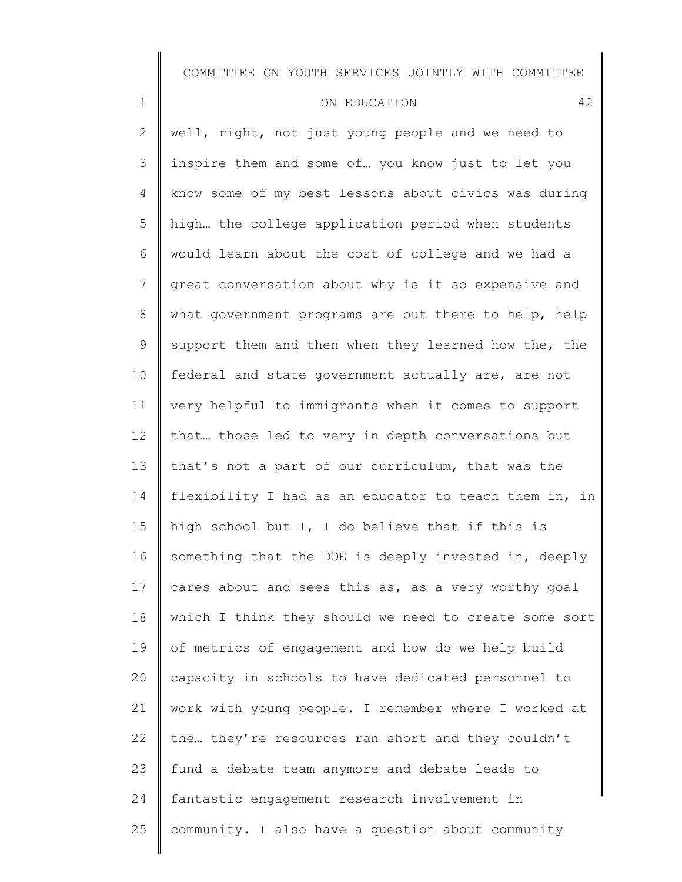well, right, not just young people and we need to inspire them and some of… you know just to let you know some of my best lessons about civics was during high… the college application period when students would learn about the cost of college and we had a great conversation about why is it so expensive and what government programs are out there to help, help support them and then when they learned how the, the federal and state government actually are, are not very helpful to immigrants when it comes to support that… those led to very in depth conversations but that's not a part of our curriculum, that was the flexibility I had as an educator to teach them in, in high school but I, I do believe that if this is something that the DOE is deeply invested in, deeply cares about and sees this as, as a very worthy goal which I think they should we need to create some sort of metrics of engagement and how do we help build capacity in schools to have dedicated personnel to work with young people. I remember where I worked at the… they're resources ran short and they couldn't fund a debate team anymore and debate leads to fantastic engagement research involvement in community. I also have a question about community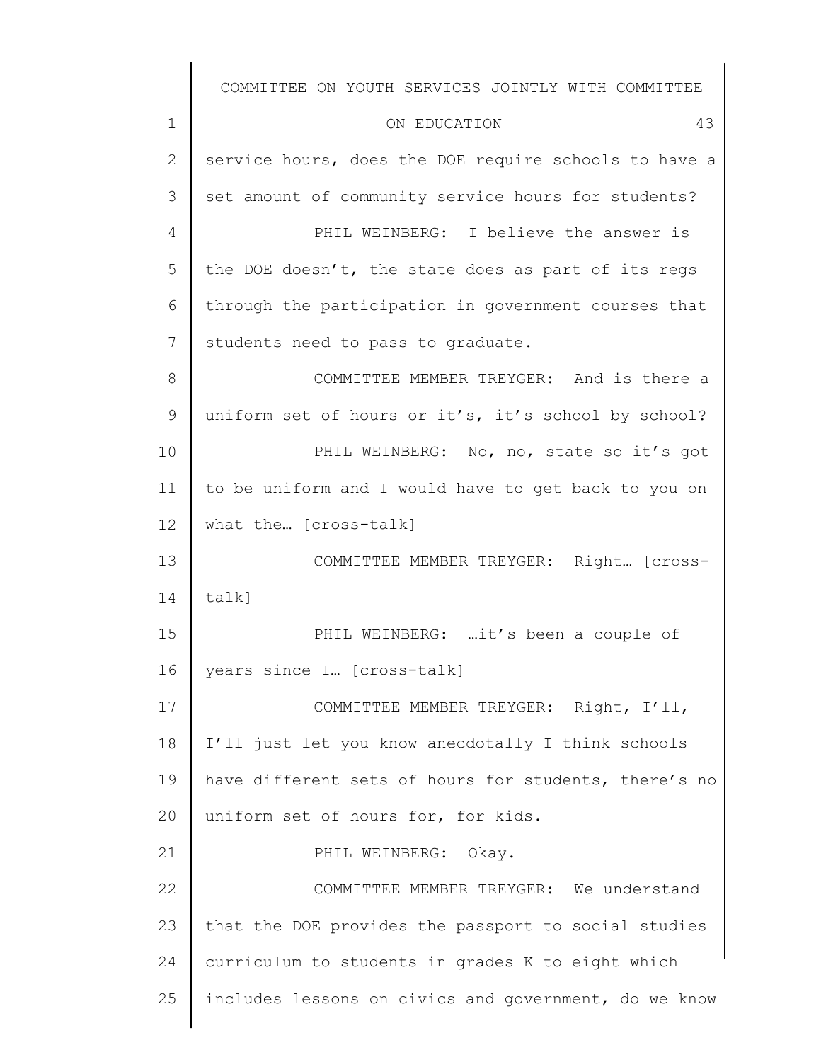service hours, does the DOE require schools to have a set amount of community service hours for students?

PHIL WEINBERG: I believe the answer is the DOE doesn't, the state does as part of its regs through the participation in government courses that students need to pass to graduate.

COMMITTEE MEMBER TREYGER: And is there a uniform set of hours or it's, it's school by school?

PHIL WEINBERG: No, no, state so it's got to be uniform and I would have to get back to you on what the… [cross-talk]

COMMITTEE MEMBER TREYGER: Right… [cross-talk]

PHIL WEINBERG: …it's been a couple of years since I… [cross-talk]

COMMITTEE MEMBER TREYGER: Right, I'll, I'll just let you know anecdotally I think schools have different sets of hours for students, there's no uniform set of hours for, for kids.

PHIL WEINBERG: Okay.

COMMITTEE MEMBER TREYGER: We understand that the DOE provides the passport to social studies curriculum to students in grades K to eight which includes lessons on civics and government, do we know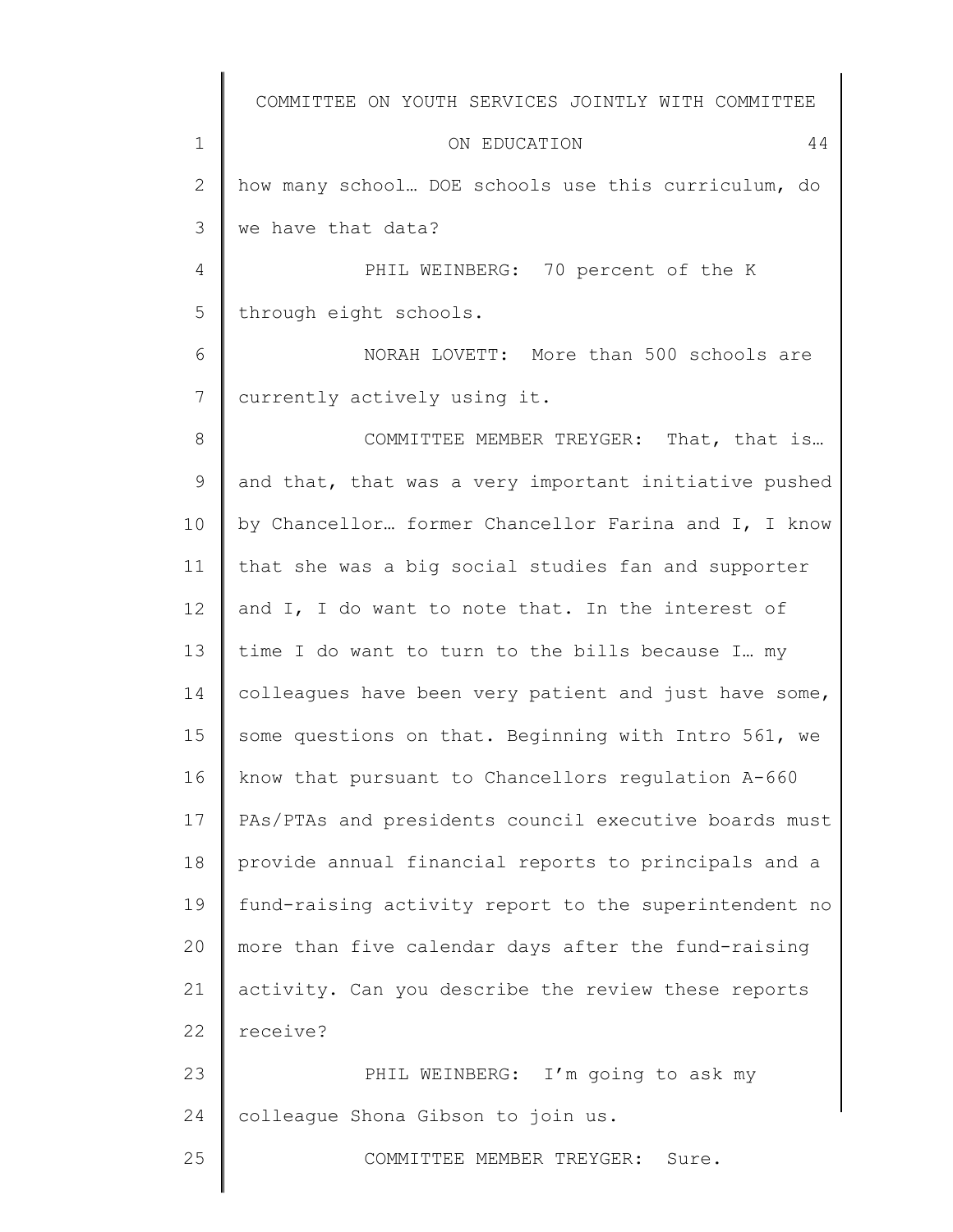how many school… DOE schools use this curriculum, do we have that data?

PHIL WEINBERG: 70 percent of the K through eight schools.

NORAH LOVETT: More than 500 schools are currently actively using it.

COMMITTEE MEMBER TREYGER: That, that is… and that, that was a very important initiative pushed by Chancellor… former Chancellor Farina and I, I know that she was a big social studies fan and supporter and I, I do want to note that. In the interest of time I do want to turn to the bills because I… my colleagues have been very patient and just have some, some questions on that. Beginning with Intro 561, we know that pursuant to Chancellors regulation A-660 PAs/PTAs and presidents council executive boards must provide annual financial reports to principals and a fund-raising activity report to the superintendent no more than five calendar days after the fund-raising activity. Can you describe the review these reports receive?

PHIL WEINBERG: I'm going to ask my colleague Shona Gibson to join us.

COMMITTEE MEMBER TREYGER: Sure.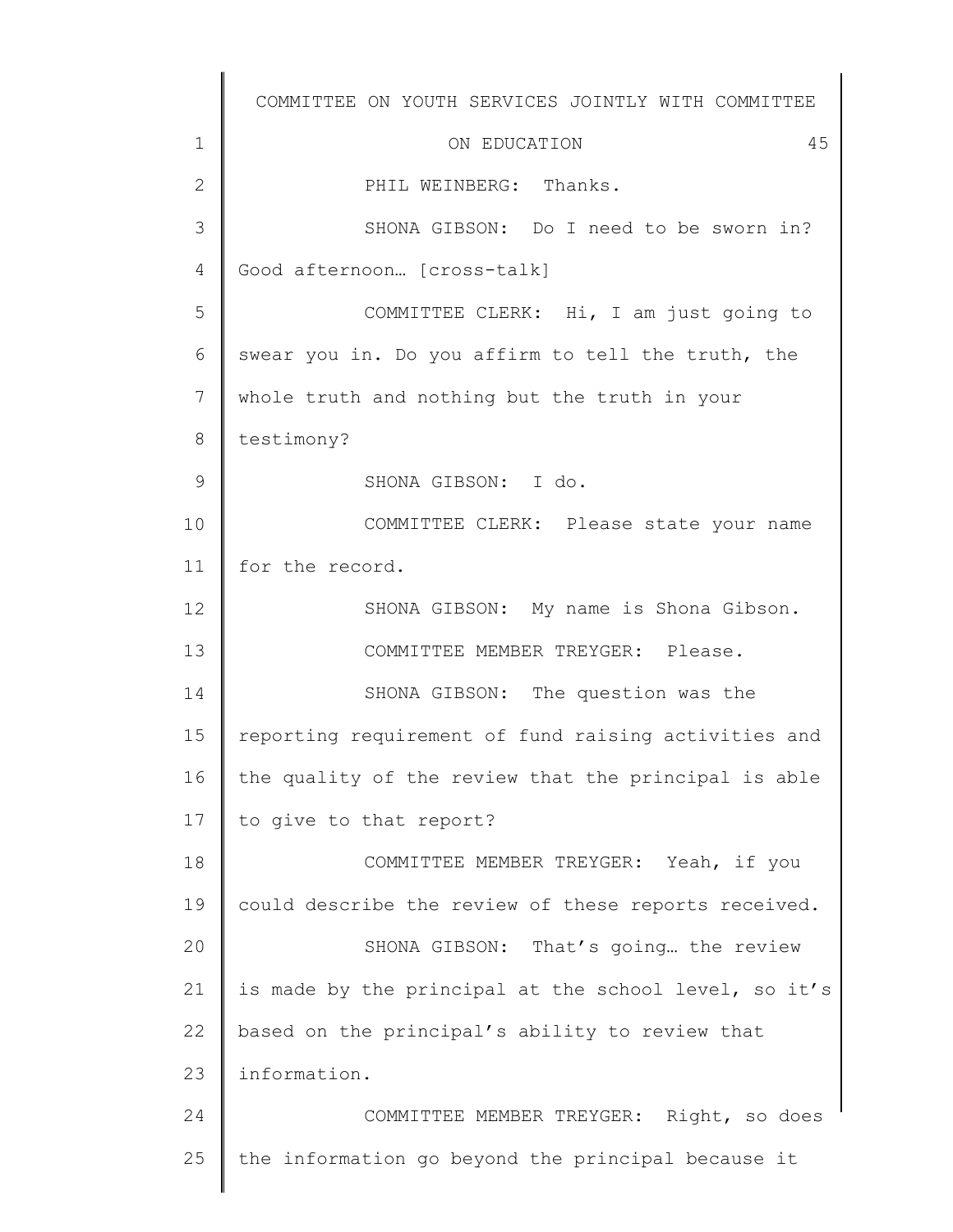PHIL WEINBERG: Thanks.

SHONA GIBSON: Do I need to be sworn in? Good afternoon… [cross-talk]

COMMITTEE CLERK: Hi, I am just going to swear you in. Do you affirm to tell the truth, the whole truth and nothing but the truth in your testimony?

SHONA GIBSON: I do.

COMMITTEE CLERK: Please state your name for the record.

SHONA GIBSON: My name is Shona Gibson.

COMMITTEE MEMBER TREYGER: Please.

SHONA GIBSON: The question was the reporting requirement of fund raising activities and the quality of the review that the principal is able to give to that report?

COMMITTEE MEMBER TREYGER: Yeah, if you could describe the review of these reports received.

SHONA GIBSON: That's going… the review is made by the principal at the school level, so it's based on the principal's ability to review that information.

COMMITTEE MEMBER TREYGER: Right, so does the information go beyond the principal because it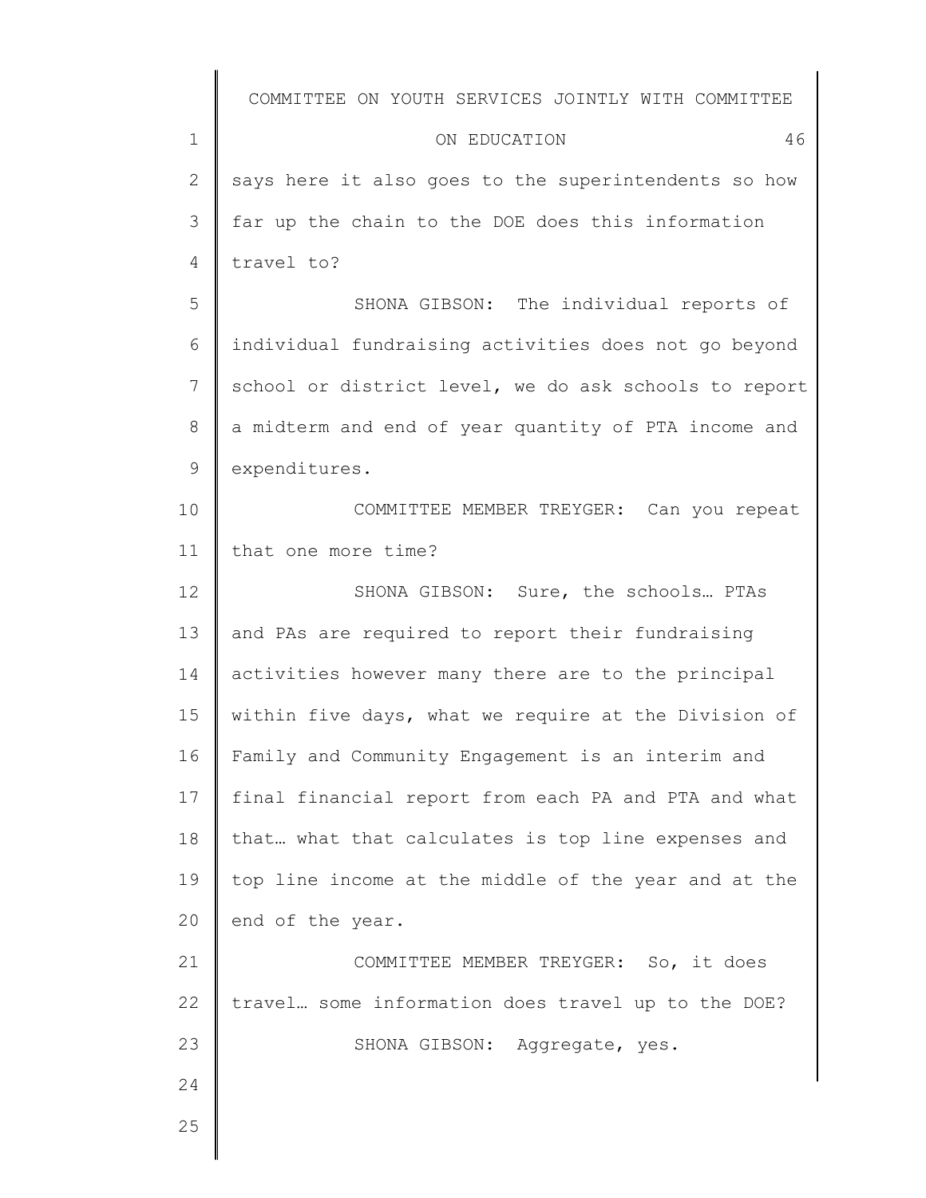says here it also goes to the superintendents so how far up the chain to the DOE does this information travel to?

SHONA GIBSON: The individual reports of individual fundraising activities does not go beyond school or district level, we do ask schools to report a midterm and end of year quantity of PTA income and expenditures.

COMMITTEE MEMBER TREYGER: Can you repeat that one more time?

SHONA GIBSON: Sure, the schools… PTAs and PAs are required to report their fundraising activities however many there are to the principal within five days, what we require at the Division of Family and Community Engagement is an interim and final financial report from each PA and PTA and what that… what that calculates is top line expenses and top line income at the middle of the year and at the end of the year.

COMMITTEE MEMBER TREYGER: So, it does travel… some information does travel up to the DOE?

SHONA GIBSON: Aggregate, yes.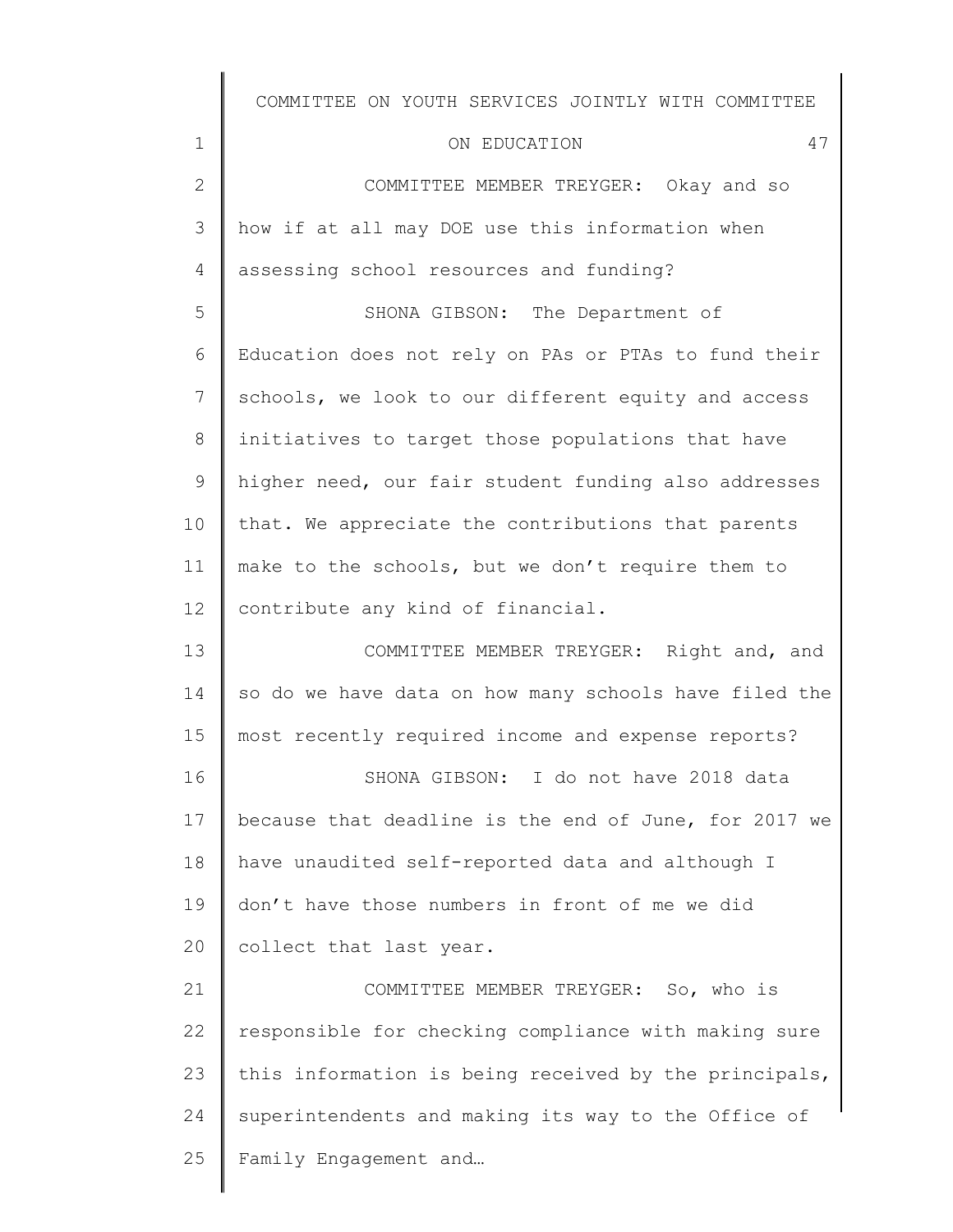COMMITTEE MEMBER TREYGER: Okay and so how if at all may DOE use this information when assessing school resources and funding?

SHONA GIBSON: The Department of Education does not rely on PAs or PTAs to fund their schools, we look to our different equity and access initiatives to target those populations that have higher need, our fair student funding also addresses that. We appreciate the contributions that parents make to the schools, but we don't require them to contribute any kind of financial.

COMMITTEE MEMBER TREYGER: Right and, and so do we have data on how many schools have filed the most recently required income and expense reports?

SHONA GIBSON: I do not have 2018 data because that deadline is the end of June, for 2017 we have unaudited self-reported data and although I don't have those numbers in front of me we did collect that last year.

COMMITTEE MEMBER TREYGER: So, who is responsible for checking compliance with making sure this information is being received by the principals, superintendents and making its way to the Office of Family Engagement and…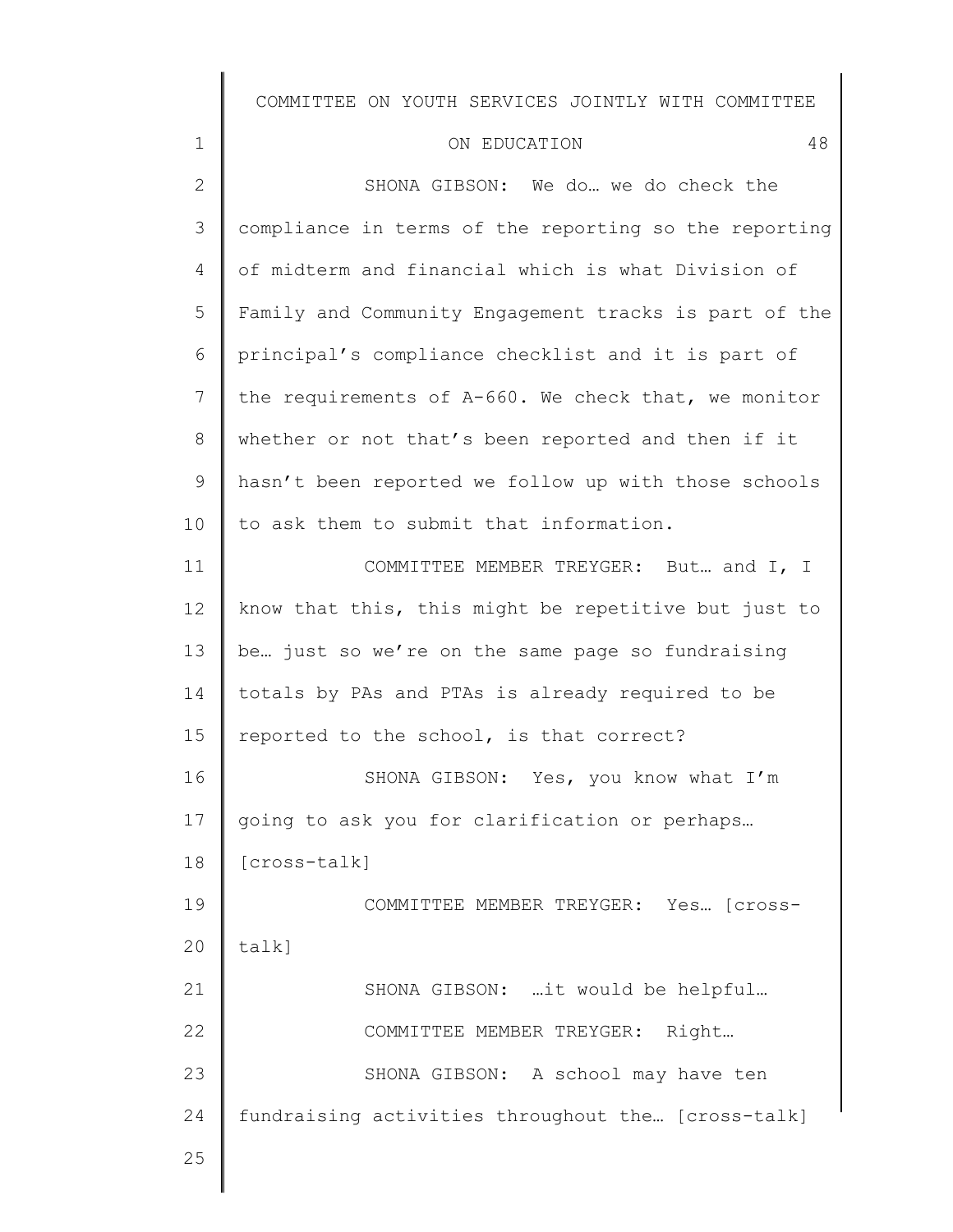SHONA GIBSON: We do… we do check the compliance in terms of the reporting so the reporting of midterm and financial which is what Division of Family and Community Engagement tracks is part of the principal's compliance checklist and it is part of the requirements of A-660. We check that, we monitor whether or not that's been reported and then if it hasn't been reported we follow up with those schools to ask them to submit that information.

COMMITTEE MEMBER TREYGER: But… and I, I know that this, this might be repetitive but just to be… just so we're on the same page so fundraising totals by PAs and PTAs is already required to be reported to the school, is that correct?

SHONA GIBSON: Yes, you know what I'm going to ask you for clarification or perhaps… [cross-talk]

COMMITTEE MEMBER TREYGER: Yes… [cross-talk]

SHONA GIBSON: …it would be helpful…

COMMITTEE MEMBER TREYGER: Right…

SHONA GIBSON: A school may have ten fundraising activities throughout the… [cross-talk]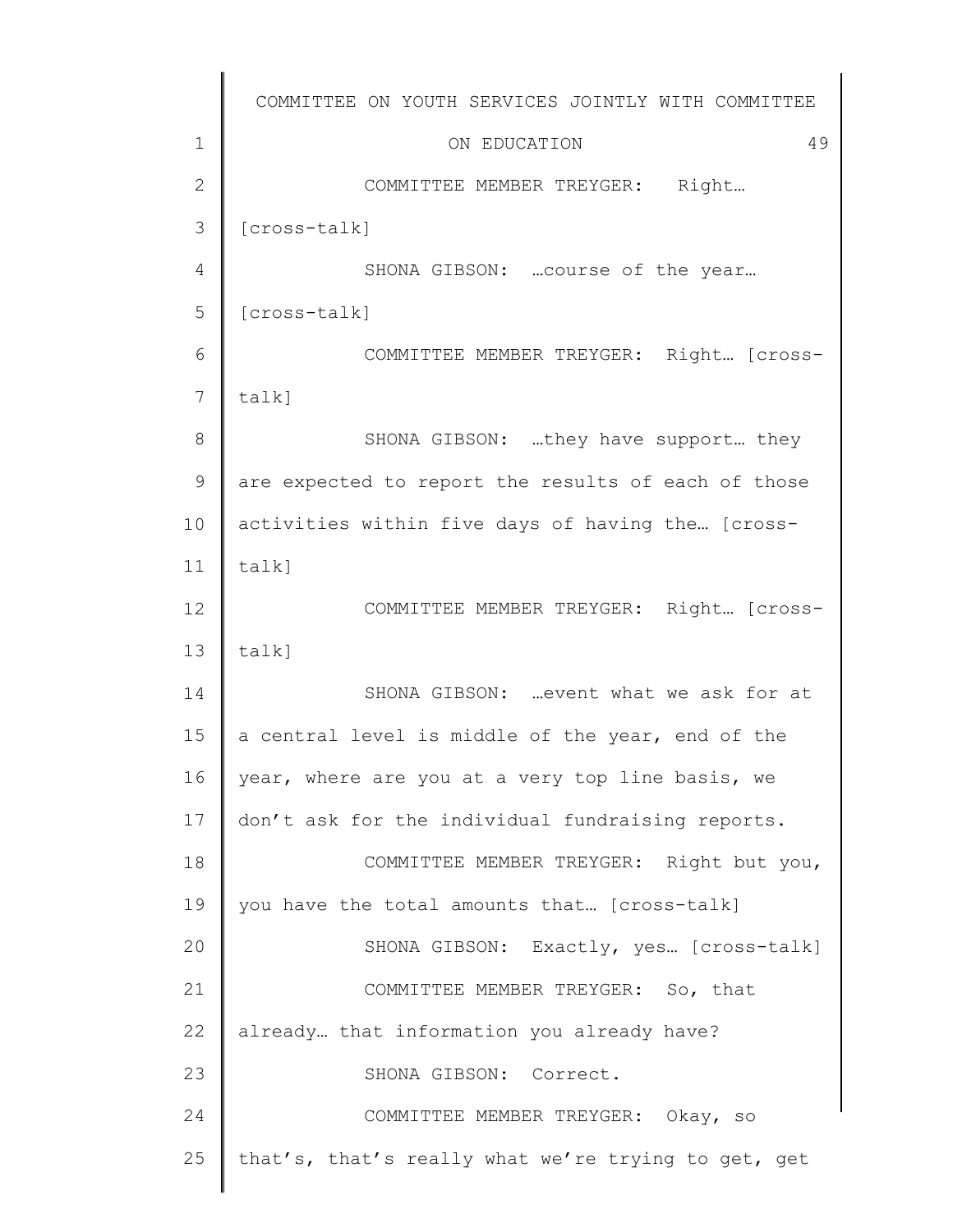COMMITTEE MEMBER TREYGER: Right… [cross-talk]

SHONA GIBSON: …course of the year… [cross-talk]

COMMITTEE MEMBER TREYGER: Right… [cross-talk]

SHONA GIBSON: …they have support… they are expected to report the results of each of those activities within five days of having the… [cross-talk]

COMMITTEE MEMBER TREYGER: Right… [cross-talk]

SHONA GIBSON: …event what we ask for at a central level is middle of the year, end of the year, where are you at a very top line basis, we don't ask for the individual fundraising reports.

COMMITTEE MEMBER TREYGER: Right but you, you have the total amounts that… [cross-talk]

SHONA GIBSON: Exactly, yes… [cross-talk]

COMMITTEE MEMBER TREYGER: So, that already… that information you already have?

SHONA GIBSON: Correct.

COMMITTEE MEMBER TREYGER: Okay, so that's, that's really what we're trying to get, get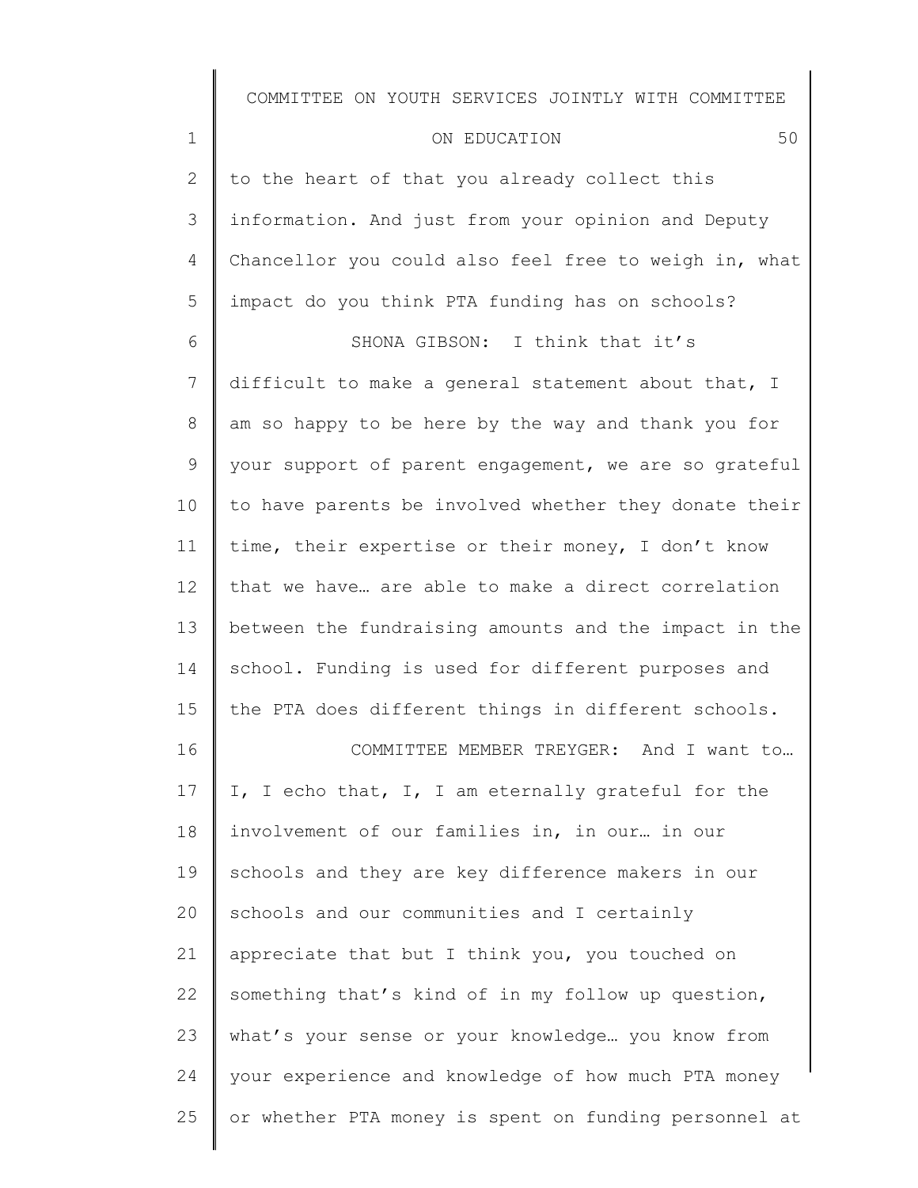to the heart of that you already collect this information. And just from your opinion and Deputy Chancellor you could also feel free to weigh in, what impact do you think PTA funding has on schools?

SHONA GIBSON: I think that it's difficult to make a general statement about that, I am so happy to be here by the way and thank you for your support of parent engagement, we are so grateful to have parents be involved whether they donate their time, their expertise or their money, I don't know that we have… are able to make a direct correlation between the fundraising amounts and the impact in the school. Funding is used for different purposes and the PTA does different things in different schools.

COMMITTEE MEMBER TREYGER: And I want to… I, I echo that, I, I am eternally grateful for the involvement of our families in, in our… in our schools and they are key difference makers in our schools and our communities and I certainly appreciate that but I think you, you touched on something that's kind of in my follow up question, what's your sense or your knowledge… you know from your experience and knowledge of how much PTA money or whether PTA money is spent on funding personnel at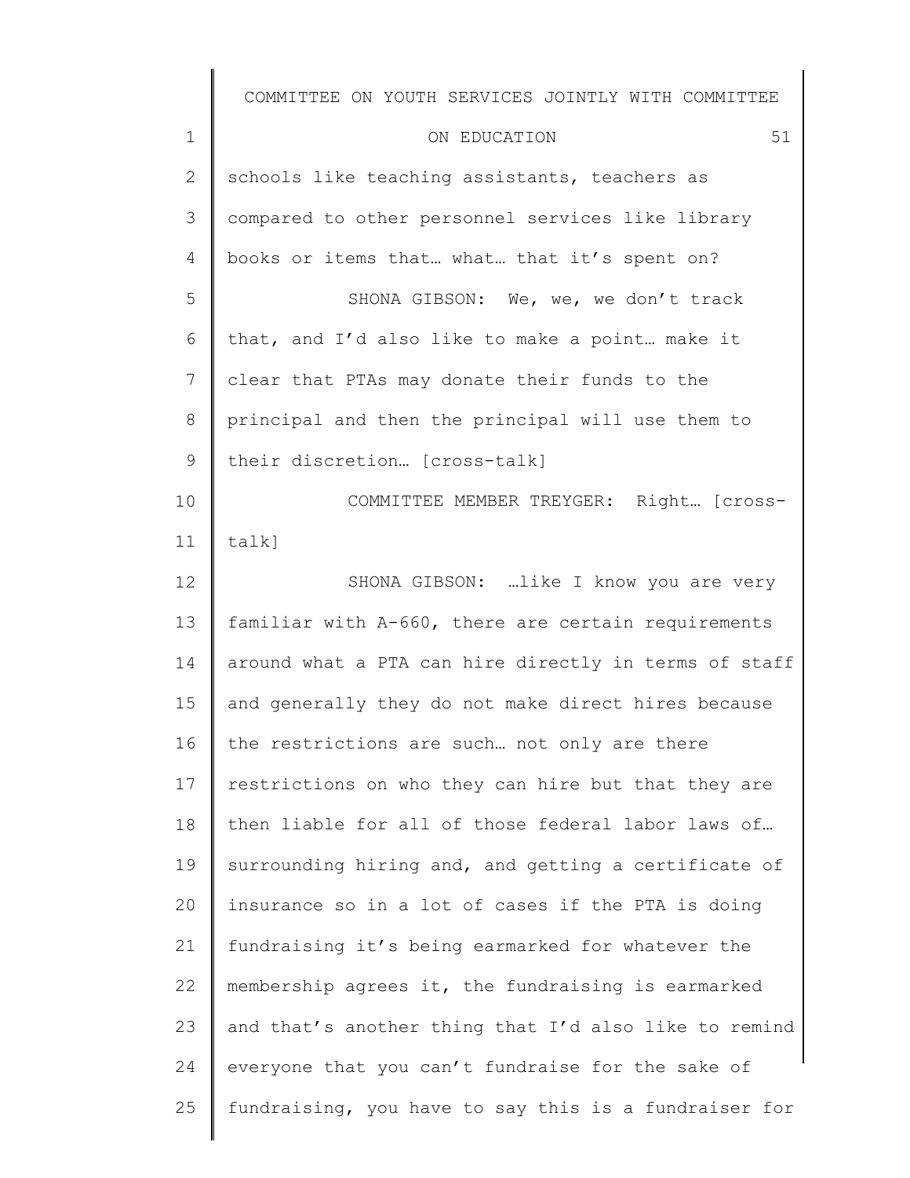schools like teaching assistants, teachers as compared to other personnel services like library books or items that… what… that it's spent on?

SHONA GIBSON: We, we, we don't track that, and I'd also like to make a point… make it clear that PTAs may donate their funds to the principal and then the principal will use them to their discretion… [cross-talk]

COMMITTEE MEMBER TREYGER: Right… [cross-talk]

SHONA GIBSON: …like I know you are very familiar with A-660, there are certain requirements around what a PTA can hire directly in terms of staff and generally they do not make direct hires because the restrictions are such… not only are there restrictions on who they can hire but that they are then liable for all of those federal labor laws of… surrounding hiring and, and getting a certificate of insurance so in a lot of cases if the PTA is doing fundraising it's being earmarked for whatever the membership agrees it, the fundraising is earmarked and that's another thing that I'd also like to remind everyone that you can't fundraise for the sake of fundraising, you have to say this is a fundraiser for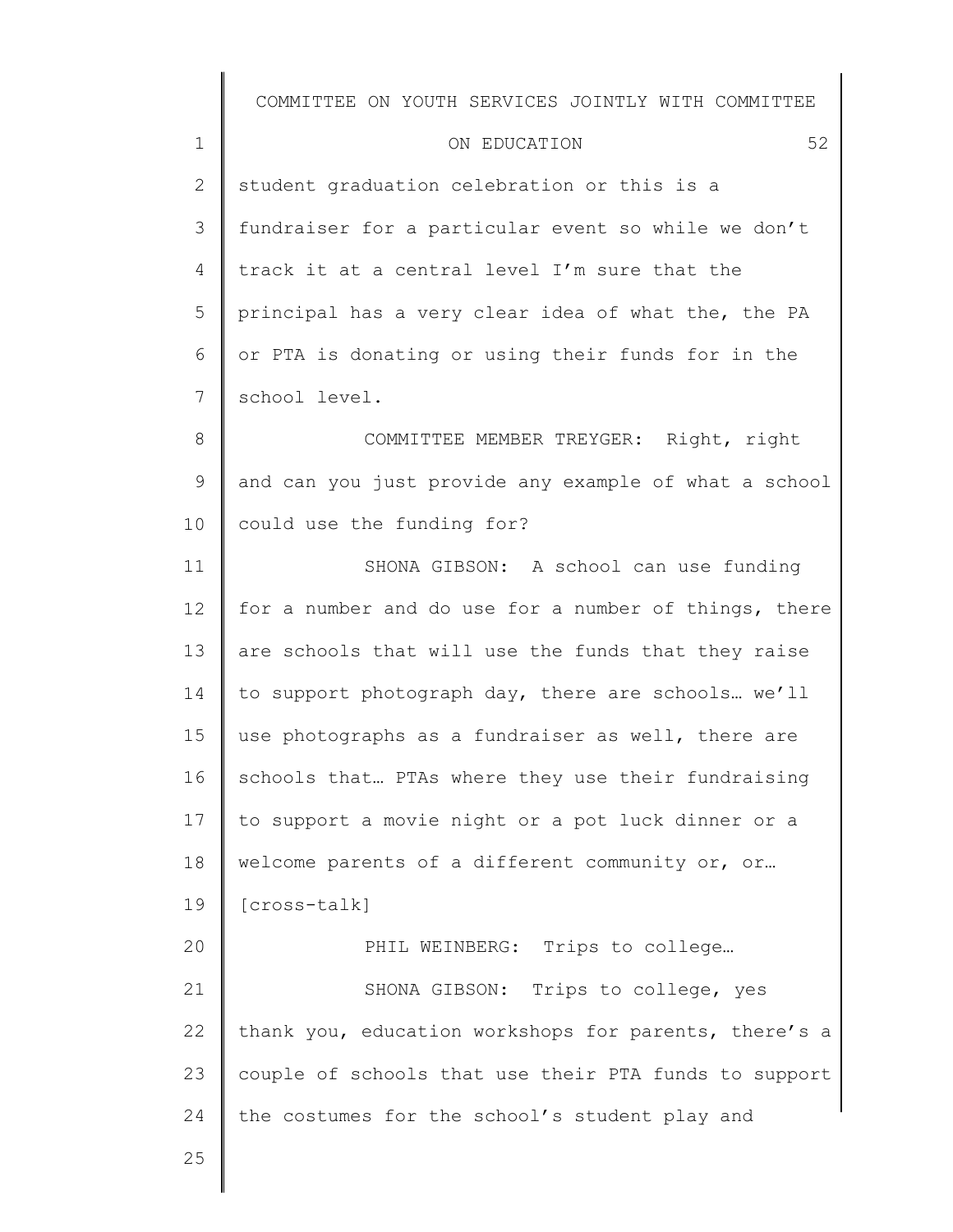student graduation celebration or this is a fundraiser for a particular event so while we don't track it at a central level I'm sure that the principal has a very clear idea of what the, the PA or PTA is donating or using their funds for in the school level.

COMMITTEE MEMBER TREYGER: Right, right and can you just provide any example of what a school could use the funding for?

SHONA GIBSON: A school can use funding for a number and do use for a number of things, there are schools that will use the funds that they raise to support photograph day, there are schools… we'll use photographs as a fundraiser as well, there are schools that… PTAs where they use their fundraising to support a movie night or a pot luck dinner or a welcome parents of a different community or, or… [cross-talk]

PHIL WEINBERG: Trips to college…

SHONA GIBSON: Trips to college, yes thank you, education workshops for parents, there's a couple of schools that use their PTA funds to support the costumes for the school's student play and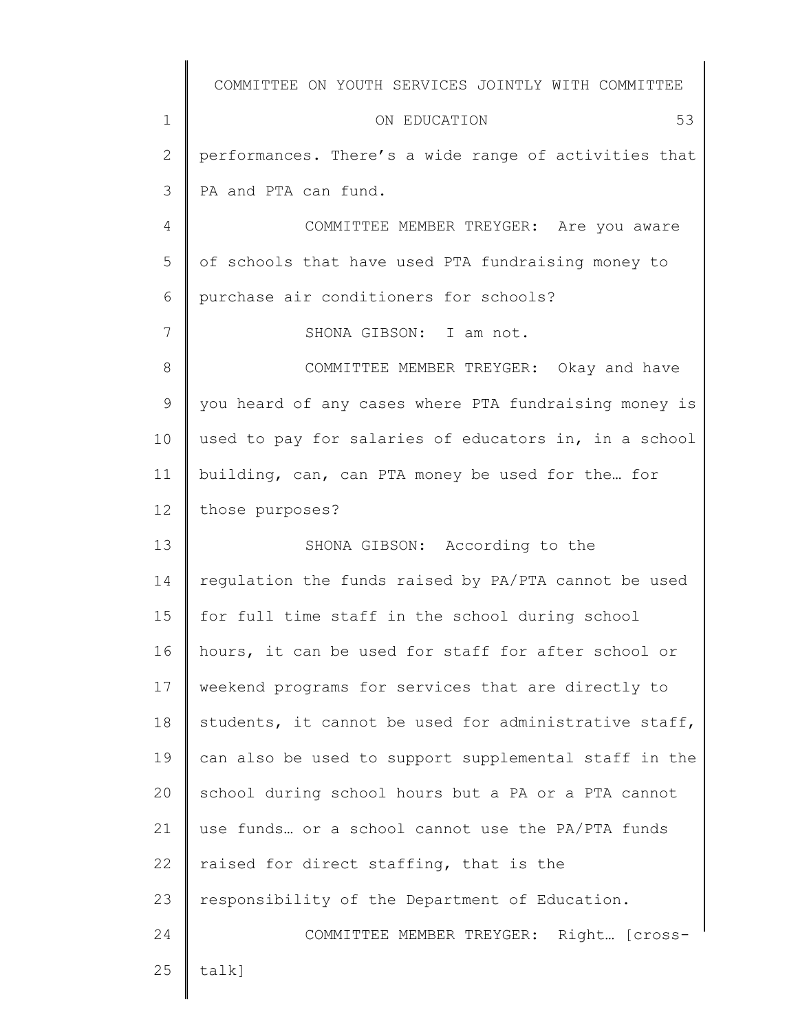performances. There's a wide range of activities that PA and PTA can fund.

COMMITTEE MEMBER TREYGER: Are you aware of schools that have used PTA fundraising money to purchase air conditioners for schools?

SHONA GIBSON: I am not.

COMMITTEE MEMBER TREYGER: Okay and have you heard of any cases where PTA fundraising money is used to pay for salaries of educators in, in a school building, can, can PTA money be used for the… for those purposes?

SHONA GIBSON: According to the regulation the funds raised by PA/PTA cannot be used for full time staff in the school during school hours, it can be used for staff for after school or weekend programs for services that are directly to students, it cannot be used for administrative staff, can also be used to support supplemental staff in the school during school hours but a PA or a PTA cannot use funds… or a school cannot use the PA/PTA funds raised for direct staffing, that is the responsibility of the Department of Education.

COMMITTEE MEMBER TREYGER: Right… [cross-talk]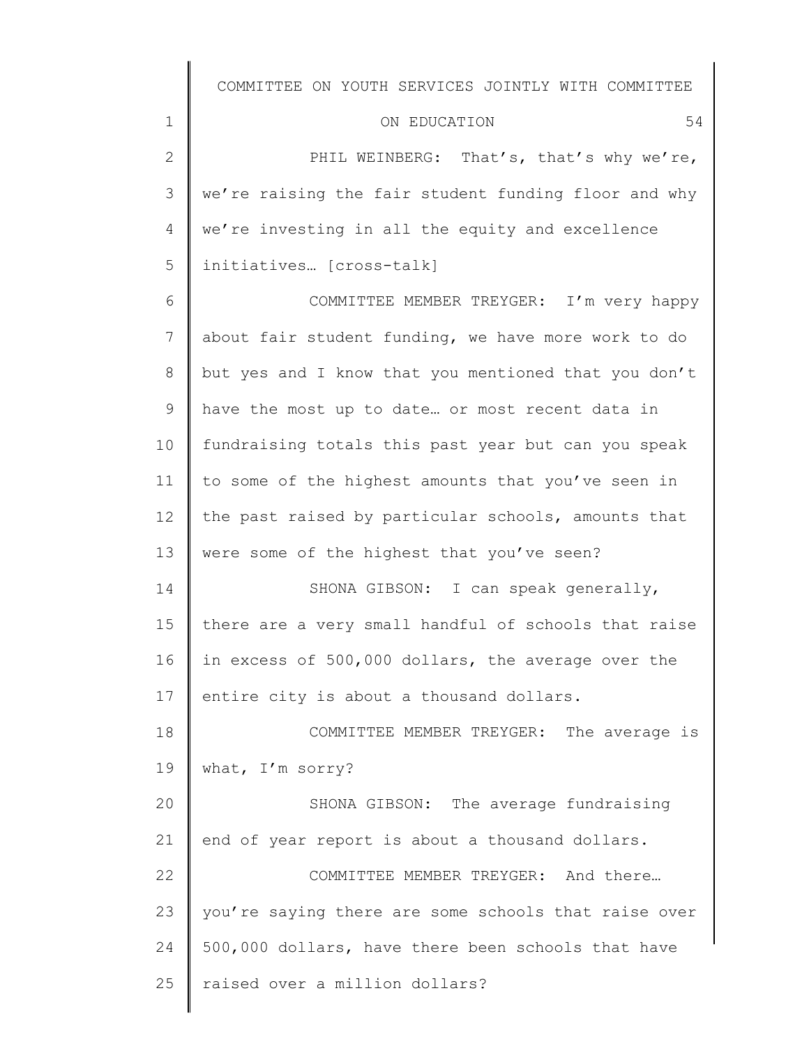PHIL WEINBERG: That's, that's why we're, we're raising the fair student funding floor and why we're investing in all the equity and excellence initiatives… [cross-talk]

COMMITTEE MEMBER TREYGER: I'm very happy about fair student funding, we have more work to do but yes and I know that you mentioned that you don't have the most up to date… or most recent data in fundraising totals this past year but can you speak to some of the highest amounts that you've seen in the past raised by particular schools, amounts that were some of the highest that you've seen?

SHONA GIBSON: I can speak generally, there are a very small handful of schools that raise in excess of 500,000 dollars, the average over the entire city is about a thousand dollars.

COMMITTEE MEMBER TREYGER: The average is what, I'm sorry?

SHONA GIBSON: The average fundraising end of year report is about a thousand dollars.

COMMITTEE MEMBER TREYGER: And there… you're saying there are some schools that raise over 500,000 dollars, have there been schools that have raised over a million dollars?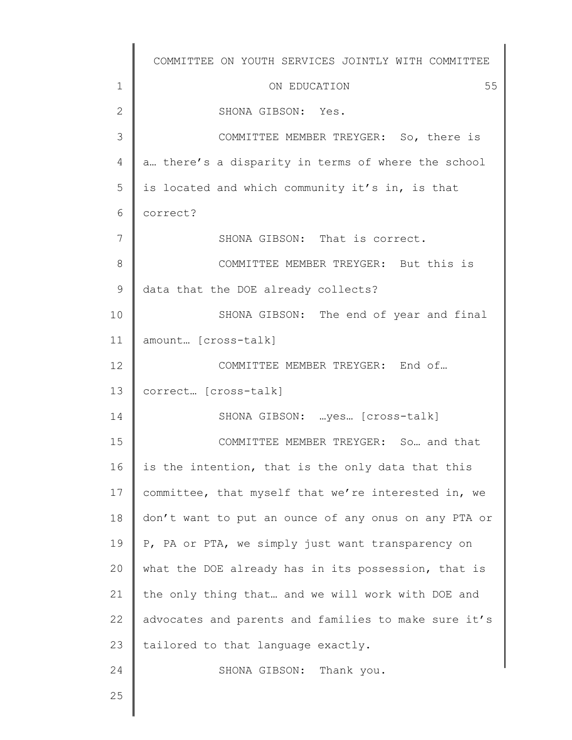SHONA GIBSON: Yes.

COMMITTEE MEMBER TREYGER: So, there is a… there's a disparity in terms of where the school is located and which community it's in, is that correct?

SHONA GIBSON: That is correct.

COMMITTEE MEMBER TREYGER: But this is data that the DOE already collects?

SHONA GIBSON: The end of year and final amount… [cross-talk]

COMMITTEE MEMBER TREYGER: End of… correct… [cross-talk]

SHONA GIBSON: …yes… [cross-talk]

COMMITTEE MEMBER TREYGER: So… and that is the intention, that is the only data that this committee, that myself that we're interested in, we don't want to put an ounce of any onus on any PTA or P, PA or PTA, we simply just want transparency on what the DOE already has in its possession, that is the only thing that… and we will work with DOE and advocates and parents and families to make sure it's tailored to that language exactly.

SHONA GIBSON: Thank you.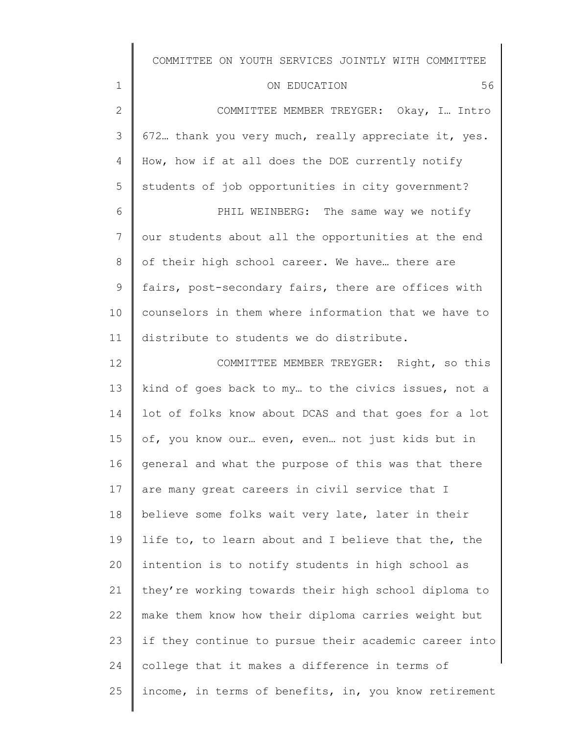COMMITTEE MEMBER TREYGER: Okay, I… Intro 672… thank you very much, really appreciate it, yes. How, how if at all does the DOE currently notify students of job opportunities in city government?

PHIL WEINBERG: The same way we notify our students about all the opportunities at the end of their high school career. We have… there are fairs, post-secondary fairs, there are offices with counselors in them where information that we have to distribute to students we do distribute.

COMMITTEE MEMBER TREYGER: Right, so this kind of goes back to my… to the civics issues, not a lot of folks know about DCAS and that goes for a lot of, you know our… even, even… not just kids but in general and what the purpose of this was that there are many great careers in civil service that I believe some folks wait very late, later in their life to, to learn about and I believe that the, the intention is to notify students in high school as they're working towards their high school diploma to make them know how their diploma carries weight but if they continue to pursue their academic career into college that it makes a difference in terms of income, in terms of benefits, in, you know retirement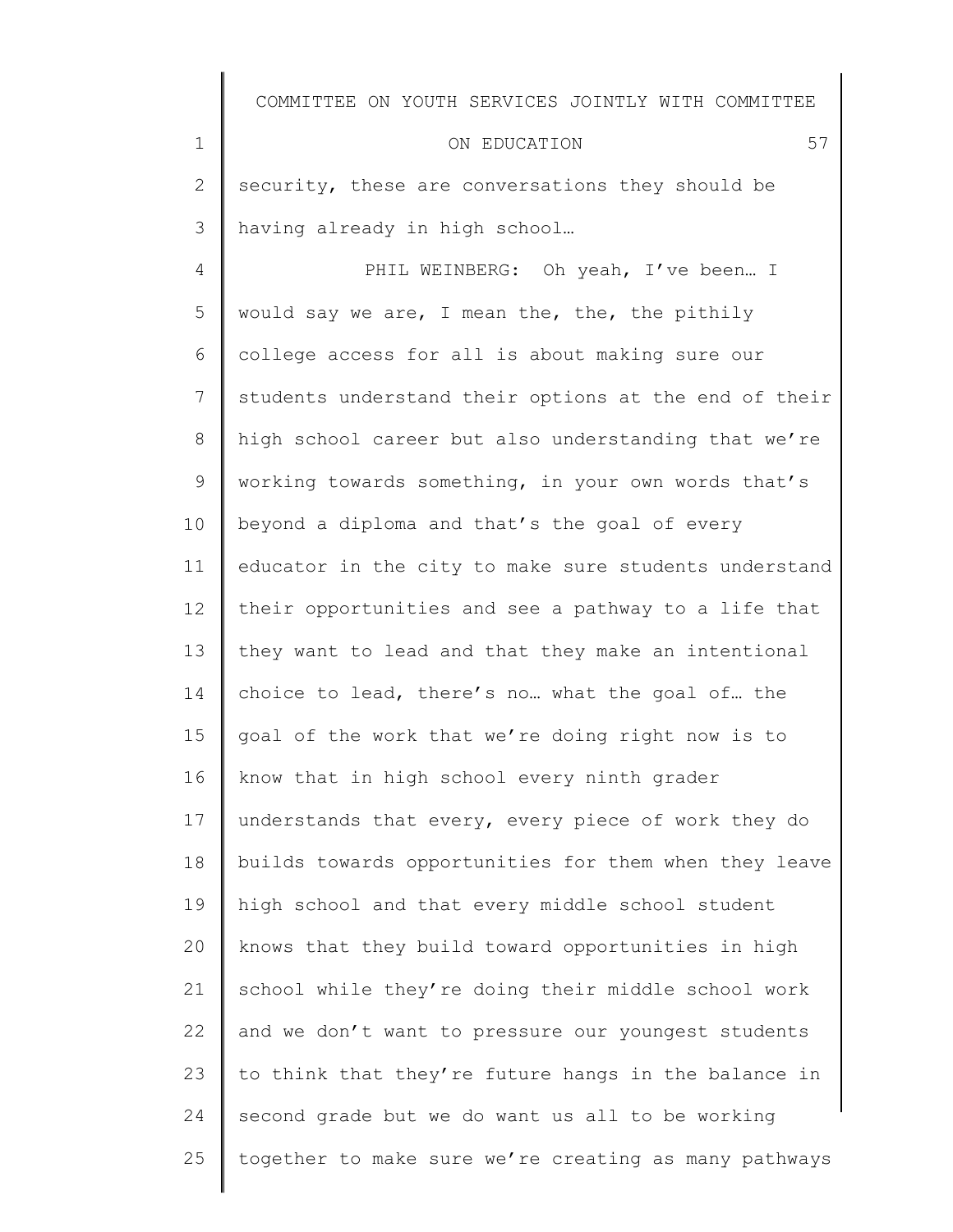security, these are conversations they should be having already in high school…

PHIL WEINBERG: Oh yeah, I've been… I would say we are, I mean the, the, the pithily college access for all is about making sure our students understand their options at the end of their high school career but also understanding that we're working towards something, in your own words that's beyond a diploma and that's the goal of every educator in the city to make sure students understand their opportunities and see a pathway to a life that they want to lead and that they make an intentional choice to lead, there's no… what the goal of… the goal of the work that we're doing right now is to know that in high school every ninth grader understands that every, every piece of work they do builds towards opportunities for them when they leave high school and that every middle school student knows that they build toward opportunities in high school while they're doing their middle school work and we don't want to pressure our youngest students to think that they're future hangs in the balance in second grade but we do want us all to be working together to make sure we're creating as many pathways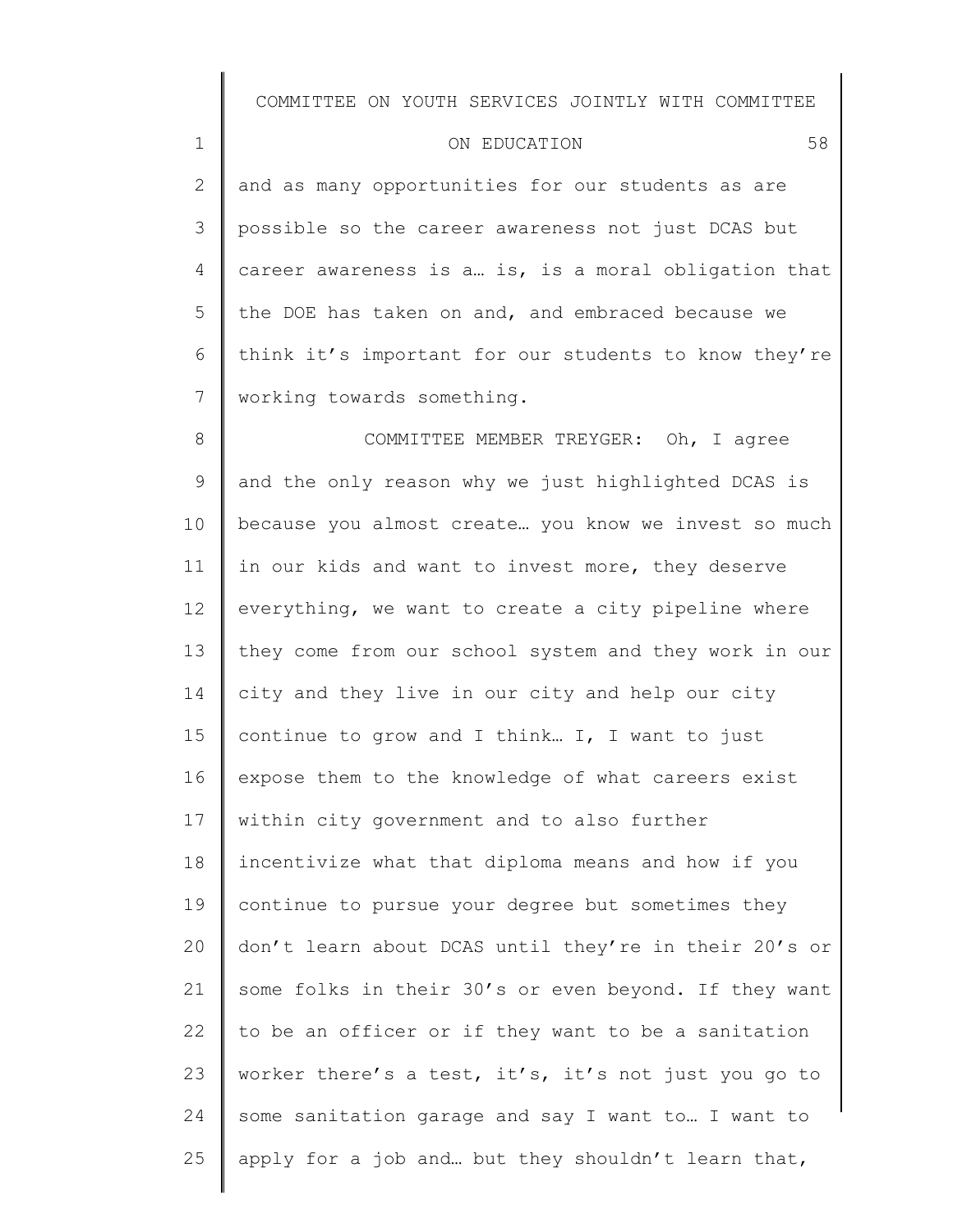and as many opportunities for our students as are possible so the career awareness not just DCAS but career awareness is a… is, is a moral obligation that the DOE has taken on and, and embraced because we think it's important for our students to know they're working towards something.

COMMITTEE MEMBER TREYGER: Oh, I agree and the only reason why we just highlighted DCAS is because you almost create… you know we invest so much in our kids and want to invest more, they deserve everything, we want to create a city pipeline where they come from our school system and they work in our city and they live in our city and help our city continue to grow and I think… I, I want to just expose them to the knowledge of what careers exist within city government and to also further incentivize what that diploma means and how if you continue to pursue your degree but sometimes they don't learn about DCAS until they're in their 20's or some folks in their 30's or even beyond. If they want to be an officer or if they want to be a sanitation worker there's a test, it's, it's not just you go to some sanitation garage and say I want to… I want to apply for a job and… but they shouldn't learn that,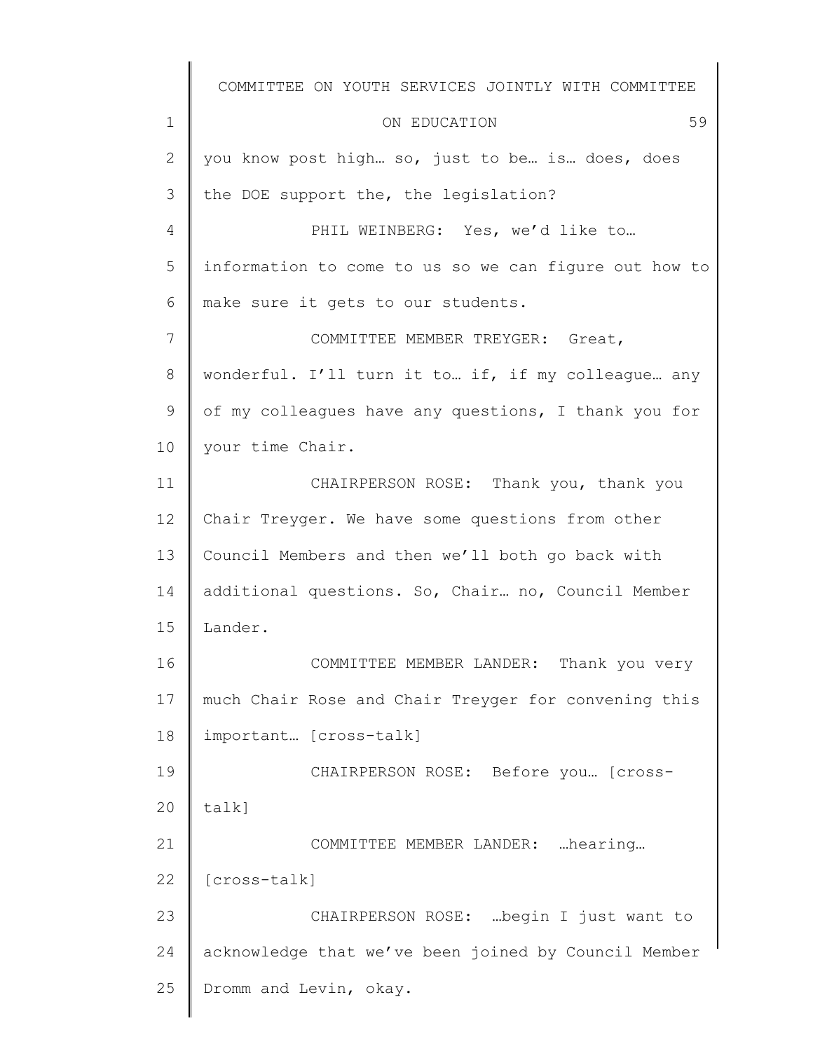you know post high… so, just to be… is… does, does the DOE support the, the legislation?

PHIL WEINBERG: Yes, we'd like to… information to come to us so we can figure out how to make sure it gets to our students.

COMMITTEE MEMBER TREYGER: Great, wonderful. I'll turn it to… if, if my colleague… any of my colleagues have any questions, I thank you for your time Chair.

CHAIRPERSON ROSE: Thank you, thank you Chair Treyger. We have some questions from other Council Members and then we'll both go back with additional questions. So, Chair… no, Council Member Lander.

COMMITTEE MEMBER LANDER: Thank you very much Chair Rose and Chair Treyger for convening this important… [cross-talk]

CHAIRPERSON ROSE: Before you… [cross-talk]

COMMITTEE MEMBER LANDER: …hearing… [cross-talk]

CHAIRPERSON ROSE: …begin I just want to acknowledge that we've been joined by Council Member Dromm and Levin, okay.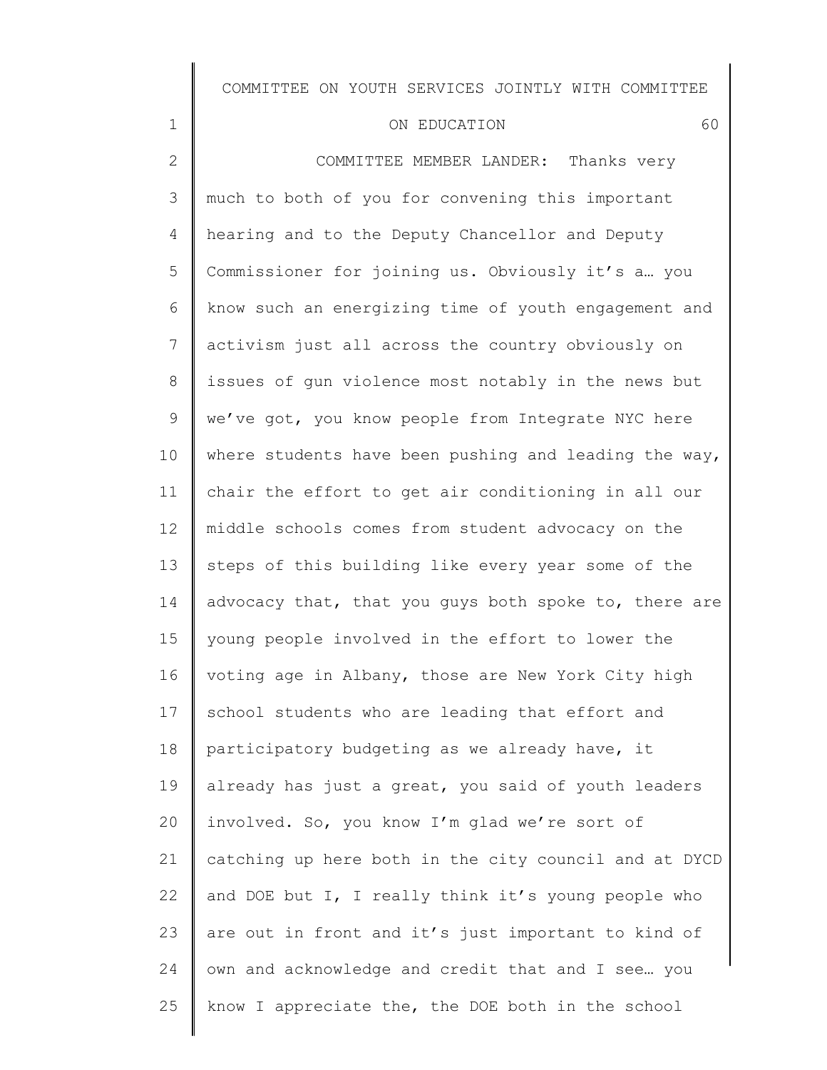COMMITTEE MEMBER LANDER: Thanks very much to both of you for convening this important hearing and to the Deputy Chancellor and Deputy Commissioner for joining us. Obviously it's a… you know such an energizing time of youth engagement and activism just all across the country obviously on issues of gun violence most notably in the news but we've got, you know people from Integrate NYC here where students have been pushing and leading the way, chair the effort to get air conditioning in all our middle schools comes from student advocacy on the steps of this building like every year some of the advocacy that, that you guys both spoke to, there are young people involved in the effort to lower the voting age in Albany, those are New York City high school students who are leading that effort and participatory budgeting as we already have, it already has just a great, you said of youth leaders involved. So, you know I'm glad we're sort of catching up here both in the city council and at DYCD and DOE but I, I really think it's young people who are out in front and it's just important to kind of own and acknowledge and credit that and I see… you know I appreciate the, the DOE both in the school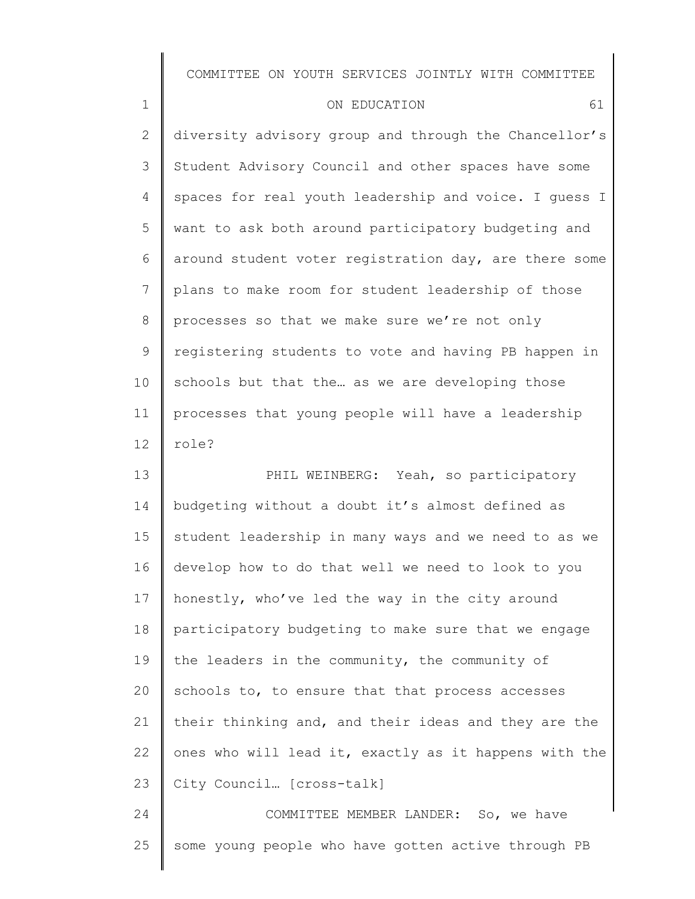diversity advisory group and through the Chancellor's Student Advisory Council and other spaces have some spaces for real youth leadership and voice. I guess I want to ask both around participatory budgeting and around student voter registration day, are there some plans to make room for student leadership of those processes so that we make sure we're not only registering students to vote and having PB happen in schools but that the… as we are developing those processes that young people will have a leadership role?

PHIL WEINBERG: Yeah, so participatory budgeting without a doubt it's almost defined as student leadership in many ways and we need to as we develop how to do that well we need to look to you honestly, who've led the way in the city around participatory budgeting to make sure that we engage the leaders in the community, the community of schools to, to ensure that that process accesses their thinking and, and their ideas and they are the ones who will lead it, exactly as it happens with the City Council… [cross-talk]

COMMITTEE MEMBER LANDER: So, we have some young people who have gotten active through PB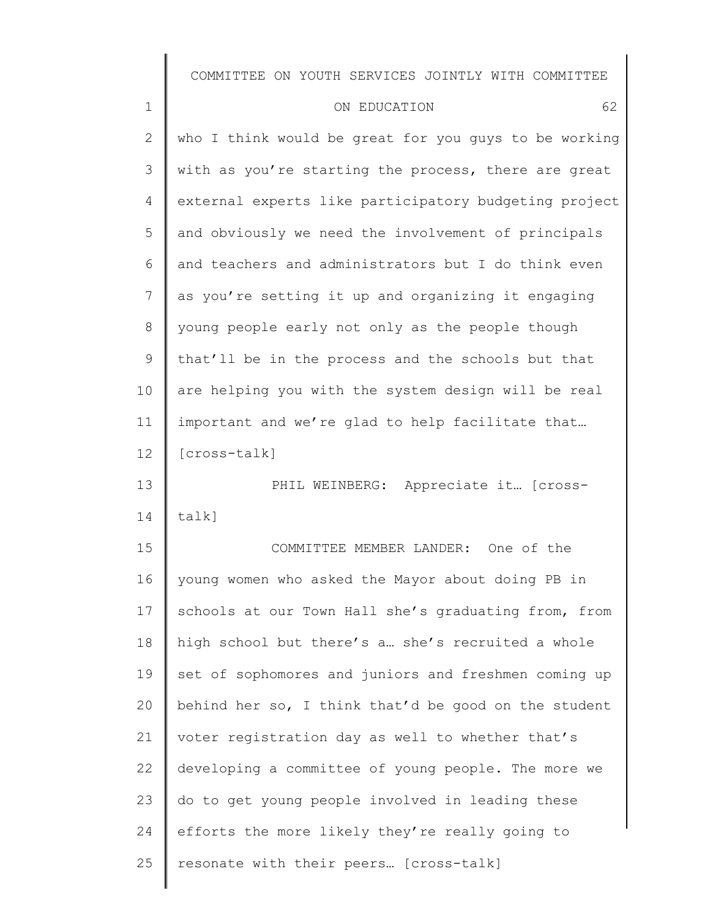who I think would be great for you guys to be working with as you're starting the process, there are great external experts like participatory budgeting project and obviously we need the involvement of principals and teachers and administrators but I do think even as you're setting it up and organizing it engaging young people early not only as the people though that'll be in the process and the schools but that are helping you with the system design will be real important and we're glad to help facilitate that… [cross-talk]

PHIL WEINBERG: Appreciate it… [cross-talk]

COMMITTEE MEMBER LANDER: One of the young women who asked the Mayor about doing PB in schools at our Town Hall she's graduating from, from high school but there's a… she's recruited a whole set of sophomores and juniors and freshmen coming up behind her so, I think that'd be good on the student voter registration day as well to whether that's developing a committee of young people. The more we do to get young people involved in leading these efforts the more likely they're really going to resonate with their peers… [cross-talk]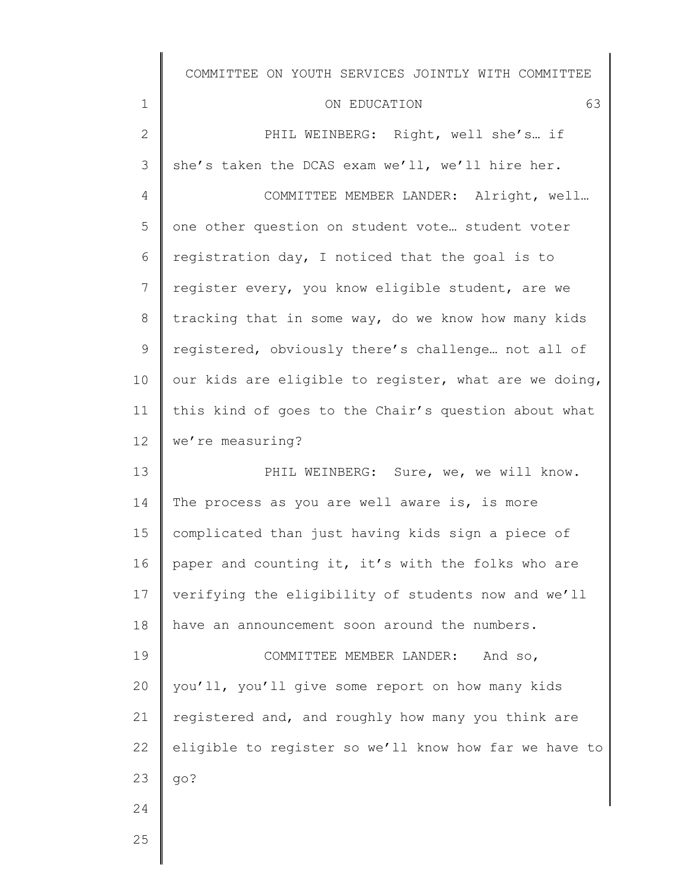PHIL WEINBERG: Right, well she's… if she's taken the DCAS exam we'll, we'll hire her.

COMMITTEE MEMBER LANDER: Alright, well… one other question on student vote… student voter registration day, I noticed that the goal is to register every, you know eligible student, are we tracking that in some way, do we know how many kids registered, obviously there's challenge… not all of our kids are eligible to register, what are we doing, this kind of goes to the Chair's question about what we're measuring?

PHIL WEINBERG: Sure, we, we will know. The process as you are well aware is, is more complicated than just having kids sign a piece of paper and counting it, it's with the folks who are verifying the eligibility of students now and we'll have an announcement soon around the numbers.

COMMITTEE MEMBER LANDER: And so, you'll, you'll give some report on how many kids registered and, and roughly how many you think are eligible to register so we'll know how far we have to go?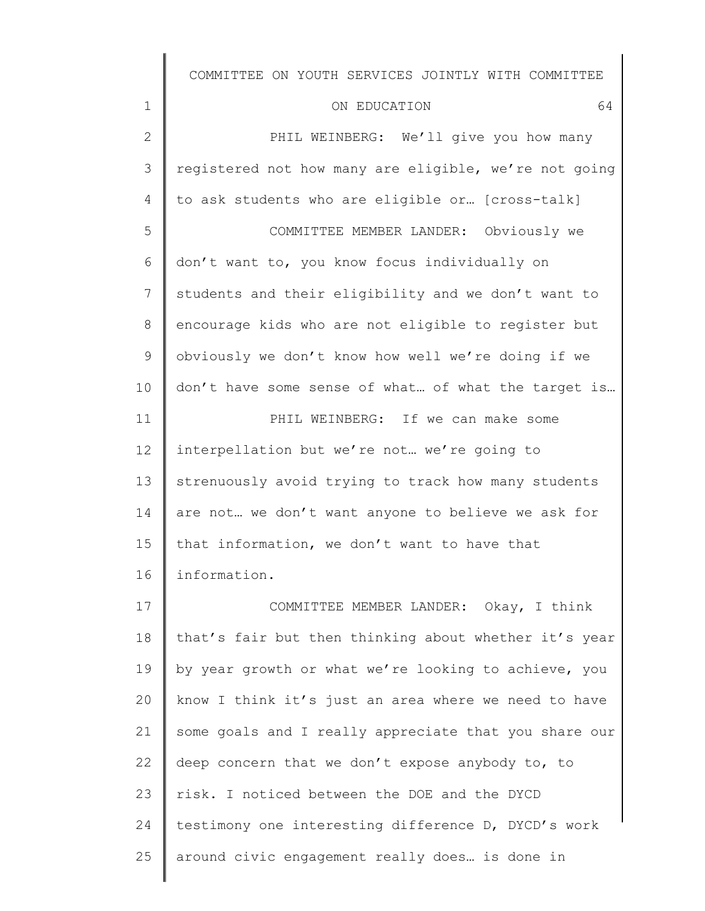PHIL WEINBERG: We'll give you how many registered not how many are eligible, we're not going to ask students who are eligible or… [cross-talk]

COMMITTEE MEMBER LANDER: Obviously we don't want to, you know focus individually on students and their eligibility and we don't want to encourage kids who are not eligible to register but obviously we don't know how well we're doing if we don't have some sense of what… of what the target is…

PHIL WEINBERG: If we can make some interpellation but we're not… we're going to strenuously avoid trying to track how many students are not… we don't want anyone to believe we ask for that information, we don't want to have that information.

COMMITTEE MEMBER LANDER: Okay, I think that's fair but then thinking about whether it's year by year growth or what we're looking to achieve, you know I think it's just an area where we need to have some goals and I really appreciate that you share our deep concern that we don't expose anybody to, to risk. I noticed between the DOE and the DYCD testimony one interesting difference D, DYCD's work around civic engagement really does… is done in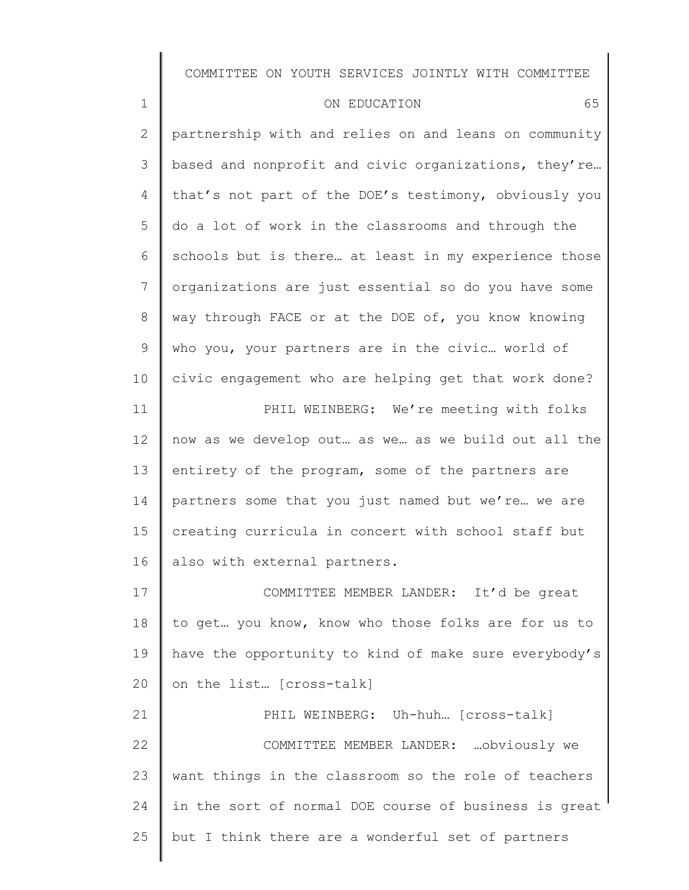partnership with and relies on and leans on community based and nonprofit and civic organizations, they're… that's not part of the DOE's testimony, obviously you do a lot of work in the classrooms and through the schools but is there… at least in my experience those organizations are just essential so do you have some way through FACE or at the DOE of, you know knowing who you, your partners are in the civic… world of civic engagement who are helping get that work done?

PHIL WEINBERG: We're meeting with folks now as we develop out… as we… as we build out all the entirety of the program, some of the partners are partners some that you just named but we're… we are creating curricula in concert with school staff but also with external partners.

COMMITTEE MEMBER LANDER: It'd be great to get… you know, know who those folks are for us to have the opportunity to kind of make sure everybody's on the list… [cross-talk]

PHIL WEINBERG: Uh-huh… [cross-talk]

COMMITTEE MEMBER LANDER: …obviously we want things in the classroom so the role of teachers in the sort of normal DOE course of business is great but I think there are a wonderful set of partners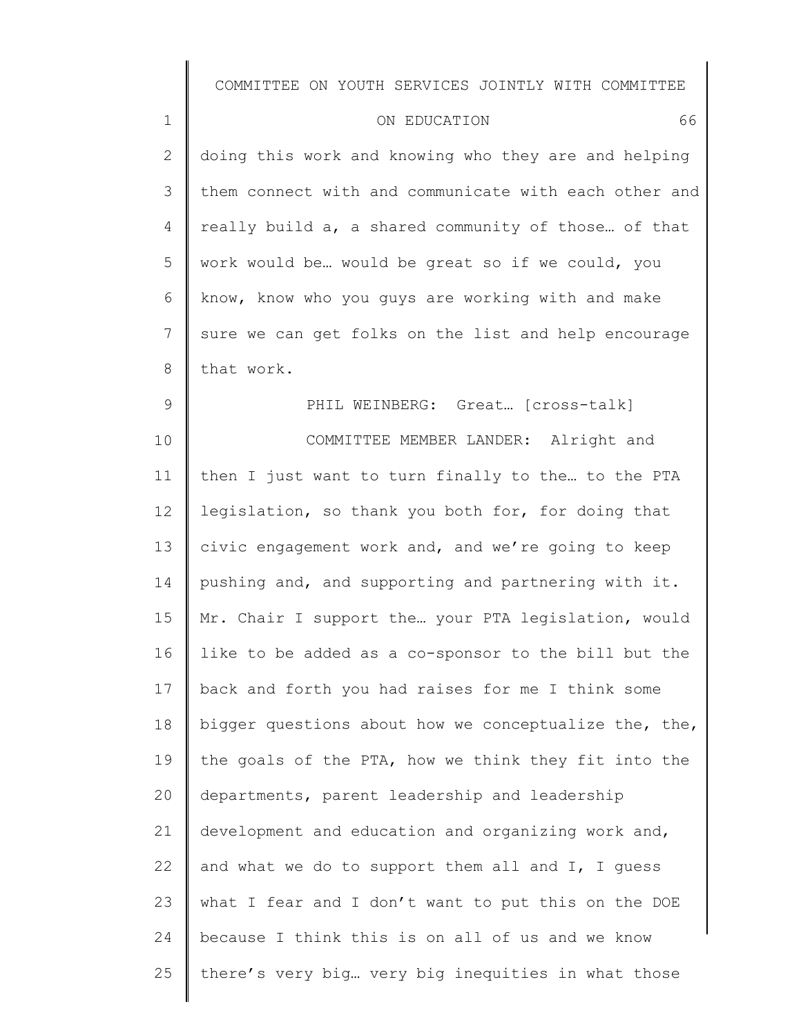doing this work and knowing who they are and helping them connect with and communicate with each other and really build a, a shared community of those… of that work would be… would be great so if we could, you know, know who you guys are working with and make sure we can get folks on the list and help encourage that work.

PHIL WEINBERG: Great… [cross-talk]

COMMITTEE MEMBER LANDER: Alright and then I just want to turn finally to the… to the PTA legislation, so thank you both for, for doing that civic engagement work and, and we're going to keep pushing and, and supporting and partnering with it. Mr. Chair I support the… your PTA legislation, would like to be added as a co-sponsor to the bill but the back and forth you had raises for me I think some bigger questions about how we conceptualize the, the, the goals of the PTA, how we think they fit into the departments, parent leadership and leadership development and education and organizing work and, and what we do to support them all and I, I guess what I fear and I don't want to put this on the DOE because I think this is on all of us and we know there's very big… very big inequities in what those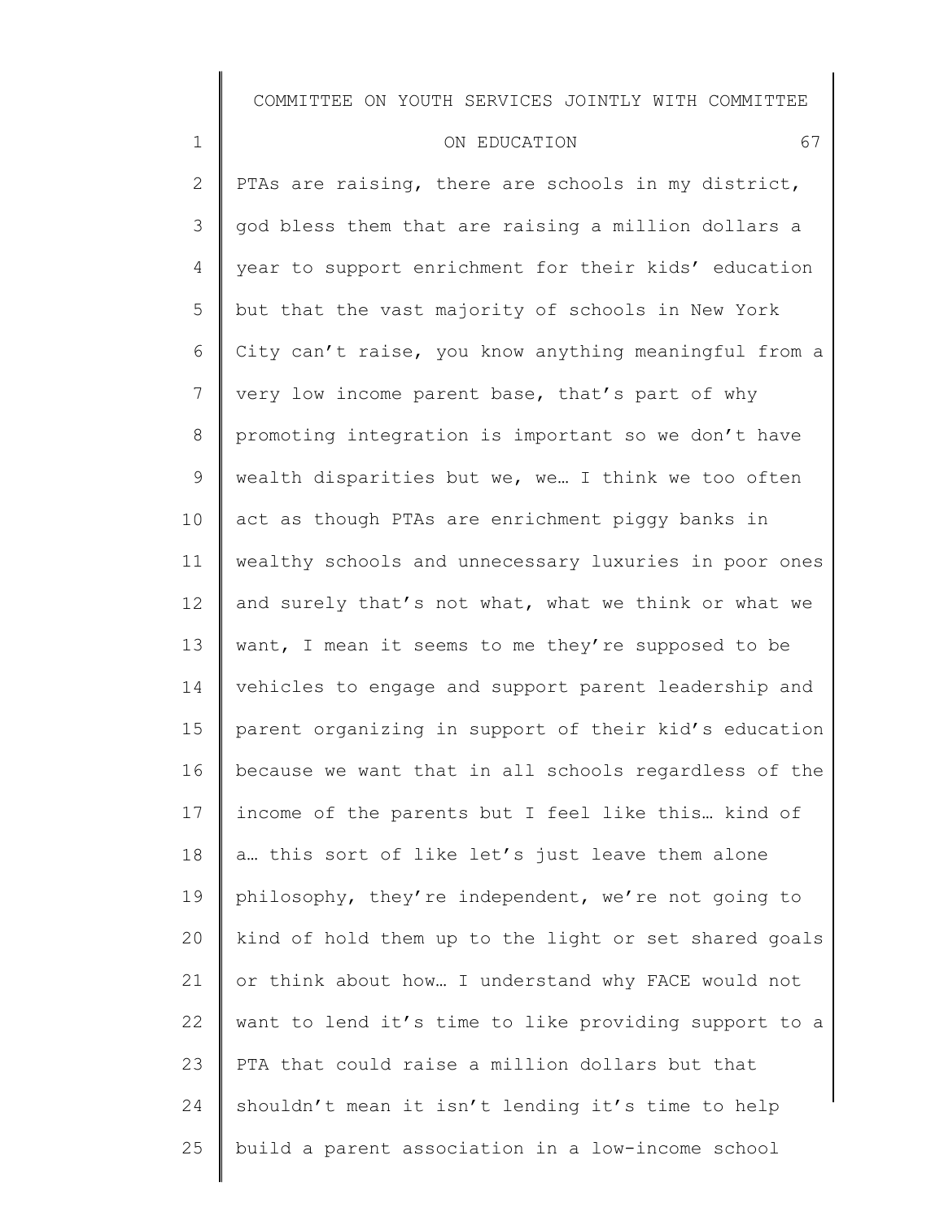PTAs are raising, there are schools in my district, god bless them that are raising a million dollars a year to support enrichment for their kids' education but that the vast majority of schools in New York City can't raise, you know anything meaningful from a very low income parent base, that's part of why promoting integration is important so we don't have wealth disparities but we, we… I think we too often act as though PTAs are enrichment piggy banks in wealthy schools and unnecessary luxuries in poor ones and surely that's not what, what we think or what we want, I mean it seems to me they're supposed to be vehicles to engage and support parent leadership and parent organizing in support of their kid's education because we want that in all schools regardless of the income of the parents but I feel like this… kind of a… this sort of like let's just leave them alone philosophy, they're independent, we're not going to kind of hold them up to the light or set shared goals or think about how… I understand why FACE would not want to lend it's time to like providing support to a PTA that could raise a million dollars but that shouldn't mean it isn't lending it's time to help build a parent association in a low-income school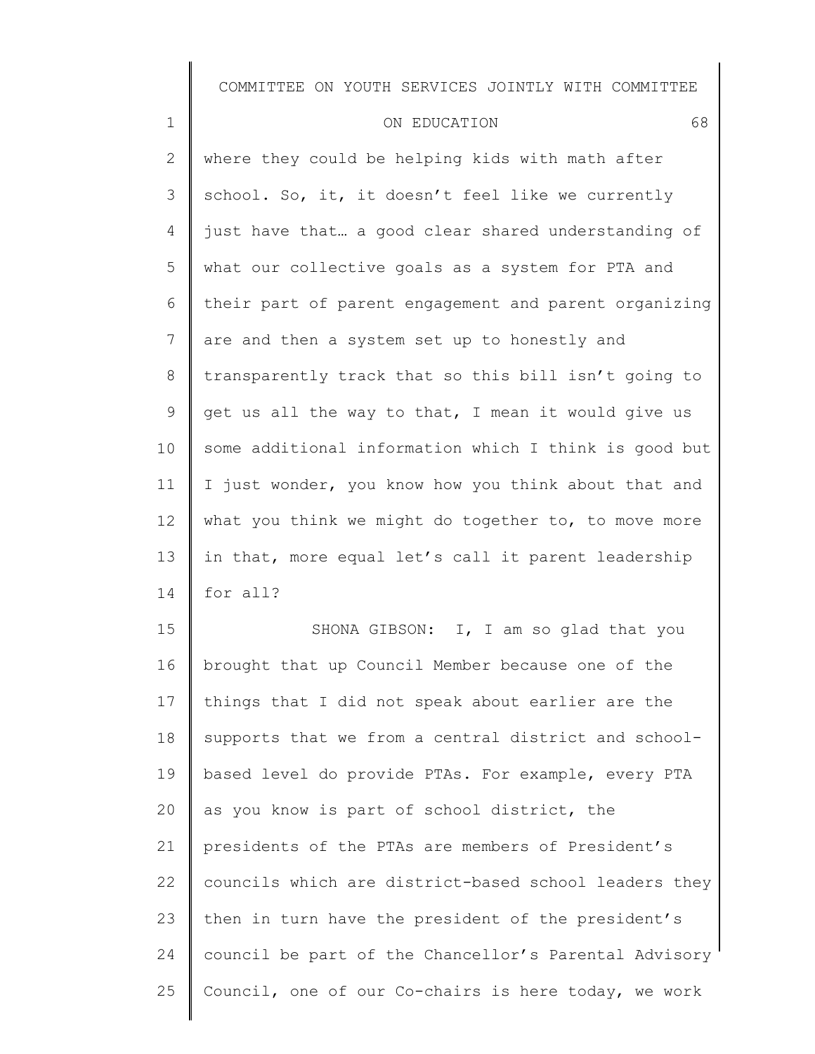where they could be helping kids with math after school. So, it, it doesn't feel like we currently just have that… a good clear shared understanding of what our collective goals as a system for PTA and their part of parent engagement and parent organizing are and then a system set up to honestly and transparently track that so this bill isn't going to get us all the way to that, I mean it would give us some additional information which I think is good but I just wonder, you know how you think about that and what you think we might do together to, to move more in that, more equal let's call it parent leadership for all?

SHONA GIBSON: I, I am so glad that you brought that up Council Member because one of the things that I did not speak about earlier are the supports that we from a central district and school-based level do provide PTAs. For example, every PTA as you know is part of school district, the presidents of the PTAs are members of President's councils which are district-based school leaders they then in turn have the president of the president's council be part of the Chancellor's Parental Advisory Council, one of our Co-chairs is here today, we work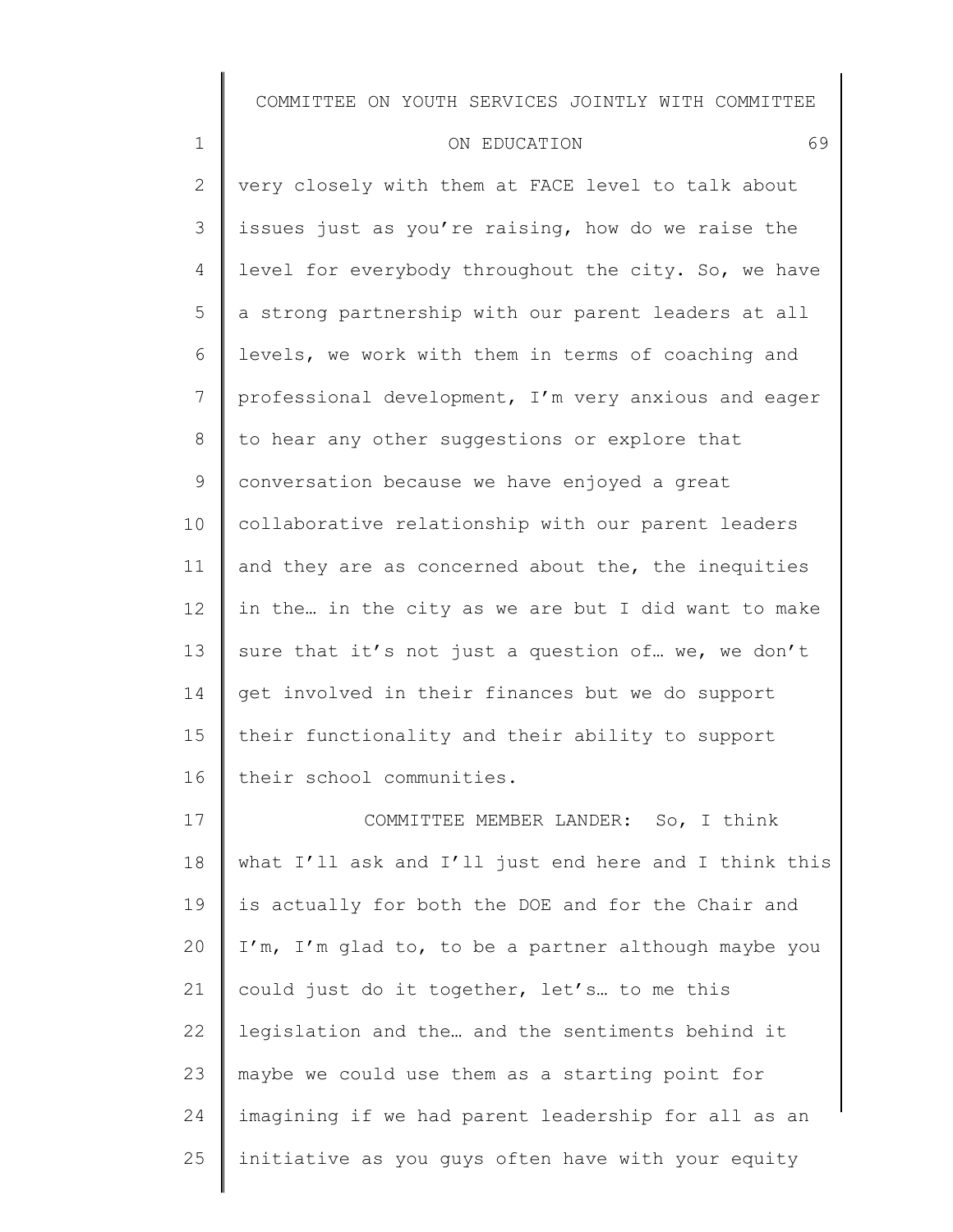very closely with them at FACE level to talk about issues just as you're raising, how do we raise the level for everybody throughout the city. So, we have a strong partnership with our parent leaders at all levels, we work with them in terms of coaching and professional development, I'm very anxious and eager to hear any other suggestions or explore that conversation because we have enjoyed a great collaborative relationship with our parent leaders and they are as concerned about the, the inequities in the… in the city as we are but I did want to make sure that it's not just a question of… we, we don't get involved in their finances but we do support their functionality and their ability to support their school communities.

COMMITTEE MEMBER LANDER: So, I think what I'll ask and I'll just end here and I think this is actually for both the DOE and for the Chair and I'm, I'm glad to, to be a partner although maybe you could just do it together, let's… to me this legislation and the… and the sentiments behind it maybe we could use them as a starting point for imagining if we had parent leadership for all as an initiative as you guys often have with your equity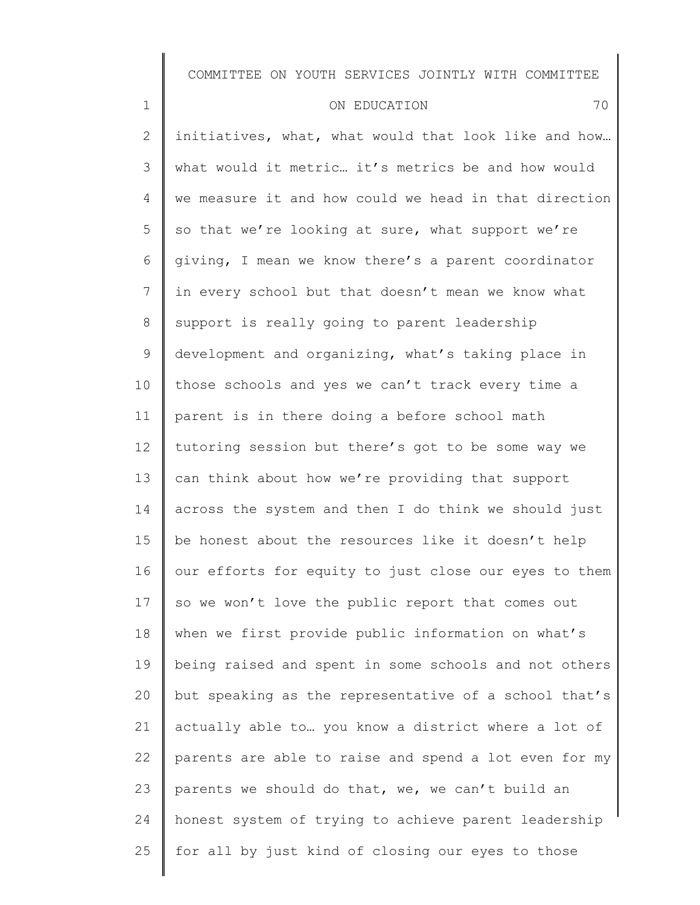initiatives, what, what would that look like and how… what would it metric… it's metrics be and how would we measure it and how could we head in that direction so that we're looking at sure, what support we're giving, I mean we know there's a parent coordinator in every school but that doesn't mean we know what support is really going to parent leadership development and organizing, what's taking place in those schools and yes we can't track every time a parent is in there doing a before school math tutoring session but there's got to be some way we can think about how we're providing that support across the system and then I do think we should just be honest about the resources like it doesn't help our efforts for equity to just close our eyes to them so we won't love the public report that comes out when we first provide public information on what's being raised and spent in some schools and not others but speaking as the representative of a school that's actually able to… you know a district where a lot of parents are able to raise and spend a lot even for my parents we should do that, we, we can't build an honest system of trying to achieve parent leadership for all by just kind of closing our eyes to those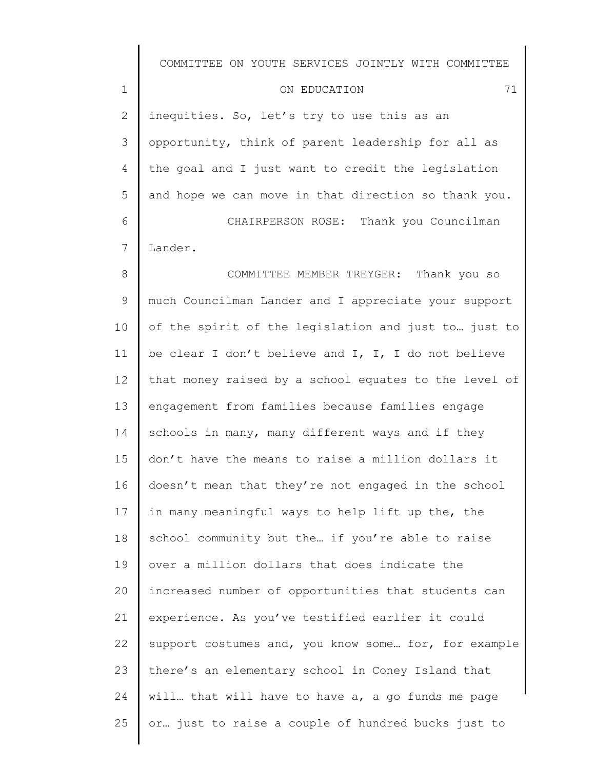inequities. So, let's try to use this as an opportunity, think of parent leadership for all as the goal and I just want to credit the legislation and hope we can move in that direction so thank you.

CHAIRPERSON ROSE: Thank you Councilman Lander.

COMMITTEE MEMBER TREYGER: Thank you so much Councilman Lander and I appreciate your support of the spirit of the legislation and just to… just to be clear I don't believe and I, I, I do not believe that money raised by a school equates to the level of engagement from families because families engage schools in many, many different ways and if they don't have the means to raise a million dollars it doesn't mean that they're not engaged in the school in many meaningful ways to help lift up the, the school community but the… if you're able to raise over a million dollars that does indicate the increased number of opportunities that students can experience. As you've testified earlier it could support costumes and, you know some… for, for example there's an elementary school in Coney Island that will… that will have to have a, a go funds me page or… just to raise a couple of hundred bucks just to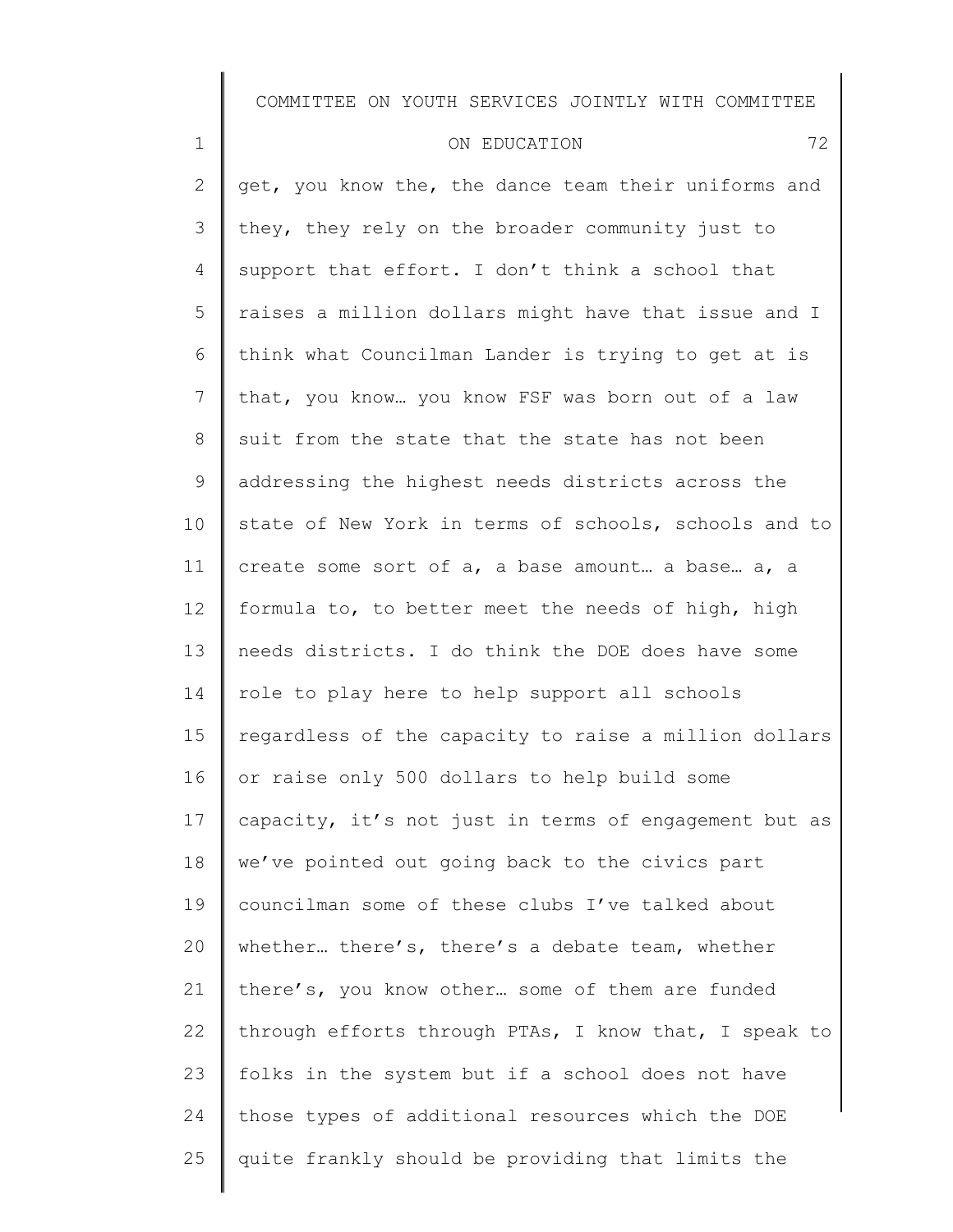get, you know the, the dance team their uniforms and they, they rely on the broader community just to support that effort. I don't think a school that raises a million dollars might have that issue and I think what Councilman Lander is trying to get at is that, you know… you know FSF was born out of a law suit from the state that the state has not been addressing the highest needs districts across the state of New York in terms of schools, schools and to create some sort of a, a base amount… a base… a, a formula to, to better meet the needs of high, high needs districts. I do think the DOE does have some role to play here to help support all schools regardless of the capacity to raise a million dollars or raise only 500 dollars to help build some capacity, it's not just in terms of engagement but as we've pointed out going back to the civics part councilman some of these clubs I've talked about whether… there's, there's a debate team, whether there's, you know other… some of them are funded through efforts through PTAs, I know that, I speak to folks in the system but if a school does not have those types of additional resources which the DOE quite frankly should be providing that limits the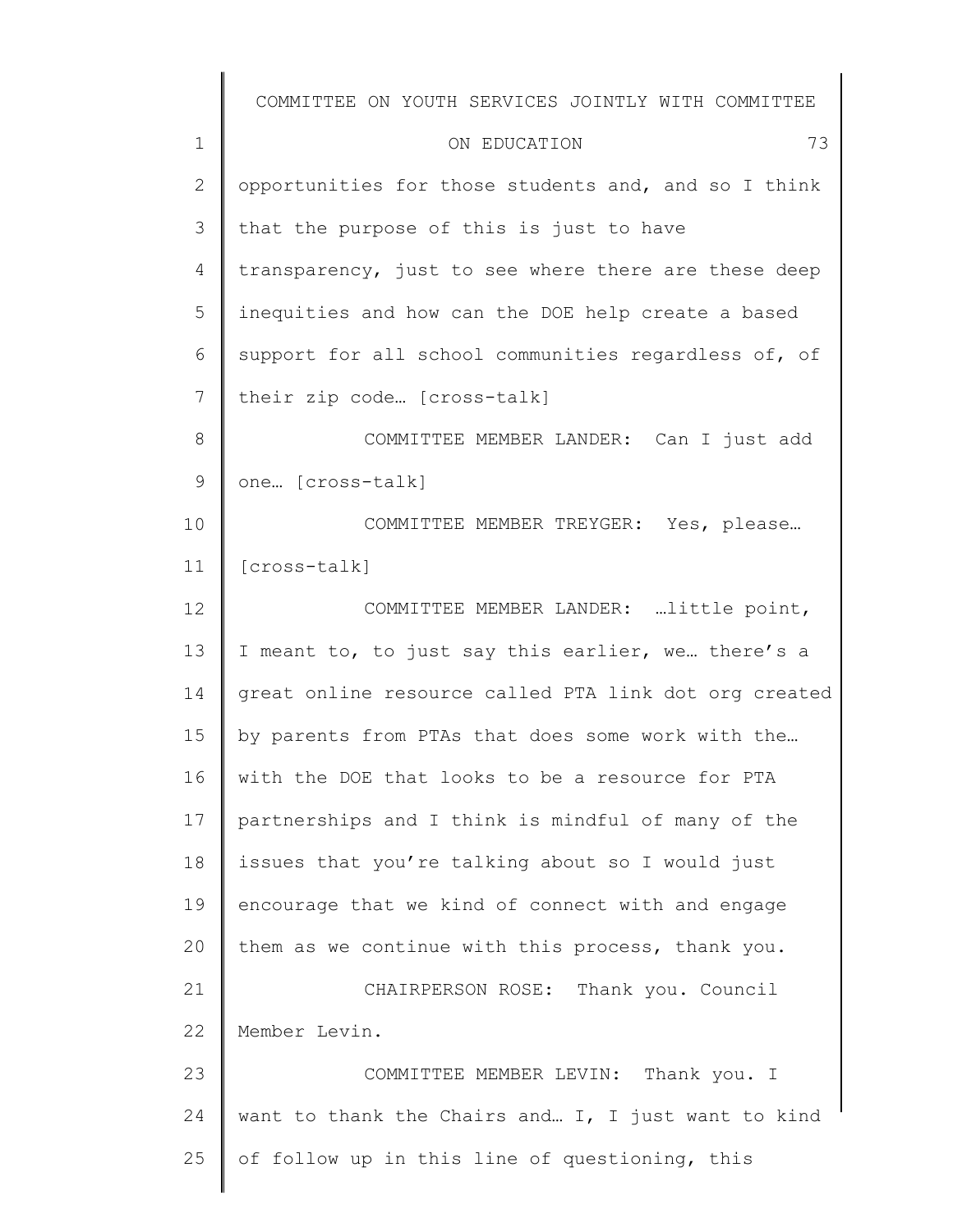opportunities for those students and, and so I think that the purpose of this is just to have transparency, just to see where there are these deep inequities and how can the DOE help create a based support for all school communities regardless of, of their zip code… [cross-talk]

COMMITTEE MEMBER LANDER: Can I just add one… [cross-talk]

COMMITTEE MEMBER TREYGER: Yes, please… [cross-talk]

COMMITTEE MEMBER LANDER: …little point, I meant to, to just say this earlier, we… there's a great online resource called PTA link dot org created by parents from PTAs that does some work with the… with the DOE that looks to be a resource for PTA partnerships and I think is mindful of many of the issues that you're talking about so I would just encourage that we kind of connect with and engage them as we continue with this process, thank you.

CHAIRPERSON ROSE: Thank you. Council Member Levin.

COMMITTEE MEMBER LEVIN: Thank you. I want to thank the Chairs and… I, I just want to kind of follow up in this line of questioning, this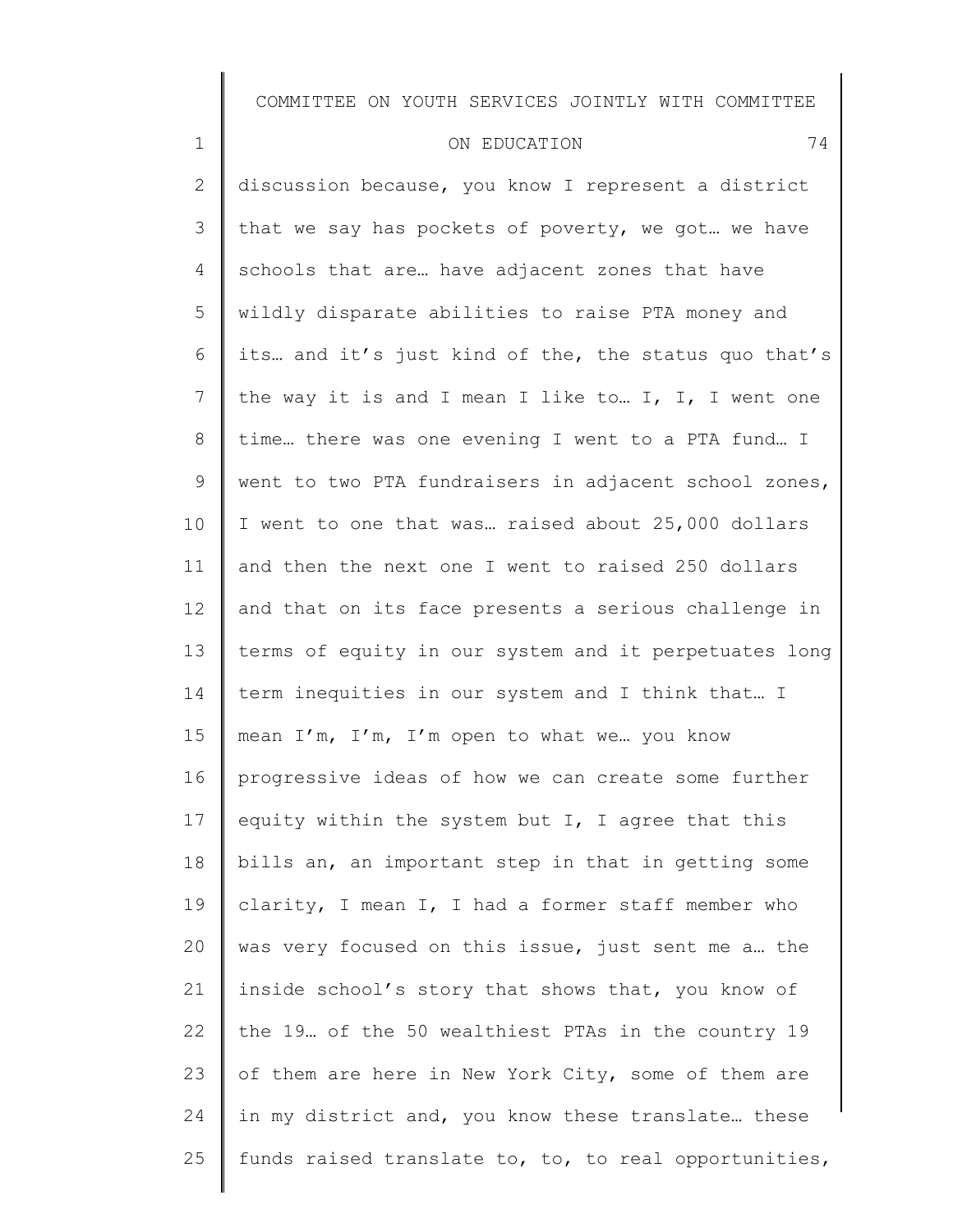discussion because, you know I represent a district that we say has pockets of poverty, we got… we have schools that are… have adjacent zones that have wildly disparate abilities to raise PTA money and its… and it's just kind of the, the status quo that's the way it is and I mean I like to… I, I, I went one time… there was one evening I went to a PTA fund… I went to two PTA fundraisers in adjacent school zones, I went to one that was… raised about 25,000 dollars and then the next one I went to raised 250 dollars and that on its face presents a serious challenge in terms of equity in our system and it perpetuates long term inequities in our system and I think that… I mean I'm, I'm, I'm open to what we… you know progressive ideas of how we can create some further equity within the system but I, I agree that this bills an, an important step in that in getting some clarity, I mean I, I had a former staff member who was very focused on this issue, just sent me a… the inside school's story that shows that, you know of the 19… of the 50 wealthiest PTAs in the country 19 of them are here in New York City, some of them are in my district and, you know these translate… these funds raised translate to, to, to real opportunities,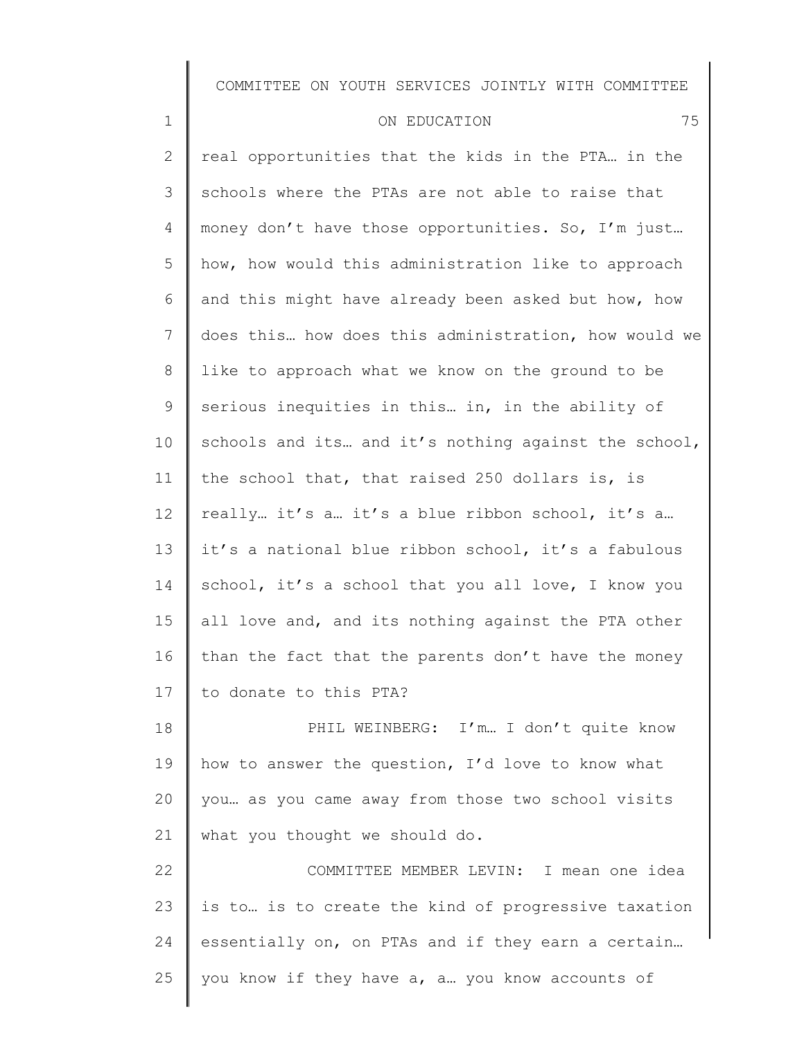real opportunities that the kids in the PTA… in the schools where the PTAs are not able to raise that money don't have those opportunities. So, I'm just… how, how would this administration like to approach and this might have already been asked but how, how does this… how does this administration, how would we like to approach what we know on the ground to be serious inequities in this… in, in the ability of schools and its… and it's nothing against the school, the school that, that raised 250 dollars is, is really… it's a… it's a blue ribbon school, it's a… it's a national blue ribbon school, it's a fabulous school, it's a school that you all love, I know you all love and, and its nothing against the PTA other than the fact that the parents don't have the money to donate to this PTA?

PHIL WEINBERG: I'm… I don't quite know how to answer the question, I'd love to know what you… as you came away from those two school visits what you thought we should do.

COMMITTEE MEMBER LEVIN: I mean one idea is to… is to create the kind of progressive taxation essentially on, on PTAs and if they earn a certain… you know if they have a, a… you know accounts of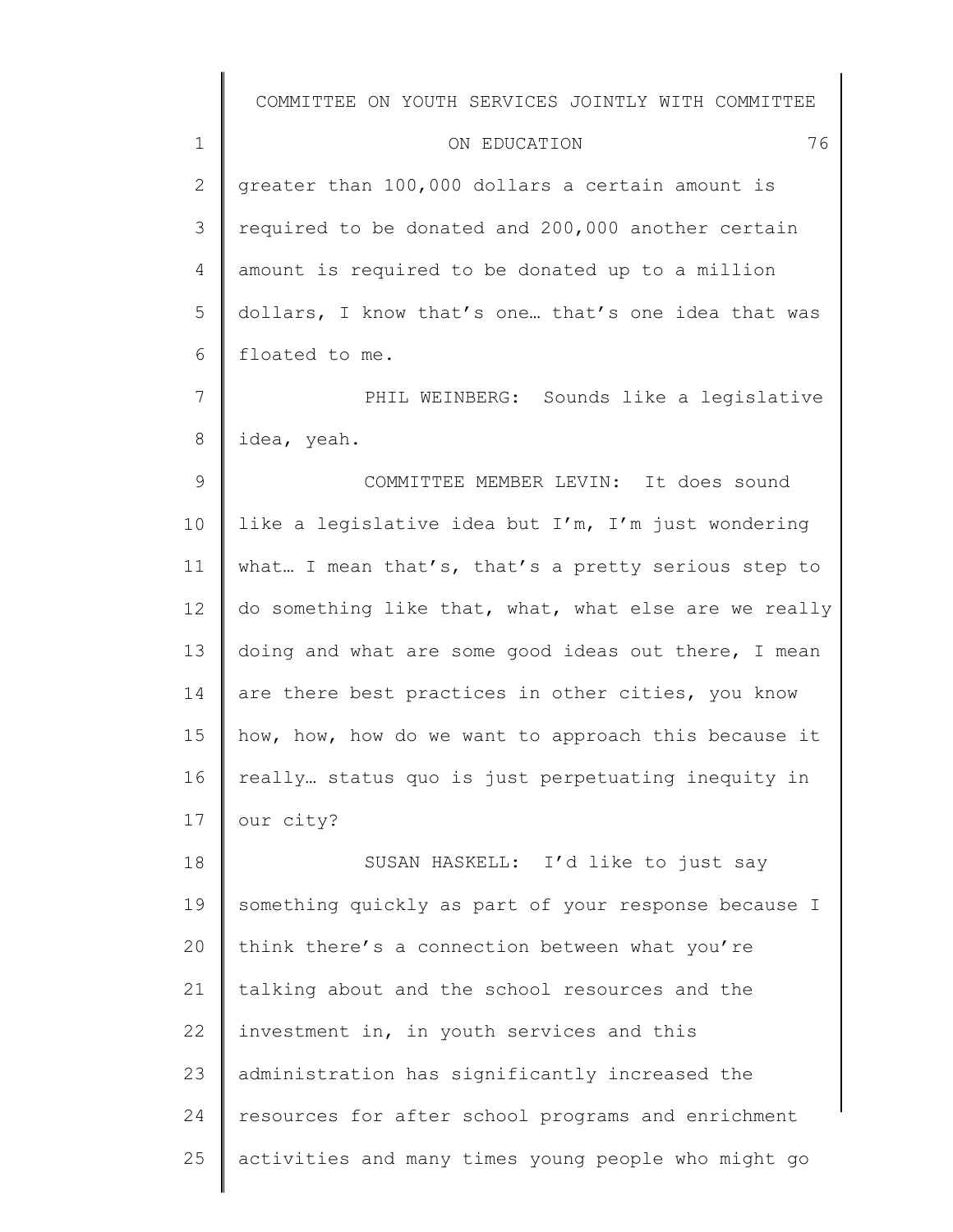greater than 100,000 dollars a certain amount is required to be donated and 200,000 another certain amount is required to be donated up to a million dollars, I know that's one… that's one idea that was floated to me.

PHIL WEINBERG: Sounds like a legislative idea, yeah.

COMMITTEE MEMBER LEVIN: It does sound like a legislative idea but I'm, I'm just wondering what… I mean that's, that's a pretty serious step to do something like that, what, what else are we really doing and what are some good ideas out there, I mean are there best practices in other cities, you know how, how, how do we want to approach this because it really… status quo is just perpetuating inequity in our city?

SUSAN HASKELL: I'd like to just say something quickly as part of your response because I think there's a connection between what you're talking about and the school resources and the investment in, in youth services and this administration has significantly increased the resources for after school programs and enrichment activities and many times young people who might go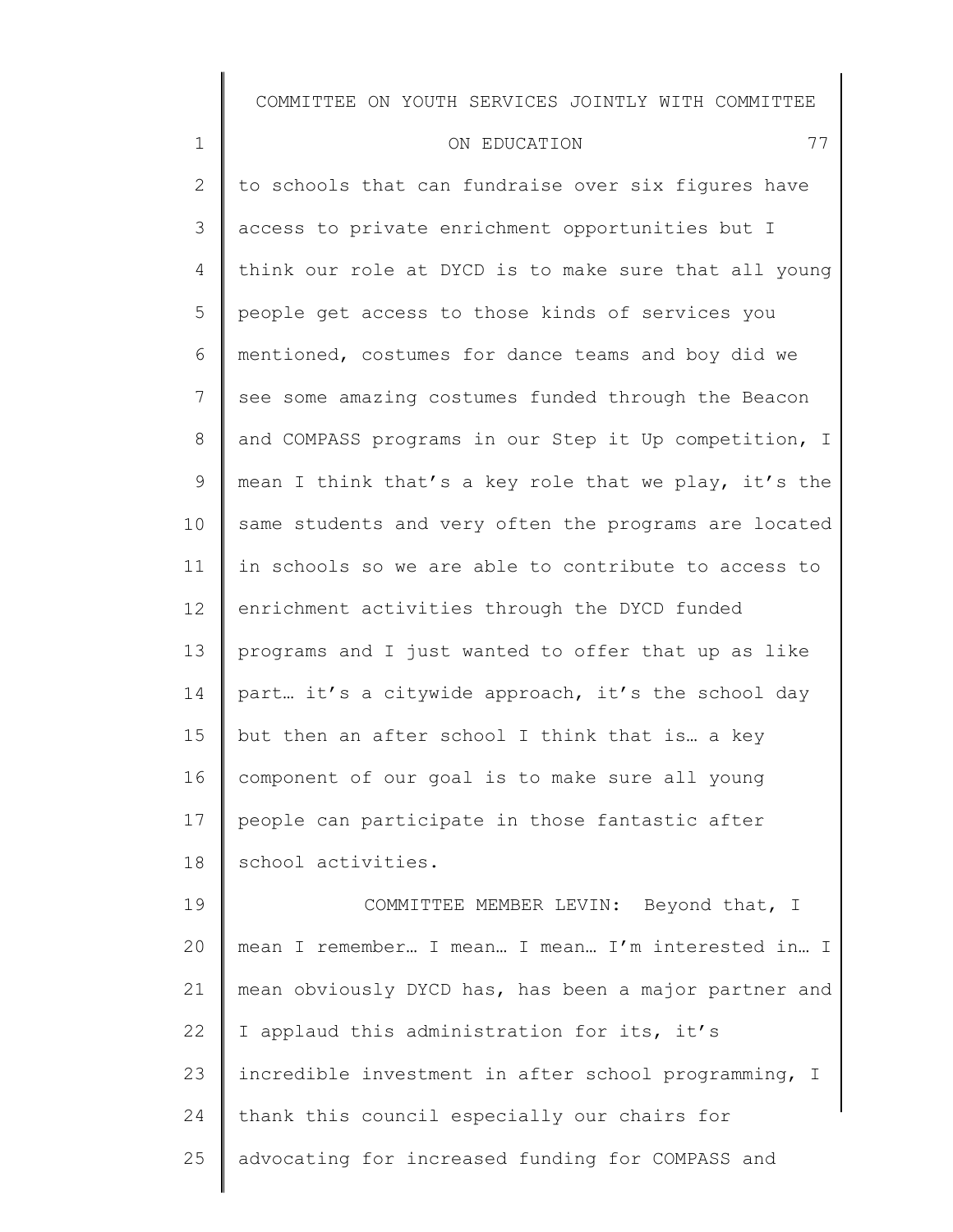to schools that can fundraise over six figures have access to private enrichment opportunities but I think our role at DYCD is to make sure that all young people get access to those kinds of services you mentioned, costumes for dance teams and boy did we see some amazing costumes funded through the Beacon and COMPASS programs in our Step it Up competition, I mean I think that's a key role that we play, it's the same students and very often the programs are located in schools so we are able to contribute to access to enrichment activities through the DYCD funded programs and I just wanted to offer that up as like part… it's a citywide approach, it's the school day but then an after school I think that is… a key component of our goal is to make sure all young people can participate in those fantastic after school activities.

COMMITTEE MEMBER LEVIN: Beyond that, I mean I remember… I mean… I mean… I'm interested in… I mean obviously DYCD has, has been a major partner and I applaud this administration for its, it's incredible investment in after school programming, I thank this council especially our chairs for advocating for increased funding for COMPASS and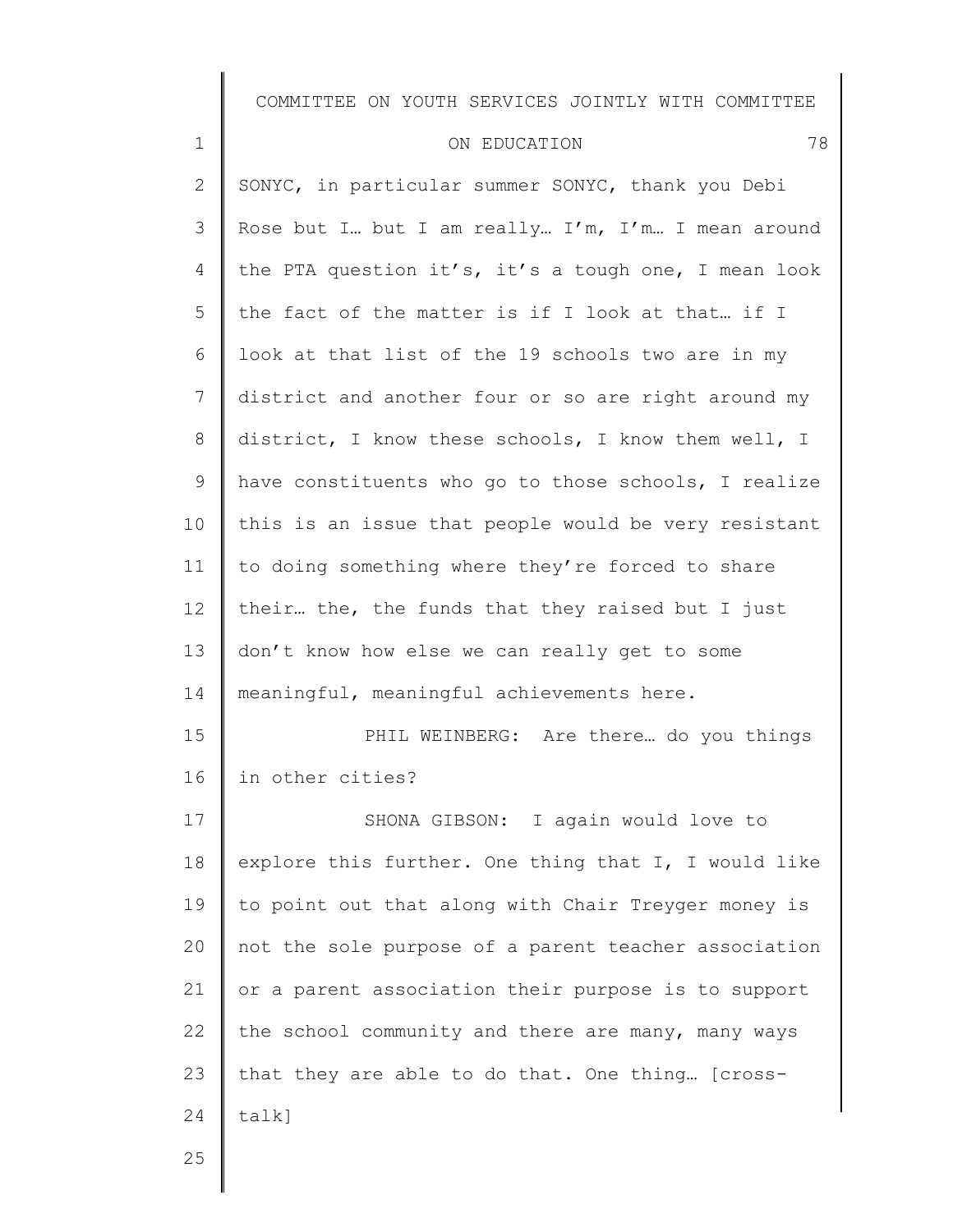SONYC, in particular summer SONYC, thank you Debi Rose but I… but I am really… I'm, I'm… I mean around the PTA question it's, it's a tough one, I mean look the fact of the matter is if I look at that… if I look at that list of the 19 schools two are in my district and another four or so are right around my district, I know these schools, I know them well, I have constituents who go to those schools, I realize this is an issue that people would be very resistant to doing something where they're forced to share their… the, the funds that they raised but I just don't know how else we can really get to some meaningful, meaningful achievements here.

PHIL WEINBERG: Are there… do you things in other cities?

SHONA GIBSON: I again would love to explore this further. One thing that I, I would like to point out that along with Chair Treyger money is not the sole purpose of a parent teacher association or a parent association their purpose is to support the school community and there are many, many ways that they are able to do that. One thing… [cross-talk]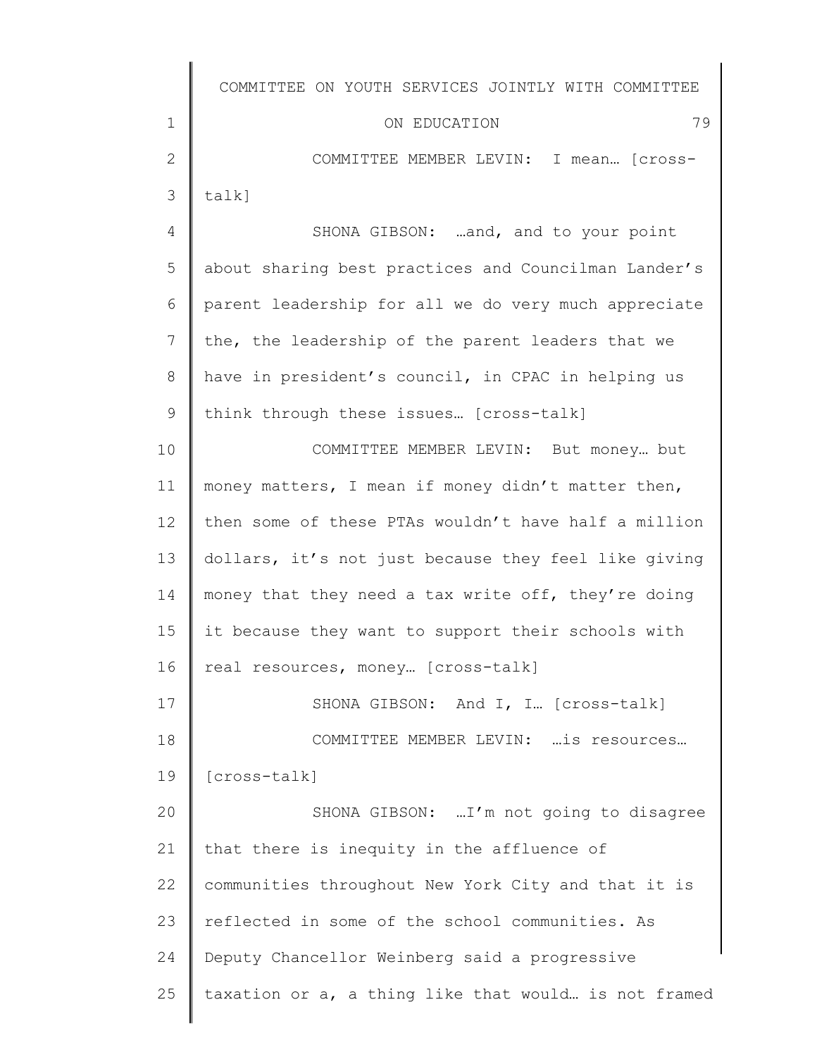COMMITTEE MEMBER LEVIN: I mean… [cross-talk]

SHONA GIBSON: …and, and to your point about sharing best practices and Councilman Lander's parent leadership for all we do very much appreciate the, the leadership of the parent leaders that we have in president's council, in CPAC in helping us think through these issues… [cross-talk]

COMMITTEE MEMBER LEVIN: But money… but money matters, I mean if money didn't matter then, then some of these PTAs wouldn't have half a million dollars, it's not just because they feel like giving money that they need a tax write off, they're doing it because they want to support their schools with real resources, money… [cross-talk]

SHONA GIBSON: And I, I… [cross-talk]

COMMITTEE MEMBER LEVIN: …is resources… [cross-talk]

SHONA GIBSON: …I'm not going to disagree that there is inequity in the affluence of communities throughout New York City and that it is reflected in some of the school communities. As Deputy Chancellor Weinberg said a progressive taxation or a, a thing like that would… is not framed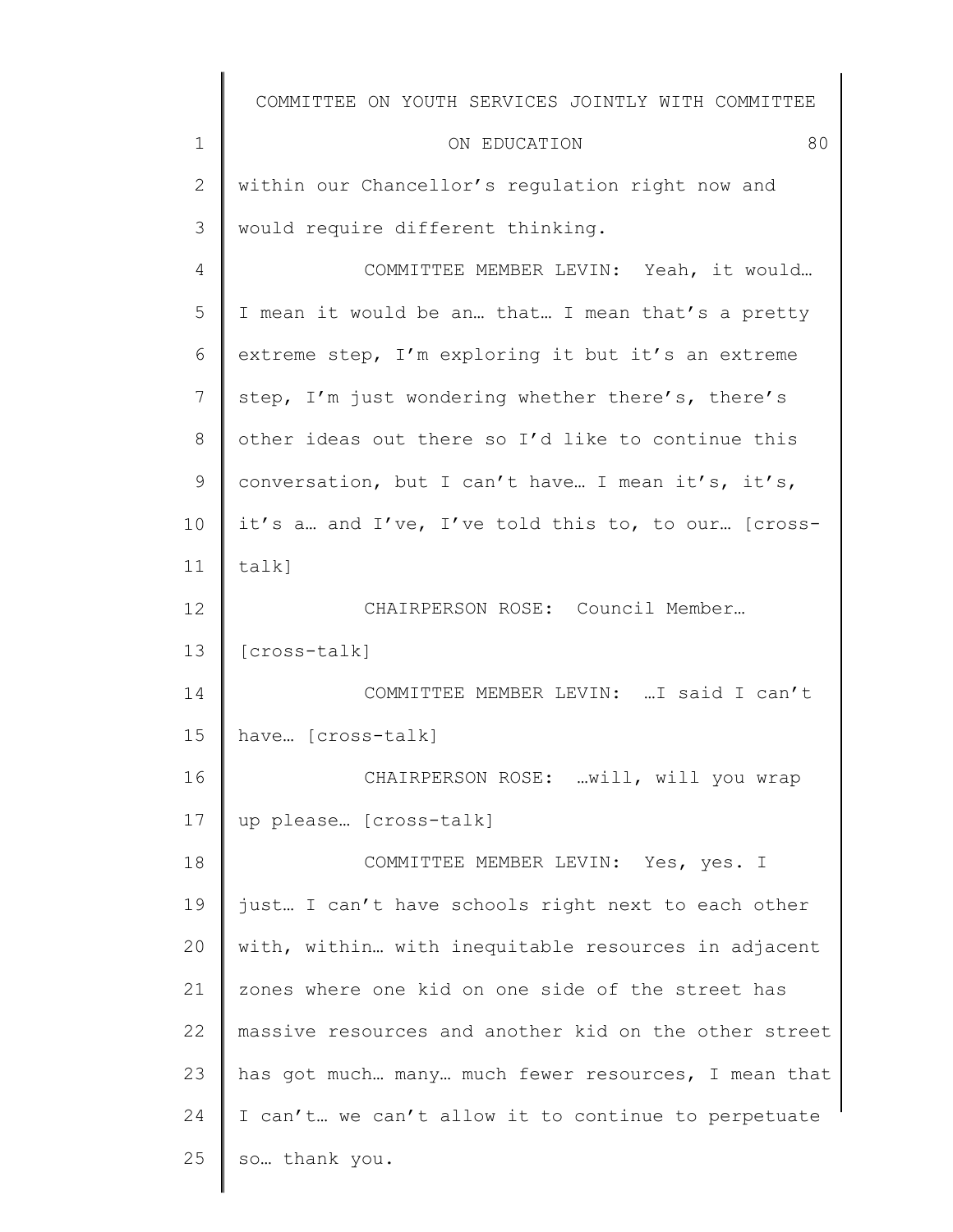within our Chancellor's regulation right now and would require different thinking.

COMMITTEE MEMBER LEVIN: Yeah, it would… I mean it would be an… that… I mean that's a pretty extreme step, I'm exploring it but it's an extreme step, I'm just wondering whether there's, there's other ideas out there so I'd like to continue this conversation, but I can't have… I mean it's, it's, it's a… and I've, I've told this to, to our… [cross-talk]

CHAIRPERSON ROSE: Council Member… [cross-talk]

COMMITTEE MEMBER LEVIN: …I said I can't have… [cross-talk]

CHAIRPERSON ROSE: …will, will you wrap up please… [cross-talk]

COMMITTEE MEMBER LEVIN: Yes, yes. I just… I can't have schools right next to each other with, within… with inequitable resources in adjacent zones where one kid on one side of the street has massive resources and another kid on the other street has got much… many… much fewer resources, I mean that I can't… we can't allow it to continue to perpetuate so… thank you.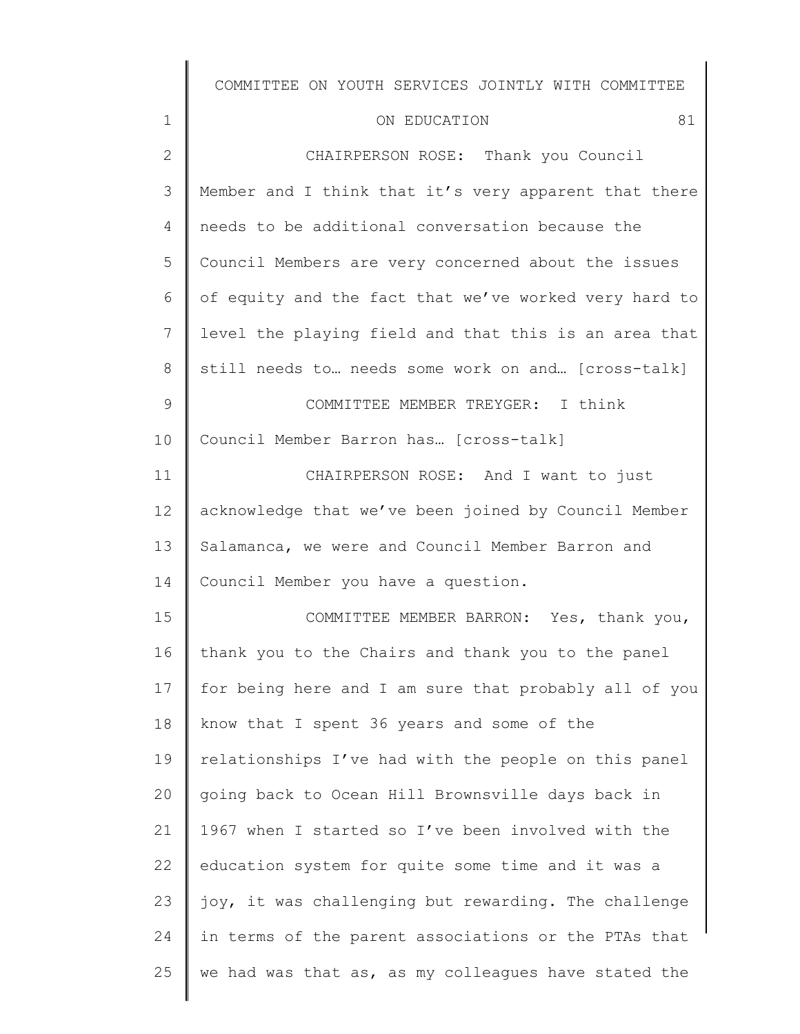CHAIRPERSON ROSE: Thank you Council Member and I think that it's very apparent that there needs to be additional conversation because the Council Members are very concerned about the issues of equity and the fact that we've worked very hard to level the playing field and that this is an area that still needs to… needs some work on and… [cross-talk]

COMMITTEE MEMBER TREYGER: I think Council Member Barron has… [cross-talk]

CHAIRPERSON ROSE: And I want to just acknowledge that we've been joined by Council Member Salamanca, we were and Council Member Barron and Council Member you have a question.

COMMITTEE MEMBER BARRON: Yes, thank you, thank you to the Chairs and thank you to the panel for being here and I am sure that probably all of you know that I spent 36 years and some of the relationships I've had with the people on this panel going back to Ocean Hill Brownsville days back in 1967 when I started so I've been involved with the education system for quite some time and it was a joy, it was challenging but rewarding. The challenge in terms of the parent associations or the PTAs that we had was that as, as my colleagues have stated the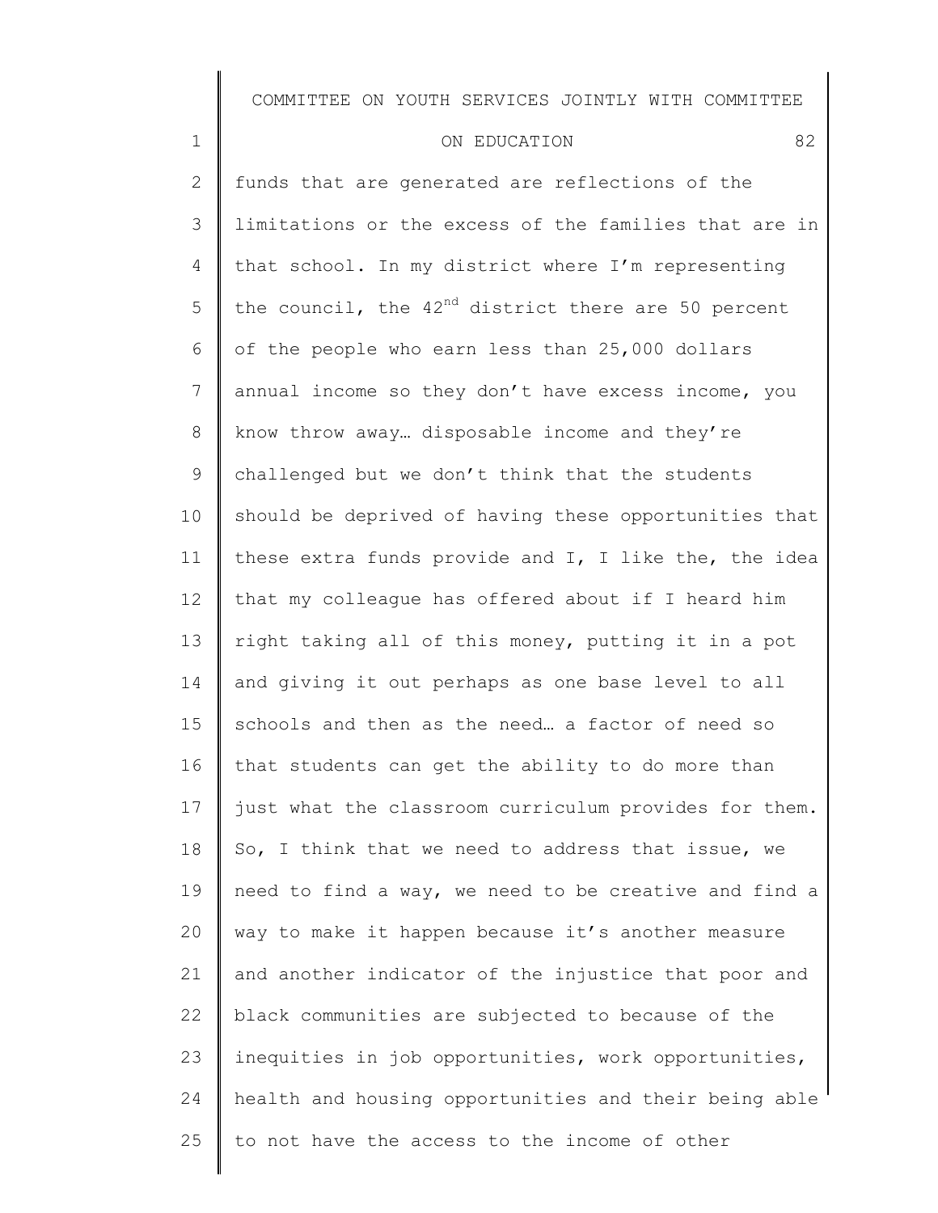funds that are generated are reflections of the limitations or the excess of the families that are in that school. In my district where I'm representing the council, the $42^{nd}$ district there are 50 percent of the people who earn less than 25,000 dollars annual income so they don't have excess income, you know throw away… disposable income and they're challenged but we don't think that the students should be deprived of having these opportunities that these extra funds provide and I, I like the, the idea that my colleague has offered about if I heard him right taking all of this money, putting it in a pot and giving it out perhaps as one base level to all schools and then as the need… a factor of need so that students can get the ability to do more than just what the classroom curriculum provides for them. So, I think that we need to address that issue, we need to find a way, we need to be creative and find a way to make it happen because it's another measure and another indicator of the injustice that poor and black communities are subjected to because of the inequities in job opportunities, work opportunities, health and housing opportunities and their being able to not have the access to the income of other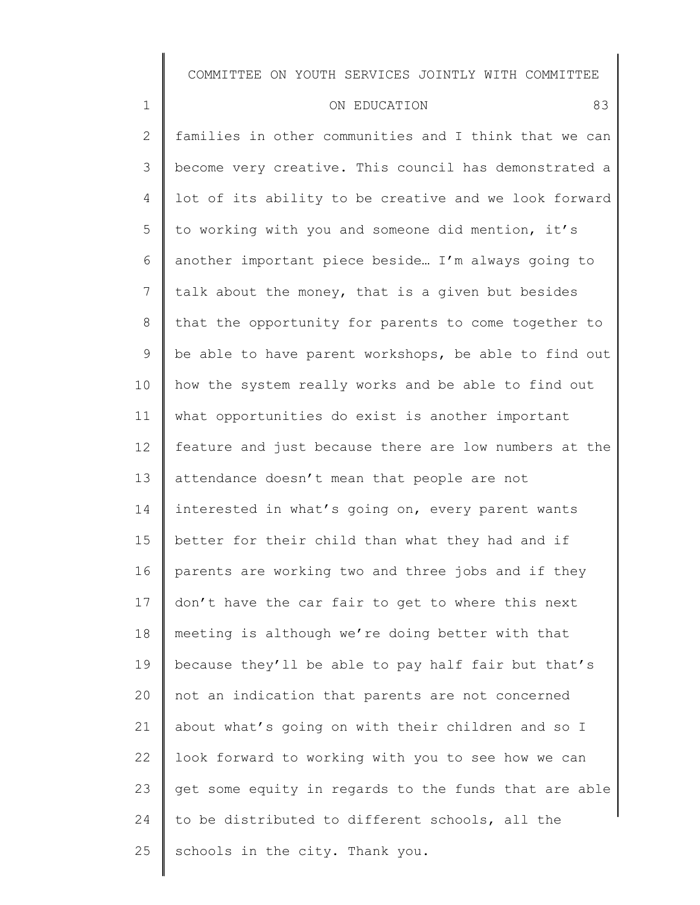families in other communities and I think that we can become very creative. This council has demonstrated a lot of its ability to be creative and we look forward to working with you and someone did mention, it's another important piece beside… I'm always going to talk about the money, that is a given but besides that the opportunity for parents to come together to be able to have parent workshops, be able to find out how the system really works and be able to find out what opportunities do exist is another important feature and just because there are low numbers at the attendance doesn't mean that people are not interested in what's going on, every parent wants better for their child than what they had and if parents are working two and three jobs and if they don't have the car fair to get to where this next meeting is although we're doing better with that because they'll be able to pay half fair but that's not an indication that parents are not concerned about what's going on with their children and so I look forward to working with you to see how we can get some equity in regards to the funds that are able to be distributed to different schools, all the schools in the city. Thank you.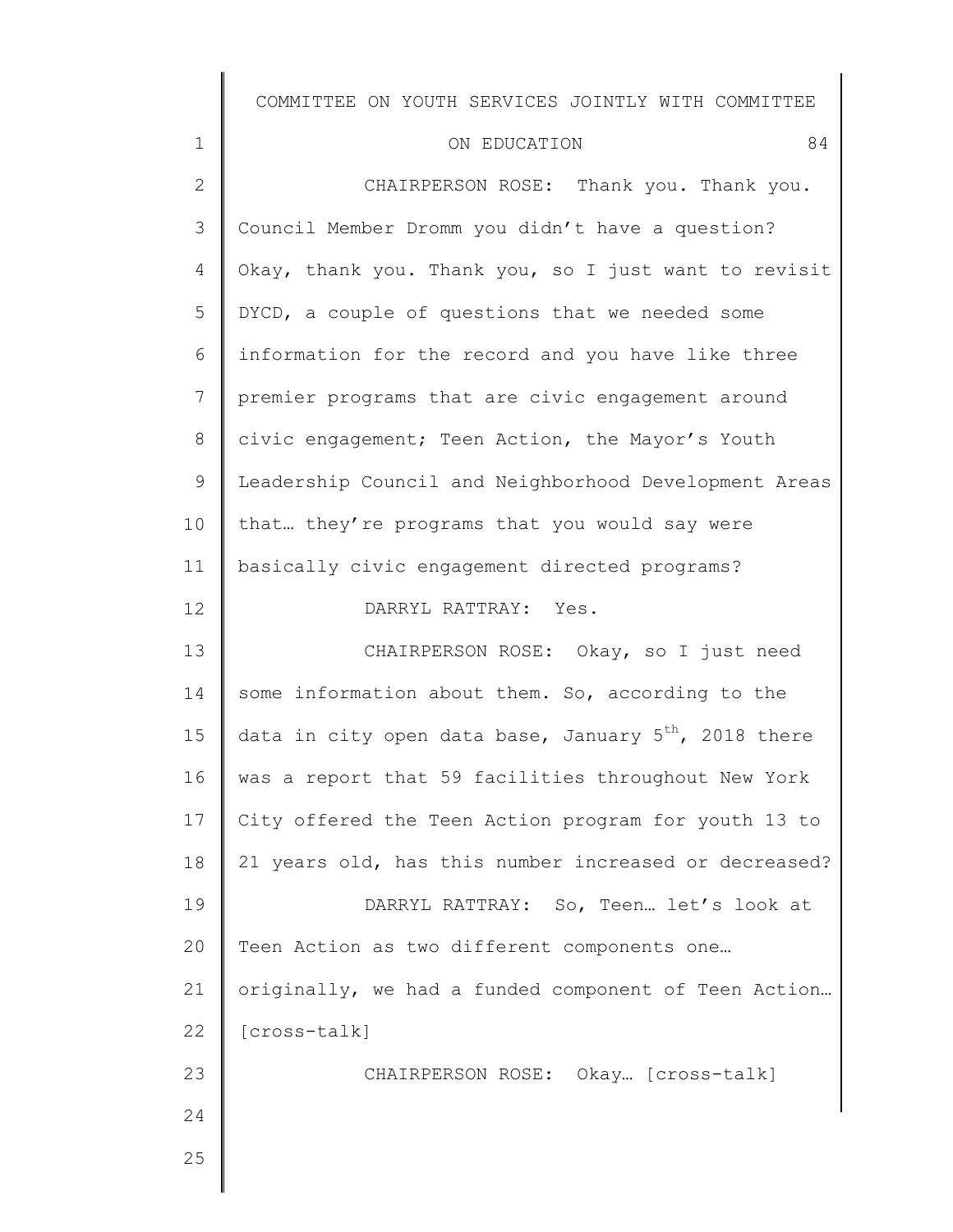CHAIRPERSON ROSE: Thank you. Thank you. Council Member Dromm you didn't have a question? Okay, thank you. Thank you, so I just want to revisit DYCD, a couple of questions that we needed some information for the record and you have like three premier programs that are civic engagement around civic engagement; Teen Action, the Mayor's Youth Leadership Council and Neighborhood Development Areas that… they're programs that you would say were basically civic engagement directed programs?

DARRYL RATTRAY: Yes.

CHAIRPERSON ROSE: Okay, so I just need some information about them. So, according to the data in city open data base, January 5th, 2018 there was a report that 59 facilities throughout New York City offered the Teen Action program for youth 13 to 21 years old, has this number increased or decreased?

DARRYL RATTRAY: So, Teen… let's look at Teen Action as two different components one… originally, we had a funded component of Teen Action… [cross-talk]

CHAIRPERSON ROSE: Okay… [cross-talk]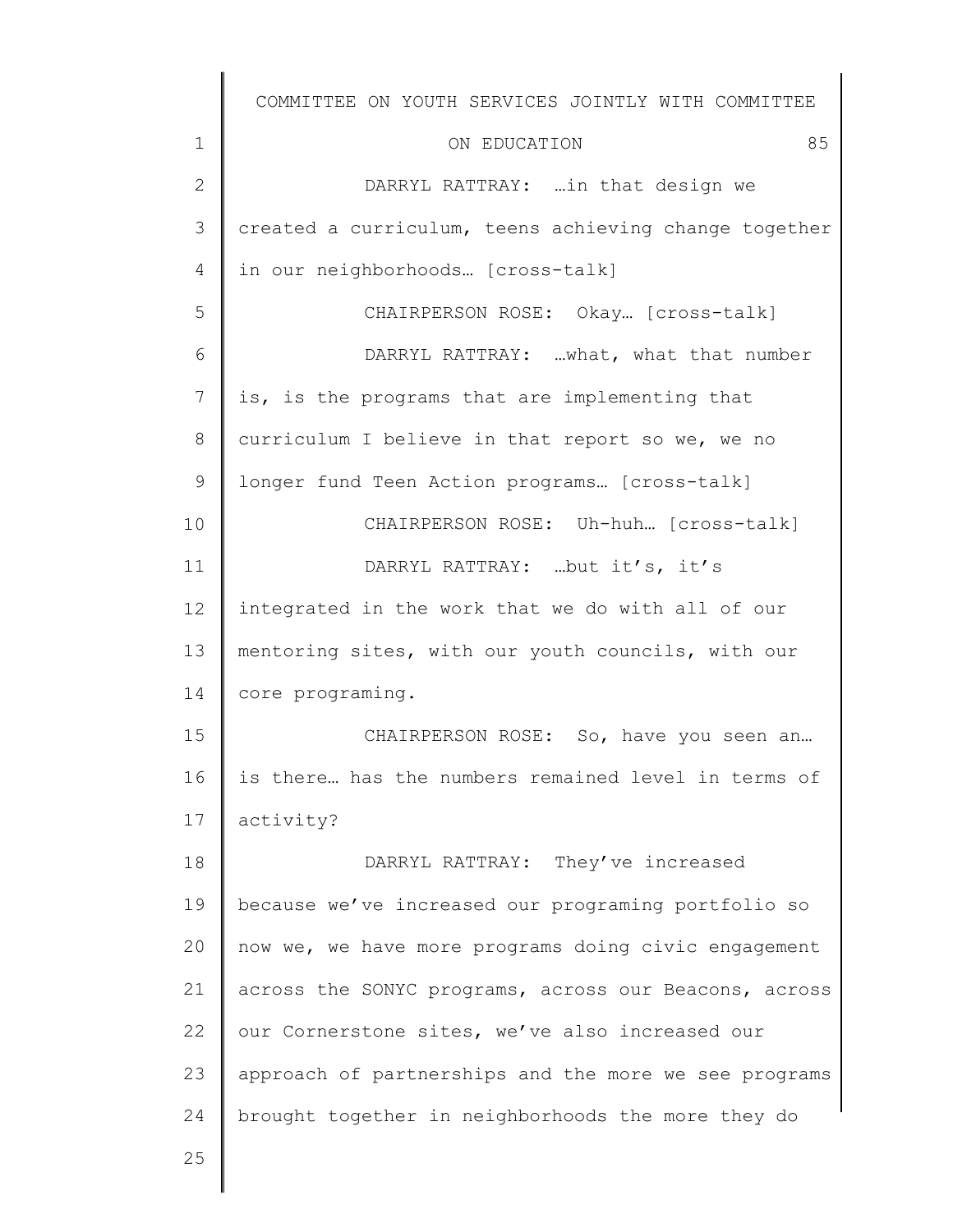DARRYL RATTRAY: …in that design we created a curriculum, teens achieving change together in our neighborhoods… [cross-talk]

CHAIRPERSON ROSE: Okay… [cross-talk]

DARRYL RATTRAY: …what, what that number is, is the programs that are implementing that curriculum I believe in that report so we, we no longer fund Teen Action programs… [cross-talk]

CHAIRPERSON ROSE: Uh-huh… [cross-talk]

DARRYL RATTRAY: …but it's, it's integrated in the work that we do with all of our mentoring sites, with our youth councils, with our core programing.

CHAIRPERSON ROSE: So, have you seen an… is there… has the numbers remained level in terms of activity?

DARRYL RATTRAY: They've increased because we've increased our programing portfolio so now we, we have more programs doing civic engagement across the SONYC programs, across our Beacons, across our Cornerstone sites, we've also increased our approach of partnerships and the more we see programs brought together in neighborhoods the more they do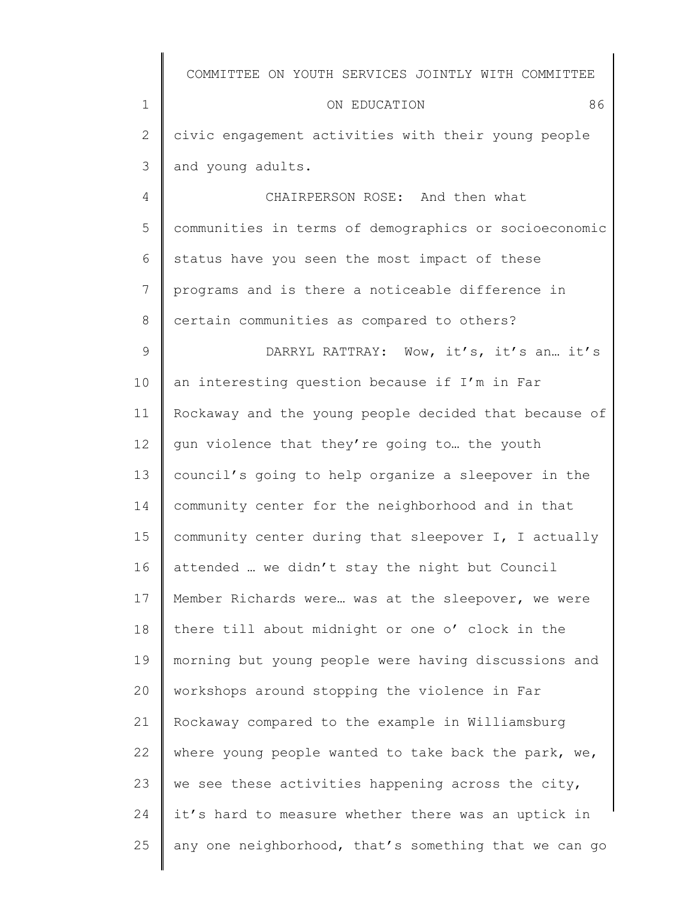civic engagement activities with their young people and young adults.

CHAIRPERSON ROSE: And then what communities in terms of demographics or socioeconomic status have you seen the most impact of these programs and is there a noticeable difference in certain communities as compared to others?

DARRYL RATTRAY: Wow, it's, it's an… it's an interesting question because if I'm in Far Rockaway and the young people decided that because of gun violence that they're going to… the youth council's going to help organize a sleepover in the community center for the neighborhood and in that community center during that sleepover I, I actually attended … we didn't stay the night but Council Member Richards were… was at the sleepover, we were there till about midnight or one o' clock in the morning but young people were having discussions and workshops around stopping the violence in Far Rockaway compared to the example in Williamsburg where young people wanted to take back the park, we, we see these activities happening across the city, it's hard to measure whether there was an uptick in any one neighborhood, that's something that we can go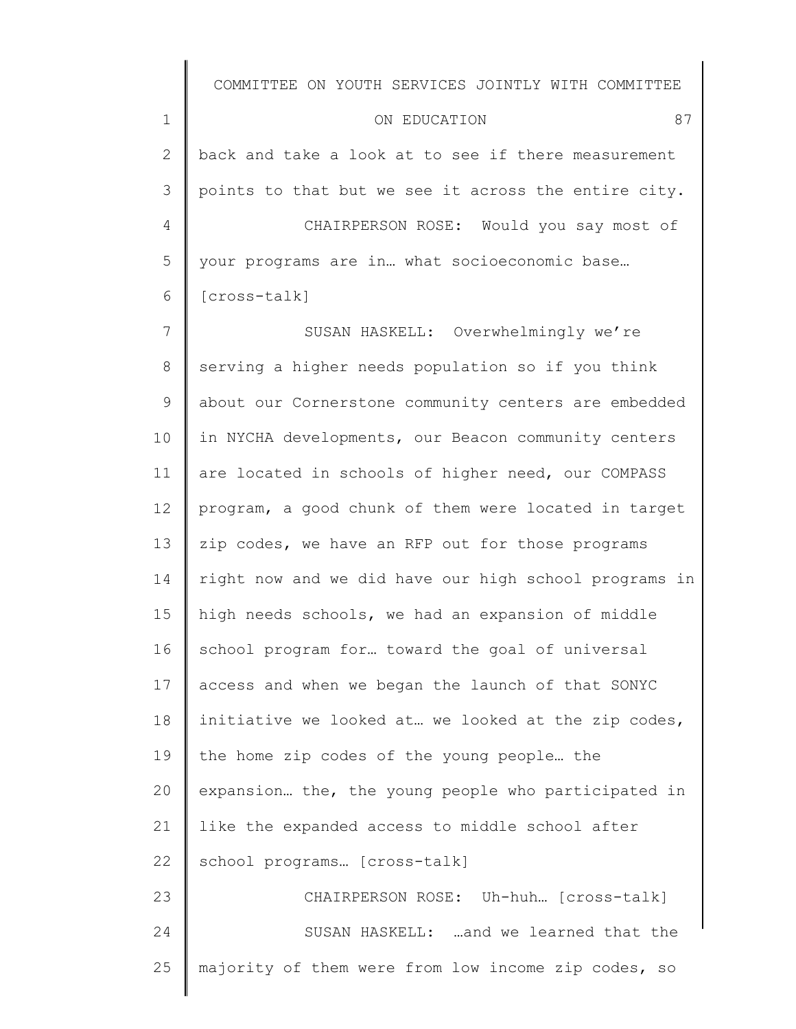back and take a look at to see if there measurement points to that but we see it across the entire city.

CHAIRPERSON ROSE: Would you say most of your programs are in… what socioeconomic base… [cross-talk]

SUSAN HASKELL: Overwhelmingly we're serving a higher needs population so if you think about our Cornerstone community centers are embedded in NYCHA developments, our Beacon community centers are located in schools of higher need, our COMPASS program, a good chunk of them were located in target zip codes, we have an RFP out for those programs right now and we did have our high school programs in high needs schools, we had an expansion of middle school program for… toward the goal of universal access and when we began the launch of that SONYC initiative we looked at… we looked at the zip codes, the home zip codes of the young people… the expansion… the, the young people who participated in like the expanded access to middle school after school programs… [cross-talk]

CHAIRPERSON ROSE: Uh-huh… [cross-talk]

SUSAN HASKELL: …and we learned that the majority of them were from low income zip codes, so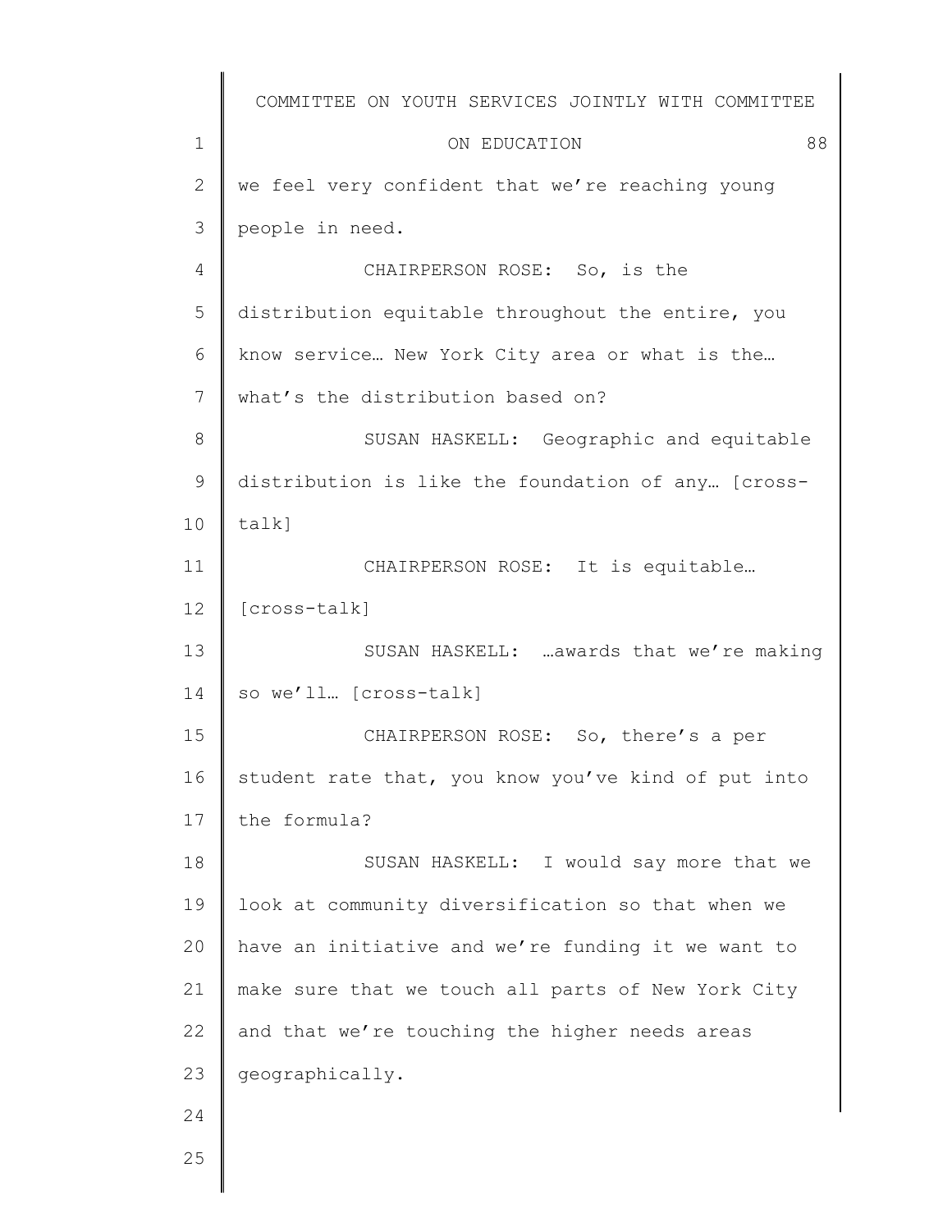we feel very confident that we're reaching young people in need.

CHAIRPERSON ROSE: So, is the distribution equitable throughout the entire, you know service… New York City area or what is the… what's the distribution based on?

SUSAN HASKELL: Geographic and equitable distribution is like the foundation of any… [cross-talk]

CHAIRPERSON ROSE: It is equitable… [cross-talk]

SUSAN HASKELL: …awards that we're making so we'll… [cross-talk]

CHAIRPERSON ROSE: So, there's a per student rate that, you know you've kind of put into the formula?

SUSAN HASKELL: I would say more that we look at community diversification so that when we have an initiative and we're funding it we want to make sure that we touch all parts of New York City and that we're touching the higher needs areas geographically.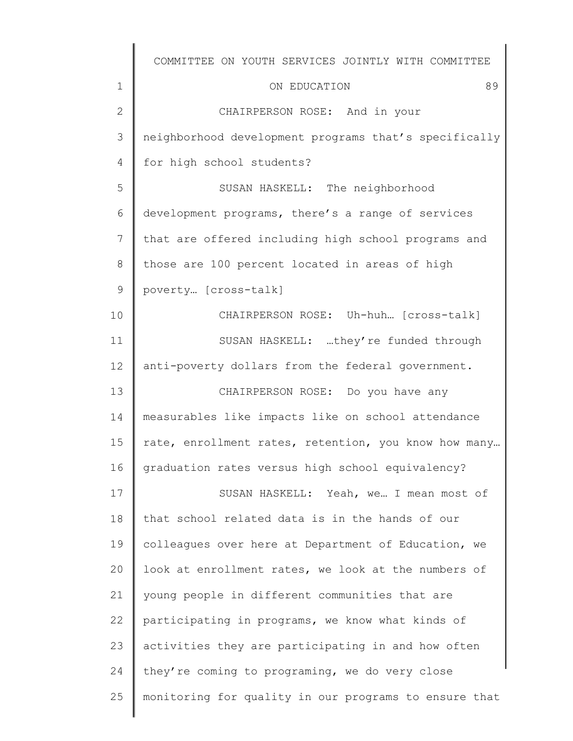CHAIRPERSON ROSE: And in your neighborhood development programs that's specifically for high school students?

SUSAN HASKELL: The neighborhood development programs, there's a range of services that are offered including high school programs and those are 100 percent located in areas of high poverty… [cross-talk]

CHAIRPERSON ROSE: Uh-huh… [cross-talk]

SUSAN HASKELL: …they're funded through anti-poverty dollars from the federal government.

CHAIRPERSON ROSE: Do you have any measurables like impacts like on school attendance rate, enrollment rates, retention, you know how many… graduation rates versus high school equivalency?

SUSAN HASKELL: Yeah, we… I mean most of that school related data is in the hands of our colleagues over here at Department of Education, we look at enrollment rates, we look at the numbers of young people in different communities that are participating in programs, we know what kinds of activities they are participating in and how often they're coming to programing, we do very close monitoring for quality in our programs to ensure that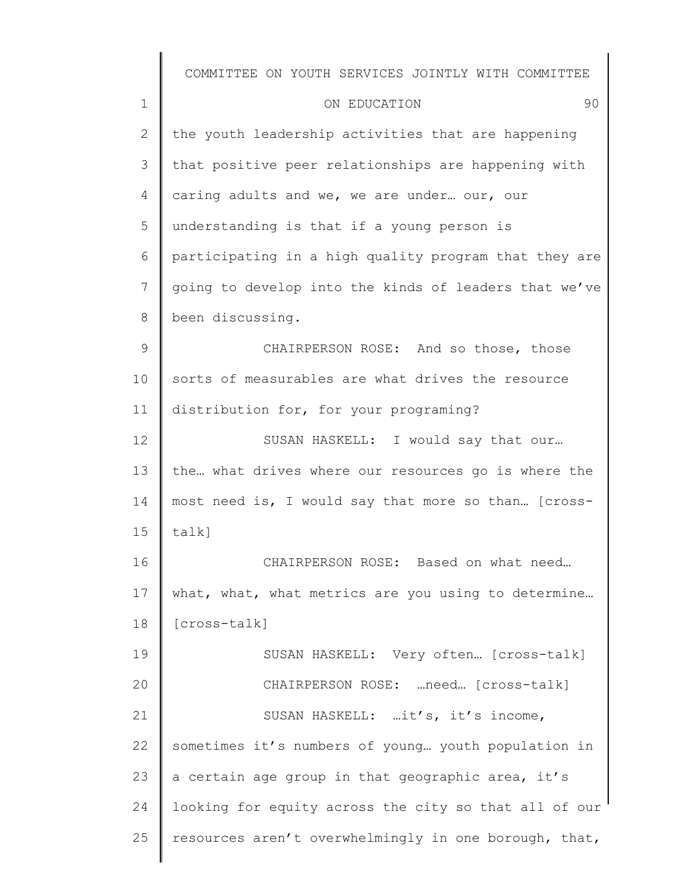the youth leadership activities that are happening that positive peer relationships are happening with caring adults and we, we are under… our, our understanding is that if a young person is participating in a high quality program that they are going to develop into the kinds of leaders that we've been discussing.

CHAIRPERSON ROSE: And so those, those sorts of measurables are what drives the resource distribution for, for your programing?

SUSAN HASKELL: I would say that our… the… what drives where our resources go is where the most need is, I would say that more so than… [cross-talk]

CHAIRPERSON ROSE: Based on what need… what, what, what metrics are you using to determine… [cross-talk]

SUSAN HASKELL: Very often… [cross-talk]

CHAIRPERSON ROSE: …need… [cross-talk]

SUSAN HASKELL: …it's, it's income, sometimes it's numbers of young… youth population in a certain age group in that geographic area, it's looking for equity across the city so that all of our resources aren't overwhelmingly in one borough, that,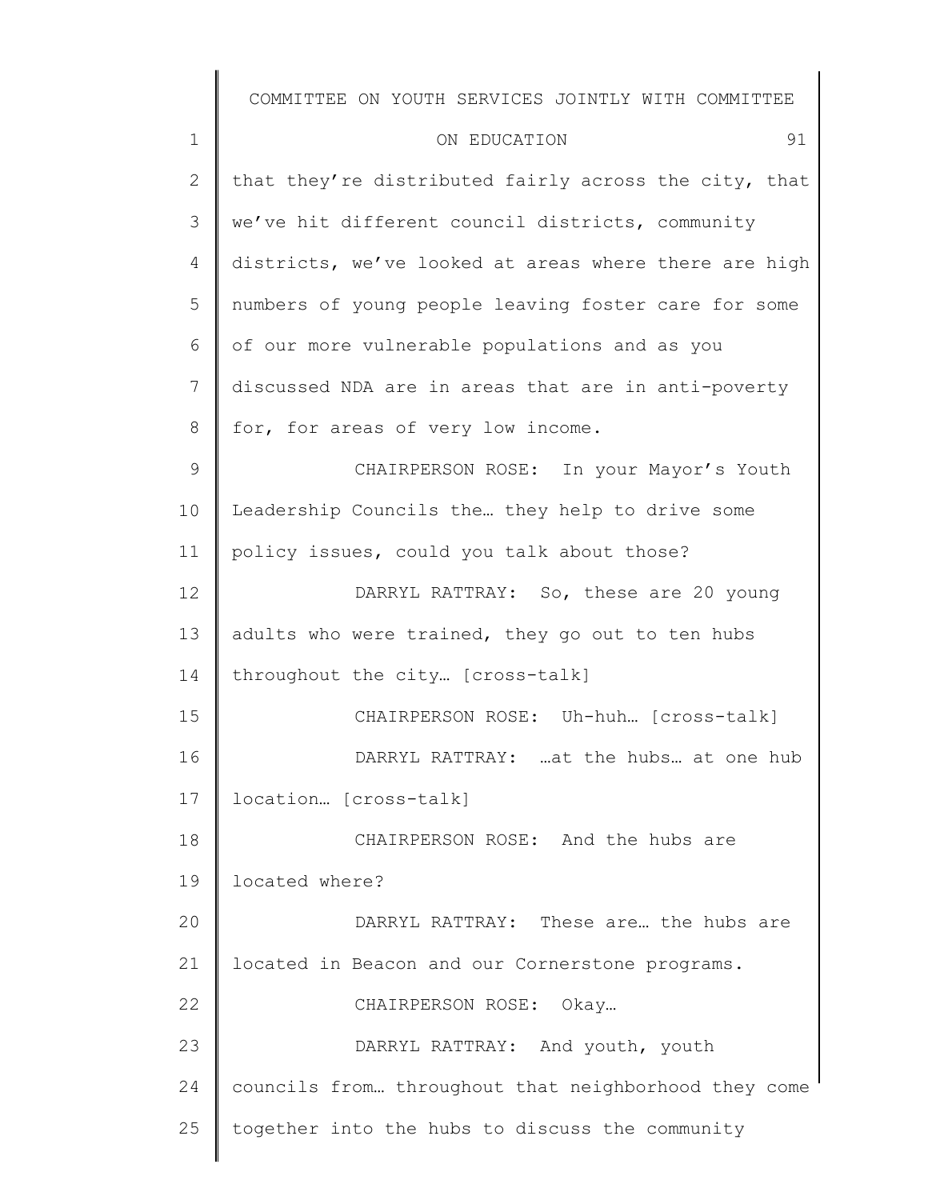that they're distributed fairly across the city, that we've hit different council districts, community districts, we've looked at areas where there are high numbers of young people leaving foster care for some of our more vulnerable populations and as you discussed NDA are in areas that are in anti-poverty for, for areas of very low income.

CHAIRPERSON ROSE: In your Mayor's Youth Leadership Councils the… they help to drive some policy issues, could you talk about those?

DARRYL RATTRAY: So, these are 20 young adults who were trained, they go out to ten hubs throughout the city… [cross-talk]

CHAIRPERSON ROSE: Uh-huh… [cross-talk]

DARRYL RATTRAY: …at the hubs… at one hub location… [cross-talk]

CHAIRPERSON ROSE: And the hubs are located where?

DARRYL RATTRAY: These are… the hubs are located in Beacon and our Cornerstone programs.

CHAIRPERSON ROSE: Okay…

DARRYL RATTRAY: And youth, youth councils from… throughout that neighborhood they come together into the hubs to discuss the community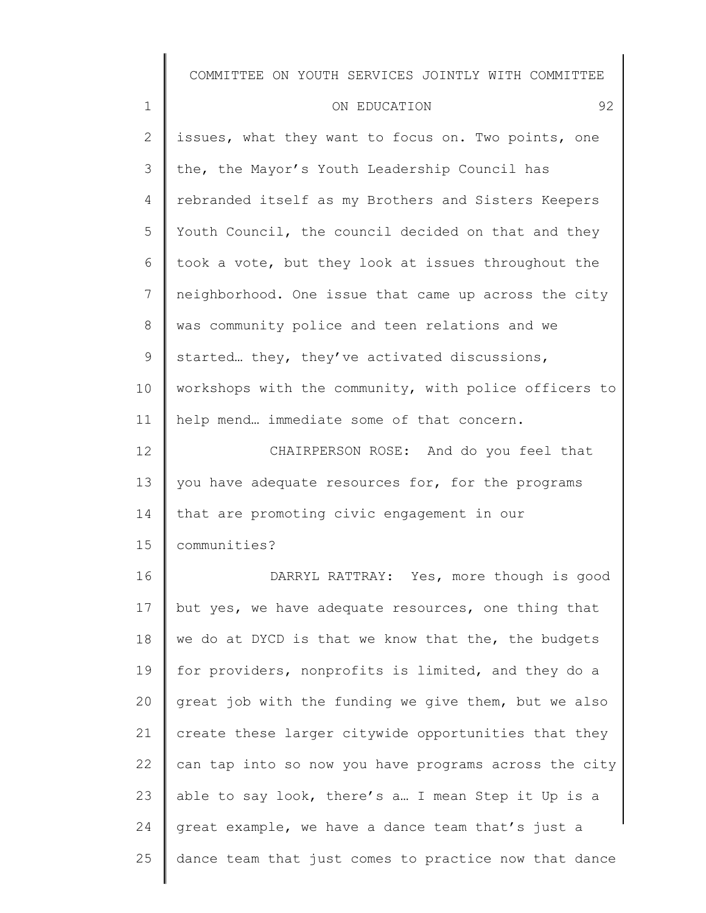issues, what they want to focus on. Two points, one the, the Mayor's Youth Leadership Council has rebranded itself as my Brothers and Sisters Keepers Youth Council, the council decided on that and they took a vote, but they look at issues throughout the neighborhood. One issue that came up across the city was community police and teen relations and we started… they, they've activated discussions, workshops with the community, with police officers to help mend… immediate some of that concern.

CHAIRPERSON ROSE: And do you feel that you have adequate resources for, for the programs that are promoting civic engagement in our communities?

DARRYL RATTRAY: Yes, more though is good but yes, we have adequate resources, one thing that we do at DYCD is that we know that the, the budgets for providers, nonprofits is limited, and they do a great job with the funding we give them, but we also create these larger citywide opportunities that they can tap into so now you have programs across the city able to say look, there's a… I mean Step it Up is a great example, we have a dance team that's just a dance team that just comes to practice now that dance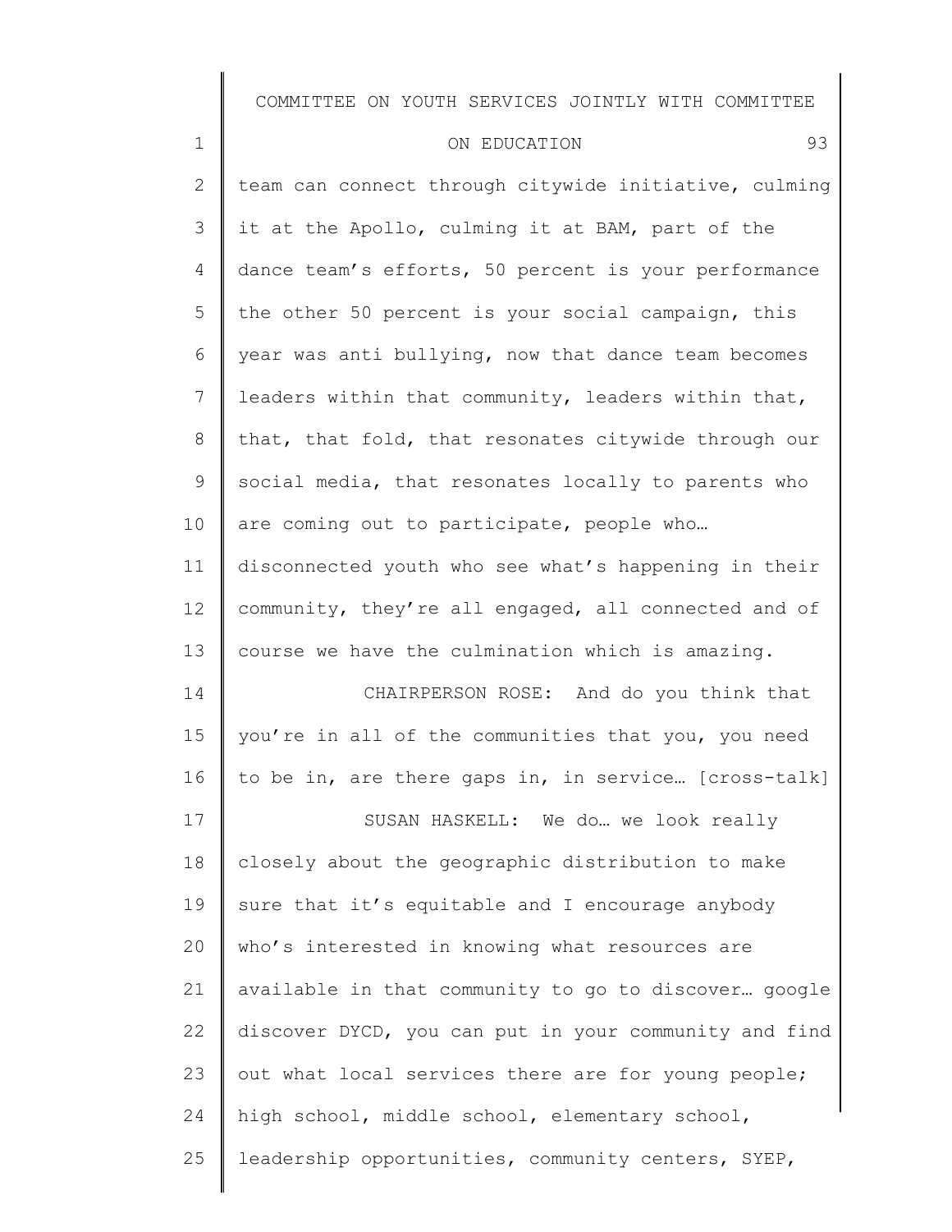team can connect through citywide initiative, culming it at the Apollo, culming it at BAM, part of the dance team's efforts, 50 percent is your performance the other 50 percent is your social campaign, this year was anti bullying, now that dance team becomes leaders within that community, leaders within that, that, that fold, that resonates citywide through our social media, that resonates locally to parents who are coming out to participate, people who… disconnected youth who see what's happening in their community, they're all engaged, all connected and of course we have the culmination which is amazing.

CHAIRPERSON ROSE: And do you think that you're in all of the communities that you, you need to be in, are there gaps in, in service… [cross-talk]

SUSAN HASKELL: We do… we look really closely about the geographic distribution to make sure that it's equitable and I encourage anybody who's interested in knowing what resources are available in that community to go to discover… google discover DYCD, you can put in your community and find out what local services there are for young people; high school, middle school, elementary school, leadership opportunities, community centers, SYEP,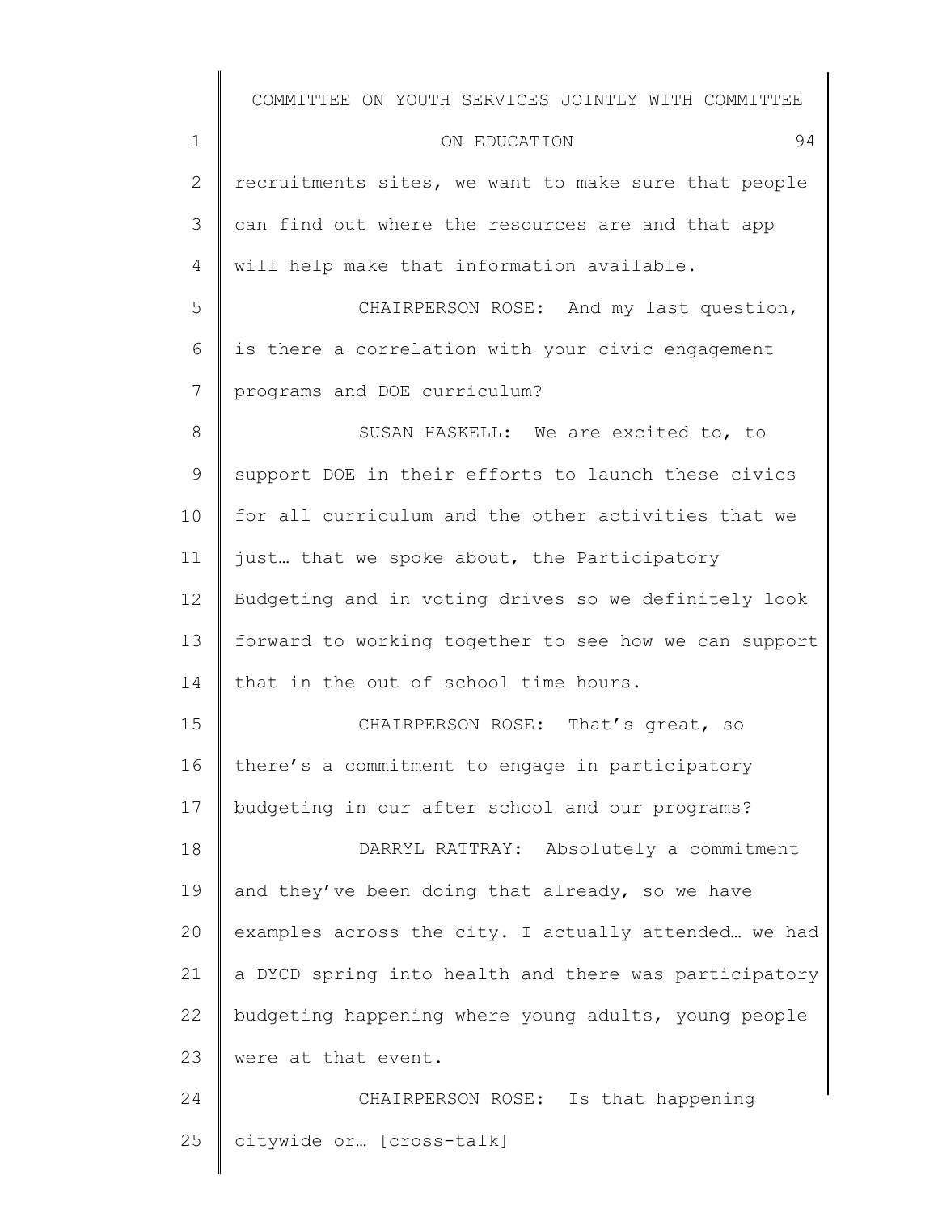recruitments sites, we want to make sure that people can find out where the resources are and that app will help make that information available.

CHAIRPERSON ROSE: And my last question, is there a correlation with your civic engagement programs and DOE curriculum?

SUSAN HASKELL: We are excited to, to support DOE in their efforts to launch these civics for all curriculum and the other activities that we just… that we spoke about, the Participatory Budgeting and in voting drives so we definitely look forward to working together to see how we can support that in the out of school time hours.

CHAIRPERSON ROSE: That's great, so there's a commitment to engage in participatory budgeting in our after school and our programs?

DARRYL RATTRAY: Absolutely a commitment and they've been doing that already, so we have examples across the city. I actually attended… we had a DYCD spring into health and there was participatory budgeting happening where young adults, young people were at that event.

CHAIRPERSON ROSE: Is that happening citywide or… [cross-talk]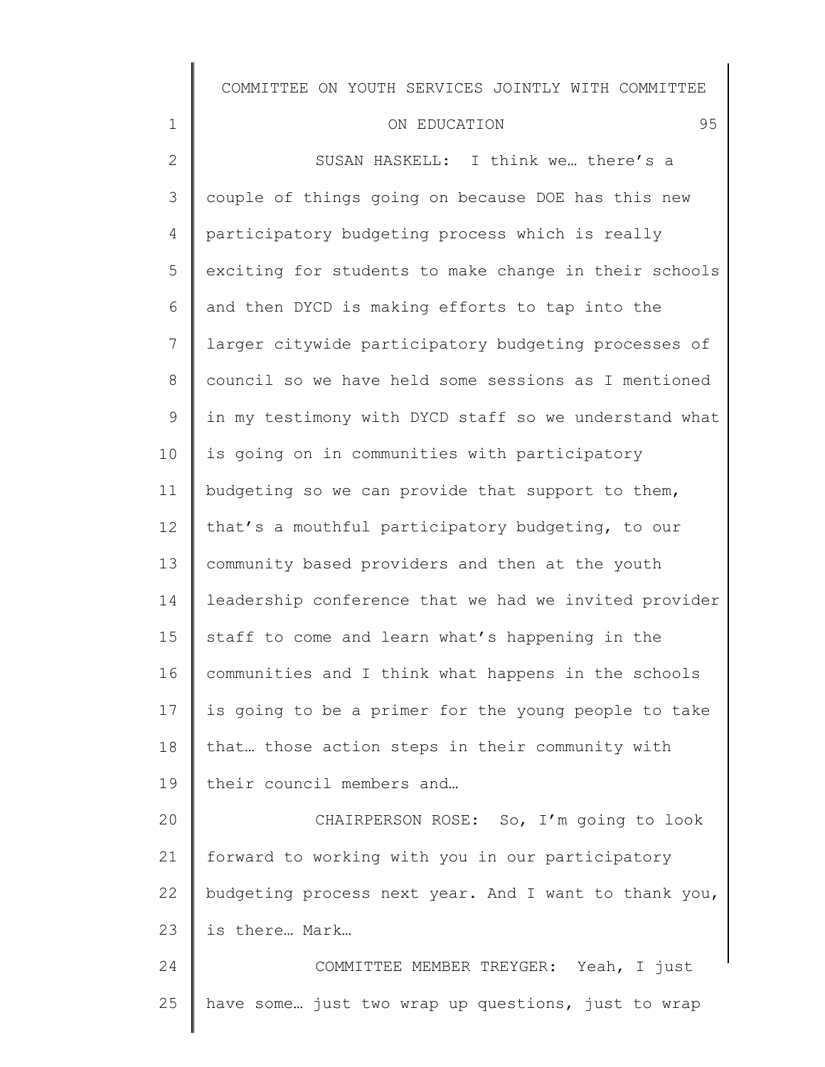SUSAN HASKELL: I think we… there's a couple of things going on because DOE has this new participatory budgeting process which is really exciting for students to make change in their schools and then DYCD is making efforts to tap into the larger citywide participatory budgeting processes of council so we have held some sessions as I mentioned in my testimony with DYCD staff so we understand what is going on in communities with participatory budgeting so we can provide that support to them, that's a mouthful participatory budgeting, to our community based providers and then at the youth leadership conference that we had we invited provider staff to come and learn what's happening in the communities and I think what happens in the schools is going to be a primer for the young people to take that… those action steps in their community with their council members and…

CHAIRPERSON ROSE: So, I'm going to look forward to working with you in our participatory budgeting process next year. And I want to thank you, is there… Mark…

COMMITTEE MEMBER TREYGER: Yeah, I just have some… just two wrap up questions, just to wrap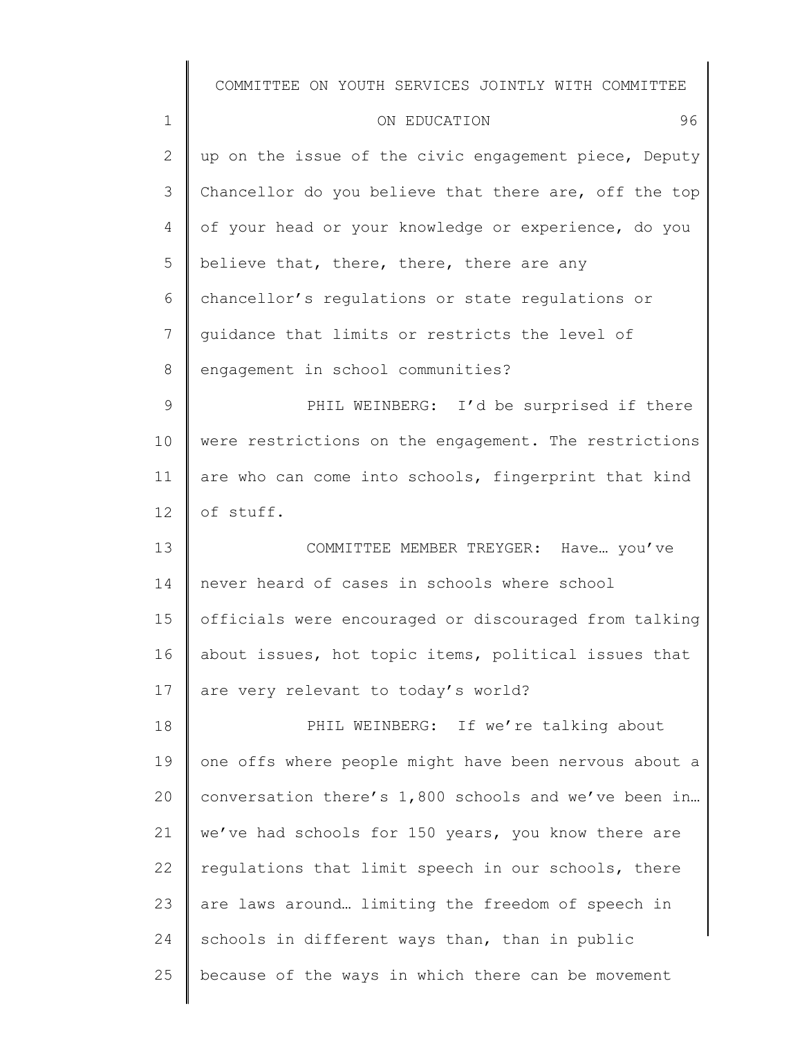up on the issue of the civic engagement piece, Deputy Chancellor do you believe that there are, off the top of your head or your knowledge or experience, do you believe that, there, there, there are any chancellor's regulations or state regulations or guidance that limits or restricts the level of engagement in school communities?

PHIL WEINBERG: I'd be surprised if there were restrictions on the engagement. The restrictions are who can come into schools, fingerprint that kind of stuff.

COMMITTEE MEMBER TREYGER: Have… you've never heard of cases in schools where school officials were encouraged or discouraged from talking about issues, hot topic items, political issues that are very relevant to today's world?

PHIL WEINBERG: If we're talking about one offs where people might have been nervous about a conversation there's 1,800 schools and we've been in… we've had schools for 150 years, you know there are regulations that limit speech in our schools, there are laws around… limiting the freedom of speech in schools in different ways than, than in public because of the ways in which there can be movement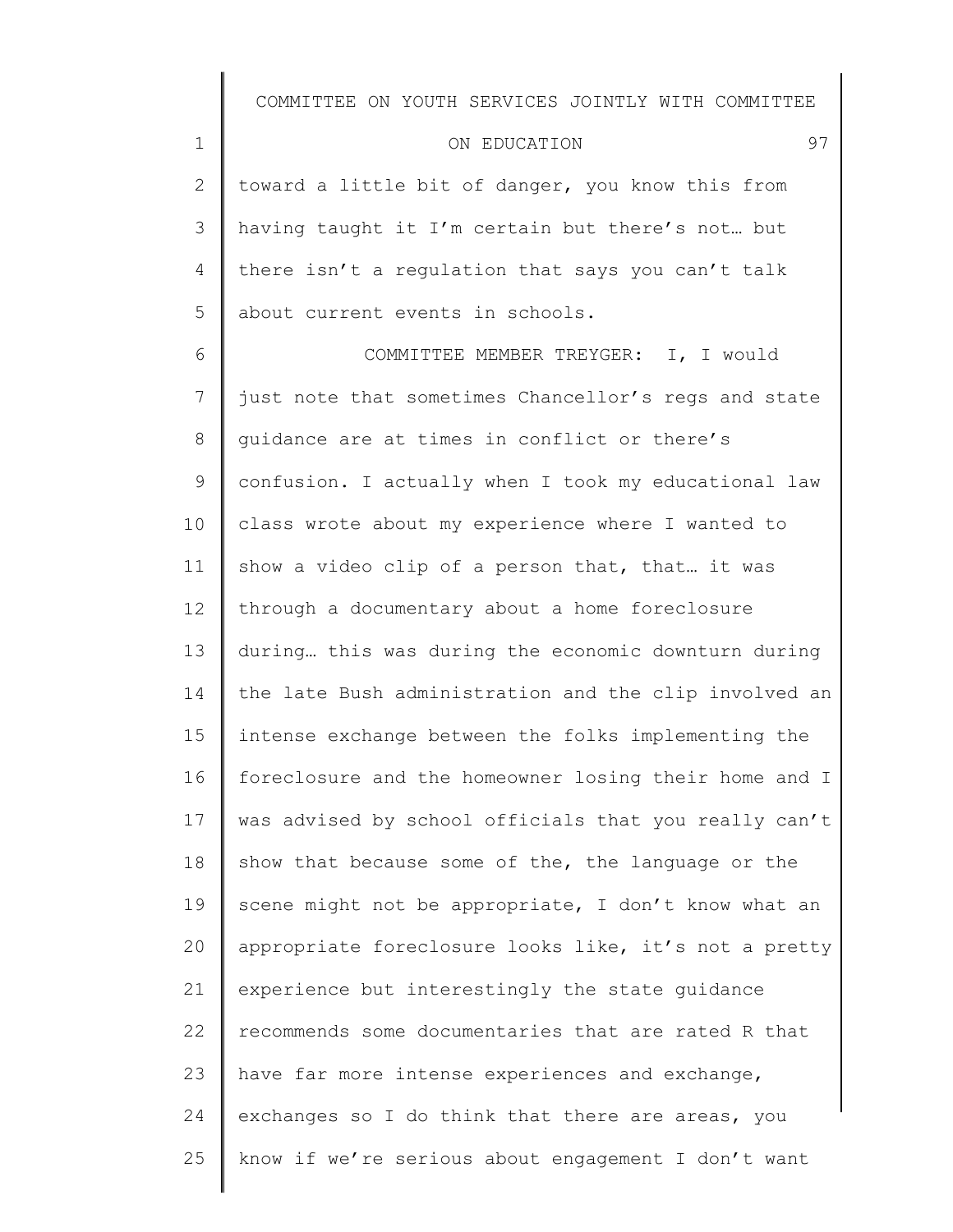toward a little bit of danger, you know this from having taught it I'm certain but there's not… but there isn't a regulation that says you can't talk about current events in schools.

COMMITTEE MEMBER TREYGER: I, I would just note that sometimes Chancellor's regs and state guidance are at times in conflict or there's confusion. I actually when I took my educational law class wrote about my experience where I wanted to show a video clip of a person that, that… it was through a documentary about a home foreclosure during… this was during the economic downturn during the late Bush administration and the clip involved an intense exchange between the folks implementing the foreclosure and the homeowner losing their home and I was advised by school officials that you really can't show that because some of the, the language or the scene might not be appropriate, I don't know what an appropriate foreclosure looks like, it's not a pretty experience but interestingly the state guidance recommends some documentaries that are rated R that have far more intense experiences and exchange, exchanges so I do think that there are areas, you know if we're serious about engagement I don't want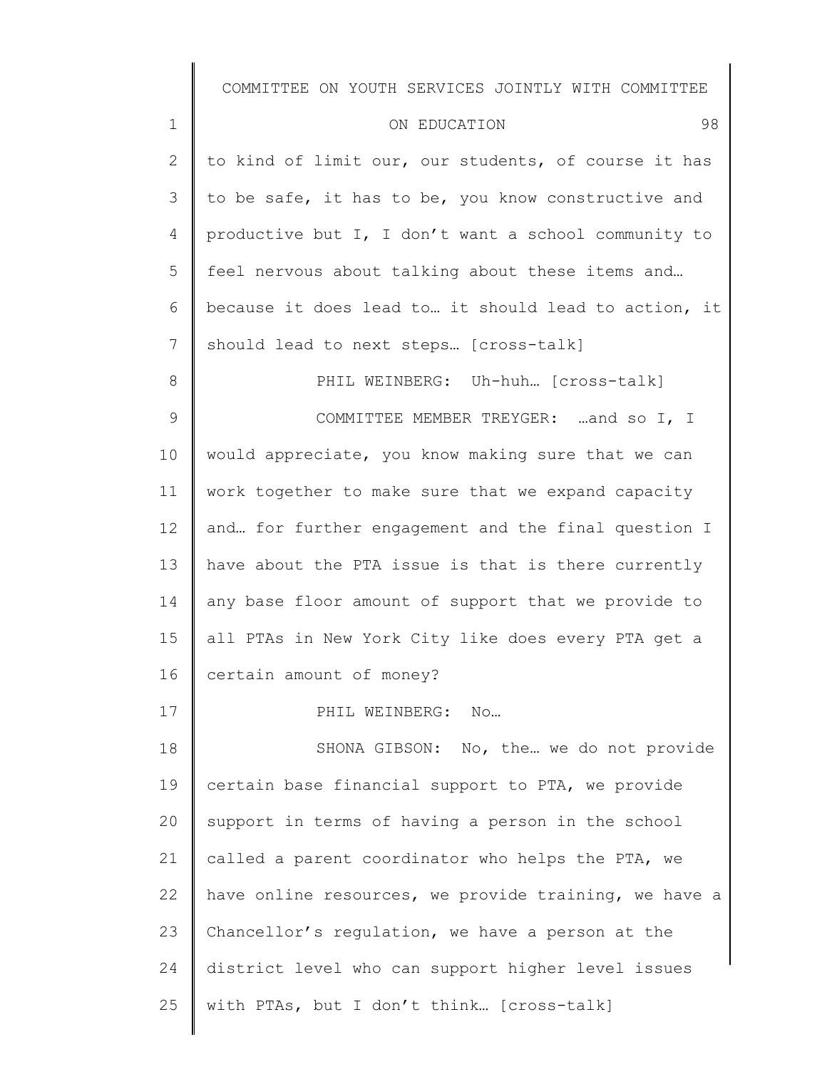to kind of limit our, our students, of course it has to be safe, it has to be, you know constructive and productive but I, I don't want a school community to feel nervous about talking about these items and… because it does lead to… it should lead to action, it should lead to next steps… [cross-talk]

PHIL WEINBERG: Uh-huh… [cross-talk]

COMMITTEE MEMBER TREYGER: …and so I, I would appreciate, you know making sure that we can work together to make sure that we expand capacity and… for further engagement and the final question I have about the PTA issue is that is there currently any base floor amount of support that we provide to all PTAs in New York City like does every PTA get a certain amount of money?

PHIL WEINBERG: No…

SHONA GIBSON: No, the… we do not provide certain base financial support to PTA, we provide support in terms of having a person in the school called a parent coordinator who helps the PTA, we have online resources, we provide training, we have a Chancellor's regulation, we have a person at the district level who can support higher level issues with PTAs, but I don't think… [cross-talk]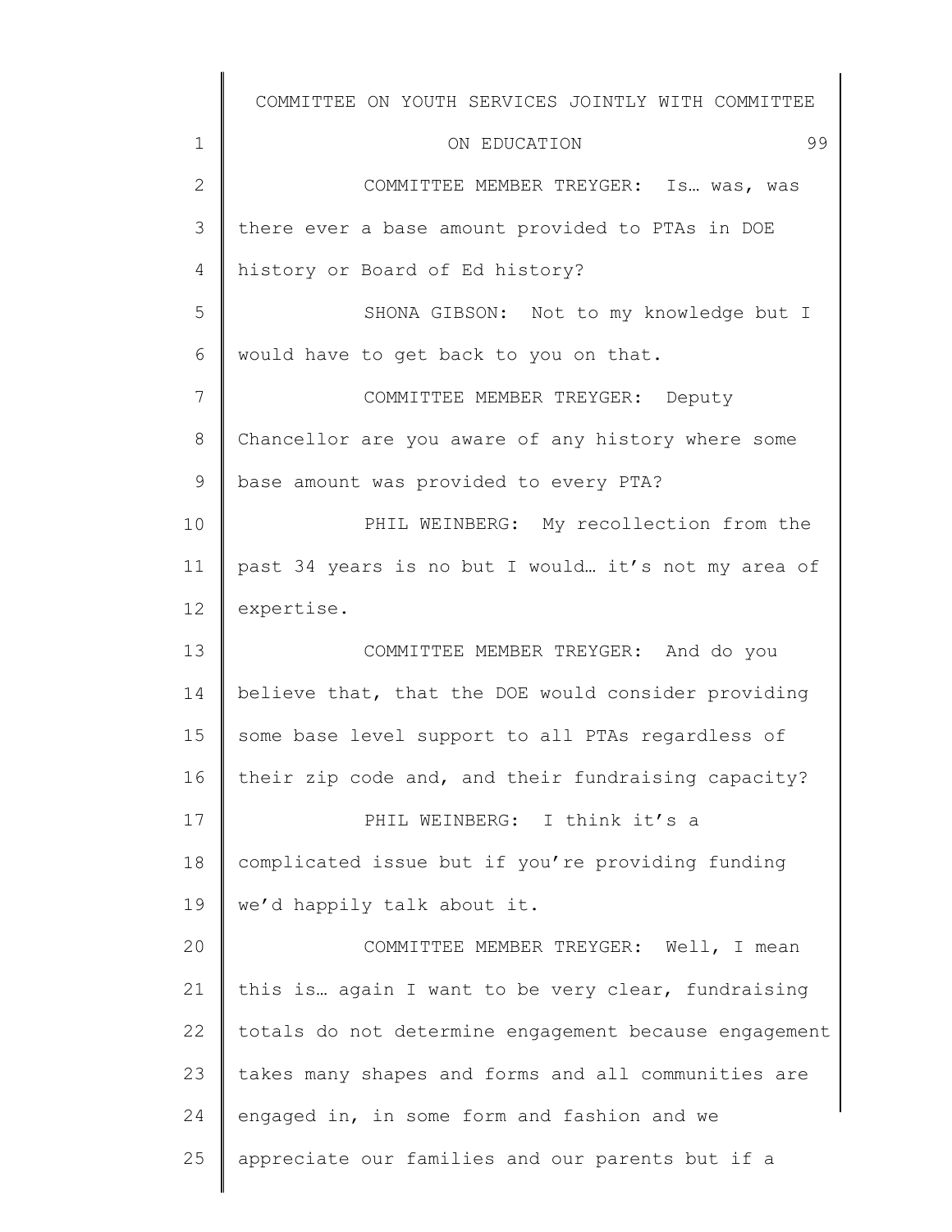COMMITTEE MEMBER TREYGER: Is… was, was there ever a base amount provided to PTAs in DOE history or Board of Ed history?

SHONA GIBSON: Not to my knowledge but I would have to get back to you on that.

COMMITTEE MEMBER TREYGER: Deputy Chancellor are you aware of any history where some base amount was provided to every PTA?

PHIL WEINBERG: My recollection from the past 34 years is no but I would… it's not my area of expertise.

COMMITTEE MEMBER TREYGER: And do you believe that, that the DOE would consider providing some base level support to all PTAs regardless of their zip code and, and their fundraising capacity?

PHIL WEINBERG: I think it's a complicated issue but if you're providing funding we'd happily talk about it.

COMMITTEE MEMBER TREYGER: Well, I mean this is… again I want to be very clear, fundraising totals do not determine engagement because engagement takes many shapes and forms and all communities are engaged in, in some form and fashion and we appreciate our families and our parents but if a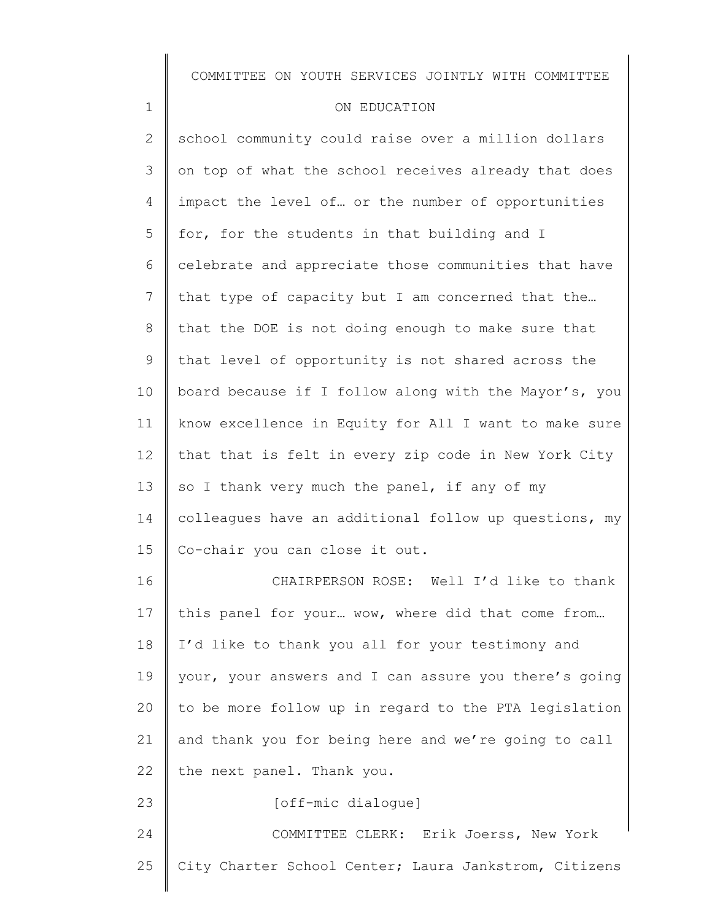school community could raise over a million dollars on top of what the school receives already that does impact the level of… or the number of opportunities for, for the students in that building and I celebrate and appreciate those communities that have that type of capacity but I am concerned that the… that the DOE is not doing enough to make sure that that level of opportunity is not shared across the board because if I follow along with the Mayor's, you know excellence in Equity for All I want to make sure that that is felt in every zip code in New York City so I thank very much the panel, if any of my colleagues have an additional follow up questions, my Co-chair you can close it out.

CHAIRPERSON ROSE: Well I'd like to thank this panel for your… wow, where did that come from… I'd like to thank you all for your testimony and your, your answers and I can assure you there's going to be more follow up in regard to the PTA legislation and thank you for being here and we're going to call the next panel. Thank you.

[off-mic dialogue]

COMMITTEE CLERK: Erik Joerss, New York City Charter School Center; Laura Jankstrom, Citizens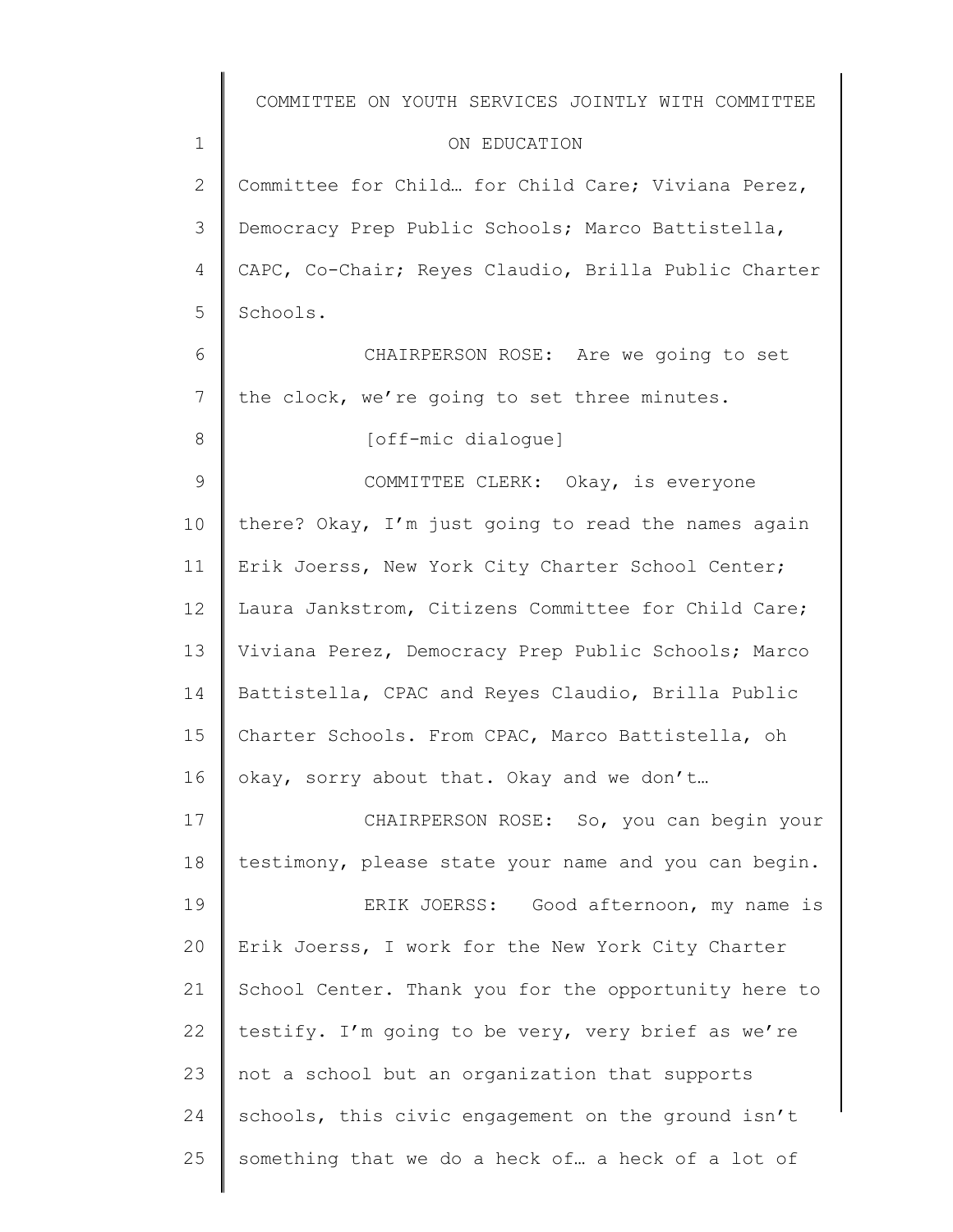Committee for Child… for Child Care; Viviana Perez, Democracy Prep Public Schools; Marco Battistella, CAPC, Co-Chair; Reyes Claudio, Brilla Public Charter Schools.

CHAIRPERSON ROSE: Are we going to set the clock, we're going to set three minutes.

[off-mic dialogue]

COMMITTEE CLERK: Okay, is everyone there? Okay, I'm just going to read the names again Erik Joerss, New York City Charter School Center; Laura Jankstrom, Citizens Committee for Child Care; Viviana Perez, Democracy Prep Public Schools; Marco Battistella, CPAC and Reyes Claudio, Brilla Public Charter Schools. From CPAC, Marco Battistella, oh okay, sorry about that. Okay and we don't…

CHAIRPERSON ROSE: So, you can begin your testimony, please state your name and you can begin.

ERIK JOERSS: Good afternoon, my name is Erik Joerss, I work for the New York City Charter School Center. Thank you for the opportunity here to testify. I'm going to be very, very brief as we're not a school but an organization that supports schools, this civic engagement on the ground isn't something that we do a heck of… a heck of a lot of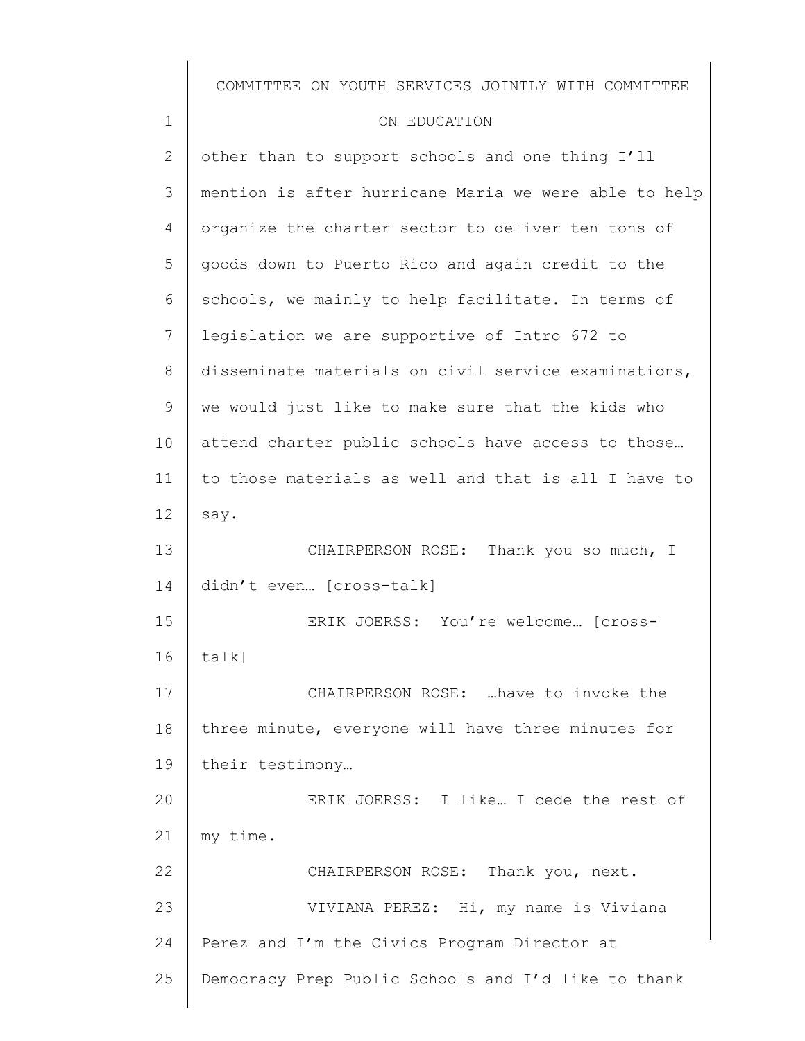other than to support schools and one thing I'll mention is after hurricane Maria we were able to help organize the charter sector to deliver ten tons of goods down to Puerto Rico and again credit to the schools, we mainly to help facilitate. In terms of legislation we are supportive of Intro 672 to disseminate materials on civil service examinations, we would just like to make sure that the kids who attend charter public schools have access to those… to those materials as well and that is all I have to say.

CHAIRPERSON ROSE: Thank you so much, I didn't even… [cross-talk]

ERIK JOERSS: You're welcome… [cross-talk]

CHAIRPERSON ROSE: …have to invoke the three minute, everyone will have three minutes for their testimony…

ERIK JOERSS: I like… I cede the rest of my time.

CHAIRPERSON ROSE: Thank you, next.

VIVIANA PEREZ: Hi, my name is Viviana Perez and I'm the Civics Program Director at Democracy Prep Public Schools and I'd like to thank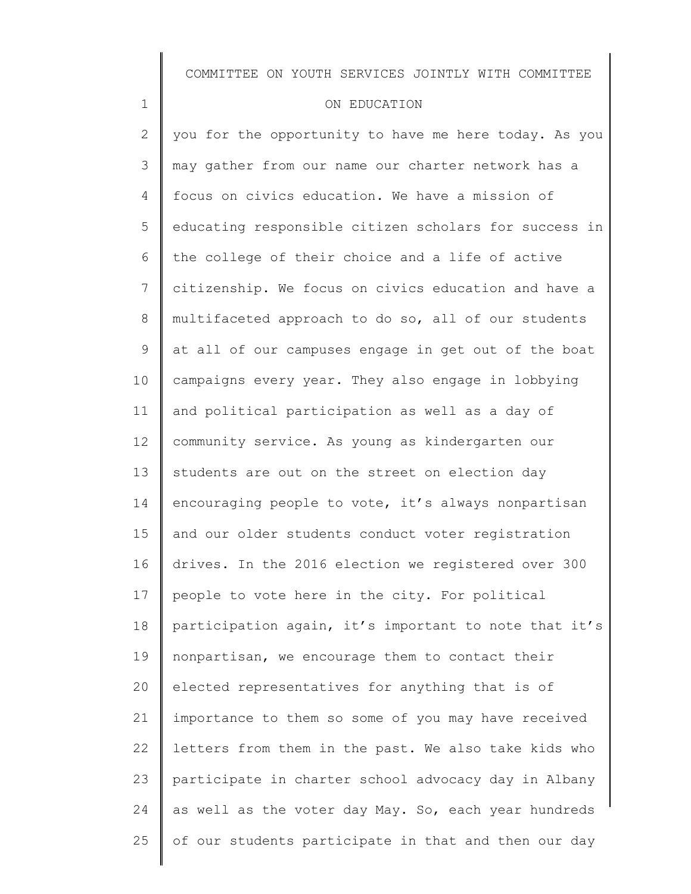you for the opportunity to have me here today. As you may gather from our name our charter network has a focus on civics education. We have a mission of educating responsible citizen scholars for success in the college of their choice and a life of active citizenship. We focus on civics education and have a multifaceted approach to do so, all of our students at all of our campuses engage in get out of the boat campaigns every year. They also engage in lobbying and political participation as well as a day of community service. As young as kindergarten our students are out on the street on election day encouraging people to vote, it's always nonpartisan and our older students conduct voter registration drives. In the 2016 election we registered over 300 people to vote here in the city. For political participation again, it's important to note that it's nonpartisan, we encourage them to contact their elected representatives for anything that is of importance to them so some of you may have received letters from them in the past. We also take kids who participate in charter school advocacy day in Albany as well as the voter day May. So, each year hundreds of our students participate in that and then our day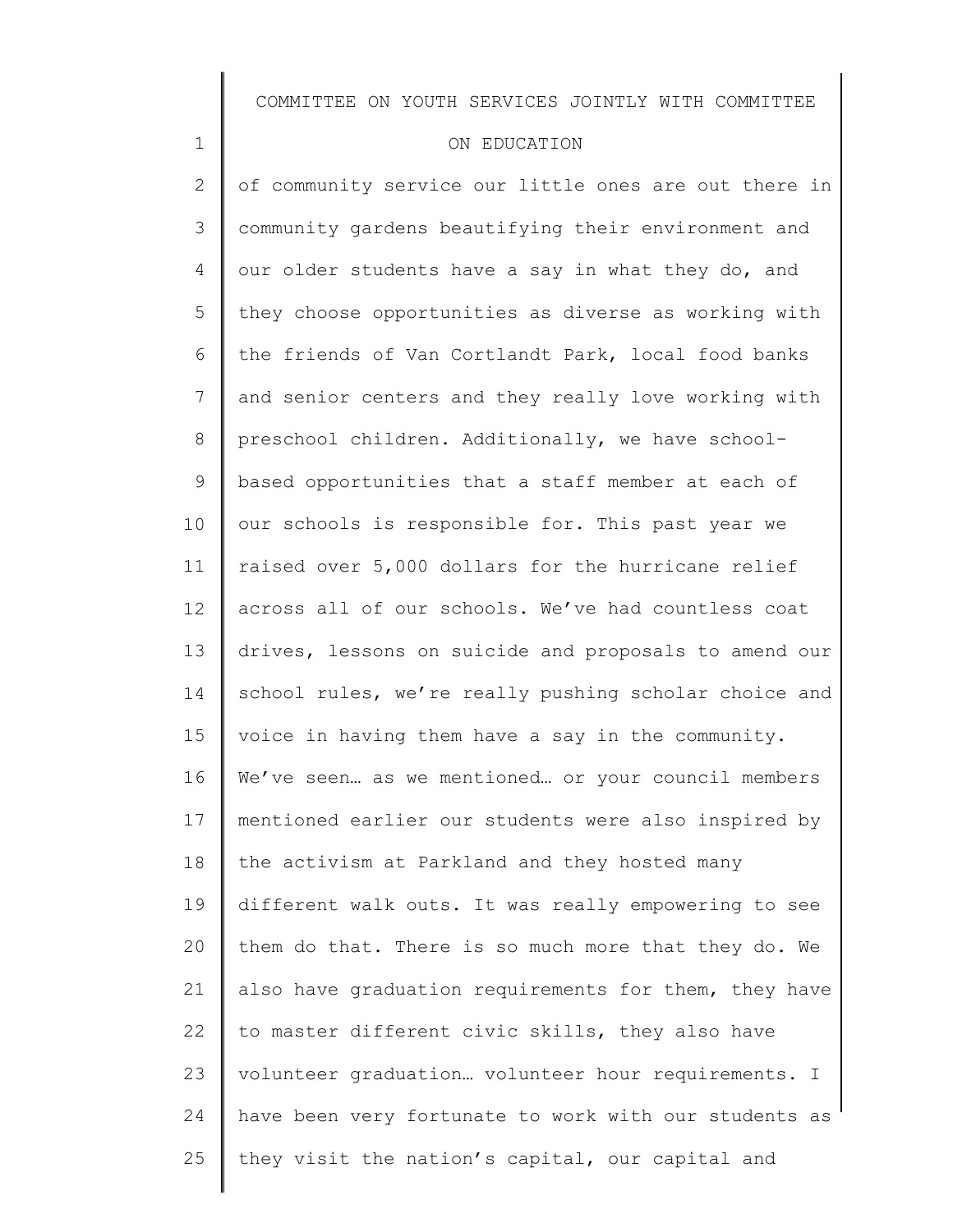of community service our little ones are out there in community gardens beautifying their environment and our older students have a say in what they do, and they choose opportunities as diverse as working with the friends of Van Cortlandt Park, local food banks and senior centers and they really love working with preschool children. Additionally, we have school-based opportunities that a staff member at each of our schools is responsible for. This past year we raised over 5,000 dollars for the hurricane relief across all of our schools. We've had countless coat drives, lessons on suicide and proposals to amend our school rules, we're really pushing scholar choice and voice in having them have a say in the community. We've seen… as we mentioned… or your council members mentioned earlier our students were also inspired by the activism at Parkland and they hosted many different walk outs. It was really empowering to see them do that. There is so much more that they do. We also have graduation requirements for them, they have to master different civic skills, they also have volunteer graduation… volunteer hour requirements. I have been very fortunate to work with our students as they visit the nation's capital, our capital and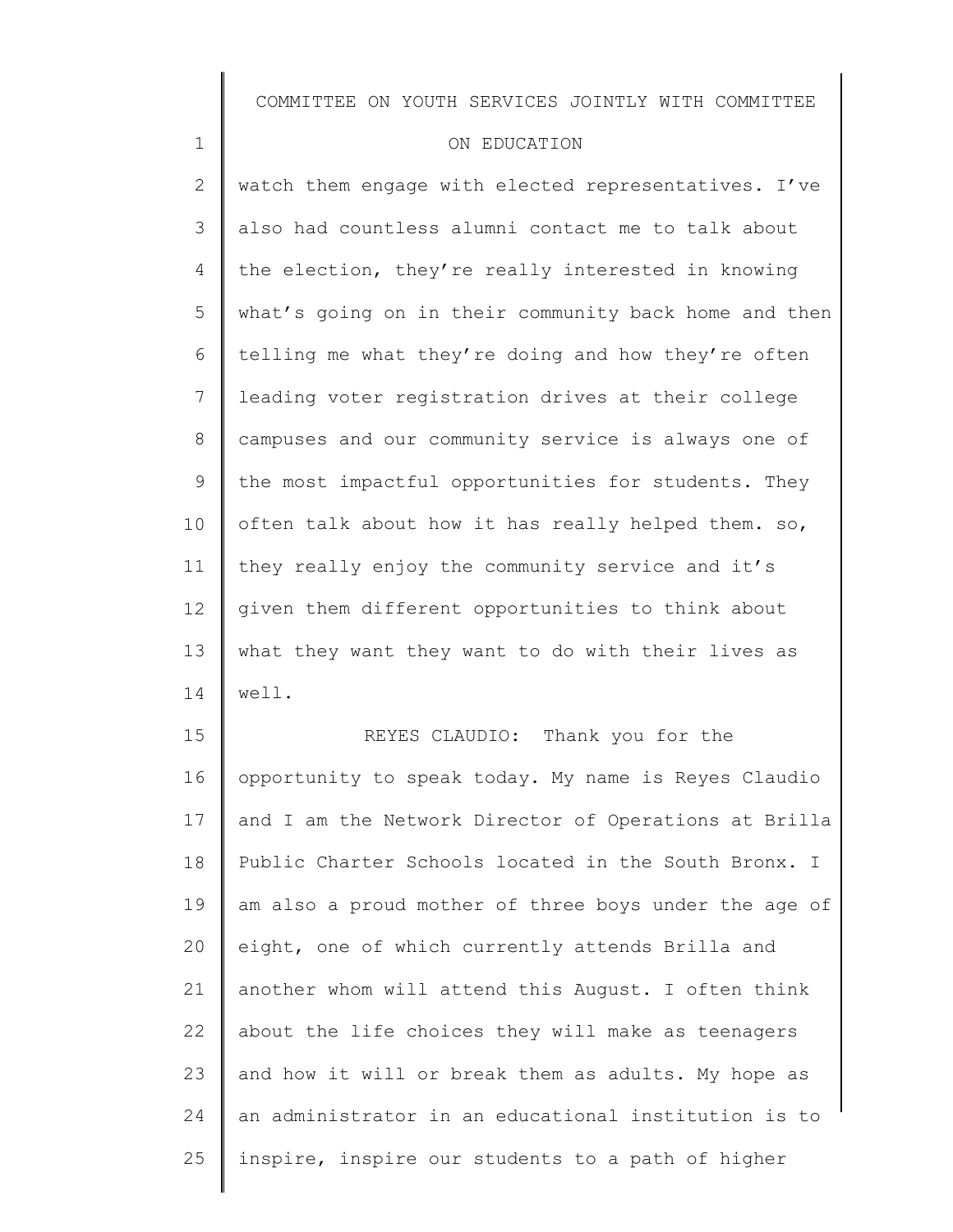watch them engage with elected representatives. I've also had countless alumni contact me to talk about the election, they're really interested in knowing what's going on in their community back home and then telling me what they're doing and how they're often leading voter registration drives at their college campuses and our community service is always one of the most impactful opportunities for students. They often talk about how it has really helped them. so, they really enjoy the community service and it's given them different opportunities to think about what they want they want to do with their lives as well.

REYES CLAUDIO: Thank you for the opportunity to speak today. My name is Reyes Claudio and I am the Network Director of Operations at Brilla Public Charter Schools located in the South Bronx. I am also a proud mother of three boys under the age of eight, one of which currently attends Brilla and another whom will attend this August. I often think about the life choices they will make as teenagers and how it will or break them as adults. My hope as an administrator in an educational institution is to inspire, inspire our students to a path of higher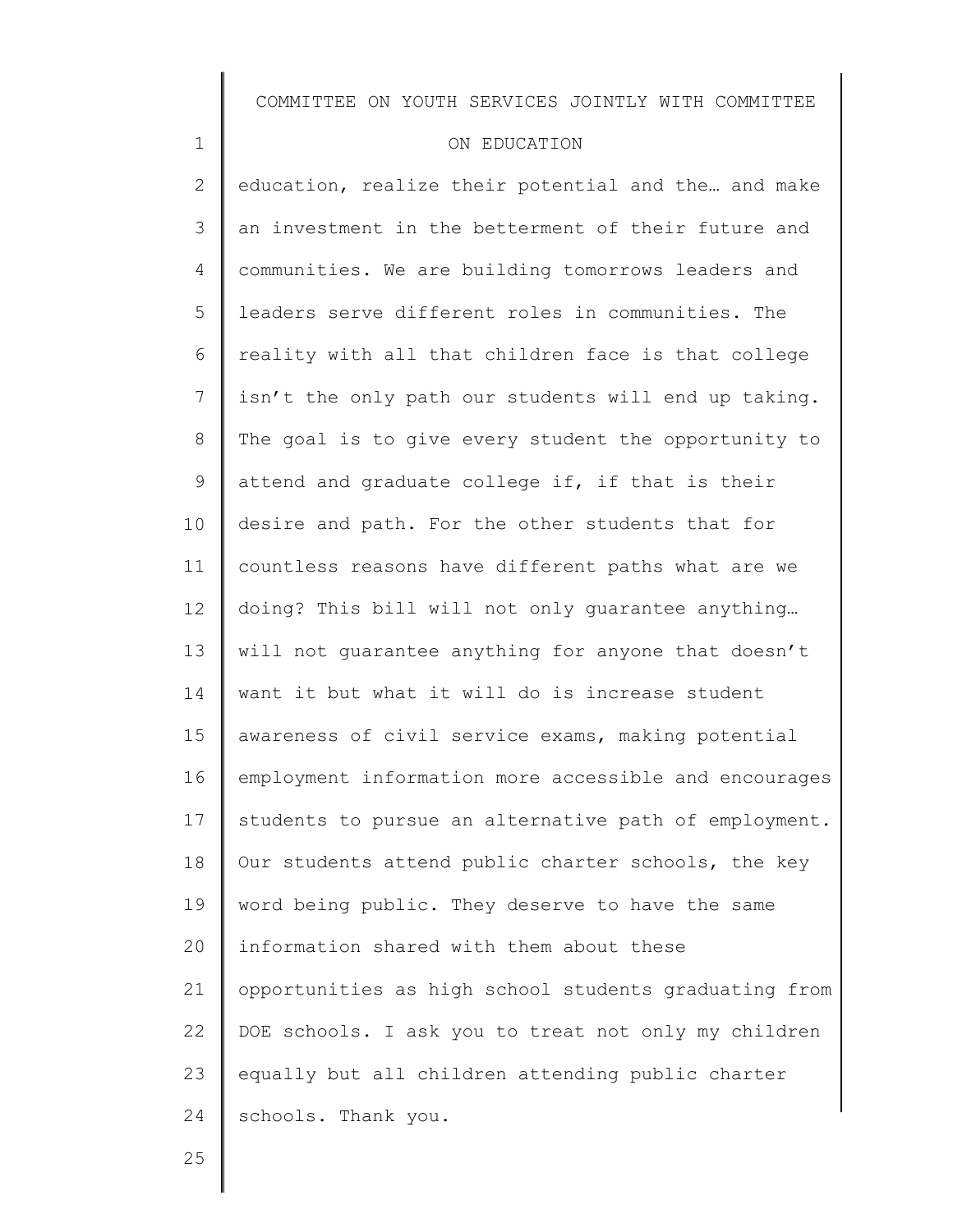education, realize their potential and the… and make an investment in the betterment of their future and communities. We are building tomorrows leaders and leaders serve different roles in communities. The reality with all that children face is that college isn't the only path our students will end up taking. The goal is to give every student the opportunity to attend and graduate college if, if that is their desire and path. For the other students that for countless reasons have different paths what are we doing? This bill will not only guarantee anything… will not guarantee anything for anyone that doesn't want it but what it will do is increase student awareness of civil service exams, making potential employment information more accessible and encourages students to pursue an alternative path of employment. Our students attend public charter schools, the key word being public. They deserve to have the same information shared with them about these opportunities as high school students graduating from DOE schools. I ask you to treat not only my children equally but all children attending public charter schools. Thank you.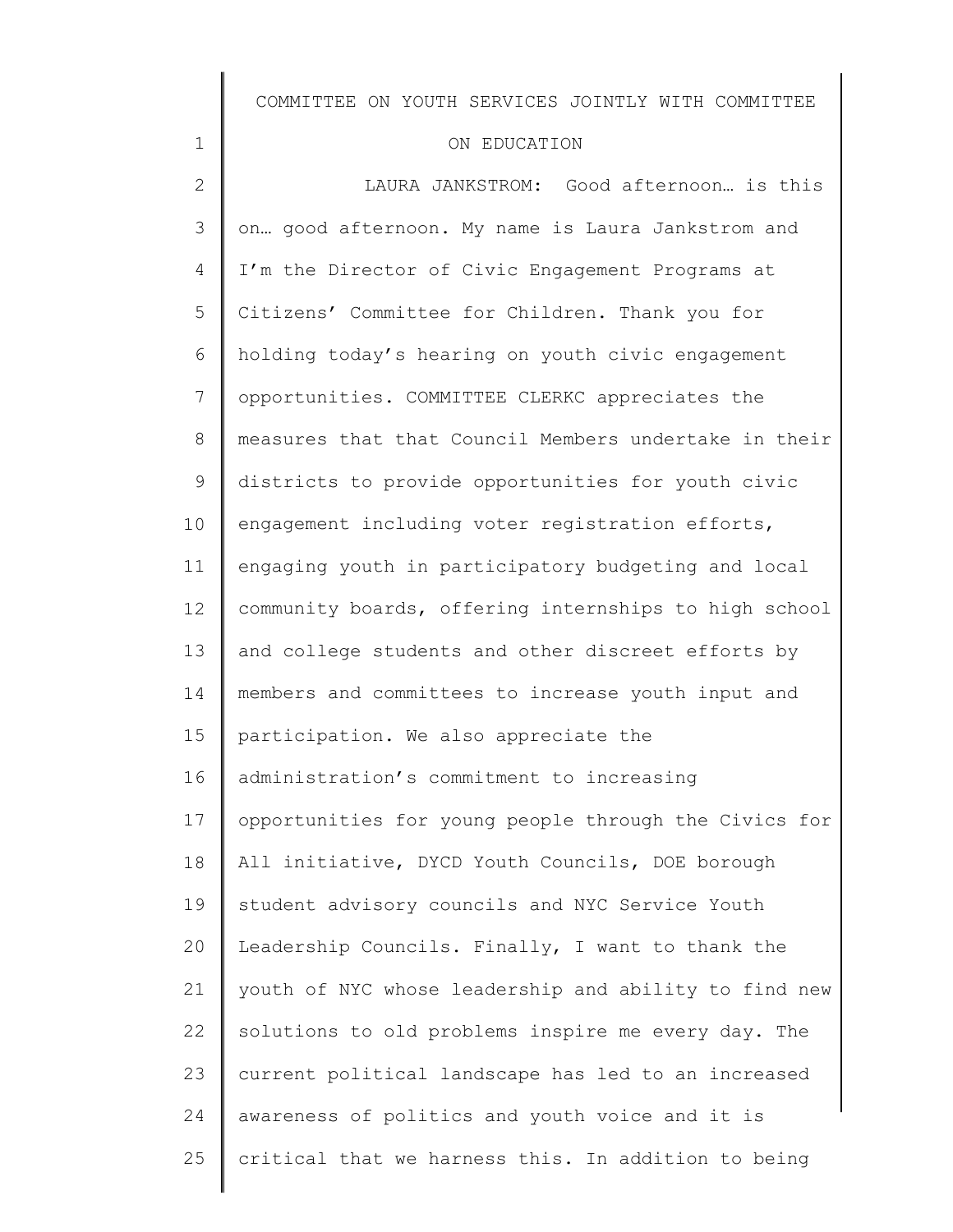LAURA JANKSTROM: Good afternoon… is this on… good afternoon. My name is Laura Jankstrom and I'm the Director of Civic Engagement Programs at Citizens' Committee for Children. Thank you for holding today's hearing on youth civic engagement opportunities. COMMITTEE CLERKC appreciates the measures that that Council Members undertake in their districts to provide opportunities for youth civic engagement including voter registration efforts, engaging youth in participatory budgeting and local community boards, offering internships to high school and college students and other discreet efforts by members and committees to increase youth input and participation. We also appreciate the administration's commitment to increasing opportunities for young people through the Civics for All initiative, DYCD Youth Councils, DOE borough student advisory councils and NYC Service Youth Leadership Councils. Finally, I want to thank the youth of NYC whose leadership and ability to find new solutions to old problems inspire me every day. The current political landscape has led to an increased awareness of politics and youth voice and it is critical that we harness this. In addition to being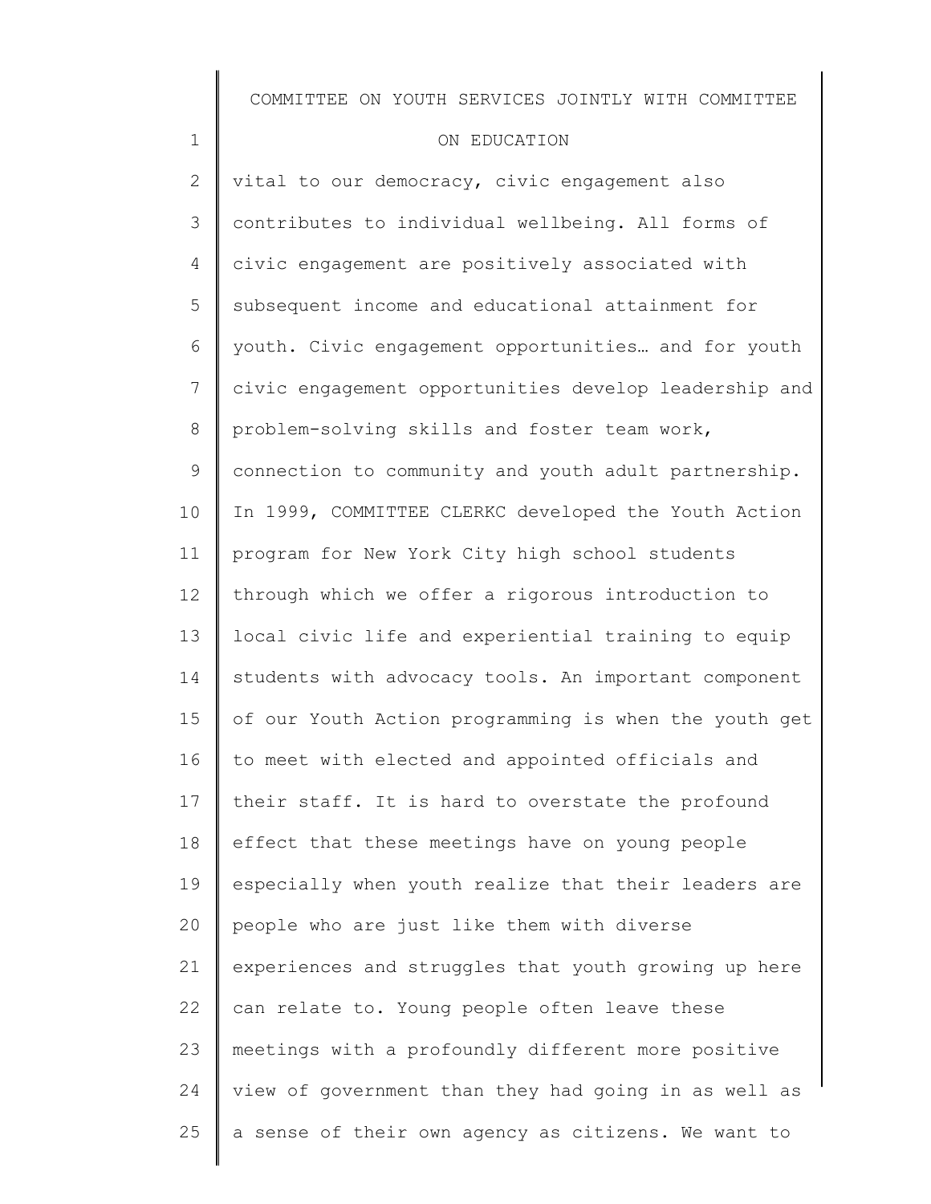vital to our democracy, civic engagement also contributes to individual wellbeing. All forms of civic engagement are positively associated with subsequent income and educational attainment for youth. Civic engagement opportunities… and for youth civic engagement opportunities develop leadership and problem-solving skills and foster team work, connection to community and youth adult partnership. In 1999, COMMITTEE CLERKC developed the Youth Action program for New York City high school students through which we offer a rigorous introduction to local civic life and experiential training to equip students with advocacy tools. An important component of our Youth Action programming is when the youth get to meet with elected and appointed officials and their staff. It is hard to overstate the profound effect that these meetings have on young people especially when youth realize that their leaders are people who are just like them with diverse experiences and struggles that youth growing up here can relate to. Young people often leave these meetings with a profoundly different more positive view of government than they had going in as well as a sense of their own agency as citizens. We want to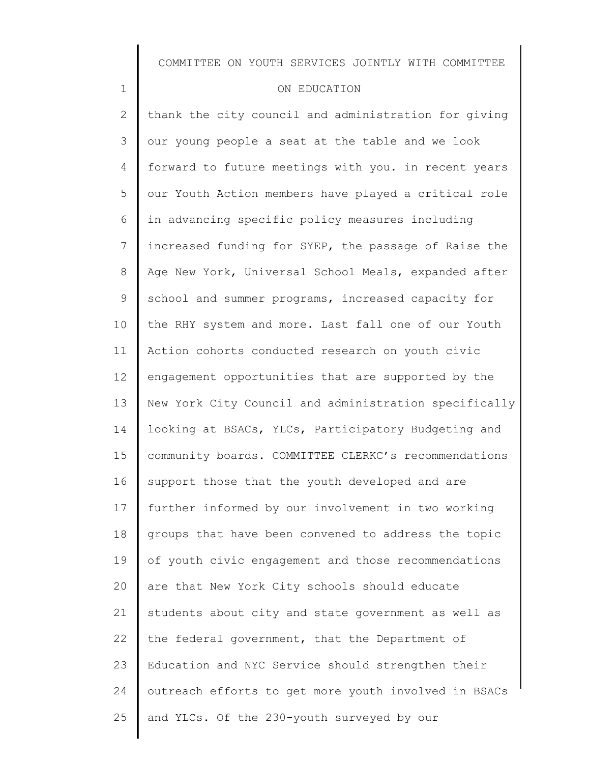thank the city council and administration for giving our young people a seat at the table and we look forward to future meetings with you. in recent years our Youth Action members have played a critical role in advancing specific policy measures including increased funding for SYEP, the passage of Raise the Age New York, Universal School Meals, expanded after school and summer programs, increased capacity for the RHY system and more. Last fall one of our Youth Action cohorts conducted research on youth civic engagement opportunities that are supported by the New York City Council and administration specifically looking at BSACs, YLCs, Participatory Budgeting and community boards. COMMITTEE CLERKC's recommendations support those that the youth developed and are further informed by our involvement in two working groups that have been convened to address the topic of youth civic engagement and those recommendations are that New York City schools should educate students about city and state government as well as the federal government, that the Department of Education and NYC Service should strengthen their outreach efforts to get more youth involved in BSACs and YLCs. Of the 230-youth surveyed by our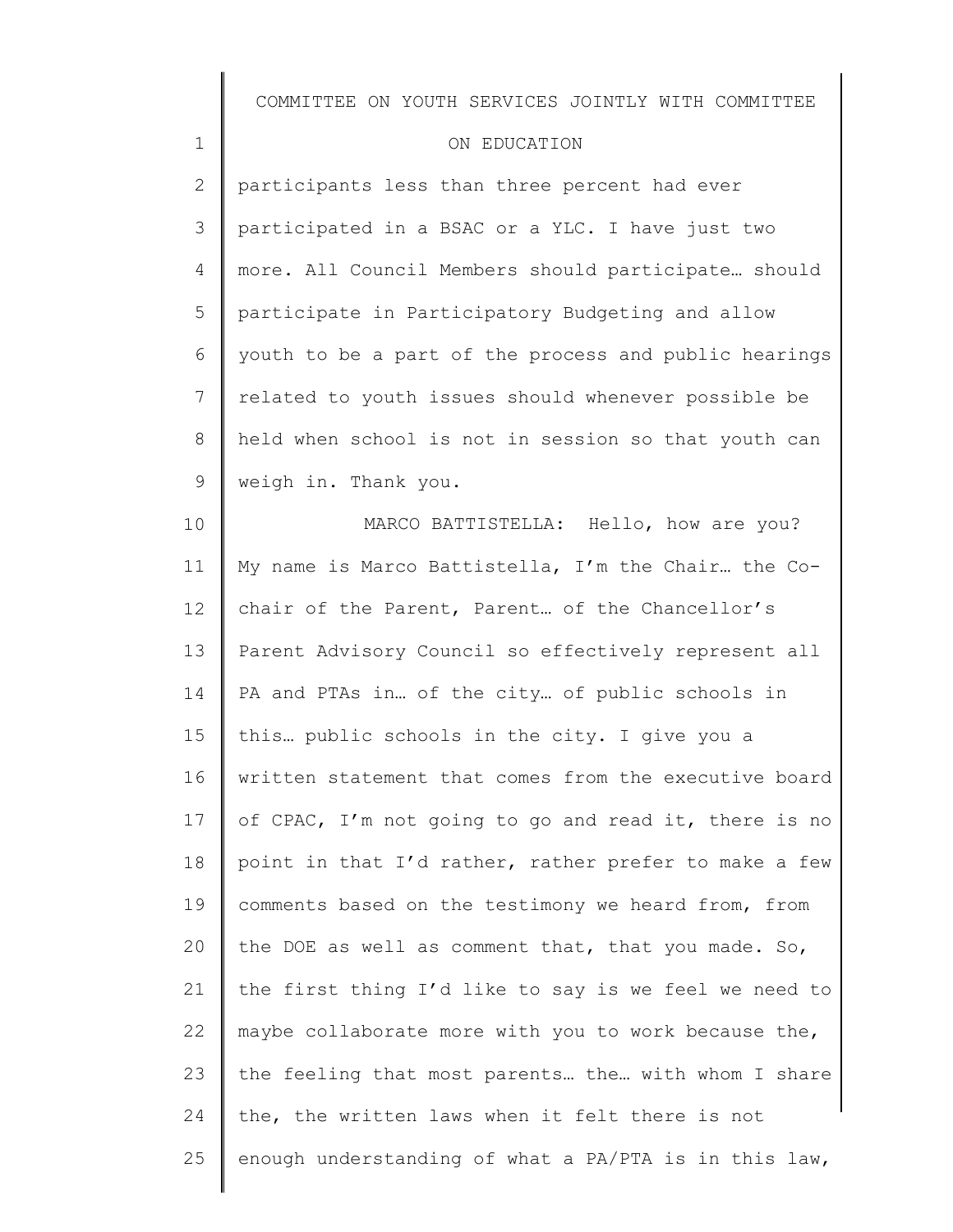participants less than three percent had ever participated in a BSAC or a YLC. I have just two more. All Council Members should participate… should participate in Participatory Budgeting and allow youth to be a part of the process and public hearings related to youth issues should whenever possible be held when school is not in session so that youth can weigh in. Thank you.

MARCO BATTISTELLA: Hello, how are you? My name is Marco Battistella, I'm the Chair… the Co-chair of the Parent, Parent… of the Chancellor's Parent Advisory Council so effectively represent all PA and PTAs in… of the city… of public schools in this… public schools in the city. I give you a written statement that comes from the executive board of CPAC, I'm not going to go and read it, there is no point in that I'd rather, rather prefer to make a few comments based on the testimony we heard from, from the DOE as well as comment that, that you made. So, the first thing I'd like to say is we feel we need to maybe collaborate more with you to work because the, the feeling that most parents… the… with whom I share the, the written laws when it felt there is not enough understanding of what a PA/PTA is in this law,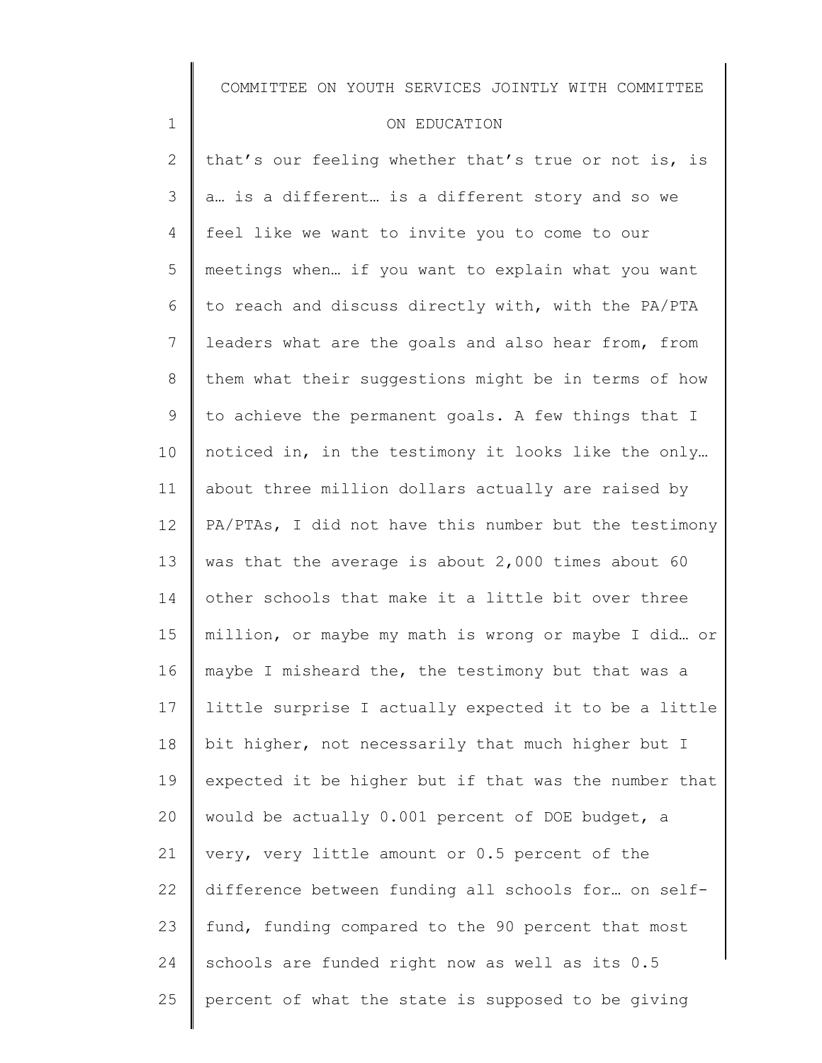that's our feeling whether that's true or not is, is a… is a different… is a different story and so we feel like we want to invite you to come to our meetings when… if you want to explain what you want to reach and discuss directly with, with the PA/PTA leaders what are the goals and also hear from, from them what their suggestions might be in terms of how to achieve the permanent goals. A few things that I noticed in, in the testimony it looks like the only… about three million dollars actually are raised by PA/PTAs, I did not have this number but the testimony was that the average is about 2,000 times about 60 other schools that make it a little bit over three million, or maybe my math is wrong or maybe I did… or maybe I misheard the, the testimony but that was a little surprise I actually expected it to be a little bit higher, not necessarily that much higher but I expected it be higher but if that was the number that would be actually 0.001 percent of DOE budget, a very, very little amount or 0.5 percent of the difference between funding all schools for… on self-fund, funding compared to the 90 percent that most schools are funded right now as well as its 0.5 percent of what the state is supposed to be giving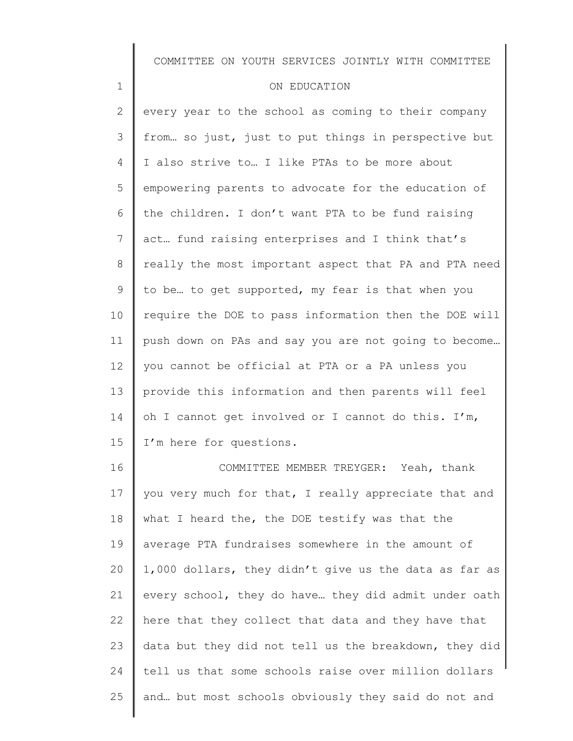every year to the school as coming to their company from… so just, just to put things in perspective but I also strive to… I like PTAs to be more about empowering parents to advocate for the education of the children. I don't want PTA to be fund raising act… fund raising enterprises and I think that's really the most important aspect that PA and PTA need to be… to get supported, my fear is that when you require the DOE to pass information then the DOE will push down on PAs and say you are not going to become… you cannot be official at PTA or a PA unless you provide this information and then parents will feel oh I cannot get involved or I cannot do this. I'm, I'm here for questions.

COMMITTEE MEMBER TREYGER: Yeah, thank you very much for that, I really appreciate that and what I heard the, the DOE testify was that the average PTA fundraises somewhere in the amount of 1,000 dollars, they didn't give us the data as far as every school, they do have… they did admit under oath here that they collect that data and they have that data but they did not tell us the breakdown, they did tell us that some schools raise over million dollars and… but most schools obviously they said do not and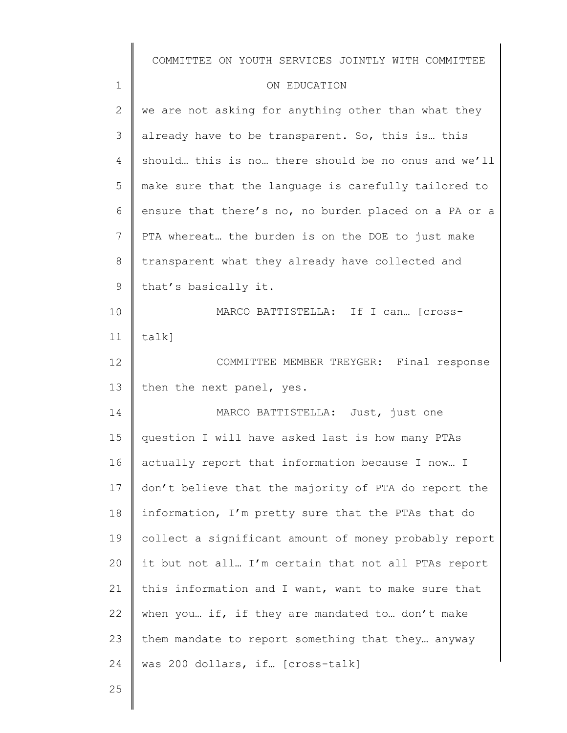we are not asking for anything other than what they already have to be transparent. So, this is… this should… this is no… there should be no onus and we'll make sure that the language is carefully tailored to ensure that there's no, no burden placed on a PA or a PTA whereat… the burden is on the DOE to just make transparent what they already have collected and that's basically it.

MARCO BATTISTELLA: If I can… [cross-talk]

COMMITTEE MEMBER TREYGER: Final response then the next panel, yes.

MARCO BATTISTELLA: Just, just one question I will have asked last is how many PTAs actually report that information because I now… I don't believe that the majority of PTA do report the information, I'm pretty sure that the PTAs that do collect a significant amount of money probably report it but not all… I'm certain that not all PTAs report this information and I want, want to make sure that when you… if, if they are mandated to… don't make them mandate to report something that they… anyway was 200 dollars, if… [cross-talk]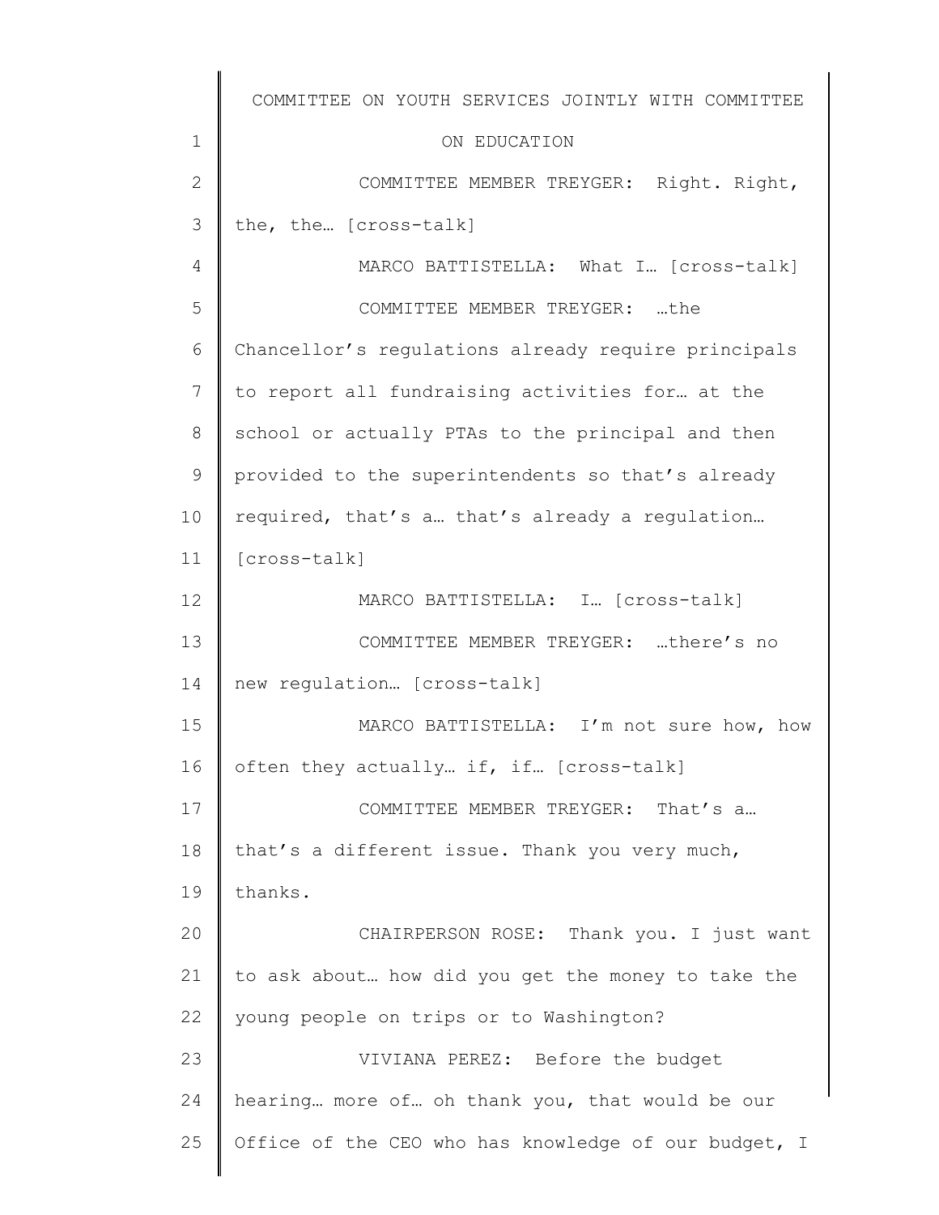COMMITTEE MEMBER TREYGER: Right. Right, the, the… [cross-talk]

MARCO BATTISTELLA: What I… [cross-talk]

COMMITTEE MEMBER TREYGER: …the Chancellor's regulations already require principals to report all fundraising activities for… at the school or actually PTAs to the principal and then provided to the superintendents so that's already required, that's a… that's already a regulation… [cross-talk]

MARCO BATTISTELLA: I… [cross-talk]

COMMITTEE MEMBER TREYGER: …there's no new regulation… [cross-talk]

MARCO BATTISTELLA: I'm not sure how, how often they actually… if, if… [cross-talk]

COMMITTEE MEMBER TREYGER: That's a… that's a different issue. Thank you very much, thanks.

CHAIRPERSON ROSE: Thank you. I just want to ask about… how did you get the money to take the young people on trips or to Washington?

VIVIANA PEREZ: Before the budget hearing… more of… oh thank you, that would be our Office of the CEO who has knowledge of our budget, I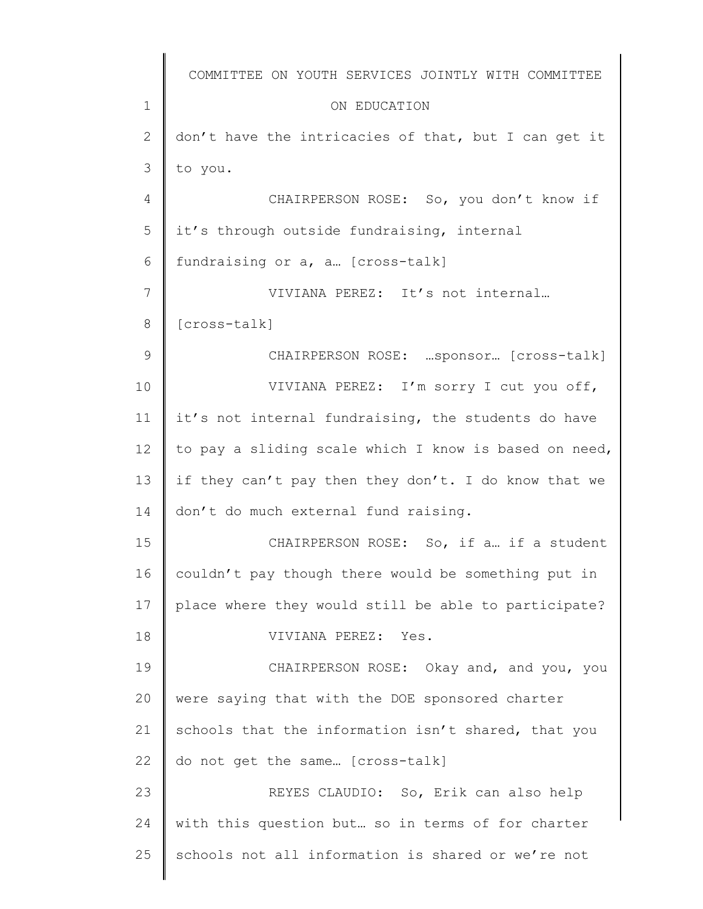don't have the intricacies of that, but I can get it to you.

CHAIRPERSON ROSE: So, you don't know if it's through outside fundraising, internal fundraising or a, a… [cross-talk]

VIVIANA PEREZ: It's not internal… [cross-talk]

CHAIRPERSON ROSE: …sponsor… [cross-talk]

VIVIANA PEREZ: I'm sorry I cut you off, it's not internal fundraising, the students do have to pay a sliding scale which I know is based on need, if they can't pay then they don't. I do know that we don't do much external fund raising.

CHAIRPERSON ROSE: So, if a… if a student couldn't pay though there would be something put in place where they would still be able to participate?

VIVIANA PEREZ: Yes.

CHAIRPERSON ROSE: Okay and, and you, you were saying that with the DOE sponsored charter schools that the information isn't shared, that you do not get the same… [cross-talk]

REYES CLAUDIO: So, Erik can also help with this question but… so in terms of for charter schools not all information is shared or we're not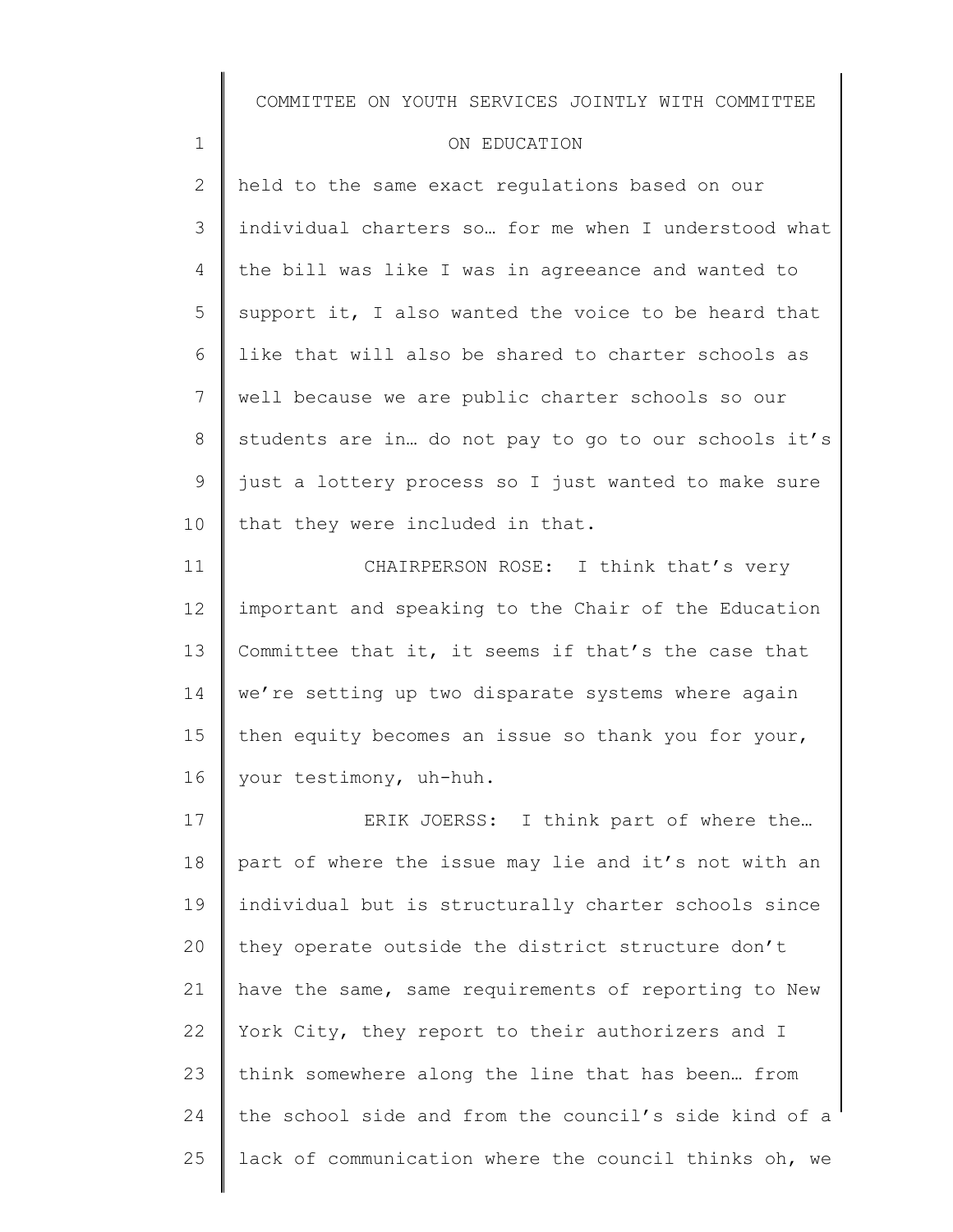held to the same exact regulations based on our individual charters so… for me when I understood what the bill was like I was in agreeance and wanted to support it, I also wanted the voice to be heard that like that will also be shared to charter schools as well because we are public charter schools so our students are in… do not pay to go to our schools it's just a lottery process so I just wanted to make sure that they were included in that.

CHAIRPERSON ROSE: I think that's very important and speaking to the Chair of the Education Committee that it, it seems if that's the case that we're setting up two disparate systems where again then equity becomes an issue so thank you for your, your testimony, uh-huh.

ERIK JOERSS: I think part of where the… part of where the issue may lie and it's not with an individual but is structurally charter schools since they operate outside the district structure don't have the same, same requirements of reporting to New York City, they report to their authorizers and I think somewhere along the line that has been… from the school side and from the council's side kind of a lack of communication where the council thinks oh, we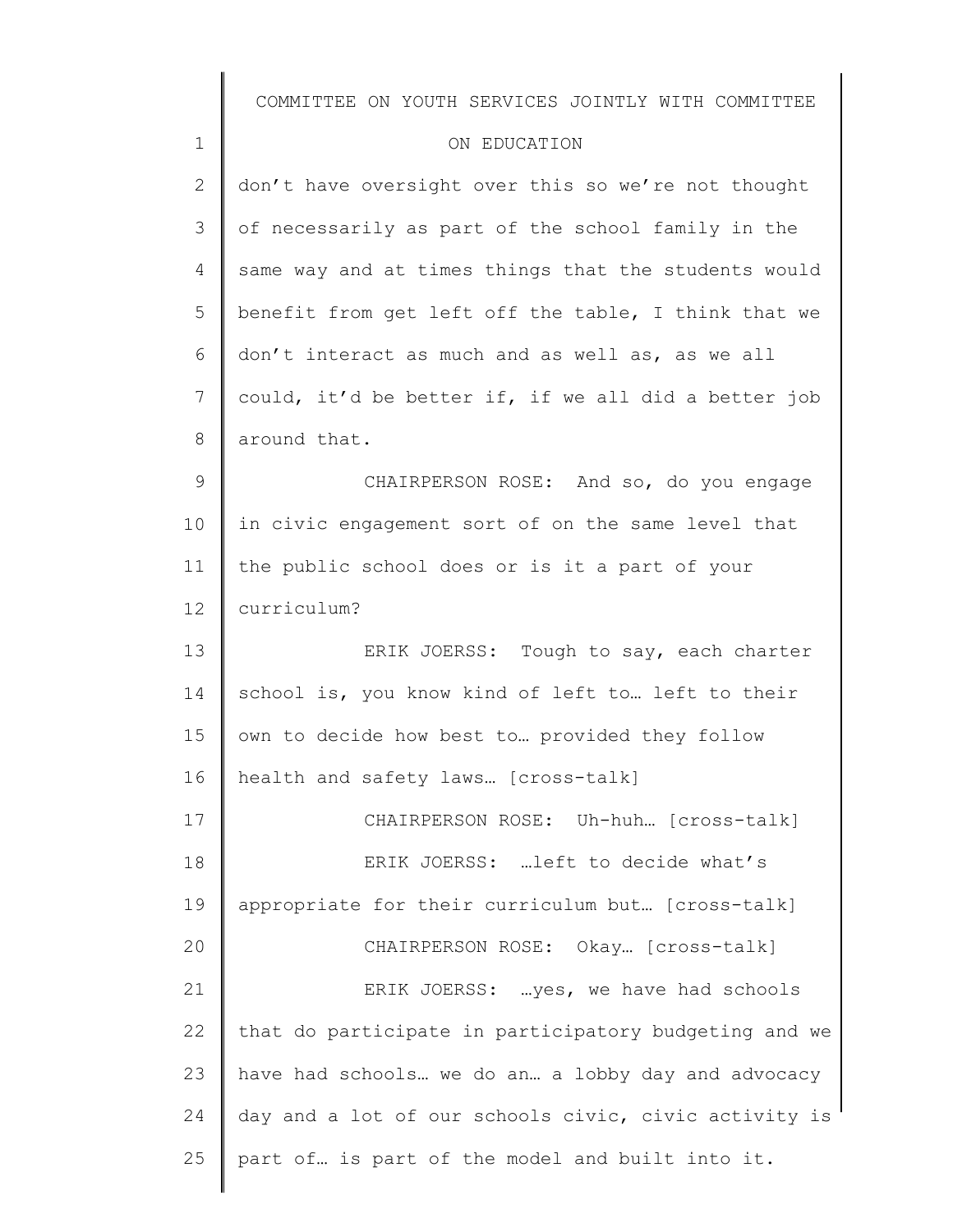don't have oversight over this so we're not thought of necessarily as part of the school family in the same way and at times things that the students would benefit from get left off the table, I think that we don't interact as much and as well as, as we all could, it'd be better if, if we all did a better job around that.

CHAIRPERSON ROSE: And so, do you engage in civic engagement sort of on the same level that the public school does or is it a part of your curriculum?

ERIK JOERSS: Tough to say, each charter school is, you know kind of left to… left to their own to decide how best to… provided they follow health and safety laws… [cross-talk]

CHAIRPERSON ROSE: Uh-huh… [cross-talk]

ERIK JOERSS: …left to decide what's appropriate for their curriculum but… [cross-talk]

CHAIRPERSON ROSE: Okay… [cross-talk]

ERIK JOERSS: …yes, we have had schools that do participate in participatory budgeting and we have had schools… we do an… a lobby day and advocacy day and a lot of our schools civic, civic activity is part of… is part of the model and built into it.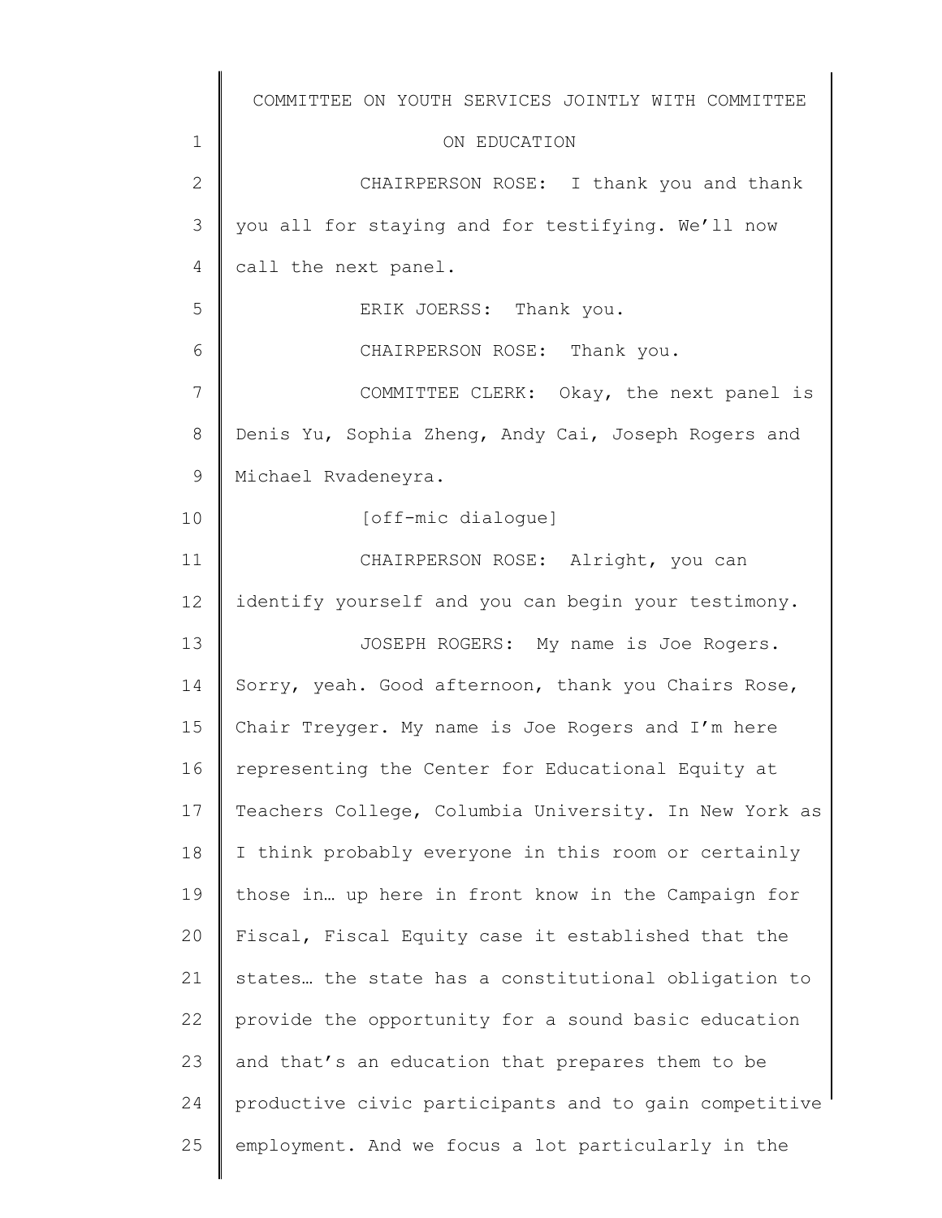CHAIRPERSON ROSE: I thank you and thank you all for staying and for testifying. We'll now call the next panel.

ERIK JOERSS: Thank you.

CHAIRPERSON ROSE: Thank you.

COMMITTEE CLERK: Okay, the next panel is Denis Yu, Sophia Zheng, Andy Cai, Joseph Rogers and Michael Rvadeneyra.

[off-mic dialogue]

CHAIRPERSON ROSE: Alright, you can identify yourself and you can begin your testimony.

JOSEPH ROGERS: My name is Joe Rogers. Sorry, yeah. Good afternoon, thank you Chairs Rose, Chair Treyger. My name is Joe Rogers and I'm here representing the Center for Educational Equity at Teachers College, Columbia University. In New York as I think probably everyone in this room or certainly those in… up here in front know in the Campaign for Fiscal, Fiscal Equity case it established that the states… the state has a constitutional obligation to provide the opportunity for a sound basic education and that's an education that prepares them to be productive civic participants and to gain competitive employment. And we focus a lot particularly in the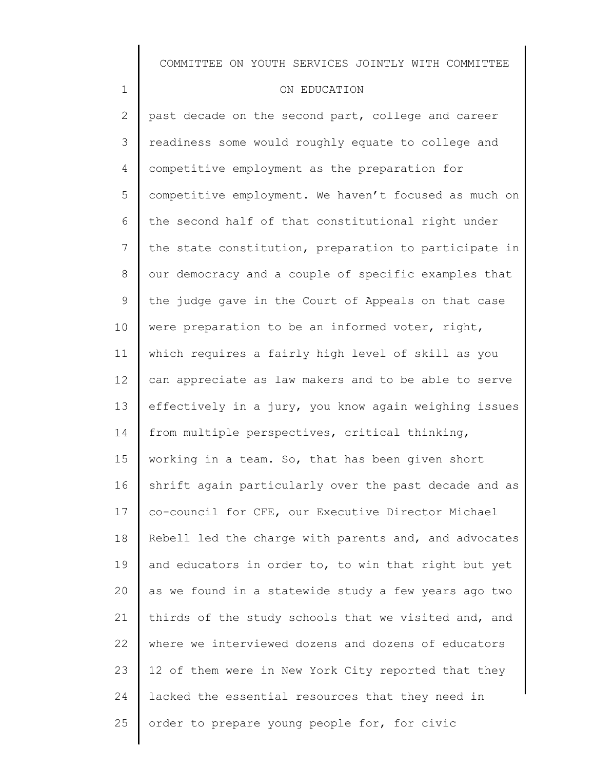past decade on the second part, college and career readiness some would roughly equate to college and competitive employment as the preparation for competitive employment. We haven't focused as much on the second half of that constitutional right under the state constitution, preparation to participate in our democracy and a couple of specific examples that the judge gave in the Court of Appeals on that case were preparation to be an informed voter, right, which requires a fairly high level of skill as you can appreciate as law makers and to be able to serve effectively in a jury, you know again weighing issues from multiple perspectives, critical thinking, working in a team. So, that has been given short shrift again particularly over the past decade and as co-council for CFE, our Executive Director Michael Rebell led the charge with parents and, and advocates and educators in order to, to win that right but yet as we found in a statewide study a few years ago two thirds of the study schools that we visited and, and where we interviewed dozens and dozens of educators 12 of them were in New York City reported that they lacked the essential resources that they need in order to prepare young people for, for civic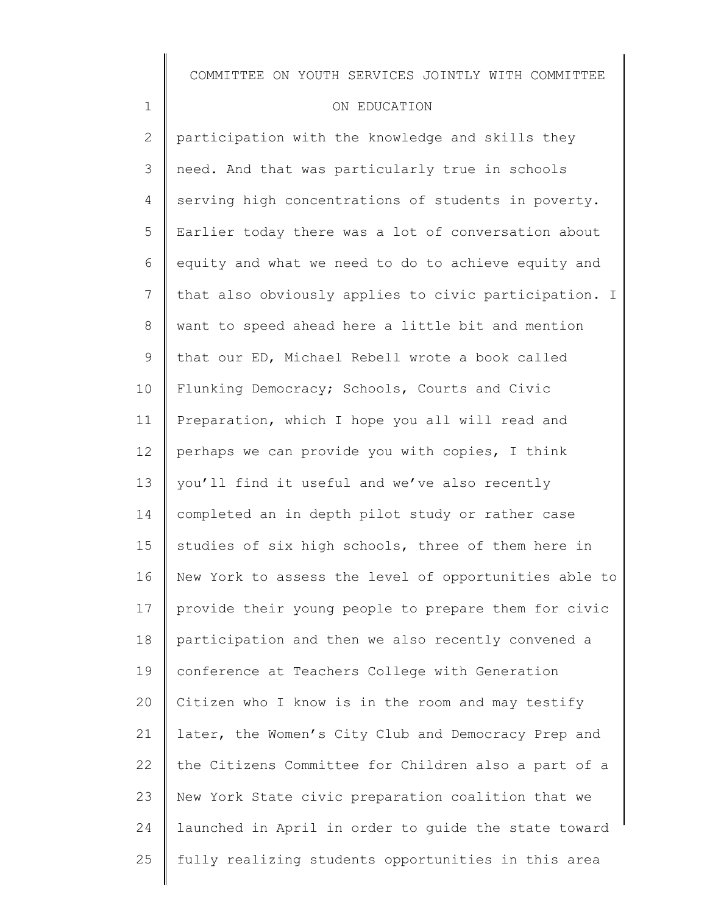participation with the knowledge and skills they need. And that was particularly true in schools serving high concentrations of students in poverty. Earlier today there was a lot of conversation about equity and what we need to do to achieve equity and that also obviously applies to civic participation. I want to speed ahead here a little bit and mention that our ED, Michael Rebell wrote a book called Flunking Democracy; Schools, Courts and Civic Preparation, which I hope you all will read and perhaps we can provide you with copies, I think you'll find it useful and we've also recently completed an in depth pilot study or rather case studies of six high schools, three of them here in New York to assess the level of opportunities able to provide their young people to prepare them for civic participation and then we also recently convened a conference at Teachers College with Generation Citizen who I know is in the room and may testify later, the Women's City Club and Democracy Prep and the Citizens Committee for Children also a part of a New York State civic preparation coalition that we launched in April in order to guide the state toward fully realizing students opportunities in this area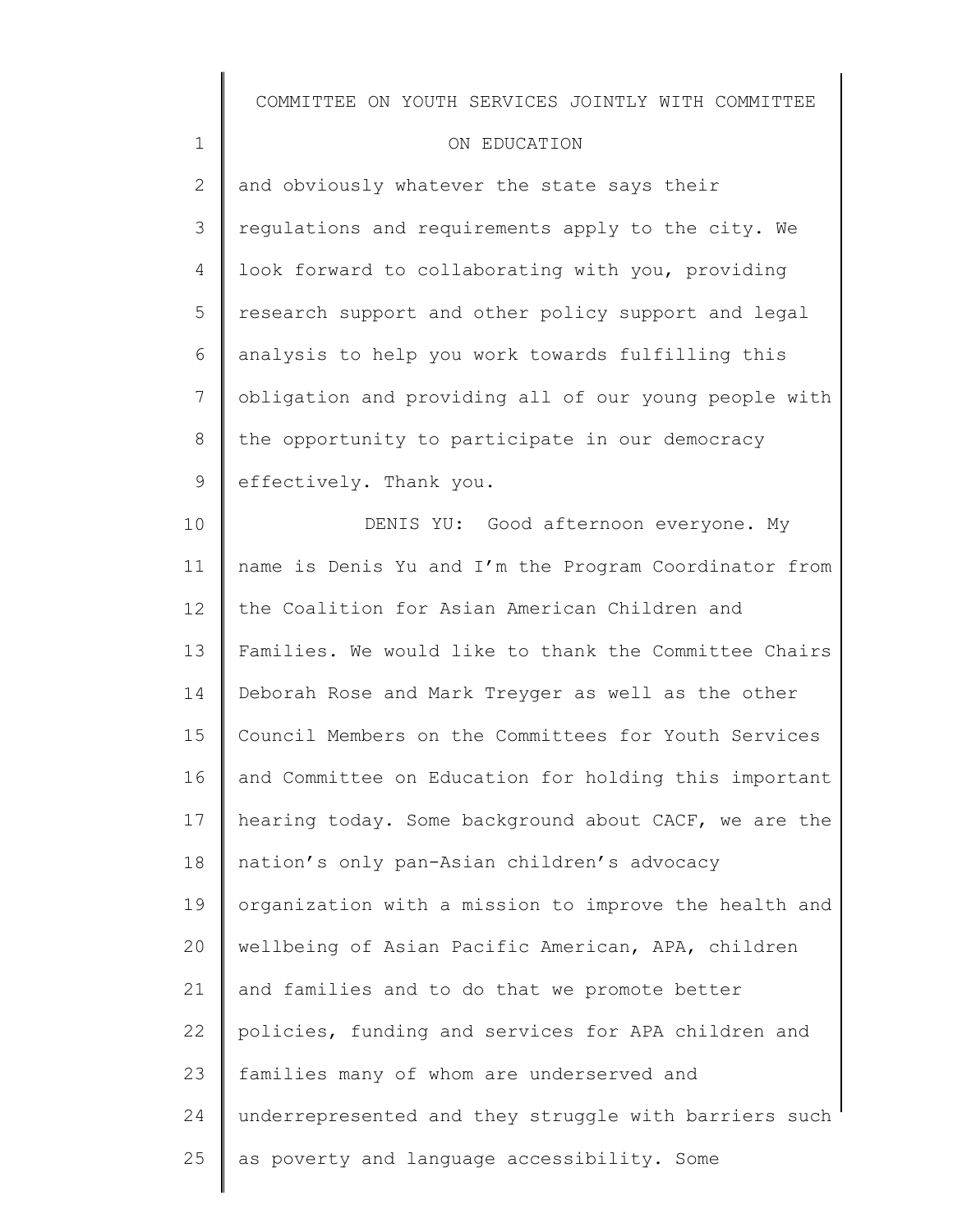and obviously whatever the state says their regulations and requirements apply to the city. We look forward to collaborating with you, providing research support and other policy support and legal analysis to help you work towards fulfilling this obligation and providing all of our young people with the opportunity to participate in our democracy effectively. Thank you.

DENIS YU: Good afternoon everyone. My name is Denis Yu and I'm the Program Coordinator from the Coalition for Asian American Children and Families. We would like to thank the Committee Chairs Deborah Rose and Mark Treyger as well as the other Council Members on the Committees for Youth Services and Committee on Education for holding this important hearing today. Some background about CACF, we are the nation's only pan-Asian children's advocacy organization with a mission to improve the health and wellbeing of Asian Pacific American, APA, children and families and to do that we promote better policies, funding and services for APA children and families many of whom are underserved and underrepresented and they struggle with barriers such as poverty and language accessibility. Some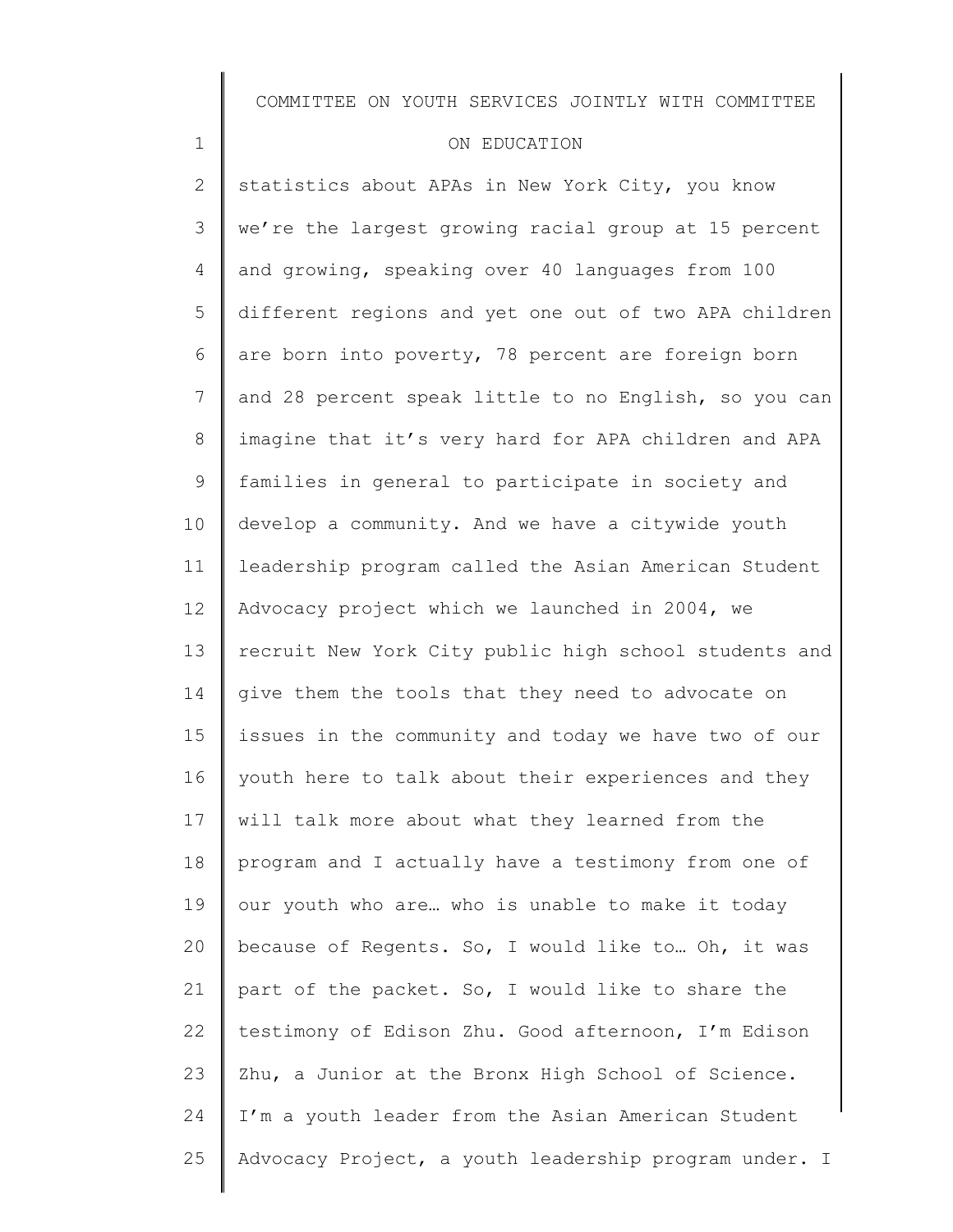statistics about APAs in New York City, you know we're the largest growing racial group at 15 percent and growing, speaking over 40 languages from 100 different regions and yet one out of two APA children are born into poverty, 78 percent are foreign born and 28 percent speak little to no English, so you can imagine that it's very hard for APA children and APA families in general to participate in society and develop a community. And we have a citywide youth leadership program called the Asian American Student Advocacy project which we launched in 2004, we recruit New York City public high school students and give them the tools that they need to advocate on issues in the community and today we have two of our youth here to talk about their experiences and they will talk more about what they learned from the program and I actually have a testimony from one of our youth who are… who is unable to make it today because of Regents. So, I would like to… Oh, it was part of the packet. So, I would like to share the testimony of Edison Zhu. Good afternoon, I'm Edison Zhu, a Junior at the Bronx High School of Science. I'm a youth leader from the Asian American Student Advocacy Project, a youth leadership program under. I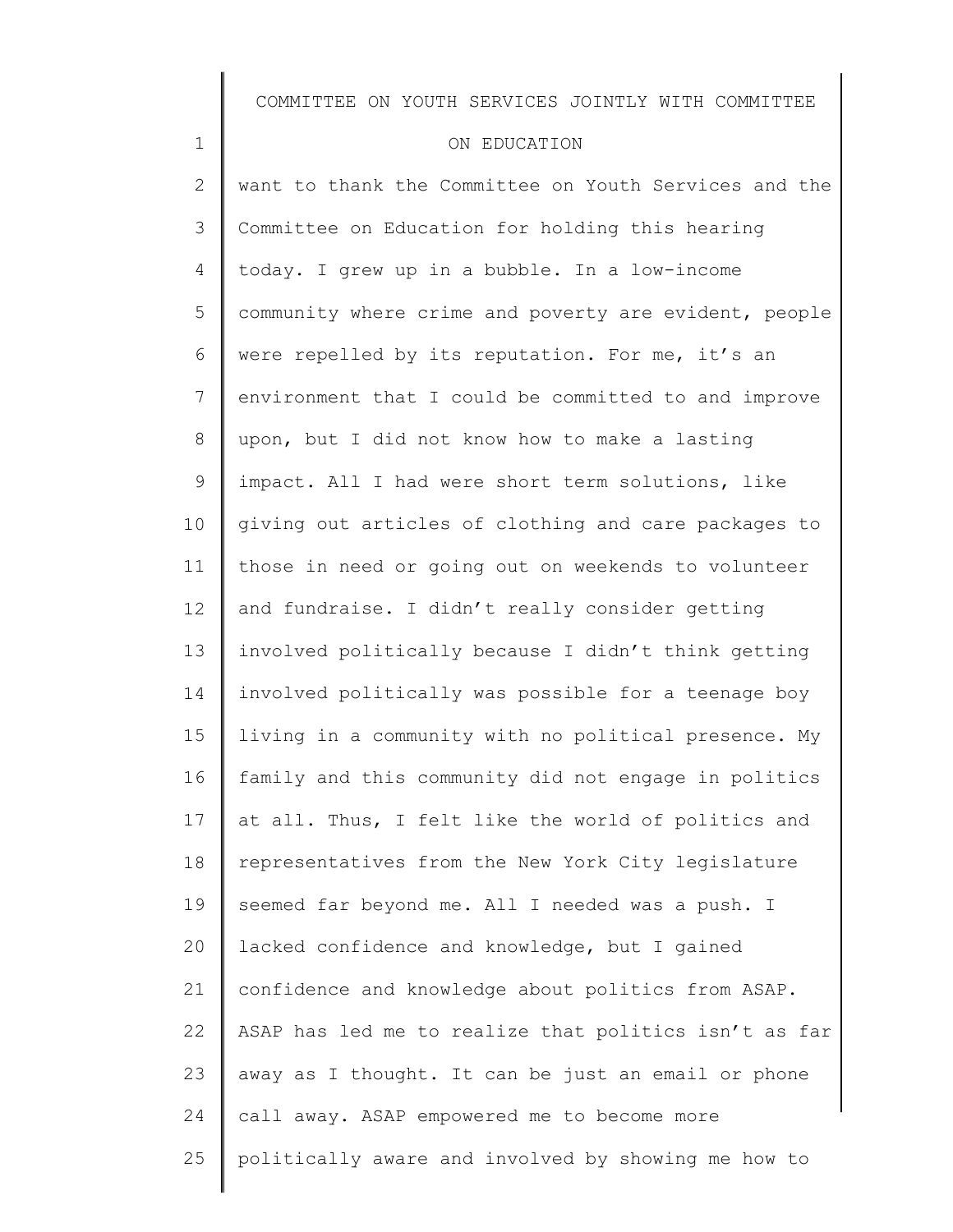want to thank the Committee on Youth Services and the Committee on Education for holding this hearing today. I grew up in a bubble. In a low-income community where crime and poverty are evident, people were repelled by its reputation. For me, it's an environment that I could be committed to and improve upon, but I did not know how to make a lasting impact. All I had were short term solutions, like giving out articles of clothing and care packages to those in need or going out on weekends to volunteer and fundraise. I didn't really consider getting involved politically because I didn't think getting involved politically was possible for a teenage boy living in a community with no political presence. My family and this community did not engage in politics at all. Thus, I felt like the world of politics and representatives from the New York City legislature seemed far beyond me. All I needed was a push. I lacked confidence and knowledge, but I gained confidence and knowledge about politics from ASAP. ASAP has led me to realize that politics isn't as far away as I thought. It can be just an email or phone call away. ASAP empowered me to become more politically aware and involved by showing me how to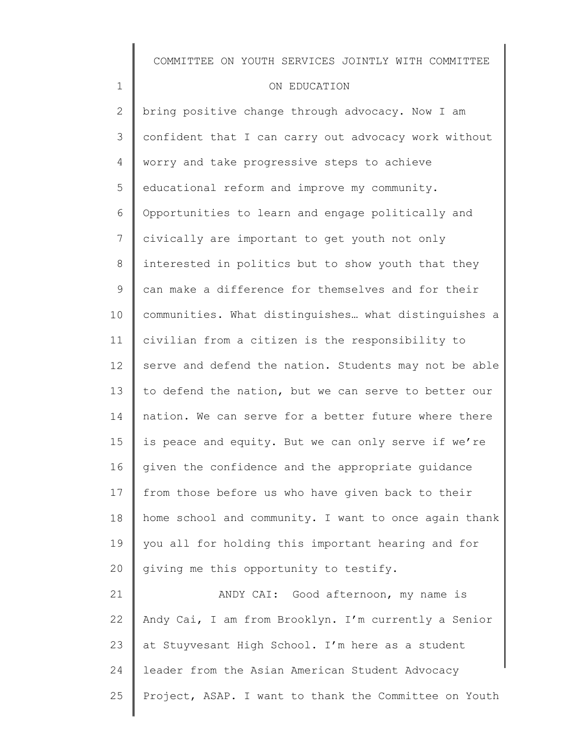bring positive change through advocacy. Now I am confident that I can carry out advocacy work without worry and take progressive steps to achieve educational reform and improve my community. Opportunities to learn and engage politically and civically are important to get youth not only interested in politics but to show youth that they can make a difference for themselves and for their communities. What distinguishes… what distinguishes a civilian from a citizen is the responsibility to serve and defend the nation. Students may not be able to defend the nation, but we can serve to better our nation. We can serve for a better future where there is peace and equity. But we can only serve if we're given the confidence and the appropriate guidance from those before us who have given back to their home school and community. I want to once again thank you all for holding this important hearing and for giving me this opportunity to testify.

ANDY CAI: Good afternoon, my name is Andy Cai, I am from Brooklyn. I'm currently a Senior at Stuyvesant High School. I'm here as a student leader from the Asian American Student Advocacy Project, ASAP. I want to thank the Committee on Youth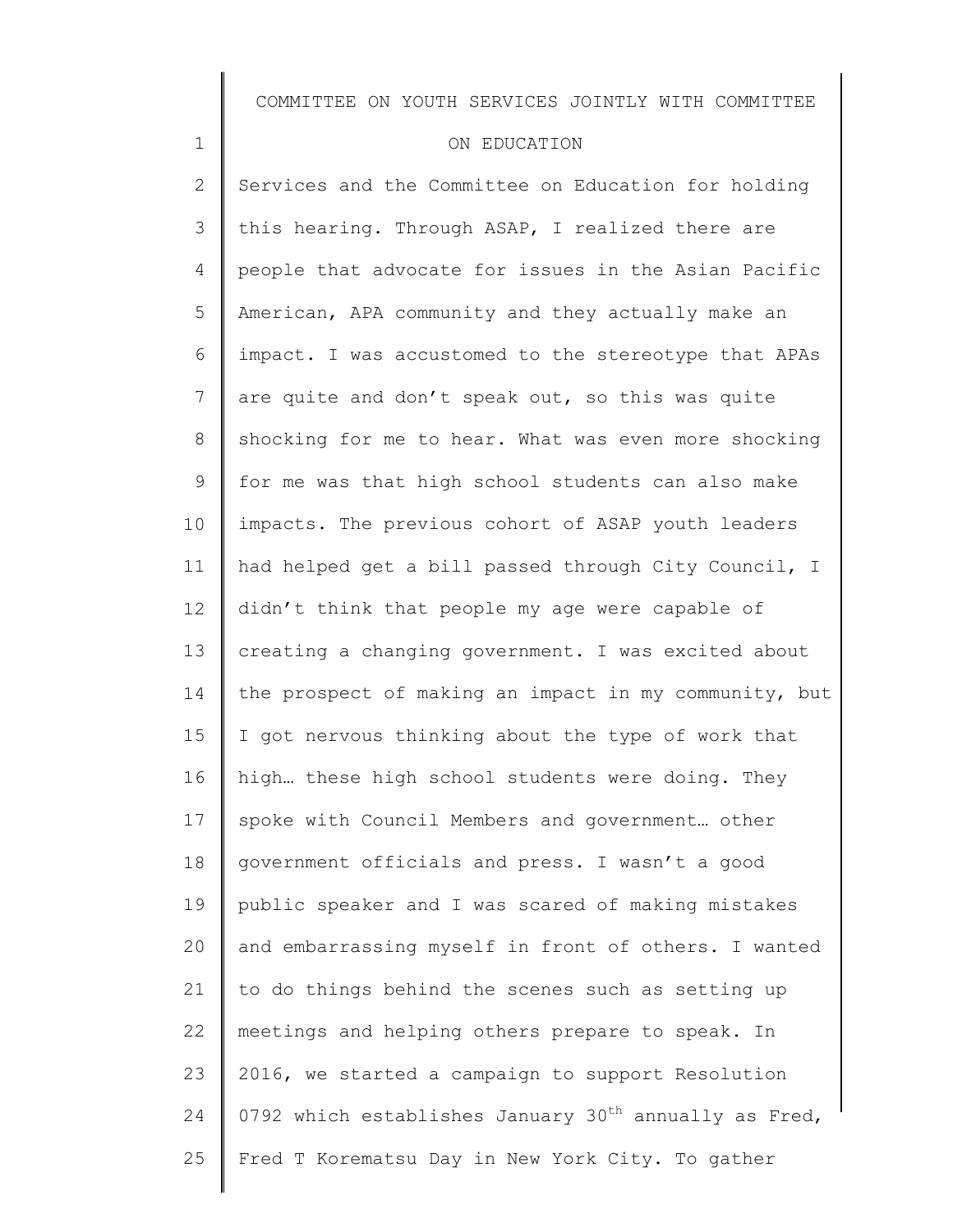Services and the Committee on Education for holding this hearing. Through ASAP, I realized there are people that advocate for issues in the Asian Pacific American, APA community and they actually make an impact. I was accustomed to the stereotype that APAs are quite and don't speak out, so this was quite shocking for me to hear. What was even more shocking for me was that high school students can also make impacts. The previous cohort of ASAP youth leaders had helped get a bill passed through City Council, I didn't think that people my age were capable of creating a changing government. I was excited about the prospect of making an impact in my community, but I got nervous thinking about the type of work that high… these high school students were doing. They spoke with Council Members and government… other government officials and press. I wasn't a good public speaker and I was scared of making mistakes and embarrassing myself in front of others. I wanted to do things behind the scenes such as setting up meetings and helping others prepare to speak. In 2016, we started a campaign to support Resolution 0792 which establishes January 30th annually as Fred, Fred T Korematsu Day in New York City. To gather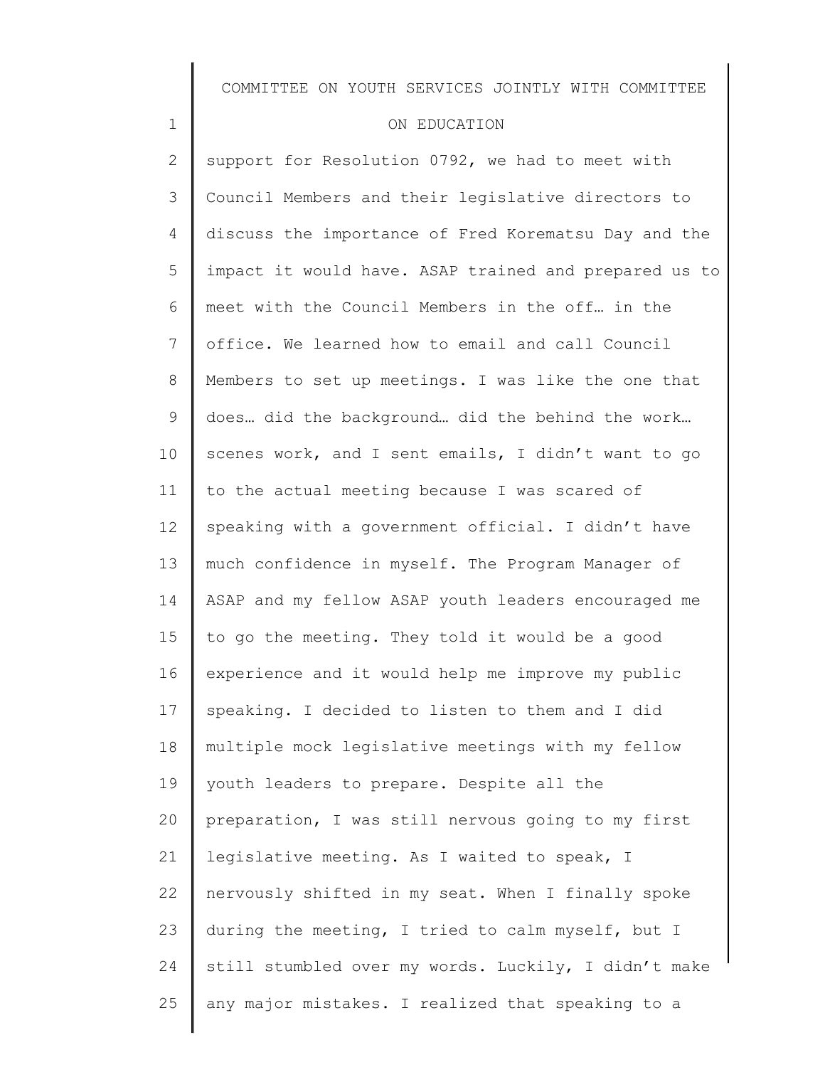support for Resolution 0792, we had to meet with Council Members and their legislative directors to discuss the importance of Fred Korematsu Day and the impact it would have. ASAP trained and prepared us to meet with the Council Members in the off… in the office. We learned how to email and call Council Members to set up meetings. I was like the one that does… did the background… did the behind the work… scenes work, and I sent emails, I didn't want to go to the actual meeting because I was scared of speaking with a government official. I didn't have much confidence in myself. The Program Manager of ASAP and my fellow ASAP youth leaders encouraged me to go the meeting. They told it would be a good experience and it would help me improve my public speaking. I decided to listen to them and I did multiple mock legislative meetings with my fellow youth leaders to prepare. Despite all the preparation, I was still nervous going to my first legislative meeting. As I waited to speak, I nervously shifted in my seat. When I finally spoke during the meeting, I tried to calm myself, but I still stumbled over my words. Luckily, I didn't make any major mistakes. I realized that speaking to a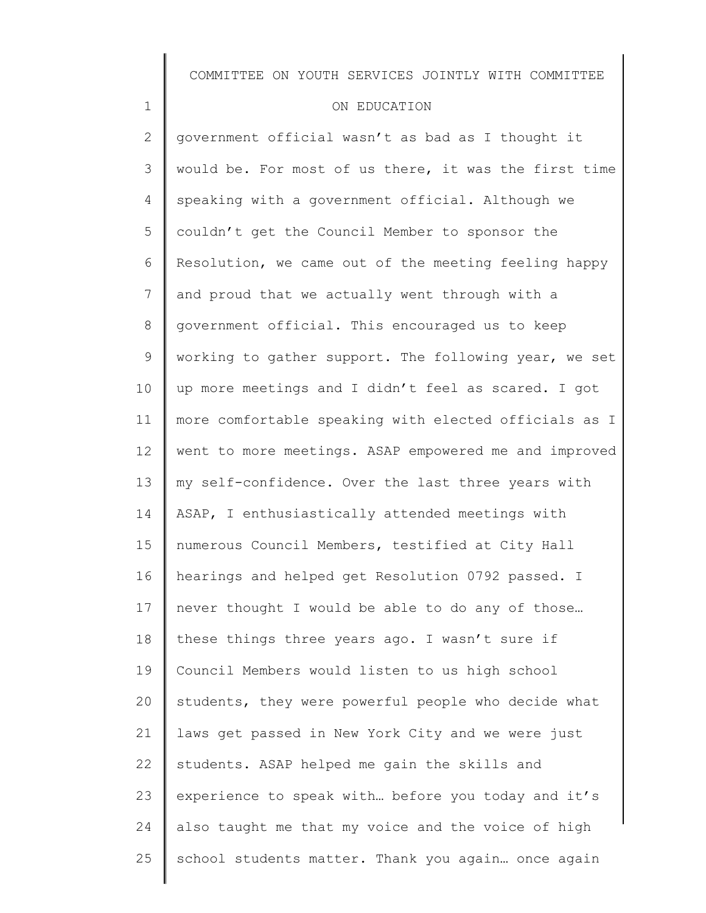government official wasn't as bad as I thought it would be. For most of us there, it was the first time speaking with a government official. Although we couldn't get the Council Member to sponsor the Resolution, we came out of the meeting feeling happy and proud that we actually went through with a government official. This encouraged us to keep working to gather support. The following year, we set up more meetings and I didn't feel as scared. I got more comfortable speaking with elected officials as I went to more meetings. ASAP empowered me and improved my self-confidence. Over the last three years with ASAP, I enthusiastically attended meetings with numerous Council Members, testified at City Hall hearings and helped get Resolution 0792 passed. I never thought I would be able to do any of those… these things three years ago. I wasn't sure if Council Members would listen to us high school students, they were powerful people who decide what laws get passed in New York City and we were just students. ASAP helped me gain the skills and experience to speak with… before you today and it's also taught me that my voice and the voice of high school students matter. Thank you again… once again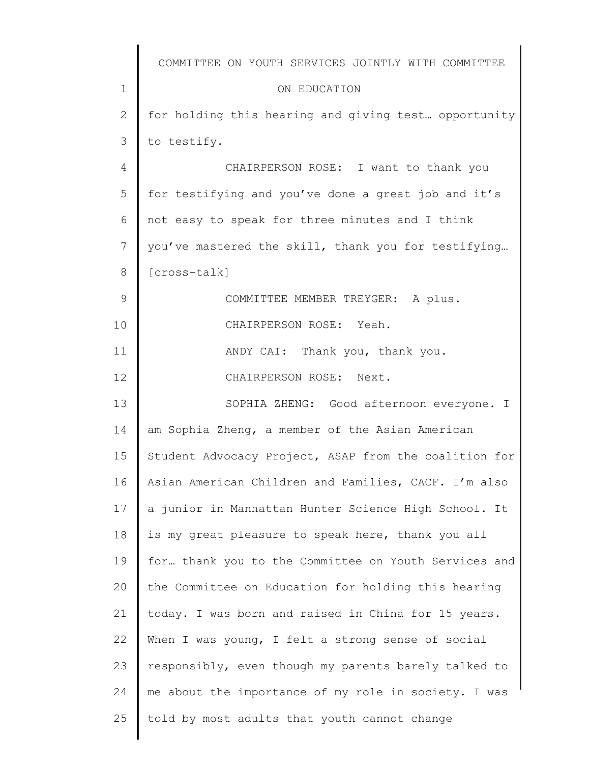for holding this hearing and giving test… opportunity to testify.

CHAIRPERSON ROSE: I want to thank you for testifying and you've done a great job and it's not easy to speak for three minutes and I think you've mastered the skill, thank you for testifying… [cross-talk]

COMMITTEE MEMBER TREYGER: A plus.

CHAIRPERSON ROSE: Yeah.

ANDY CAI: Thank you, thank you.

CHAIRPERSON ROSE: Next.

SOPHIA ZHENG: Good afternoon everyone. I am Sophia Zheng, a member of the Asian American Student Advocacy Project, ASAP from the coalition for Asian American Children and Families, CACF. I'm also a junior in Manhattan Hunter Science High School. It is my great pleasure to speak here, thank you all for… thank you to the Committee on Youth Services and the Committee on Education for holding this hearing today. I was born and raised in China for 15 years. When I was young, I felt a strong sense of social responsibly, even though my parents barely talked to me about the importance of my role in society. I was told by most adults that youth cannot change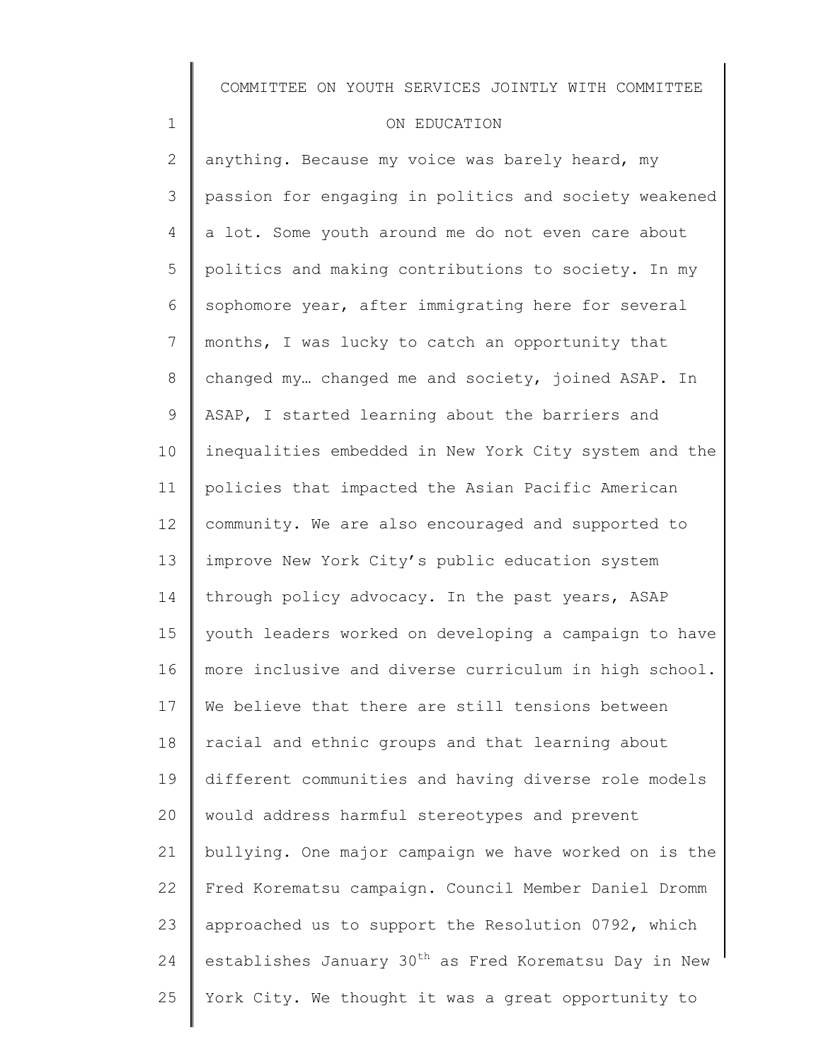anything. Because my voice was barely heard, my passion for engaging in politics and society weakened a lot. Some youth around me do not even care about politics and making contributions to society. In my sophomore year, after immigrating here for several months, I was lucky to catch an opportunity that changed my… changed me and society, joined ASAP. In ASAP, I started learning about the barriers and inequalities embedded in New York City system and the policies that impacted the Asian Pacific American community. We are also encouraged and supported to improve New York City's public education system through policy advocacy. In the past years, ASAP youth leaders worked on developing a campaign to have more inclusive and diverse curriculum in high school. We believe that there are still tensions between racial and ethnic groups and that learning about different communities and having diverse role models would address harmful stereotypes and prevent bullying. One major campaign we have worked on is the Fred Korematsu campaign. Council Member Daniel Dromm approached us to support the Resolution 0792, which establishes January 30th as Fred Korematsu Day in New York City. We thought it was a great opportunity to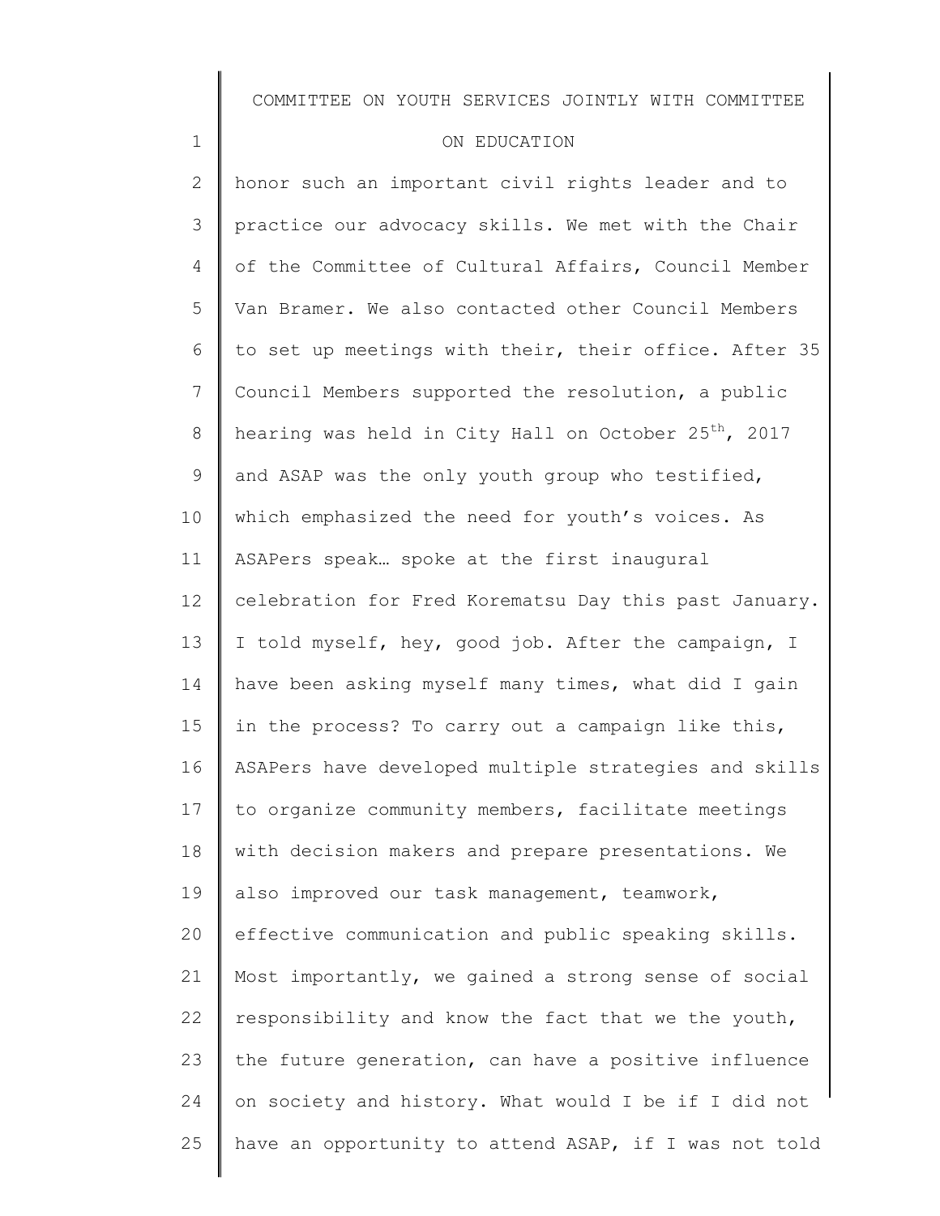honor such an important civil rights leader and to practice our advocacy skills. We met with the Chair of the Committee of Cultural Affairs, Council Member Van Bramer. We also contacted other Council Members to set up meetings with their, their office. After 35 Council Members supported the resolution, a public hearing was held in City Hall on October 25th, 2017 and ASAP was the only youth group who testified, which emphasized the need for youth's voices. As ASAPers speak… spoke at the first inaugural celebration for Fred Korematsu Day this past January. I told myself, hey, good job. After the campaign, I have been asking myself many times, what did I gain in the process? To carry out a campaign like this, ASAPers have developed multiple strategies and skills to organize community members, facilitate meetings with decision makers and prepare presentations. We also improved our task management, teamwork, effective communication and public speaking skills. Most importantly, we gained a strong sense of social responsibility and know the fact that we the youth, the future generation, can have a positive influence on society and history. What would I be if I did not have an opportunity to attend ASAP, if I was not told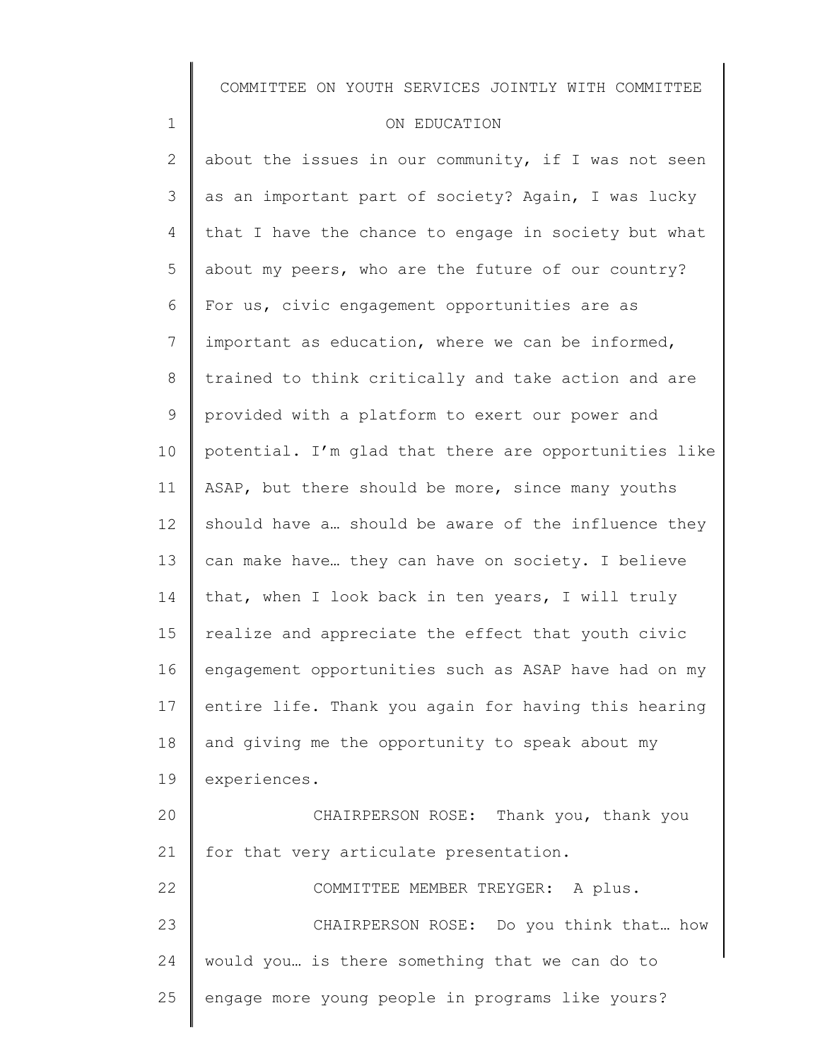about the issues in our community, if I was not seen as an important part of society? Again, I was lucky that I have the chance to engage in society but what about my peers, who are the future of our country? For us, civic engagement opportunities are as important as education, where we can be informed, trained to think critically and take action and are provided with a platform to exert our power and potential. I'm glad that there are opportunities like ASAP, but there should be more, since many youths should have a… should be aware of the influence they can make have… they can have on society. I believe that, when I look back in ten years, I will truly realize and appreciate the effect that youth civic engagement opportunities such as ASAP have had on my entire life. Thank you again for having this hearing and giving me the opportunity to speak about my experiences.

CHAIRPERSON ROSE: Thank you, thank you for that very articulate presentation.

COMMITTEE MEMBER TREYGER: A plus.

CHAIRPERSON ROSE: Do you think that… how would you… is there something that we can do to engage more young people in programs like yours?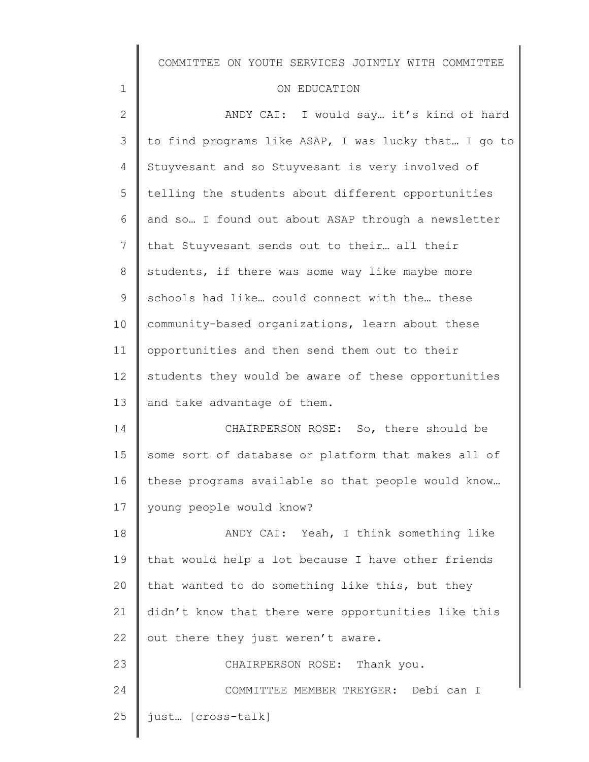ANDY CAI: I would say… it's kind of hard to find programs like ASAP, I was lucky that… I go to Stuyvesant and so Stuyvesant is very involved of telling the students about different opportunities and so… I found out about ASAP through a newsletter that Stuyvesant sends out to their… all their students, if there was some way like maybe more schools had like… could connect with the… these community-based organizations, learn about these opportunities and then send them out to their students they would be aware of these opportunities and take advantage of them.

CHAIRPERSON ROSE: So, there should be some sort of database or platform that makes all of these programs available so that people would know… young people would know?

ANDY CAI: Yeah, I think something like that would help a lot because I have other friends that wanted to do something like this, but they didn't know that there were opportunities like this out there they just weren't aware.

CHAIRPERSON ROSE: Thank you.

COMMITTEE MEMBER TREYGER: Debi can I just… [cross-talk]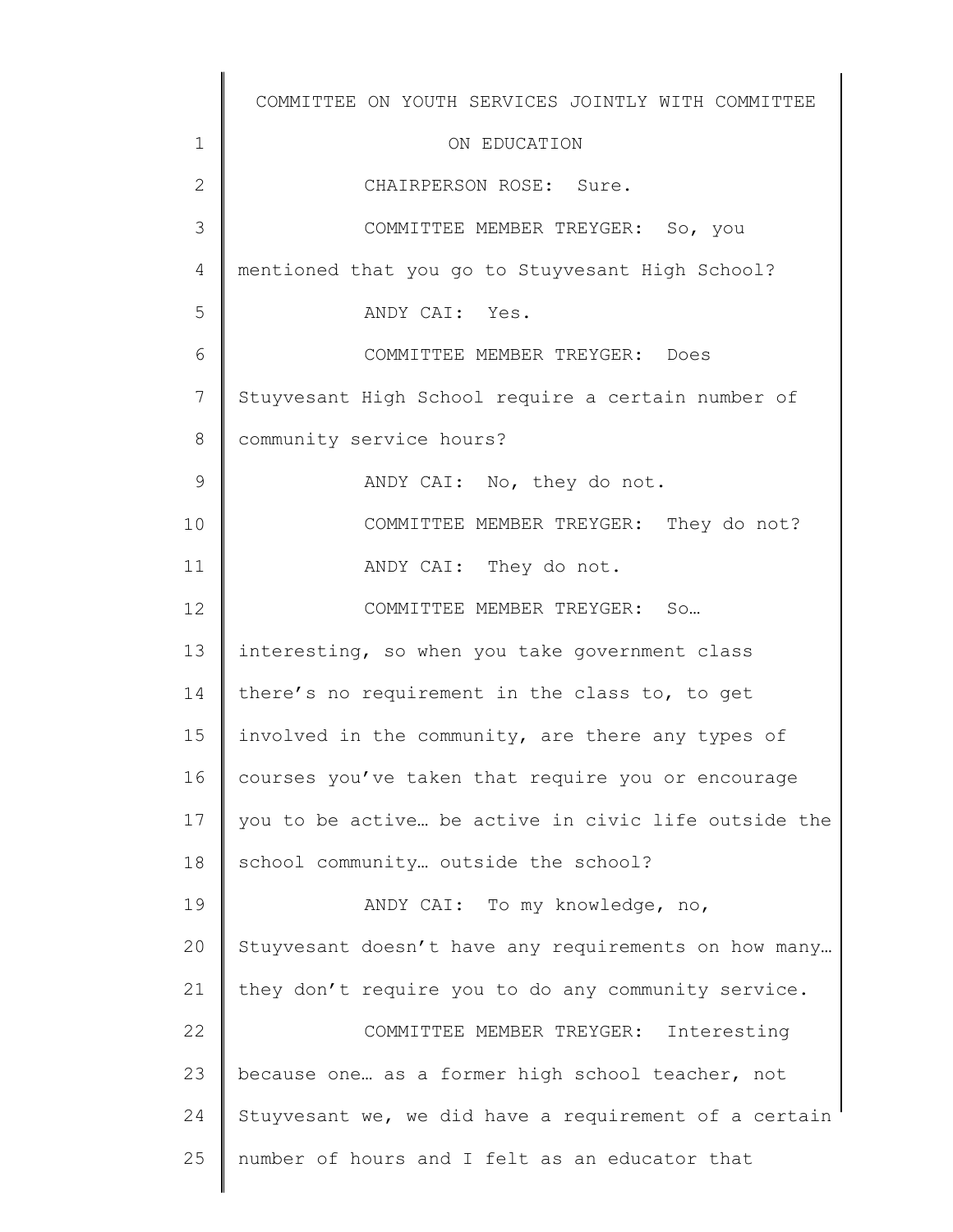CHAIRPERSON ROSE: Sure.

COMMITTEE MEMBER TREYGER: So, you mentioned that you go to Stuyvesant High School?

ANDY CAI: Yes.

COMMITTEE MEMBER TREYGER: Does Stuyvesant High School require a certain number of community service hours?

ANDY CAI: No, they do not.

COMMITTEE MEMBER TREYGER: They do not?

ANDY CAI: They do not.

COMMITTEE MEMBER TREYGER: So… interesting, so when you take government class there's no requirement in the class to, to get involved in the community, are there any types of courses you've taken that require you or encourage you to be active… be active in civic life outside the school community… outside the school?

ANDY CAI: To my knowledge, no, Stuyvesant doesn't have any requirements on how many… they don't require you to do any community service.

COMMITTEE MEMBER TREYGER: Interesting because one… as a former high school teacher, not Stuyvesant we, we did have a requirement of a certain number of hours and I felt as an educator that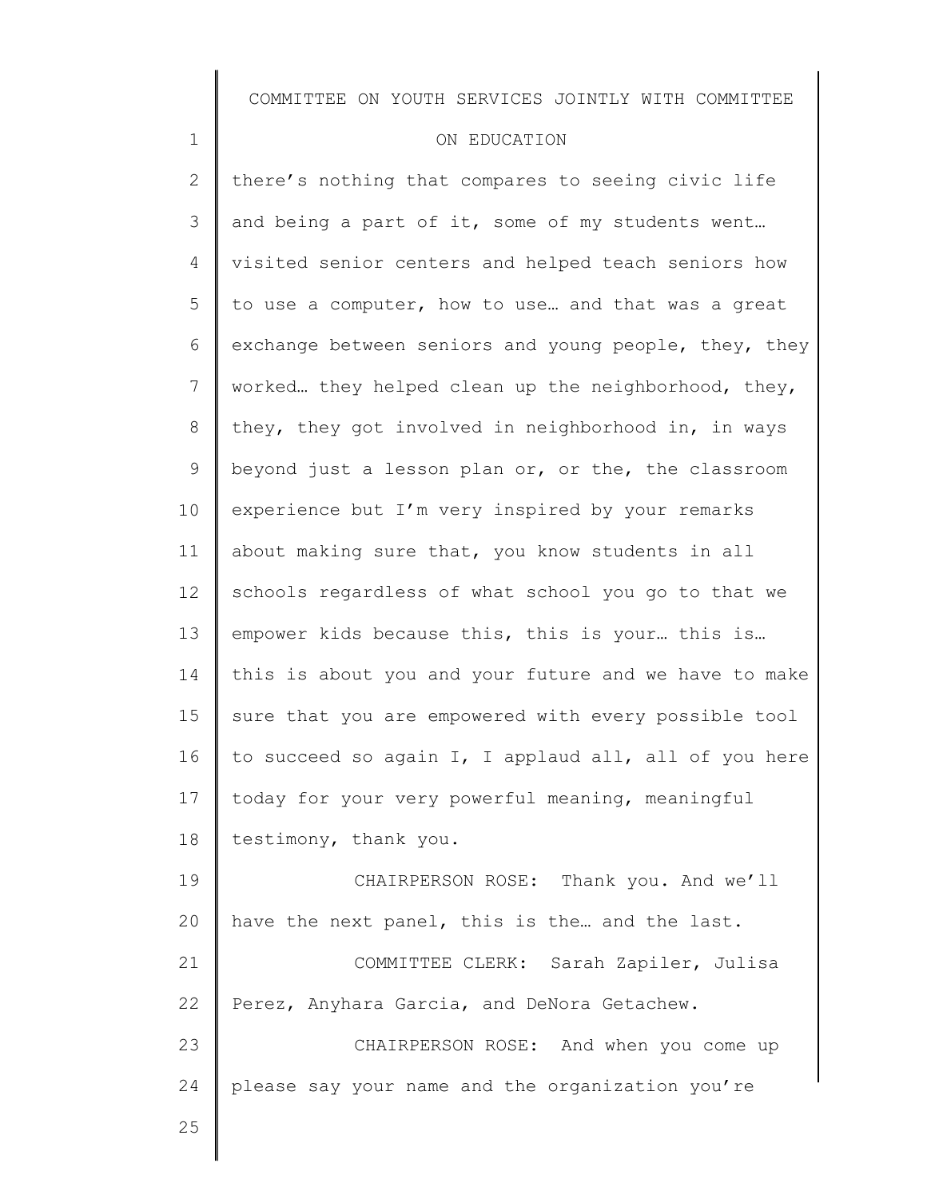there's nothing that compares to seeing civic life and being a part of it, some of my students went… visited senior centers and helped teach seniors how to use a computer, how to use… and that was a great exchange between seniors and young people, they, they worked… they helped clean up the neighborhood, they, they, they got involved in neighborhood in, in ways beyond just a lesson plan or, or the, the classroom experience but I'm very inspired by your remarks about making sure that, you know students in all schools regardless of what school you go to that we empower kids because this, this is your… this is… this is about you and your future and we have to make sure that you are empowered with every possible tool to succeed so again I, I applaud all, all of you here today for your very powerful meaning, meaningful testimony, thank you.

CHAIRPERSON ROSE: Thank you. And we'll have the next panel, this is the… and the last.

COMMITTEE CLERK: Sarah Zapiler, Julisa Perez, Anyhara Garcia, and DeNora Getachew.

CHAIRPERSON ROSE: And when you come up please say your name and the organization you're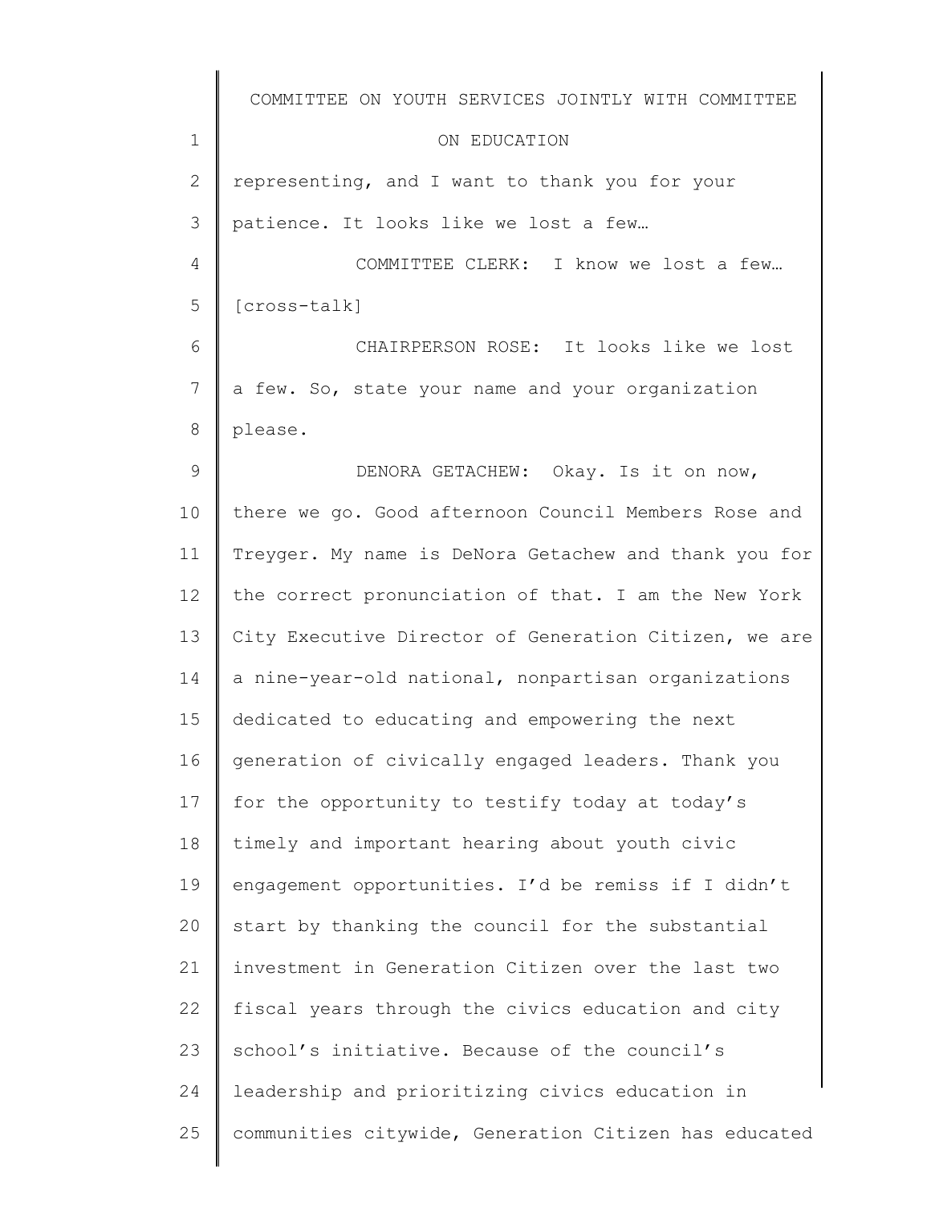representing, and I want to thank you for your patience. It looks like we lost a few…

COMMITTEE CLERK: I know we lost a few… [cross-talk]

CHAIRPERSON ROSE: It looks like we lost a few. So, state your name and your organization please.

DENORA GETACHEW: Okay. Is it on now, there we go. Good afternoon Council Members Rose and Treyger. My name is DeNora Getachew and thank you for the correct pronunciation of that. I am the New York City Executive Director of Generation Citizen, we are a nine-year-old national, nonpartisan organizations dedicated to educating and empowering the next generation of civically engaged leaders. Thank you for the opportunity to testify today at today's timely and important hearing about youth civic engagement opportunities. I'd be remiss if I didn't start by thanking the council for the substantial investment in Generation Citizen over the last two fiscal years through the civics education and city school's initiative. Because of the council's leadership and prioritizing civics education in communities citywide, Generation Citizen has educated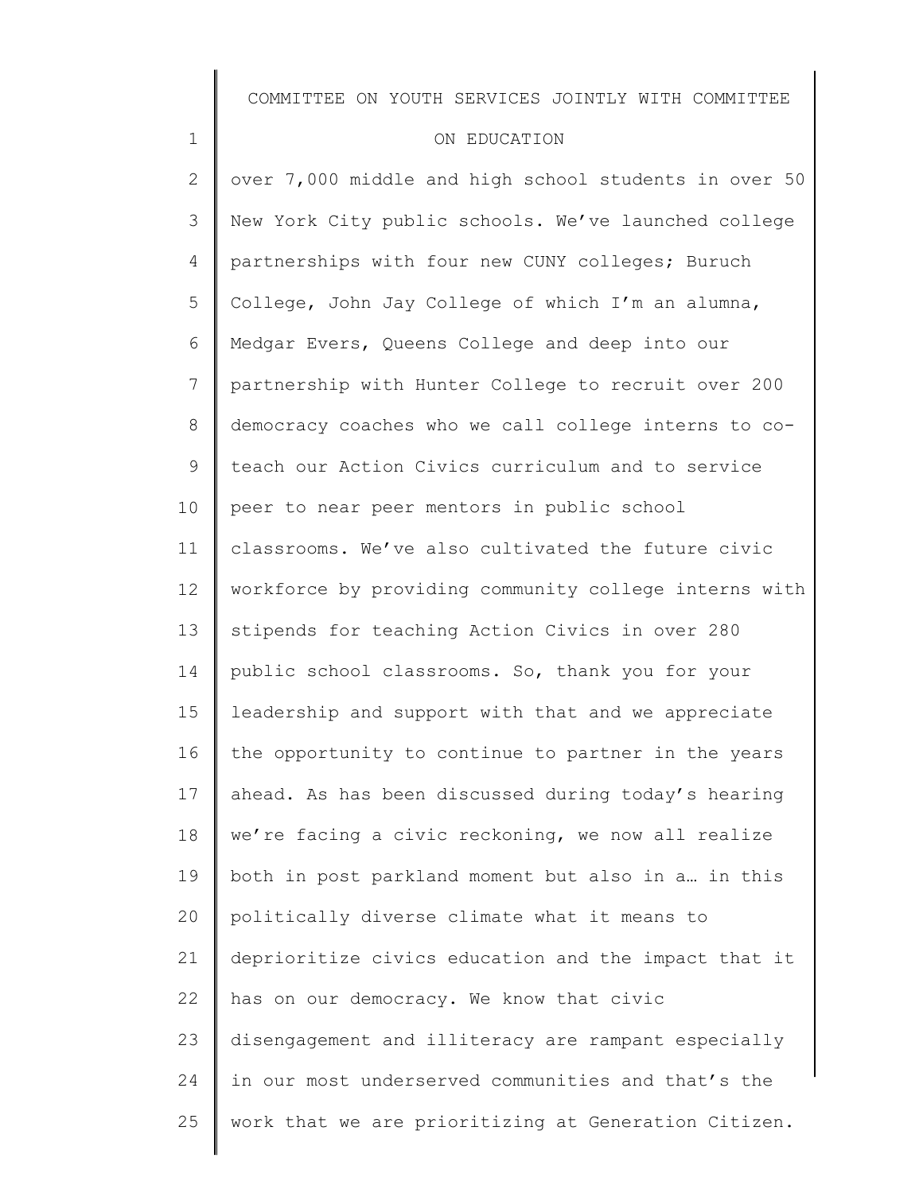over 7,000 middle and high school students in over 50 New York City public schools. We've launched college partnerships with four new CUNY colleges; Buruch College, John Jay College of which I'm an alumna, Medgar Evers, Queens College and deep into our partnership with Hunter College to recruit over 200 democracy coaches who we call college interns to co-teach our Action Civics curriculum and to service peer to near peer mentors in public school classrooms. We've also cultivated the future civic workforce by providing community college interns with stipends for teaching Action Civics in over 280 public school classrooms. So, thank you for your leadership and support with that and we appreciate the opportunity to continue to partner in the years ahead. As has been discussed during today's hearing we're facing a civic reckoning, we now all realize both in post parkland moment but also in a… in this politically diverse climate what it means to deprioritize civics education and the impact that it has on our democracy. We know that civic disengagement and illiteracy are rampant especially in our most underserved communities and that's the work that we are prioritizing at Generation Citizen.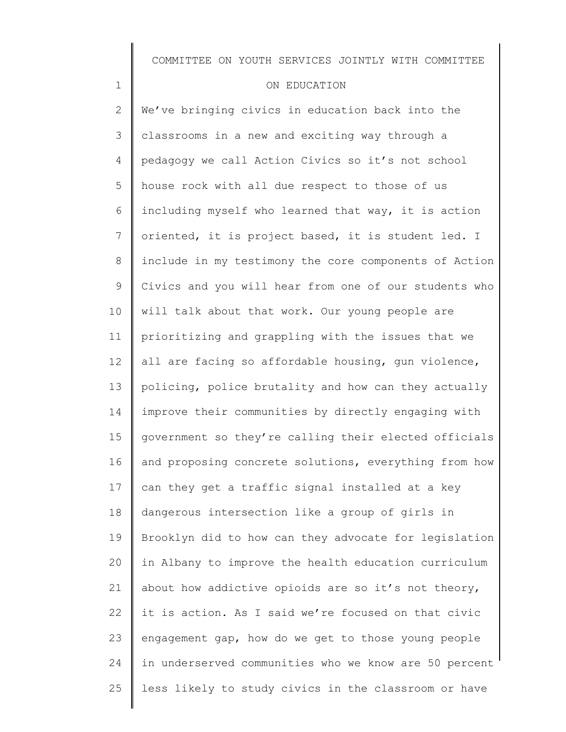We've bringing civics in education back into the classrooms in a new and exciting way through a pedagogy we call Action Civics so it's not school house rock with all due respect to those of us including myself who learned that way, it is action oriented, it is project based, it is student led. I include in my testimony the core components of Action Civics and you will hear from one of our students who will talk about that work. Our young people are prioritizing and grappling with the issues that we all are facing so affordable housing, gun violence, policing, police brutality and how can they actually improve their communities by directly engaging with government so they're calling their elected officials and proposing concrete solutions, everything from how can they get a traffic signal installed at a key dangerous intersection like a group of girls in Brooklyn did to how can they advocate for legislation in Albany to improve the health education curriculum about how addictive opioids are so it's not theory, it is action. As I said we're focused on that civic engagement gap, how do we get to those young people in underserved communities who we know are 50 percent less likely to study civics in the classroom or have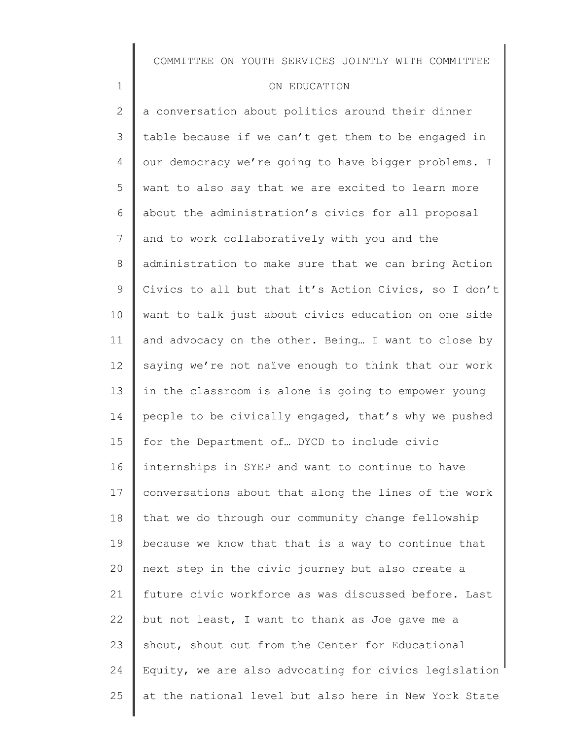a conversation about politics around their dinner table because if we can't get them to be engaged in our democracy we're going to have bigger problems. I want to also say that we are excited to learn more about the administration's civics for all proposal and to work collaboratively with you and the administration to make sure that we can bring Action Civics to all but that it's Action Civics, so I don't want to talk just about civics education on one side and advocacy on the other. Being… I want to close by saying we're not naïve enough to think that our work in the classroom is alone is going to empower young people to be civically engaged, that's why we pushed for the Department of… DYCD to include civic internships in SYEP and want to continue to have conversations about that along the lines of the work that we do through our community change fellowship because we know that that is a way to continue that next step in the civic journey but also create a future civic workforce as was discussed before. Last but not least, I want to thank as Joe gave me a shout, shout out from the Center for Educational Equity, we are also advocating for civics legislation at the national level but also here in New York State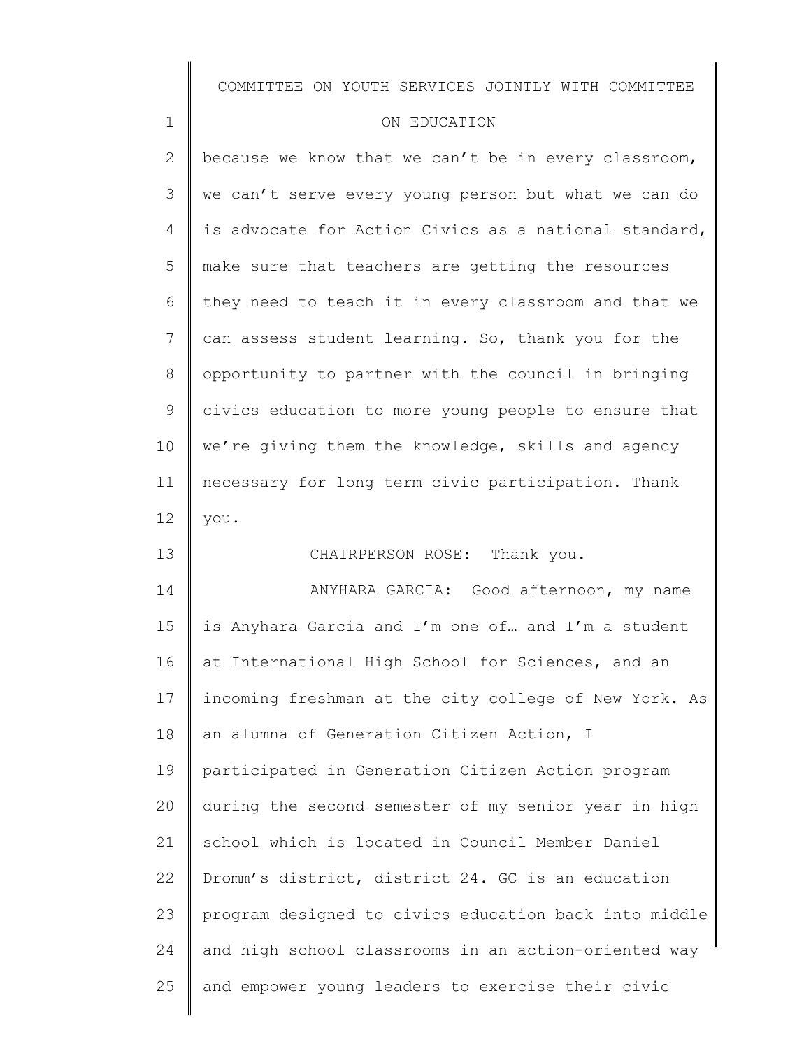because we know that we can't be in every classroom, we can't serve every young person but what we can do is advocate for Action Civics as a national standard, make sure that teachers are getting the resources they need to teach it in every classroom and that we can assess student learning. So, thank you for the opportunity to partner with the council in bringing civics education to more young people to ensure that we're giving them the knowledge, skills and agency necessary for long term civic participation. Thank you.

CHAIRPERSON ROSE: Thank you.

ANYHARA GARCIA: Good afternoon, my name is Anyhara Garcia and I'm one of… and I'm a student at International High School for Sciences, and an incoming freshman at the city college of New York. As an alumna of Generation Citizen Action, I participated in Generation Citizen Action program during the second semester of my senior year in high school which is located in Council Member Daniel Dromm's district, district 24. GC is an education program designed to civics education back into middle and high school classrooms in an action-oriented way and empower young leaders to exercise their civic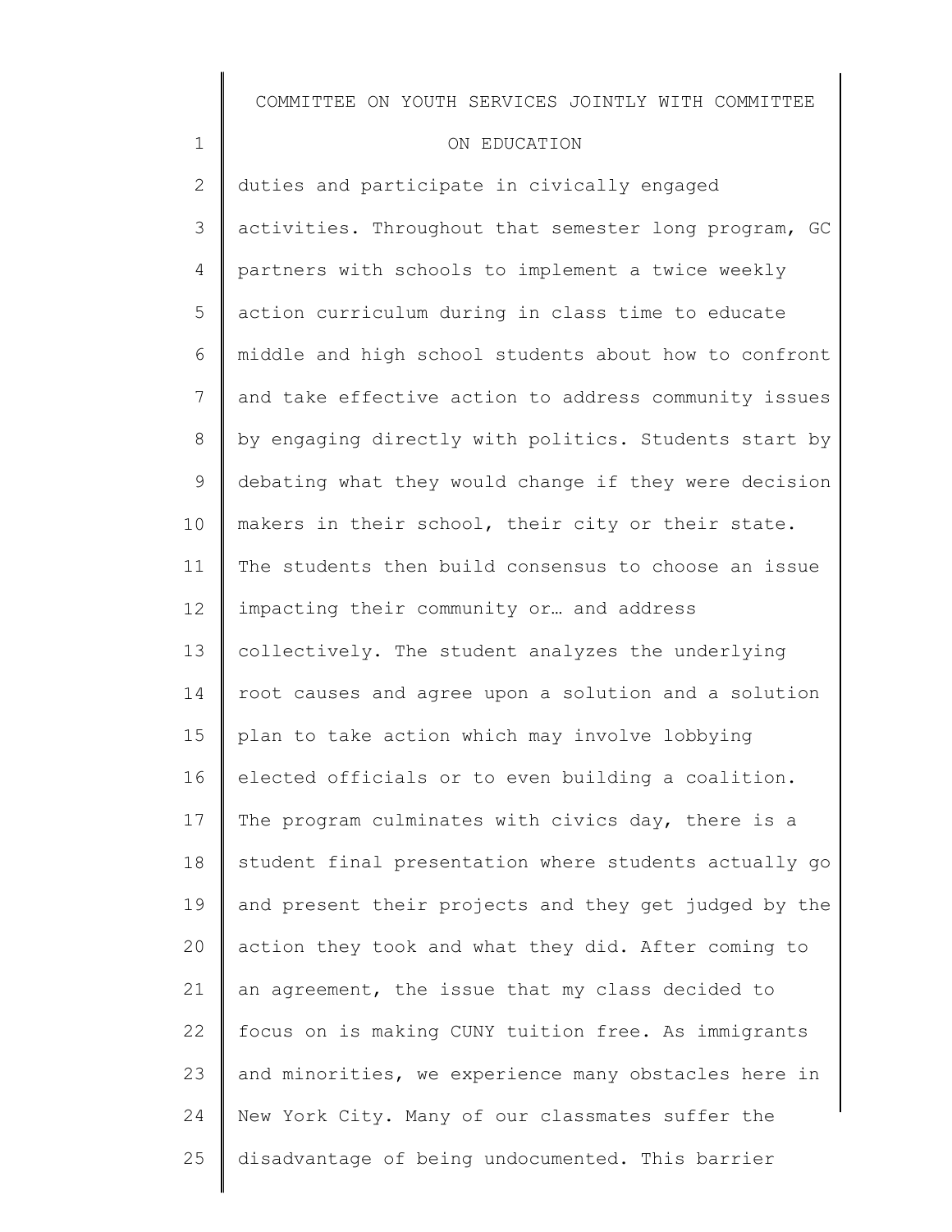duties and participate in civically engaged activities. Throughout that semester long program, GC partners with schools to implement a twice weekly action curriculum during in class time to educate middle and high school students about how to confront and take effective action to address community issues by engaging directly with politics. Students start by debating what they would change if they were decision makers in their school, their city or their state. The students then build consensus to choose an issue impacting their community or… and address collectively. The student analyzes the underlying root causes and agree upon a solution and a solution plan to take action which may involve lobbying elected officials or to even building a coalition. The program culminates with civics day, there is a student final presentation where students actually go and present their projects and they get judged by the action they took and what they did. After coming to an agreement, the issue that my class decided to focus on is making CUNY tuition free. As immigrants and minorities, we experience many obstacles here in New York City. Many of our classmates suffer the disadvantage of being undocumented. This barrier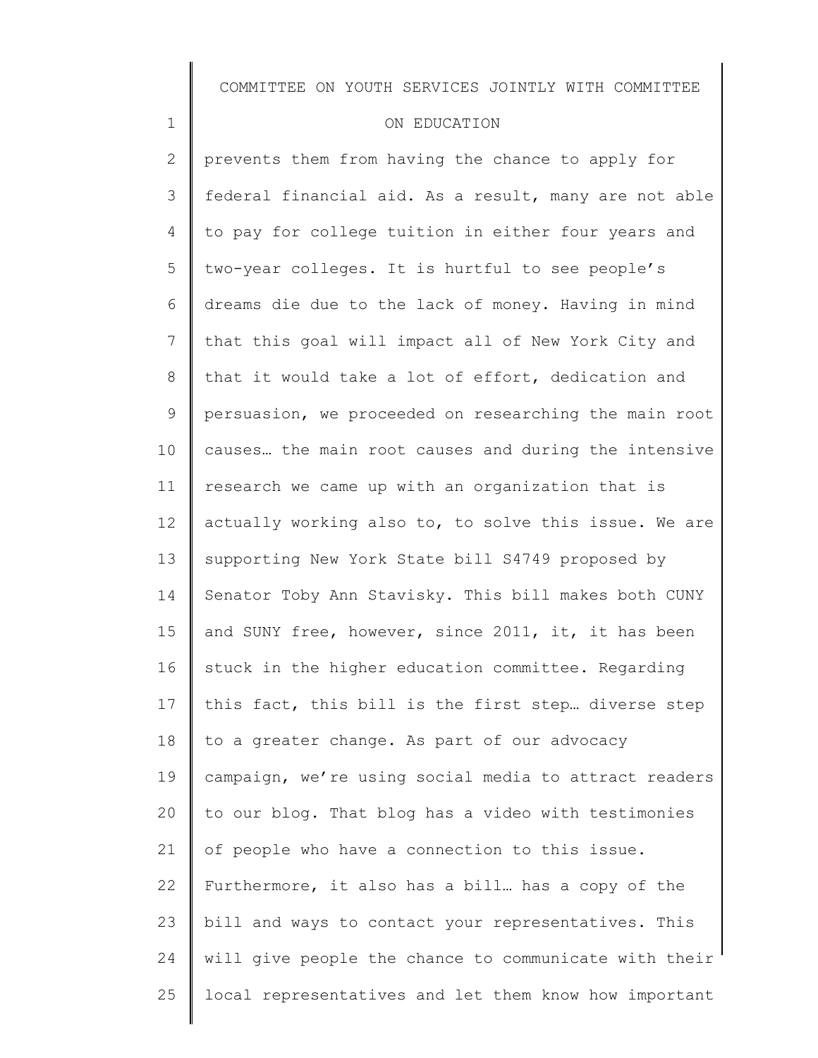prevents them from having the chance to apply for federal financial aid. As a result, many are not able to pay for college tuition in either four years and two-year colleges. It is hurtful to see people's dreams die due to the lack of money. Having in mind that this goal will impact all of New York City and that it would take a lot of effort, dedication and persuasion, we proceeded on researching the main root causes… the main root causes and during the intensive research we came up with an organization that is actually working also to, to solve this issue. We are supporting New York State bill S4749 proposed by Senator Toby Ann Stavisky. This bill makes both CUNY and SUNY free, however, since 2011, it, it has been stuck in the higher education committee. Regarding this fact, this bill is the first step… diverse step to a greater change. As part of our advocacy campaign, we're using social media to attract readers to our blog. That blog has a video with testimonies of people who have a connection to this issue. Furthermore, it also has a bill… has a copy of the bill and ways to contact your representatives. This will give people the chance to communicate with their local representatives and let them know how important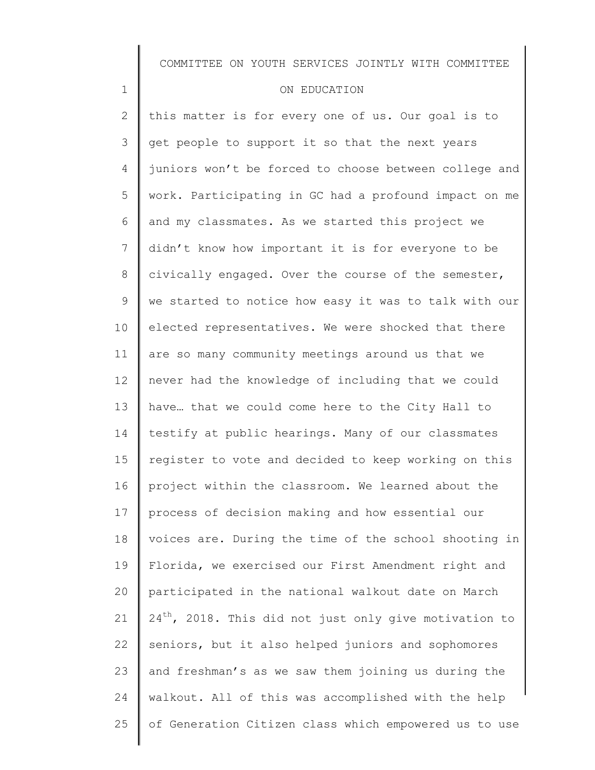this matter is for every one of us. Our goal is to get people to support it so that the next years juniors won't be forced to choose between college and work. Participating in GC had a profound impact on me and my classmates. As we started this project we didn't know how important it is for everyone to be civically engaged. Over the course of the semester, we started to notice how easy it was to talk with our elected representatives. We were shocked that there are so many community meetings around us that we never had the knowledge of including that we could have… that we could come here to the City Hall to testify at public hearings. Many of our classmates register to vote and decided to keep working on this project within the classroom. We learned about the process of decision making and how essential our voices are. During the time of the school shooting in Florida, we exercised our First Amendment right and participated in the national walkout date on March 24th, 2018. This did not just only give motivation to seniors, but it also helped juniors and sophomores and freshman's as we saw them joining us during the walkout. All of this was accomplished with the help of Generation Citizen class which empowered us to use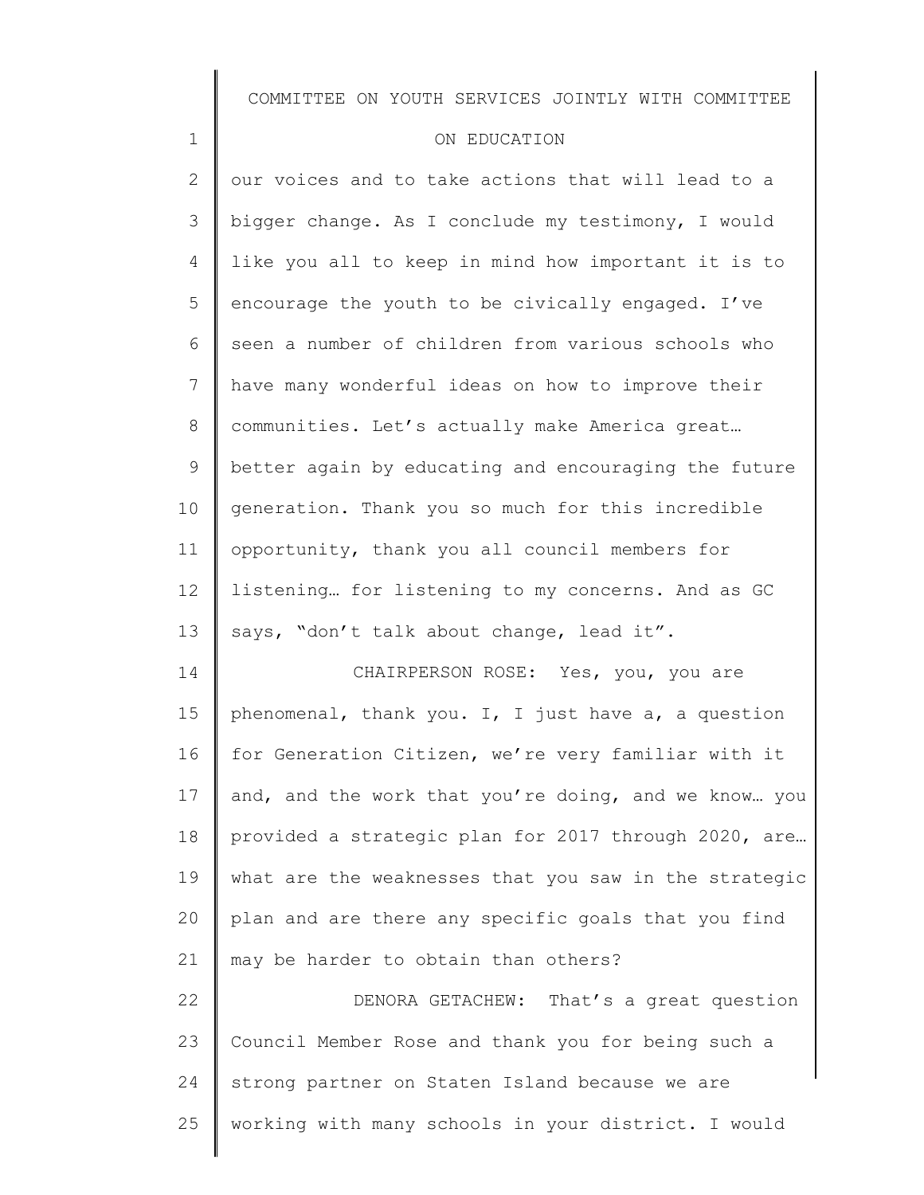our voices and to take actions that will lead to a bigger change. As I conclude my testimony, I would like you all to keep in mind how important it is to encourage the youth to be civically engaged. I've seen a number of children from various schools who have many wonderful ideas on how to improve their communities. Let's actually make America great… better again by educating and encouraging the future generation. Thank you so much for this incredible opportunity, thank you all council members for listening… for listening to my concerns. And as GC says, "don't talk about change, lead it".

CHAIRPERSON ROSE: Yes, you, you are phenomenal, thank you. I, I just have a, a question for Generation Citizen, we're very familiar with it and, and the work that you're doing, and we know… you provided a strategic plan for 2017 through 2020, are… what are the weaknesses that you saw in the strategic plan and are there any specific goals that you find may be harder to obtain than others?

DENORA GETACHEW: That's a great question Council Member Rose and thank you for being such a strong partner on Staten Island because we are working with many schools in your district. I would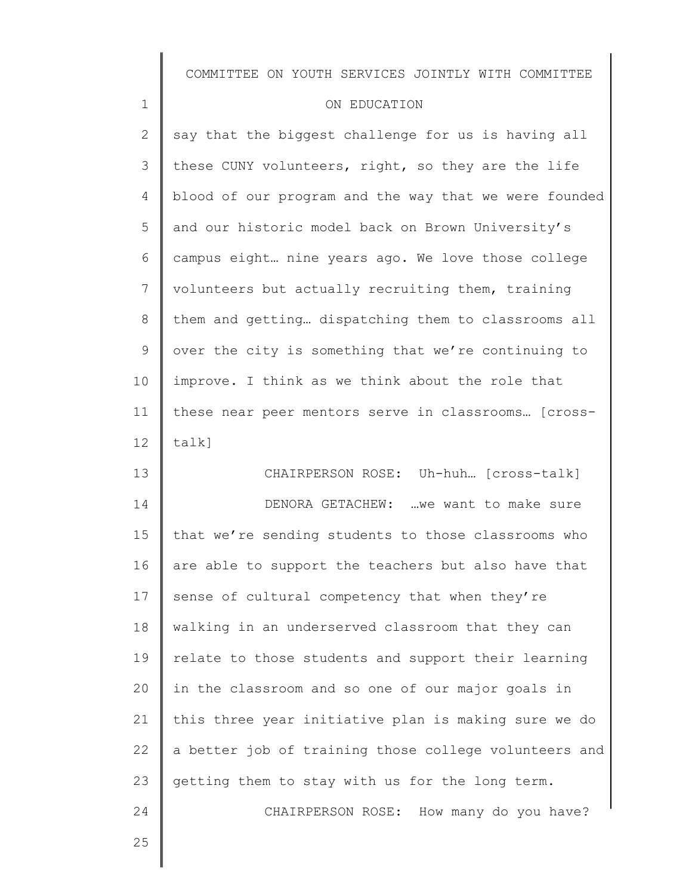say that the biggest challenge for us is having all these CUNY volunteers, right, so they are the life blood of our program and the way that we were founded and our historic model back on Brown University's campus eight… nine years ago. We love those college volunteers but actually recruiting them, training them and getting… dispatching them to classrooms all over the city is something that we're continuing to improve. I think as we think about the role that these near peer mentors serve in classrooms… [cross-talk]

CHAIRPERSON ROSE: Uh-huh… [cross-talk]

DENORA GETACHEW: …we want to make sure that we're sending students to those classrooms who are able to support the teachers but also have that sense of cultural competency that when they're walking in an underserved classroom that they can relate to those students and support their learning in the classroom and so one of our major goals in this three year initiative plan is making sure we do a better job of training those college volunteers and getting them to stay with us for the long term.

CHAIRPERSON ROSE: How many do you have?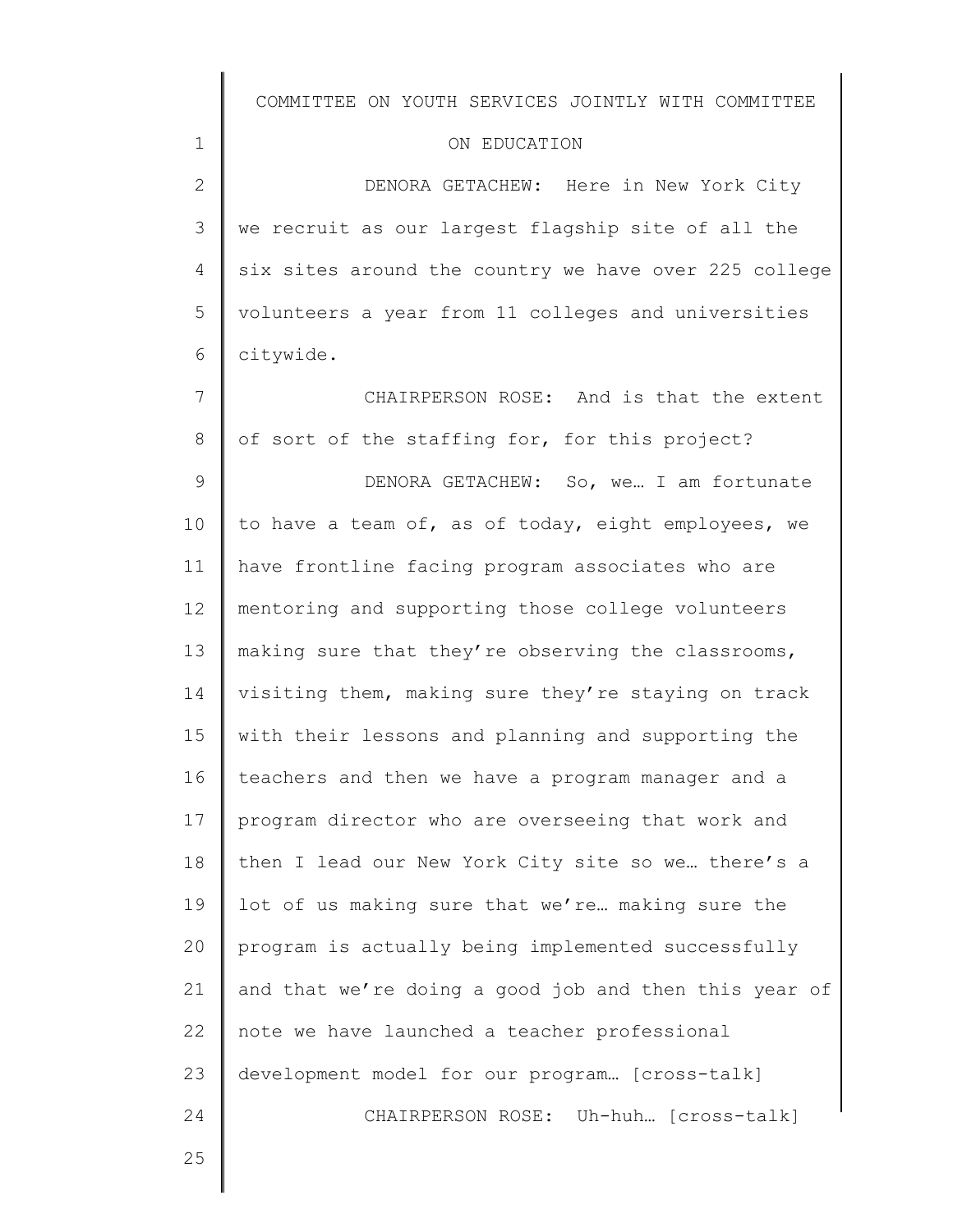DENORA GETACHEW: Here in New York City we recruit as our largest flagship site of all the six sites around the country we have over 225 college volunteers a year from 11 colleges and universities citywide.

CHAIRPERSON ROSE: And is that the extent of sort of the staffing for, for this project?

DENORA GETACHEW: So, we… I am fortunate to have a team of, as of today, eight employees, we have frontline facing program associates who are mentoring and supporting those college volunteers making sure that they're observing the classrooms, visiting them, making sure they're staying on track with their lessons and planning and supporting the teachers and then we have a program manager and a program director who are overseeing that work and then I lead our New York City site so we… there's a lot of us making sure that we're… making sure the program is actually being implemented successfully and that we're doing a good job and then this year of note we have launched a teacher professional development model for our program… [cross-talk]

CHAIRPERSON ROSE: Uh-huh… [cross-talk]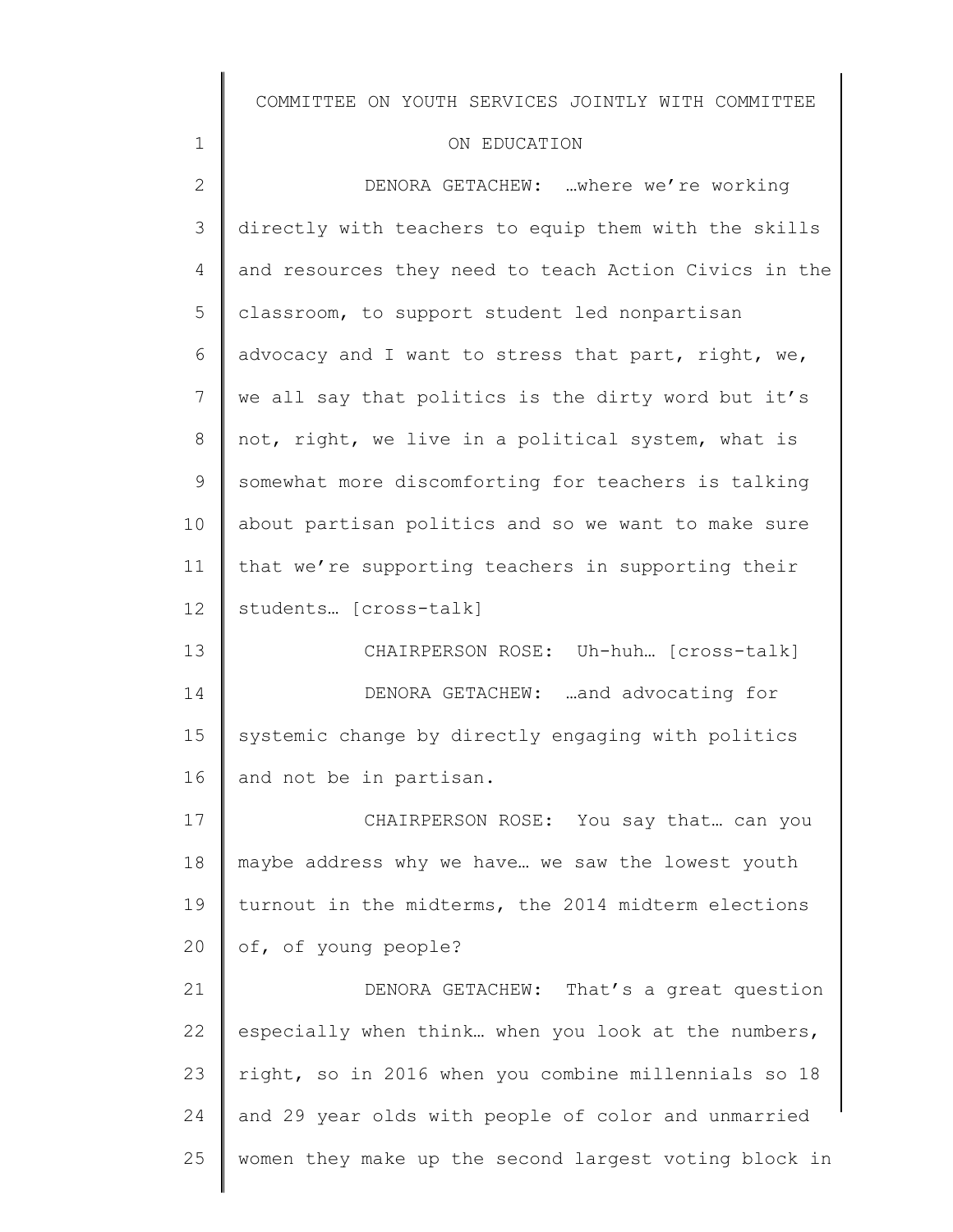DENORA GETACHEW: …where we're working directly with teachers to equip them with the skills and resources they need to teach Action Civics in the classroom, to support student led nonpartisan advocacy and I want to stress that part, right, we, we all say that politics is the dirty word but it's not, right, we live in a political system, what is somewhat more discomforting for teachers is talking about partisan politics and so we want to make sure that we're supporting teachers in supporting their students… [cross-talk]

CHAIRPERSON ROSE: Uh-huh… [cross-talk]

DENORA GETACHEW: …and advocating for systemic change by directly engaging with politics and not be in partisan.

CHAIRPERSON ROSE: You say that… can you maybe address why we have… we saw the lowest youth turnout in the midterms, the 2014 midterm elections of, of young people?

DENORA GETACHEW: That's a great question especially when think… when you look at the numbers, right, so in 2016 when you combine millennials so 18 and 29 year olds with people of color and unmarried women they make up the second largest voting block in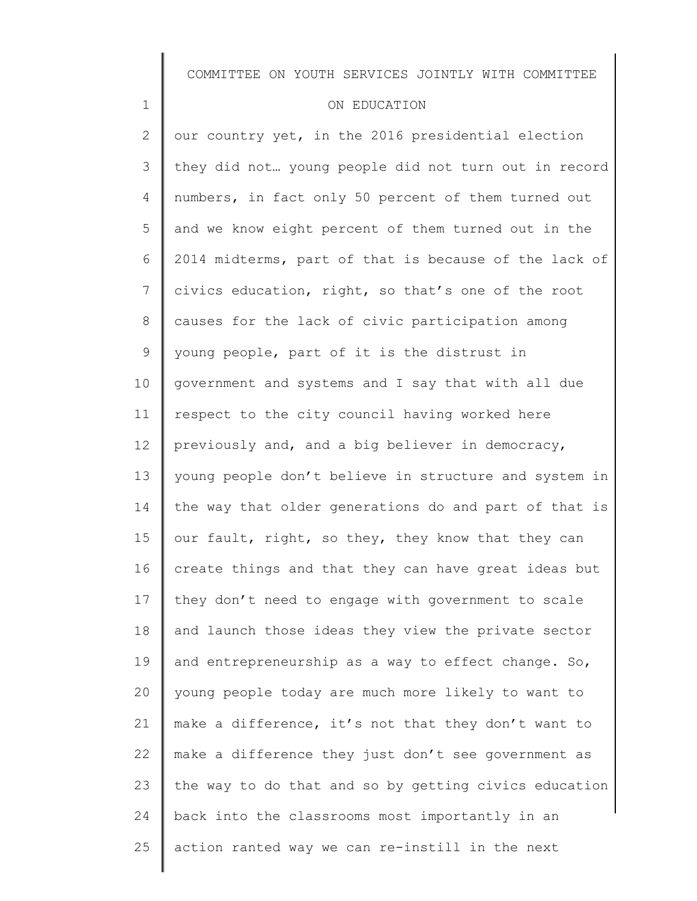our country yet, in the 2016 presidential election they did not… young people did not turn out in record numbers, in fact only 50 percent of them turned out and we know eight percent of them turned out in the 2014 midterms, part of that is because of the lack of civics education, right, so that's one of the root causes for the lack of civic participation among young people, part of it is the distrust in government and systems and I say that with all due respect to the city council having worked here previously and, and a big believer in democracy, young people don't believe in structure and system in the way that older generations do and part of that is our fault, right, so they, they know that they can create things and that they can have great ideas but they don't need to engage with government to scale and launch those ideas they view the private sector and entrepreneurship as a way to effect change. So, young people today are much more likely to want to make a difference, it's not that they don't want to make a difference they just don't see government as the way to do that and so by getting civics education back into the classrooms most importantly in an action ranted way we can re-instill in the next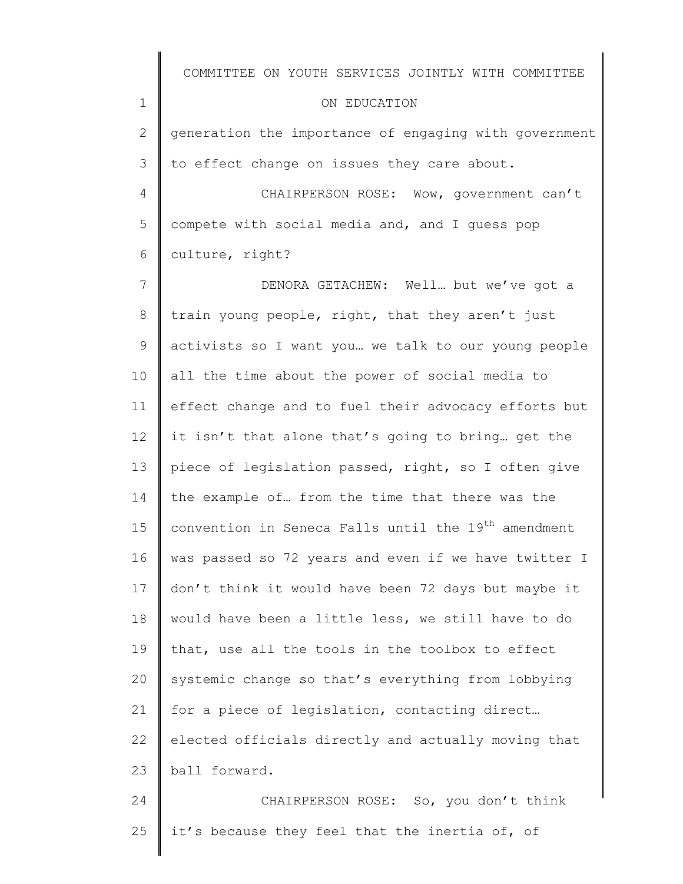generation the importance of engaging with government to effect change on issues they care about.

CHAIRPERSON ROSE: Wow, government can't compete with social media and, and I guess pop culture, right?

DENORA GETACHEW: Well… but we've got a train young people, right, that they aren't just activists so I want you… we talk to our young people all the time about the power of social media to effect change and to fuel their advocacy efforts but it isn't that alone that's going to bring… get the piece of legislation passed, right, so I often give the example of… from the time that there was the convention in Seneca Falls until the 19th amendment was passed so 72 years and even if we have twitter I don't think it would have been 72 days but maybe it would have been a little less, we still have to do that, use all the tools in the toolbox to effect systemic change so that's everything from lobbying for a piece of legislation, contacting direct… elected officials directly and actually moving that ball forward.

CHAIRPERSON ROSE: So, you don't think it's because they feel that the inertia of, of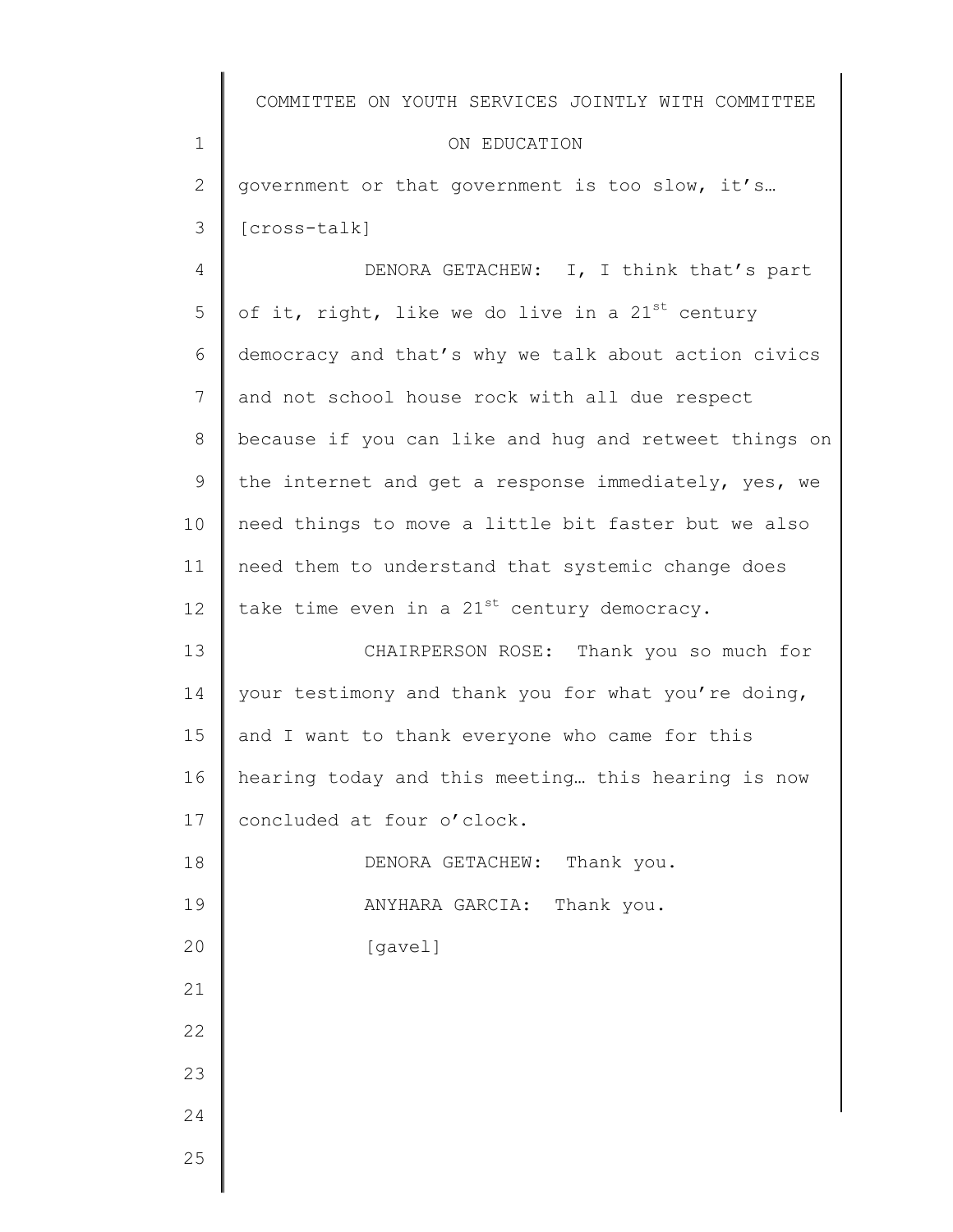government or that government is too slow, it's… [cross-talk]

DENORA GETACHEW: I, I think that's part of it, right, like we do live in a 21st century democracy and that's why we talk about action civics and not school house rock with all due respect because if you can like and hug and retweet things on the internet and get a response immediately, yes, we need things to move a little bit faster but we also need them to understand that systemic change does take time even in a 21st century democracy.

CHAIRPERSON ROSE: Thank you so much for your testimony and thank you for what you're doing, and I want to thank everyone who came for this hearing today and this meeting… this hearing is now concluded at four o'clock.

DENORA GETACHEW: Thank you.

ANYHARA GARCIA: Thank you.

[gavel]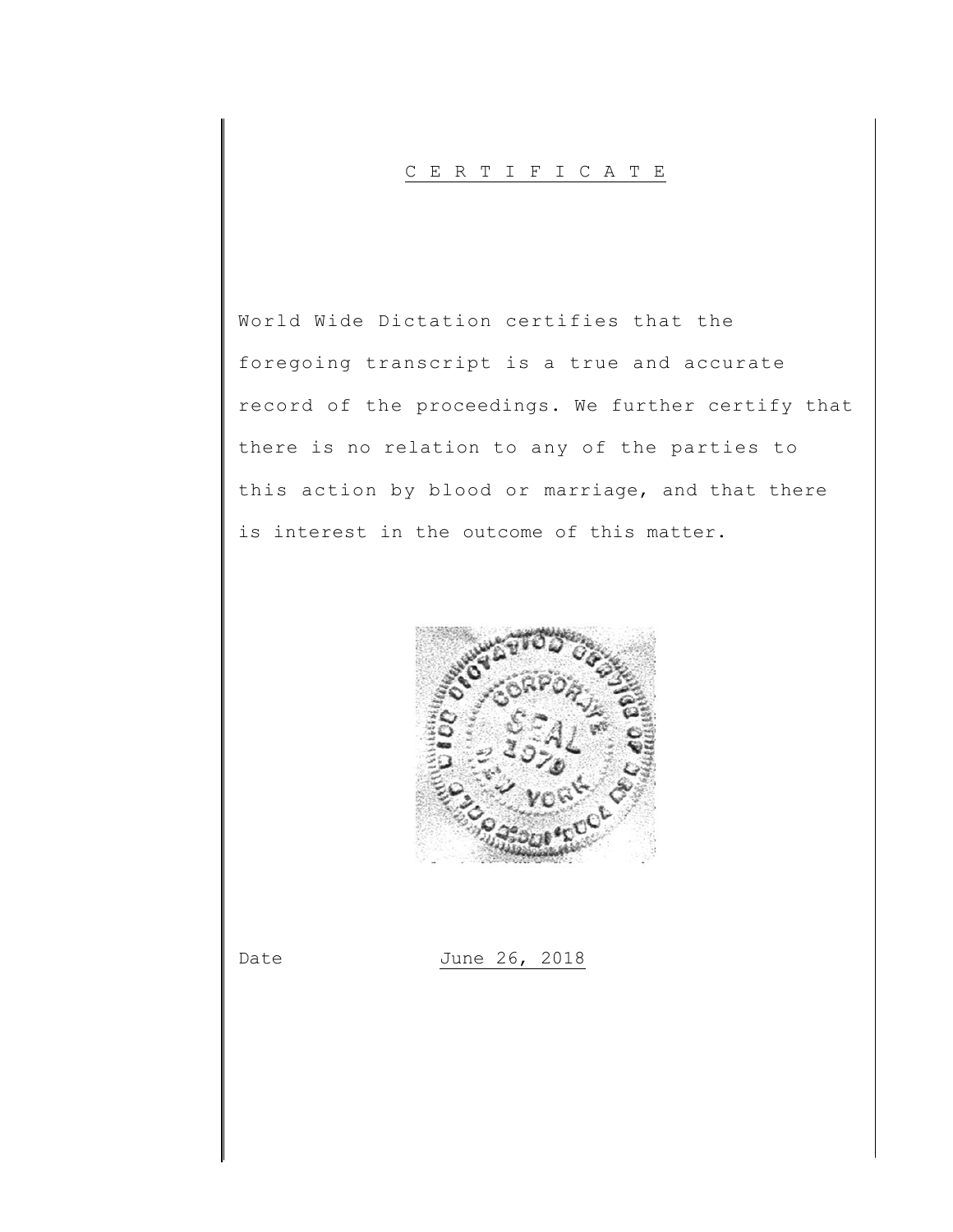# C E R T I F I C A T E

World Wide Dictation certifies that the foregoing transcript is a true and accurate record of the proceedings. We further certify that there is no relation to any of the parties to this action by blood or marriage, and that there is interest in the outcome of this matter.

Date June 26, 2018